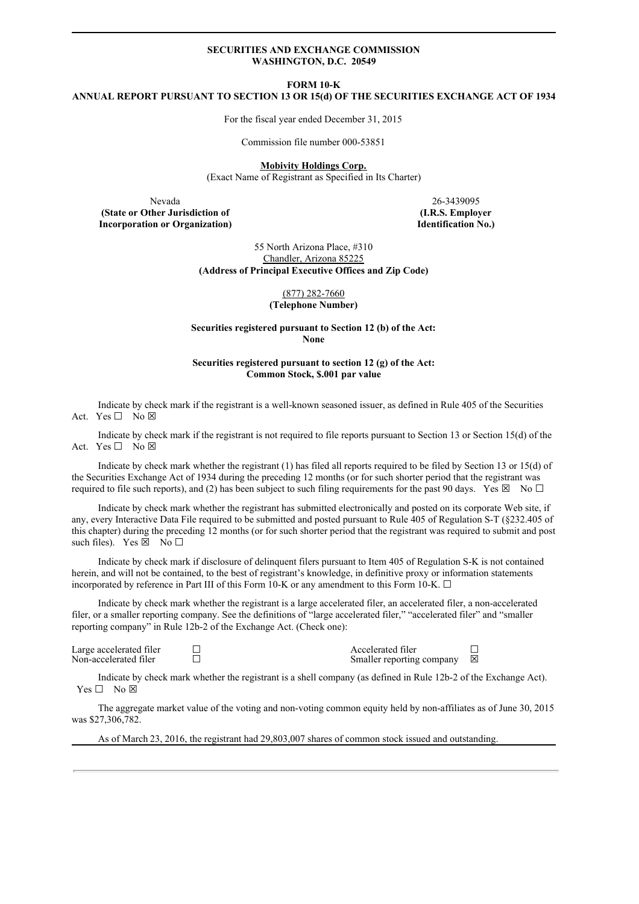**SECURITIES AND EXCHANGE COMMISSION**
**WASHINGTON, D.C. 20549**

**FORM 10-K**
**ANNUAL REPORT PURSUANT TO SECTION 13 OR 15(d) OF THE SECURITIES EXCHANGE ACT OF 1934**

For the fiscal year ended December 31, 2015

Commission file number 000-53851

**Mobivity Holdings Corp.**
(Exact Name of Registrant as Specified in Its Charter)

| Nevada | 26-3439095 |
|---|---|
| **(State or Other Jurisdiction of Incorporation or Organization)** | **(I.R.S. Employer Identification No.)** |

55 North Arizona Place, #310
Chandler, Arizona 85225
**(Address of Principal Executive Offices and Zip Code)**

(877) 282-7660
**(Telephone Number)**

**Securities registered pursuant to Section 12 (b) of the Act:**
**None**

**Securities registered pursuant to section 12 (g) of the Act:**
**Common Stock, $.001 par value**

Indicate by check mark if the registrant is a well-known seasoned issuer, as defined in Rule 405 of the Securities Act. Yes ☐ No ☒

Indicate by check mark if the registrant is not required to file reports pursuant to Section 13 or Section 15(d) of the Act. Yes ☐ No ☒

Indicate by check mark whether the registrant (1) has filed all reports required to be filed by Section 13 or 15(d) of the Securities Exchange Act of 1934 during the preceding 12 months (or for such shorter period that the registrant was required to file such reports), and (2) has been subject to such filing requirements for the past 90 days. Yes ☒ No ☐

Indicate by check mark whether the registrant has submitted electronically and posted on its corporate Web site, if any, every Interactive Data File required to be submitted and posted pursuant to Rule 405 of Regulation S-T (§232.405 of this chapter) during the preceding 12 months (or for such shorter period that the registrant was required to submit and post such files). Yes ☒ No ☐

Indicate by check mark if disclosure of delinquent filers pursuant to Item 405 of Regulation S-K is not contained herein, and will not be contained, to the best of registrant's knowledge, in definitive proxy or information statements incorporated by reference in Part III of this Form 10-K or any amendment to this Form 10-K. ☐

Indicate by check mark whether the registrant is a large accelerated filer, an accelerated filer, a non-accelerated filer, or a smaller reporting company. See the definitions of "large accelerated filer," "accelerated filer" and "smaller reporting company" in Rule 12b-2 of the Exchange Act. (Check one):

| | | | |
|---|---|---|---|
| Large accelerated filer | ☐ | Accelerated filer | ☐ |
| Non-accelerated filer | ☐ | Smaller reporting company | ☒ |

Indicate by check mark whether the registrant is a shell company (as defined in Rule 12b-2 of the Exchange Act). Yes ☐ No ☒

The aggregate market value of the voting and non-voting common equity held by non-affiliates as of June 30, 2015 was $27,306,782.

As of March 23, 2016, the registrant had 29,803,007 shares of common stock issued and outstanding.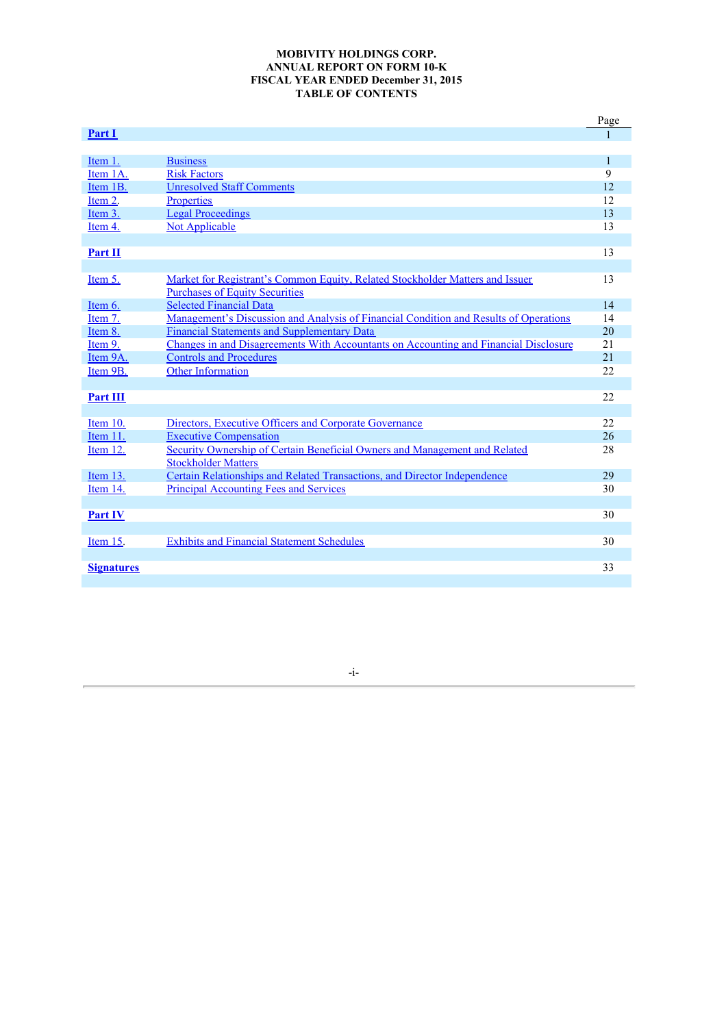**MOBIVITY HOLDINGS CORP.**
**ANNUAL REPORT ON FORM 10-K**
**FISCAL YEAR ENDED December 31, 2015**
**TABLE OF CONTENTS**

| | | Page |
|---|---|---|
| **Part I** | | 1 |
| | | |
| Item 1. | Business | 1 |
| Item 1A. | Risk Factors | 9 |
| Item 1B. | Unresolved Staff Comments | 12 |
| Item 2. | Properties | 12 |
| Item 3. | Legal Proceedings | 13 |
| Item 4. | Not Applicable | 13 |
| | | |
| **Part II** | | 13 |
| | | |
| Item 5. | Market for Registrant's Common Equity, Related Stockholder Matters and Issuer Purchases of Equity Securities | 13 |
| Item 6. | Selected Financial Data | 14 |
| Item 7. | Management's Discussion and Analysis of Financial Condition and Results of Operations | 14 |
| Item 8. | Financial Statements and Supplementary Data | 20 |
| Item 9. | Changes in and Disagreements With Accountants on Accounting and Financial Disclosure | 21 |
| Item 9A. | Controls and Procedures | 21 |
| Item 9B. | Other Information | 22 |
| | | |
| **Part III** | | 22 |
| | | |
| Item 10. | Directors, Executive Officers and Corporate Governance | 22 |
| Item 11. | Executive Compensation | 26 |
| Item 12. | Security Ownership of Certain Beneficial Owners and Management and Related Stockholder Matters | 28 |
| Item 13. | Certain Relationships and Related Transactions, and Director Independence | 29 |
| Item 14. | Principal Accounting Fees and Services | 30 |
| | | |
| **Part IV** | | 30 |
| | | |
| Item 15. | Exhibits and Financial Statement Schedules | 30 |
| | | |
| **Signatures** | | 33 |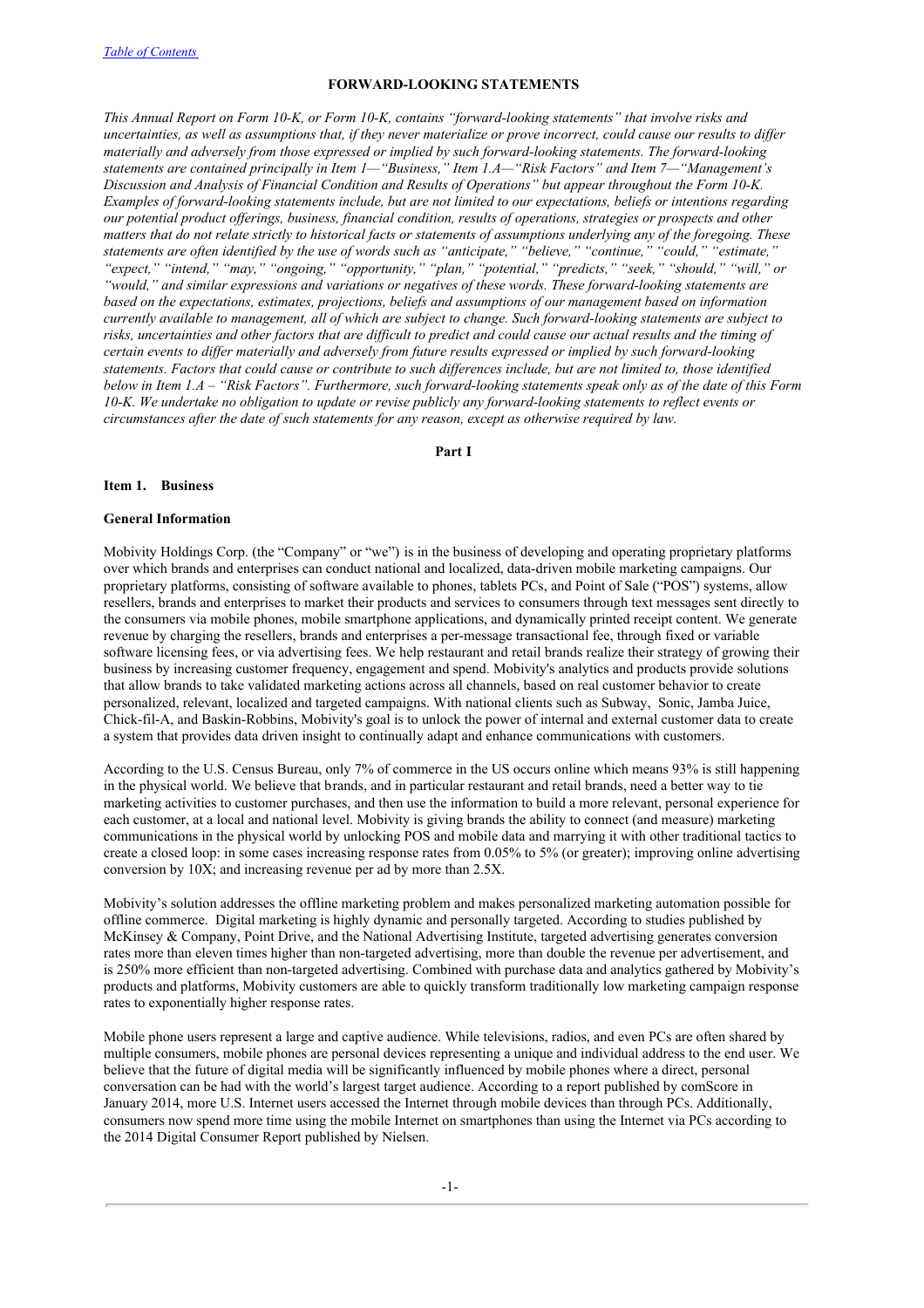## FORWARD-LOOKING STATEMENTS

*This Annual Report on Form 10-K, or Form 10-K, contains "forward-looking statements" that involve risks and uncertainties, as well as assumptions that, if they never materialize or prove incorrect, could cause our results to differ materially and adversely from those expressed or implied by such forward-looking statements. The forward-looking statements are contained principally in Item 1—"Business," Item 1.A—"Risk Factors" and Item 7—"Management's Discussion and Analysis of Financial Condition and Results of Operations" but appear throughout the Form 10-K. Examples of forward-looking statements include, but are not limited to our expectations, beliefs or intentions regarding our potential product offerings, business, financial condition, results of operations, strategies or prospects and other matters that do not relate strictly to historical facts or statements of assumptions underlying any of the foregoing. These statements are often identified by the use of words such as "anticipate," "believe," "continue," "could," "estimate," "expect," "intend," "may," "ongoing," "opportunity," "plan," "potential," "predicts," "seek," "should," "will," or "would," and similar expressions and variations or negatives of these words. These forward-looking statements are based on the expectations, estimates, projections, beliefs and assumptions of our management based on information currently available to management, all of which are subject to change. Such forward-looking statements are subject to risks, uncertainties and other factors that are difficult to predict and could cause our actual results and the timing of certain events to differ materially and adversely from future results expressed or implied by such forward-looking statements. Factors that could cause or contribute to such differences include, but are not limited to, those identified below in Item 1.A – "Risk Factors". Furthermore, such forward-looking statements speak only as of the date of this Form 10-K. We undertake no obligation to update or revise publicly any forward-looking statements to reflect events or circumstances after the date of such statements for any reason, except as otherwise required by law.*

## Part I

### Item 1. Business

#### General Information

Mobivity Holdings Corp. (the "Company" or "we") is in the business of developing and operating proprietary platforms over which brands and enterprises can conduct national and localized, data-driven mobile marketing campaigns. Our proprietary platforms, consisting of software available to phones, tablets PCs, and Point of Sale ("POS") systems, allow resellers, brands and enterprises to market their products and services to consumers through text messages sent directly to the consumers via mobile phones, mobile smartphone applications, and dynamically printed receipt content. We generate revenue by charging the resellers, brands and enterprises a per-message transactional fee, through fixed or variable software licensing fees, or via advertising fees. We help restaurant and retail brands realize their strategy of growing their business by increasing customer frequency, engagement and spend. Mobivity's analytics and products provide solutions that allow brands to take validated marketing actions across all channels, based on real customer behavior to create personalized, relevant, localized and targeted campaigns. With national clients such as Subway, Sonic, Jamba Juice, Chick-fil-A, and Baskin-Robbins, Mobivity's goal is to unlock the power of internal and external customer data to create a system that provides data driven insight to continually adapt and enhance communications with customers.

According to the U.S. Census Bureau, only 7% of commerce in the US occurs online which means 93% is still happening in the physical world. We believe that brands, and in particular restaurant and retail brands, need a better way to tie marketing activities to customer purchases, and then use the information to build a more relevant, personal experience for each customer, at a local and national level. Mobivity is giving brands the ability to connect (and measure) marketing communications in the physical world by unlocking POS and mobile data and marrying it with other traditional tactics to create a closed loop: in some cases increasing response rates from 0.05% to 5% (or greater); improving online advertising conversion by 10X; and increasing revenue per ad by more than 2.5X.

Mobivity's solution addresses the offline marketing problem and makes personalized marketing automation possible for offline commerce. Digital marketing is highly dynamic and personally targeted. According to studies published by McKinsey & Company, Point Drive, and the National Advertising Institute, targeted advertising generates conversion rates more than eleven times higher than non-targeted advertising, more than double the revenue per advertisement, and is 250% more efficient than non-targeted advertising. Combined with purchase data and analytics gathered by Mobivity's products and platforms, Mobivity customers are able to quickly transform traditionally low marketing campaign response rates to exponentially higher response rates.

Mobile phone users represent a large and captive audience. While televisions, radios, and even PCs are often shared by multiple consumers, mobile phones are personal devices representing a unique and individual address to the end user. We believe that the future of digital media will be significantly influenced by mobile phones where a direct, personal conversation can be had with the world's largest target audience. According to a report published by comScore in January 2014, more U.S. Internet users accessed the Internet through mobile devices than through PCs. Additionally, consumers now spend more time using the mobile Internet on smartphones than using the Internet via PCs according to the 2014 Digital Consumer Report published by Nielsen.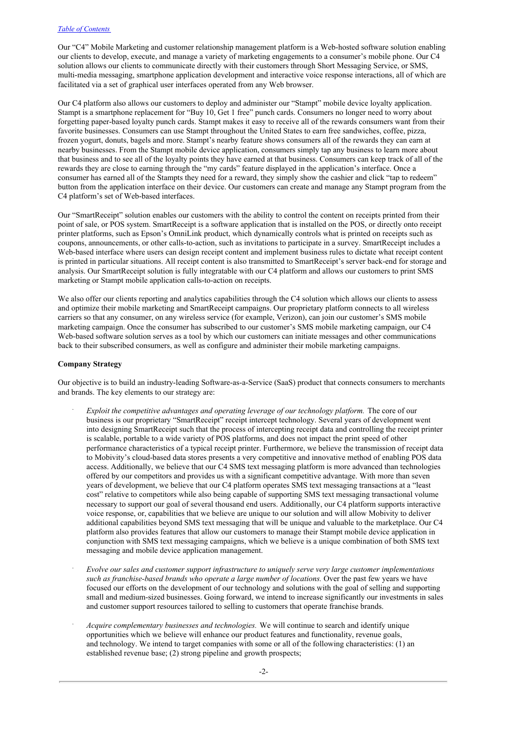Our "C4" Mobile Marketing and customer relationship management platform is a Web-hosted software solution enabling our clients to develop, execute, and manage a variety of marketing engagements to a consumer's mobile phone. Our C4 solution allows our clients to communicate directly with their customers through Short Messaging Service, or SMS, multi-media messaging, smartphone application development and interactive voice response interactions, all of which are facilitated via a set of graphical user interfaces operated from any Web browser.

Our C4 platform also allows our customers to deploy and administer our "Stampt" mobile device loyalty application. Stampt is a smartphone replacement for "Buy 10, Get 1 free" punch cards. Consumers no longer need to worry about forgetting paper-based loyalty punch cards. Stampt makes it easy to receive all of the rewards consumers want from their favorite businesses. Consumers can use Stampt throughout the United States to earn free sandwiches, coffee, pizza, frozen yogurt, donuts, bagels and more. Stampt's nearby feature shows consumers all of the rewards they can earn at nearby businesses. From the Stampt mobile device application, consumers simply tap any business to learn more about that business and to see all of the loyalty points they have earned at that business. Consumers can keep track of all of the rewards they are close to earning through the "my cards" feature displayed in the application's interface. Once a consumer has earned all of the Stampts they need for a reward, they simply show the cashier and click "tap to redeem" button from the application interface on their device. Our customers can create and manage any Stampt program from the C4 platform's set of Web-based interfaces.

Our "SmartReceipt" solution enables our customers with the ability to control the content on receipts printed from their point of sale, or POS system. SmartReceipt is a software application that is installed on the POS, or directly onto receipt printer platforms, such as Epson's OmniLink product, which dynamically controls what is printed on receipts such as coupons, announcements, or other calls-to-action, such as invitations to participate in a survey. SmartReceipt includes a Web-based interface where users can design receipt content and implement business rules to dictate what receipt content is printed in particular situations. All receipt content is also transmitted to SmartReceipt's server back-end for storage and analysis. Our SmartReceipt solution is fully integratable with our C4 platform and allows our customers to print SMS marketing or Stampt mobile application calls-to-action on receipts.

We also offer our clients reporting and analytics capabilities through the C4 solution which allows our clients to assess and optimize their mobile marketing and SmartReceipt campaigns. Our proprietary platform connects to all wireless carriers so that any consumer, on any wireless service (for example, Verizon), can join our customer's SMS mobile marketing campaign. Once the consumer has subscribed to our customer's SMS mobile marketing campaign, our C4 Web-based software solution serves as a tool by which our customers can initiate messages and other communications back to their subscribed consumers, as well as configure and administer their mobile marketing campaigns.

**Company Strategy**

Our objective is to build an industry-leading Software-as-a-Service (SaaS) product that connects consumers to merchants and brands. The key elements to our strategy are:

- *Exploit the competitive advantages and operating leverage of our technology platform.* The core of our business is our proprietary "SmartReceipt" receipt intercept technology. Several years of development went into designing SmartReceipt such that the process of intercepting receipt data and controlling the receipt printer is scalable, portable to a wide variety of POS platforms, and does not impact the print speed of other performance characteristics of a typical receipt printer. Furthermore, we believe the transmission of receipt data to Mobivity's cloud-based data stores presents a very competitive and innovative method of enabling POS data access. Additionally, we believe that our C4 SMS text messaging platform is more advanced than technologies offered by our competitors and provides us with a significant competitive advantage. With more than seven years of development, we believe that our C4 platform operates SMS text messaging transactions at a "least cost" relative to competitors while also being capable of supporting SMS text messaging transactional volume necessary to support our goal of several thousand end users. Additionally, our C4 platform supports interactive voice response, or, capabilities that we believe are unique to our solution and will allow Mobivity to deliver additional capabilities beyond SMS text messaging that will be unique and valuable to the marketplace. Our C4 platform also provides features that allow our customers to manage their Stampt mobile device application in conjunction with SMS text messaging campaigns, which we believe is a unique combination of both SMS text messaging and mobile device application management.

- *Evolve our sales and customer support infrastructure to uniquely serve very large customer implementations such as franchise-based brands who operate a large number of locations.* Over the past few years we have focused our efforts on the development of our technology and solutions with the goal of selling and supporting small and medium-sized businesses. Going forward, we intend to increase significantly our investments in sales and customer support resources tailored to selling to customers that operate franchise brands.

- *Acquire complementary businesses and technologies.* We will continue to search and identify unique opportunities which we believe will enhance our product features and functionality, revenue goals, and technology. We intend to target companies with some or all of the following characteristics: (1) an established revenue base; (2) strong pipeline and growth prospects;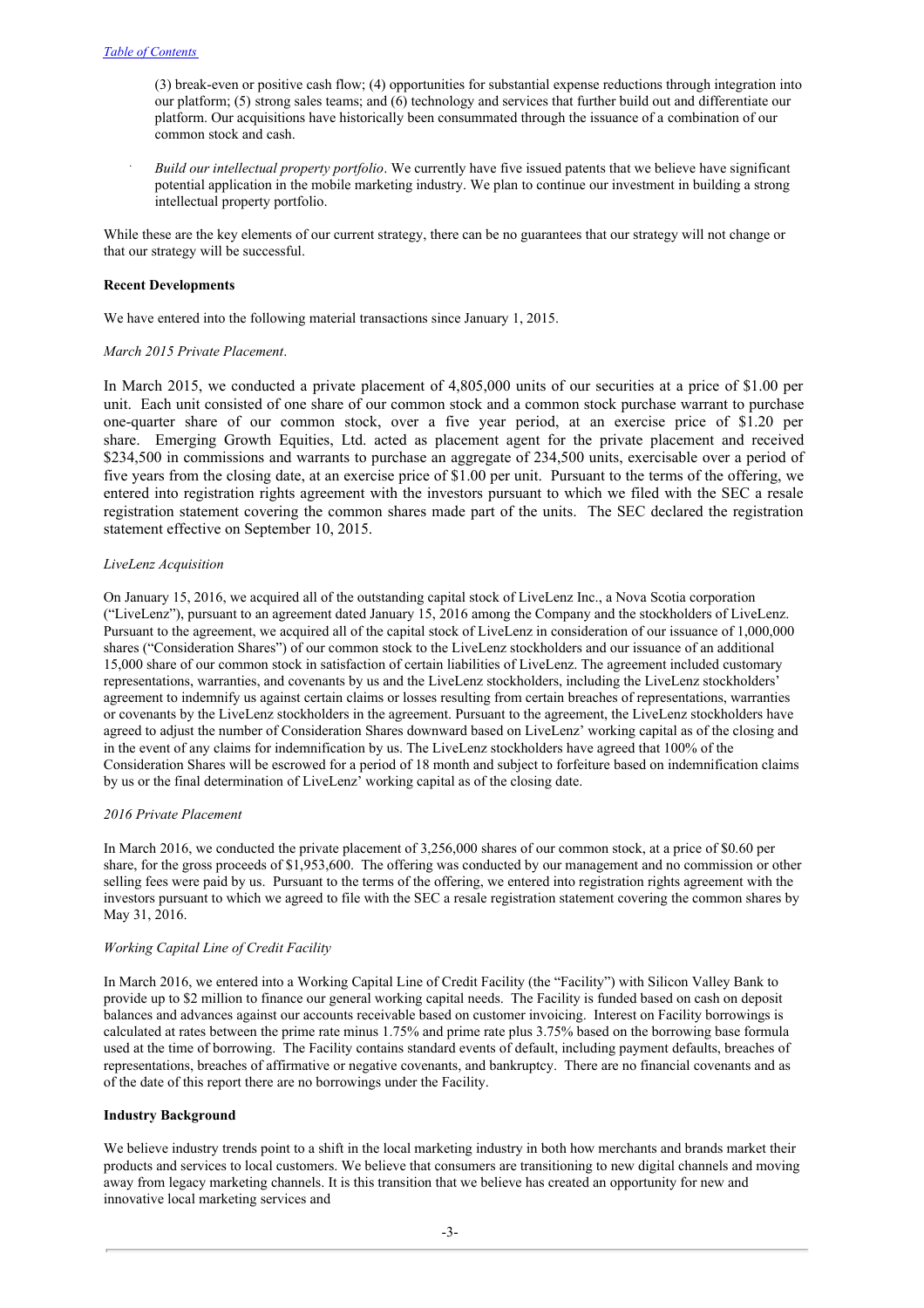(3) break-even or positive cash flow; (4) opportunities for substantial expense reductions through integration into our platform; (5) strong sales teams; and (6) technology and services that further build out and differentiate our platform. Our acquisitions have historically been consummated through the issuance of a combination of our common stock and cash.

- *Build our intellectual property portfolio*. We currently have five issued patents that we believe have significant potential application in the mobile marketing industry. We plan to continue our investment in building a strong intellectual property portfolio.

While these are the key elements of our current strategy, there can be no guarantees that our strategy will not change or that our strategy will be successful.

**Recent Developments**

We have entered into the following material transactions since January 1, 2015.

*March 2015 Private Placement*.

In March 2015, we conducted a private placement of 4,805,000 units of our securities at a price of $1.00 per unit. Each unit consisted of one share of our common stock and a common stock purchase warrant to purchase one-quarter share of our common stock, over a five year period, at an exercise price of $1.20 per share. Emerging Growth Equities, Ltd. acted as placement agent for the private placement and received $234,500 in commissions and warrants to purchase an aggregate of 234,500 units, exercisable over a period of five years from the closing date, at an exercise price of $1.00 per unit. Pursuant to the terms of the offering, we entered into registration rights agreement with the investors pursuant to which we filed with the SEC a resale registration statement covering the common shares made part of the units. The SEC declared the registration statement effective on September 10, 2015.

*LiveLenz Acquisition*

On January 15, 2016, we acquired all of the outstanding capital stock of LiveLenz Inc., a Nova Scotia corporation ("LiveLenz"), pursuant to an agreement dated January 15, 2016 among the Company and the stockholders of LiveLenz. Pursuant to the agreement, we acquired all of the capital stock of LiveLenz in consideration of our issuance of 1,000,000 shares ("Consideration Shares") of our common stock to the LiveLenz stockholders and our issuance of an additional 15,000 share of our common stock in satisfaction of certain liabilities of LiveLenz. The agreement included customary representations, warranties, and covenants by us and the LiveLenz stockholders, including the LiveLenz stockholders' agreement to indemnify us against certain claims or losses resulting from certain breaches of representations, warranties or covenants by the LiveLenz stockholders in the agreement. Pursuant to the agreement, the LiveLenz stockholders have agreed to adjust the number of Consideration Shares downward based on LiveLenz' working capital as of the closing and in the event of any claims for indemnification by us. The LiveLenz stockholders have agreed that 100% of the Consideration Shares will be escrowed for a period of 18 month and subject to forfeiture based on indemnification claims by us or the final determination of LiveLenz' working capital as of the closing date.

*2016 Private Placement*

In March 2016, we conducted the private placement of 3,256,000 shares of our common stock, at a price of $0.60 per share, for the gross proceeds of $1,953,600. The offering was conducted by our management and no commission or other selling fees were paid by us. Pursuant to the terms of the offering, we entered into registration rights agreement with the investors pursuant to which we agreed to file with the SEC a resale registration statement covering the common shares by May 31, 2016.

*Working Capital Line of Credit Facility*

In March 2016, we entered into a Working Capital Line of Credit Facility (the "Facility") with Silicon Valley Bank to provide up to $2 million to finance our general working capital needs. The Facility is funded based on cash on deposit balances and advances against our accounts receivable based on customer invoicing. Interest on Facility borrowings is calculated at rates between the prime rate minus 1.75% and prime rate plus 3.75% based on the borrowing base formula used at the time of borrowing. The Facility contains standard events of default, including payment defaults, breaches of representations, breaches of affirmative or negative covenants, and bankruptcy. There are no financial covenants and as of the date of this report there are no borrowings under the Facility.

**Industry Background**

We believe industry trends point to a shift in the local marketing industry in both how merchants and brands market their products and services to local customers. We believe that consumers are transitioning to new digital channels and moving away from legacy marketing channels. It is this transition that we believe has created an opportunity for new and innovative local marketing services and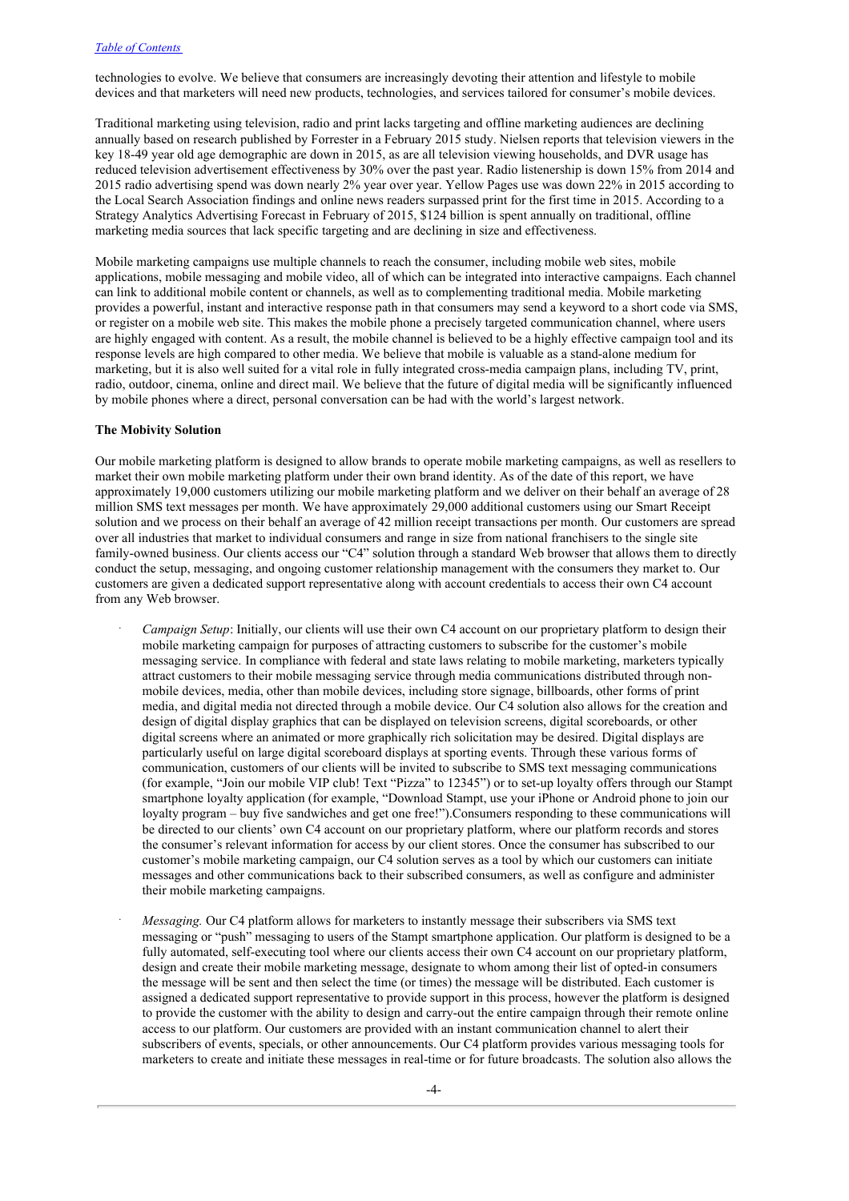technologies to evolve. We believe that consumers are increasingly devoting their attention and lifestyle to mobile devices and that marketers will need new products, technologies, and services tailored for consumer's mobile devices.

Traditional marketing using television, radio and print lacks targeting and offline marketing audiences are declining annually based on research published by Forrester in a February 2015 study. Nielsen reports that television viewers in the key 18-49 year old age demographic are down in 2015, as are all television viewing households, and DVR usage has reduced television advertisement effectiveness by 30% over the past year. Radio listenership is down 15% from 2014 and 2015 radio advertising spend was down nearly 2% year over year. Yellow Pages use was down 22% in 2015 according to the Local Search Association findings and online news readers surpassed print for the first time in 2015. According to a Strategy Analytics Advertising Forecast in February of 2015, $124 billion is spent annually on traditional, offline marketing media sources that lack specific targeting and are declining in size and effectiveness.

Mobile marketing campaigns use multiple channels to reach the consumer, including mobile web sites, mobile applications, mobile messaging and mobile video, all of which can be integrated into interactive campaigns. Each channel can link to additional mobile content or channels, as well as to complementing traditional media. Mobile marketing provides a powerful, instant and interactive response path in that consumers may send a keyword to a short code via SMS, or register on a mobile web site. This makes the mobile phone a precisely targeted communication channel, where users are highly engaged with content. As a result, the mobile channel is believed to be a highly effective campaign tool and its response levels are high compared to other media. We believe that mobile is valuable as a stand-alone medium for marketing, but it is also well suited for a vital role in fully integrated cross-media campaign plans, including TV, print, radio, outdoor, cinema, online and direct mail. We believe that the future of digital media will be significantly influenced by mobile phones where a direct, personal conversation can be had with the world's largest network.

**The Mobivity Solution**

Our mobile marketing platform is designed to allow brands to operate mobile marketing campaigns, as well as resellers to market their own mobile marketing platform under their own brand identity. As of the date of this report, we have approximately 19,000 customers utilizing our mobile marketing platform and we deliver on their behalf an average of 28 million SMS text messages per month. We have approximately 29,000 additional customers using our Smart Receipt solution and we process on their behalf an average of 42 million receipt transactions per month. Our customers are spread over all industries that market to individual consumers and range in size from national franchisers to the single site family-owned business. Our clients access our "C4" solution through a standard Web browser that allows them to directly conduct the setup, messaging, and ongoing customer relationship management with the consumers they market to. Our customers are given a dedicated support representative along with account credentials to access their own C4 account from any Web browser.

- *Campaign Setup*: Initially, our clients will use their own C4 account on our proprietary platform to design their mobile marketing campaign for purposes of attracting customers to subscribe for the customer's mobile messaging service. In compliance with federal and state laws relating to mobile marketing, marketers typically attract customers to their mobile messaging service through media communications distributed through non-mobile devices, media, other than mobile devices, including store signage, billboards, other forms of print media, and digital media not directed through a mobile device. Our C4 solution also allows for the creation and design of digital display graphics that can be displayed on television screens, digital scoreboards, or other digital screens where an animated or more graphically rich solicitation may be desired. Digital displays are particularly useful on large digital scoreboard displays at sporting events. Through these various forms of communication, customers of our clients will be invited to subscribe to SMS text messaging communications (for example, "Join our mobile VIP club! Text "Pizza" to 12345") or to set-up loyalty offers through our Stampt smartphone loyalty application (for example, "Download Stampt, use your iPhone or Android phone to join our loyalty program – buy five sandwiches and get one free!").Consumers responding to these communications will be directed to our clients' own C4 account on our proprietary platform, where our platform records and stores the consumer's relevant information for access by our client stores. Once the consumer has subscribed to our customer's mobile marketing campaign, our C4 solution serves as a tool by which our customers can initiate messages and other communications back to their subscribed consumers, as well as configure and administer their mobile marketing campaigns.
- *Messaging.* Our C4 platform allows for marketers to instantly message their subscribers via SMS text messaging or "push" messaging to users of the Stampt smartphone application. Our platform is designed to be a fully automated, self-executing tool where our clients access their own C4 account on our proprietary platform, design and create their mobile marketing message, designate to whom among their list of opted-in consumers the message will be sent and then select the time (or times) the message will be distributed. Each customer is assigned a dedicated support representative to provide support in this process, however the platform is designed to provide the customer with the ability to design and carry-out the entire campaign through their remote online access to our platform. Our customers are provided with an instant communication channel to alert their subscribers of events, specials, or other announcements. Our C4 platform provides various messaging tools for marketers to create and initiate these messages in real-time or for future broadcasts. The solution also allows the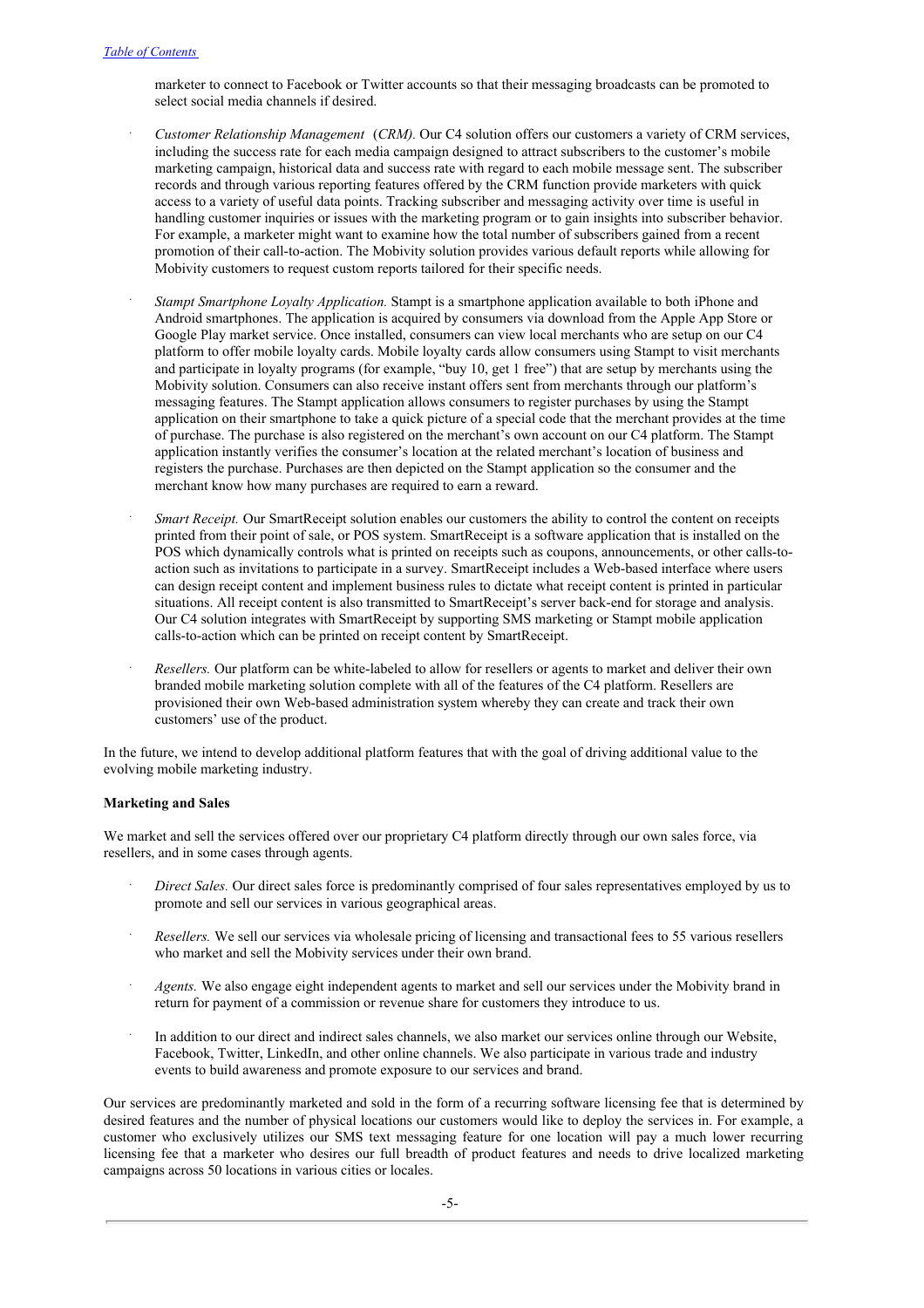marketer to connect to Facebook or Twitter accounts so that their messaging broadcasts can be promoted to select social media channels if desired.

- *Customer Relationship Management* (*CRM).* Our C4 solution offers our customers a variety of CRM services, including the success rate for each media campaign designed to attract subscribers to the customer's mobile marketing campaign, historical data and success rate with regard to each mobile message sent. The subscriber records and through various reporting features offered by the CRM function provide marketers with quick access to a variety of useful data points. Tracking subscriber and messaging activity over time is useful in handling customer inquiries or issues with the marketing program or to gain insights into subscriber behavior. For example, a marketer might want to examine how the total number of subscribers gained from a recent promotion of their call-to-action. The Mobivity solution provides various default reports while allowing for Mobivity customers to request custom reports tailored for their specific needs.

- *Stampt Smartphone Loyalty Application.* Stampt is a smartphone application available to both iPhone and Android smartphones. The application is acquired by consumers via download from the Apple App Store or Google Play market service. Once installed, consumers can view local merchants who are setup on our C4 platform to offer mobile loyalty cards. Mobile loyalty cards allow consumers using Stampt to visit merchants and participate in loyalty programs (for example, "buy 10, get 1 free") that are setup by merchants using the Mobivity solution. Consumers can also receive instant offers sent from merchants through our platform's messaging features. The Stampt application allows consumers to register purchases by using the Stampt application on their smartphone to take a quick picture of a special code that the merchant provides at the time of purchase. The purchase is also registered on the merchant's own account on our C4 platform. The Stampt application instantly verifies the consumer's location at the related merchant's location of business and registers the purchase. Purchases are then depicted on the Stampt application so the consumer and the merchant know how many purchases are required to earn a reward.

- *Smart Receipt.* Our SmartReceipt solution enables our customers the ability to control the content on receipts printed from their point of sale, or POS system. SmartReceipt is a software application that is installed on the POS which dynamically controls what is printed on receipts such as coupons, announcements, or other calls-to-action such as invitations to participate in a survey. SmartReceipt includes a Web-based interface where users can design receipt content and implement business rules to dictate what receipt content is printed in particular situations. All receipt content is also transmitted to SmartReceipt's server back-end for storage and analysis. Our C4 solution integrates with SmartReceipt by supporting SMS marketing or Stampt mobile application calls-to-action which can be printed on receipt content by SmartReceipt.

- *Resellers.* Our platform can be white-labeled to allow for resellers or agents to market and deliver their own branded mobile marketing solution complete with all of the features of the C4 platform. Resellers are provisioned their own Web-based administration system whereby they can create and track their own customers' use of the product.

In the future, we intend to develop additional platform features that with the goal of driving additional value to the evolving mobile marketing industry.

**Marketing and Sales**

We market and sell the services offered over our proprietary C4 platform directly through our own sales force, via resellers, and in some cases through agents.

- *Direct Sales.* Our direct sales force is predominantly comprised of four sales representatives employed by us to promote and sell our services in various geographical areas.

- *Resellers.* We sell our services via wholesale pricing of licensing and transactional fees to 55 various resellers who market and sell the Mobivity services under their own brand.

- *Agents.* We also engage eight independent agents to market and sell our services under the Mobivity brand in return for payment of a commission or revenue share for customers they introduce to us.

- In addition to our direct and indirect sales channels, we also market our services online through our Website, Facebook, Twitter, LinkedIn, and other online channels. We also participate in various trade and industry events to build awareness and promote exposure to our services and brand.

Our services are predominantly marketed and sold in the form of a recurring software licensing fee that is determined by desired features and the number of physical locations our customers would like to deploy the services in. For example, a customer who exclusively utilizes our SMS text messaging feature for one location will pay a much lower recurring licensing fee that a marketer who desires our full breadth of product features and needs to drive localized marketing campaigns across 50 locations in various cities or locales.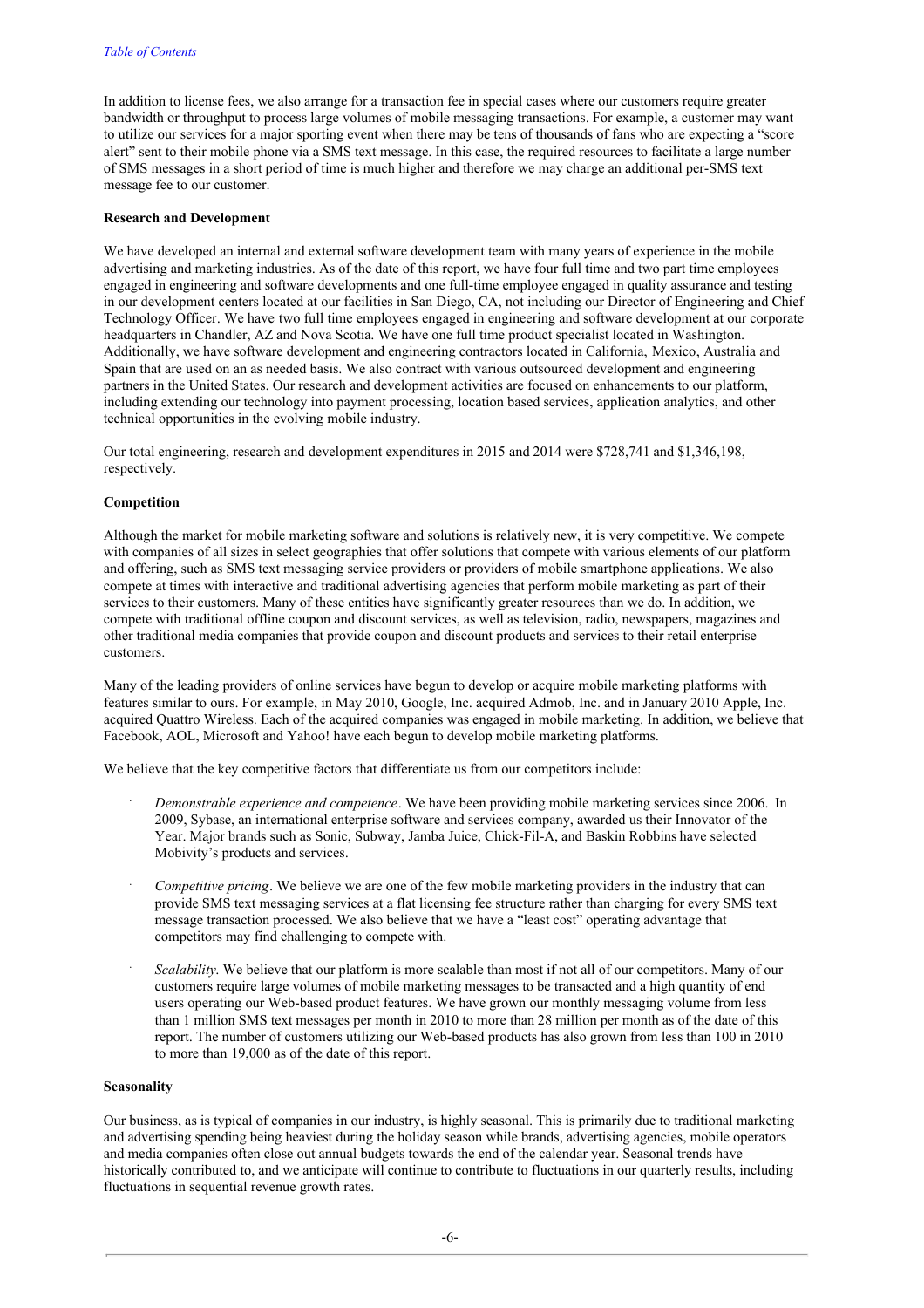In addition to license fees, we also arrange for a transaction fee in special cases where our customers require greater bandwidth or throughput to process large volumes of mobile messaging transactions. For example, a customer may want to utilize our services for a major sporting event when there may be tens of thousands of fans who are expecting a "score alert" sent to their mobile phone via a SMS text message. In this case, the required resources to facilitate a large number of SMS messages in a short period of time is much higher and therefore we may charge an additional per-SMS text message fee to our customer.

**Research and Development**

We have developed an internal and external software development team with many years of experience in the mobile advertising and marketing industries. As of the date of this report, we have four full time and two part time employees engaged in engineering and software developments and one full-time employee engaged in quality assurance and testing in our development centers located at our facilities in San Diego, CA, not including our Director of Engineering and Chief Technology Officer. We have two full time employees engaged in engineering and software development at our corporate headquarters in Chandler, AZ and Nova Scotia. We have one full time product specialist located in Washington. Additionally, we have software development and engineering contractors located in California, Mexico, Australia and Spain that are used on an as needed basis. We also contract with various outsourced development and engineering partners in the United States. Our research and development activities are focused on enhancements to our platform, including extending our technology into payment processing, location based services, application analytics, and other technical opportunities in the evolving mobile industry.

Our total engineering, research and development expenditures in 2015 and 2014 were $728,741 and $1,346,198, respectively.

**Competition**

Although the market for mobile marketing software and solutions is relatively new, it is very competitive. We compete with companies of all sizes in select geographies that offer solutions that compete with various elements of our platform and offering, such as SMS text messaging service providers or providers of mobile smartphone applications. We also compete at times with interactive and traditional advertising agencies that perform mobile marketing as part of their services to their customers. Many of these entities have significantly greater resources than we do. In addition, we compete with traditional offline coupon and discount services, as well as television, radio, newspapers, magazines and other traditional media companies that provide coupon and discount products and services to their retail enterprise customers.

Many of the leading providers of online services have begun to develop or acquire mobile marketing platforms with features similar to ours. For example, in May 2010, Google, Inc. acquired Admob, Inc. and in January 2010 Apple, Inc. acquired Quattro Wireless. Each of the acquired companies was engaged in mobile marketing. In addition, we believe that Facebook, AOL, Microsoft and Yahoo! have each begun to develop mobile marketing platforms.

We believe that the key competitive factors that differentiate us from our competitors include:

- *Demonstrable experience and competence*. We have been providing mobile marketing services since 2006. In 2009, Sybase, an international enterprise software and services company, awarded us their Innovator of the Year. Major brands such as Sonic, Subway, Jamba Juice, Chick-Fil-A, and Baskin Robbins have selected Mobivity's products and services.

- *Competitive pricing*. We believe we are one of the few mobile marketing providers in the industry that can provide SMS text messaging services at a flat licensing fee structure rather than charging for every SMS text message transaction processed. We also believe that we have a "least cost" operating advantage that competitors may find challenging to compete with.

- *Scalability*. We believe that our platform is more scalable than most if not all of our competitors. Many of our customers require large volumes of mobile marketing messages to be transacted and a high quantity of end users operating our Web-based product features. We have grown our monthly messaging volume from less than 1 million SMS text messages per month in 2010 to more than 28 million per month as of the date of this report. The number of customers utilizing our Web-based products has also grown from less than 100 in 2010 to more than 19,000 as of the date of this report.

**Seasonality**

Our business, as is typical of companies in our industry, is highly seasonal. This is primarily due to traditional marketing and advertising spending being heaviest during the holiday season while brands, advertising agencies, mobile operators and media companies often close out annual budgets towards the end of the calendar year. Seasonal trends have historically contributed to, and we anticipate will continue to contribute to fluctuations in our quarterly results, including fluctuations in sequential revenue growth rates.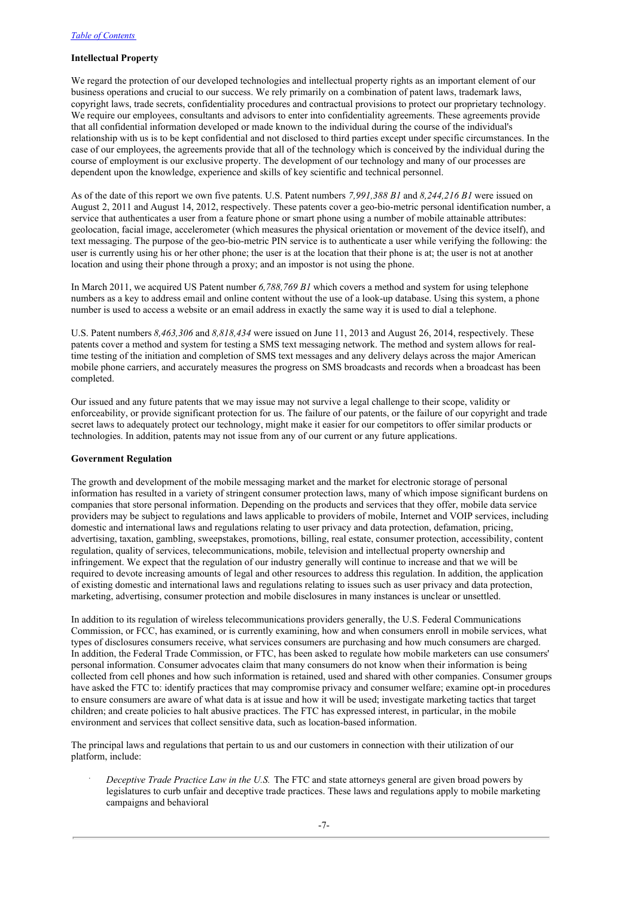## Intellectual Property

We regard the protection of our developed technologies and intellectual property rights as an important element of our business operations and crucial to our success. We rely primarily on a combination of patent laws, trademark laws, copyright laws, trade secrets, confidentiality procedures and contractual provisions to protect our proprietary technology. We require our employees, consultants and advisors to enter into confidentiality agreements. These agreements provide that all confidential information developed or made known to the individual during the course of the individual's relationship with us is to be kept confidential and not disclosed to third parties except under specific circumstances. In the case of our employees, the agreements provide that all of the technology which is conceived by the individual during the course of employment is our exclusive property. The development of our technology and many of our processes are dependent upon the knowledge, experience and skills of key scientific and technical personnel.

As of the date of this report we own five patents. U.S. Patent numbers *7,991,388 B1* and *8,244,216 B1* were issued on August 2, 2011 and August 14, 2012, respectively. These patents cover a geo-bio-metric personal identification number, a service that authenticates a user from a feature phone or smart phone using a number of mobile attainable attributes: geolocation, facial image, accelerometer (which measures the physical orientation or movement of the device itself), and text messaging. The purpose of the geo-bio-metric PIN service is to authenticate a user while verifying the following: the user is currently using his or her other phone; the user is at the location that their phone is at; the user is not at another location and using their phone through a proxy; and an impostor is not using the phone.

In March 2011, we acquired US Patent number *6,788,769 B1* which covers a method and system for using telephone numbers as a key to address email and online content without the use of a look-up database. Using this system, a phone number is used to access a website or an email address in exactly the same way it is used to dial a telephone.

U.S. Patent numbers *8,463,306* and *8,818,434* were issued on June 11, 2013 and August 26, 2014, respectively. These patents cover a method and system for testing a SMS text messaging network. The method and system allows for real-time testing of the initiation and completion of SMS text messages and any delivery delays across the major American mobile phone carriers, and accurately measures the progress on SMS broadcasts and records when a broadcast has been completed.

Our issued and any future patents that we may issue may not survive a legal challenge to their scope, validity or enforceability, or provide significant protection for us. The failure of our patents, or the failure of our copyright and trade secret laws to adequately protect our technology, might make it easier for our competitors to offer similar products or technologies. In addition, patents may not issue from any of our current or any future applications.

## Government Regulation

The growth and development of the mobile messaging market and the market for electronic storage of personal information has resulted in a variety of stringent consumer protection laws, many of which impose significant burdens on companies that store personal information. Depending on the products and services that they offer, mobile data service providers may be subject to regulations and laws applicable to providers of mobile, Internet and VOIP services, including domestic and international laws and regulations relating to user privacy and data protection, defamation, pricing, advertising, taxation, gambling, sweepstakes, promotions, billing, real estate, consumer protection, accessibility, content regulation, quality of services, telecommunications, mobile, television and intellectual property ownership and infringement. We expect that the regulation of our industry generally will continue to increase and that we will be required to devote increasing amounts of legal and other resources to address this regulation. In addition, the application of existing domestic and international laws and regulations relating to issues such as user privacy and data protection, marketing, advertising, consumer protection and mobile disclosures in many instances is unclear or unsettled.

In addition to its regulation of wireless telecommunications providers generally, the U.S. Federal Communications Commission, or FCC, has examined, or is currently examining, how and when consumers enroll in mobile services, what types of disclosures consumers receive, what services consumers are purchasing and how much consumers are charged. In addition, the Federal Trade Commission, or FTC, has been asked to regulate how mobile marketers can use consumers' personal information. Consumer advocates claim that many consumers do not know when their information is being collected from cell phones and how such information is retained, used and shared with other companies. Consumer groups have asked the FTC to: identify practices that may compromise privacy and consumer welfare; examine opt-in procedures to ensure consumers are aware of what data is at issue and how it will be used; investigate marketing tactics that target children; and create policies to halt abusive practices. The FTC has expressed interest, in particular, in the mobile environment and services that collect sensitive data, such as location-based information.

The principal laws and regulations that pertain to us and our customers in connection with their utilization of our platform, include:

- *Deceptive Trade Practice Law in the U.S.* The FTC and state attorneys general are given broad powers by legislatures to curb unfair and deceptive trade practices. These laws and regulations apply to mobile marketing campaigns and behavioral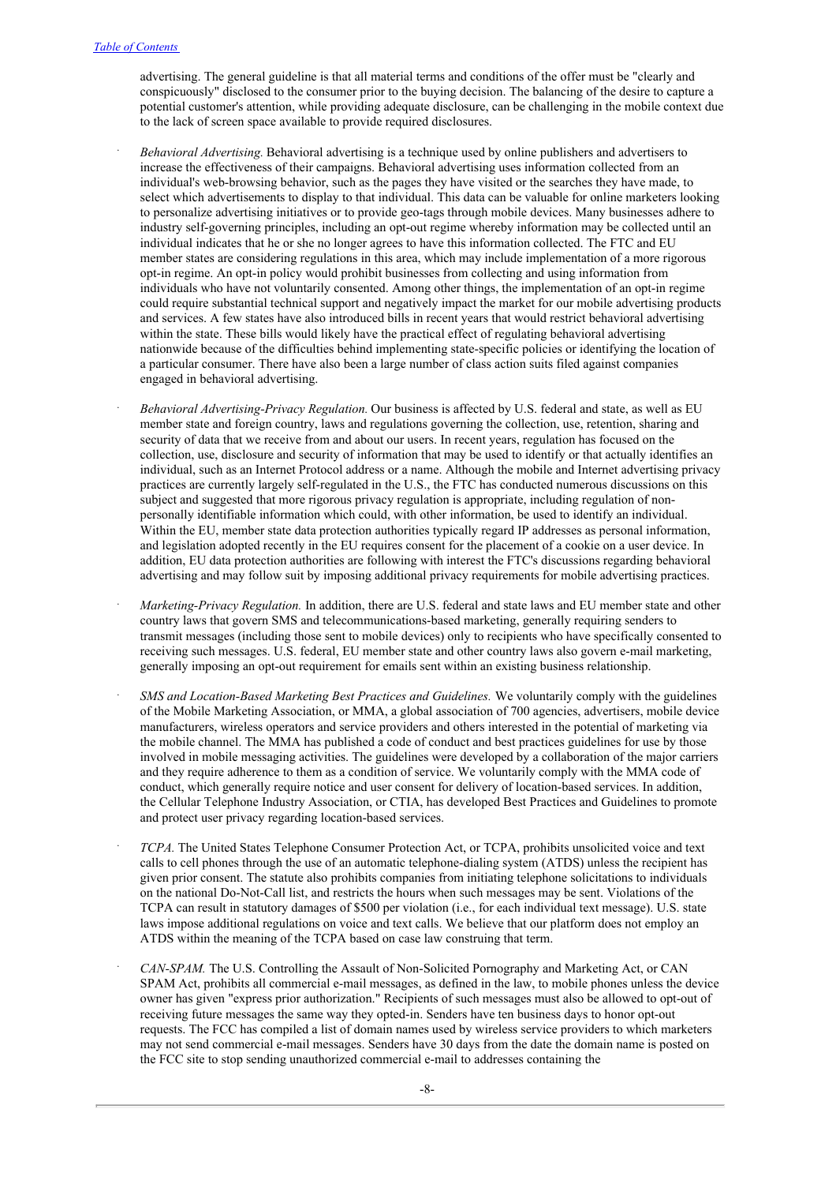advertising. The general guideline is that all material terms and conditions of the offer must be "clearly and conspicuously" disclosed to the consumer prior to the buying decision. The balancing of the desire to capture a potential customer's attention, while providing adequate disclosure, can be challenging in the mobile context due to the lack of screen space available to provide required disclosures.

- *Behavioral Advertising.* Behavioral advertising is a technique used by online publishers and advertisers to increase the effectiveness of their campaigns. Behavioral advertising uses information collected from an individual's web-browsing behavior, such as the pages they have visited or the searches they have made, to select which advertisements to display to that individual. This data can be valuable for online marketers looking to personalize advertising initiatives or to provide geo-tags through mobile devices. Many businesses adhere to industry self-governing principles, including an opt-out regime whereby information may be collected until an individual indicates that he or she no longer agrees to have this information collected. The FTC and EU member states are considering regulations in this area, which may include implementation of a more rigorous opt-in regime. An opt-in policy would prohibit businesses from collecting and using information from individuals who have not voluntarily consented. Among other things, the implementation of an opt-in regime could require substantial technical support and negatively impact the market for our mobile advertising products and services. A few states have also introduced bills in recent years that would restrict behavioral advertising within the state. These bills would likely have the practical effect of regulating behavioral advertising nationwide because of the difficulties behind implementing state-specific policies or identifying the location of a particular consumer. There have also been a large number of class action suits filed against companies engaged in behavioral advertising.

- *Behavioral Advertising-Privacy Regulation.* Our business is affected by U.S. federal and state, as well as EU member state and foreign country, laws and regulations governing the collection, use, retention, sharing and security of data that we receive from and about our users. In recent years, regulation has focused on the collection, use, disclosure and security of information that may be used to identify or that actually identifies an individual, such as an Internet Protocol address or a name. Although the mobile and Internet advertising privacy practices are currently largely self-regulated in the U.S., the FTC has conducted numerous discussions on this subject and suggested that more rigorous privacy regulation is appropriate, including regulation of non-personally identifiable information which could, with other information, be used to identify an individual. Within the EU, member state data protection authorities typically regard IP addresses as personal information, and legislation adopted recently in the EU requires consent for the placement of a cookie on a user device. In addition, EU data protection authorities are following with interest the FTC's discussions regarding behavioral advertising and may follow suit by imposing additional privacy requirements for mobile advertising practices.

- *Marketing-Privacy Regulation.* In addition, there are U.S. federal and state laws and EU member state and other country laws that govern SMS and telecommunications-based marketing, generally requiring senders to transmit messages (including those sent to mobile devices) only to recipients who have specifically consented to receiving such messages. U.S. federal, EU member state and other country laws also govern e-mail marketing, generally imposing an opt-out requirement for emails sent within an existing business relationship.

- *SMS and Location-Based Marketing Best Practices and Guidelines.* We voluntarily comply with the guidelines of the Mobile Marketing Association, or MMA, a global association of 700 agencies, advertisers, mobile device manufacturers, wireless operators and service providers and others interested in the potential of marketing via the mobile channel. The MMA has published a code of conduct and best practices guidelines for use by those involved in mobile messaging activities. The guidelines were developed by a collaboration of the major carriers and they require adherence to them as a condition of service. We voluntarily comply with the MMA code of conduct, which generally require notice and user consent for delivery of location-based services. In addition, the Cellular Telephone Industry Association, or CTIA, has developed Best Practices and Guidelines to promote and protect user privacy regarding location-based services.

- *TCPA.* The United States Telephone Consumer Protection Act, or TCPA, prohibits unsolicited voice and text calls to cell phones through the use of an automatic telephone-dialing system (ATDS) unless the recipient has given prior consent. The statute also prohibits companies from initiating telephone solicitations to individuals on the national Do-Not-Call list, and restricts the hours when such messages may be sent. Violations of the TCPA can result in statutory damages of $500 per violation (i.e., for each individual text message). U.S. state laws impose additional regulations on voice and text calls. We believe that our platform does not employ an ATDS within the meaning of the TCPA based on case law construing that term.

- *CAN-SPAM.* The U.S. Controlling the Assault of Non-Solicited Pornography and Marketing Act, or CAN SPAM Act, prohibits all commercial e-mail messages, as defined in the law, to mobile phones unless the device owner has given "express prior authorization." Recipients of such messages must also be allowed to opt-out of receiving future messages the same way they opted-in. Senders have ten business days to honor opt-out requests. The FCC has compiled a list of domain names used by wireless service providers to which marketers may not send commercial e-mail messages. Senders have 30 days from the date the domain name is posted on the FCC site to stop sending unauthorized commercial e-mail to addresses containing the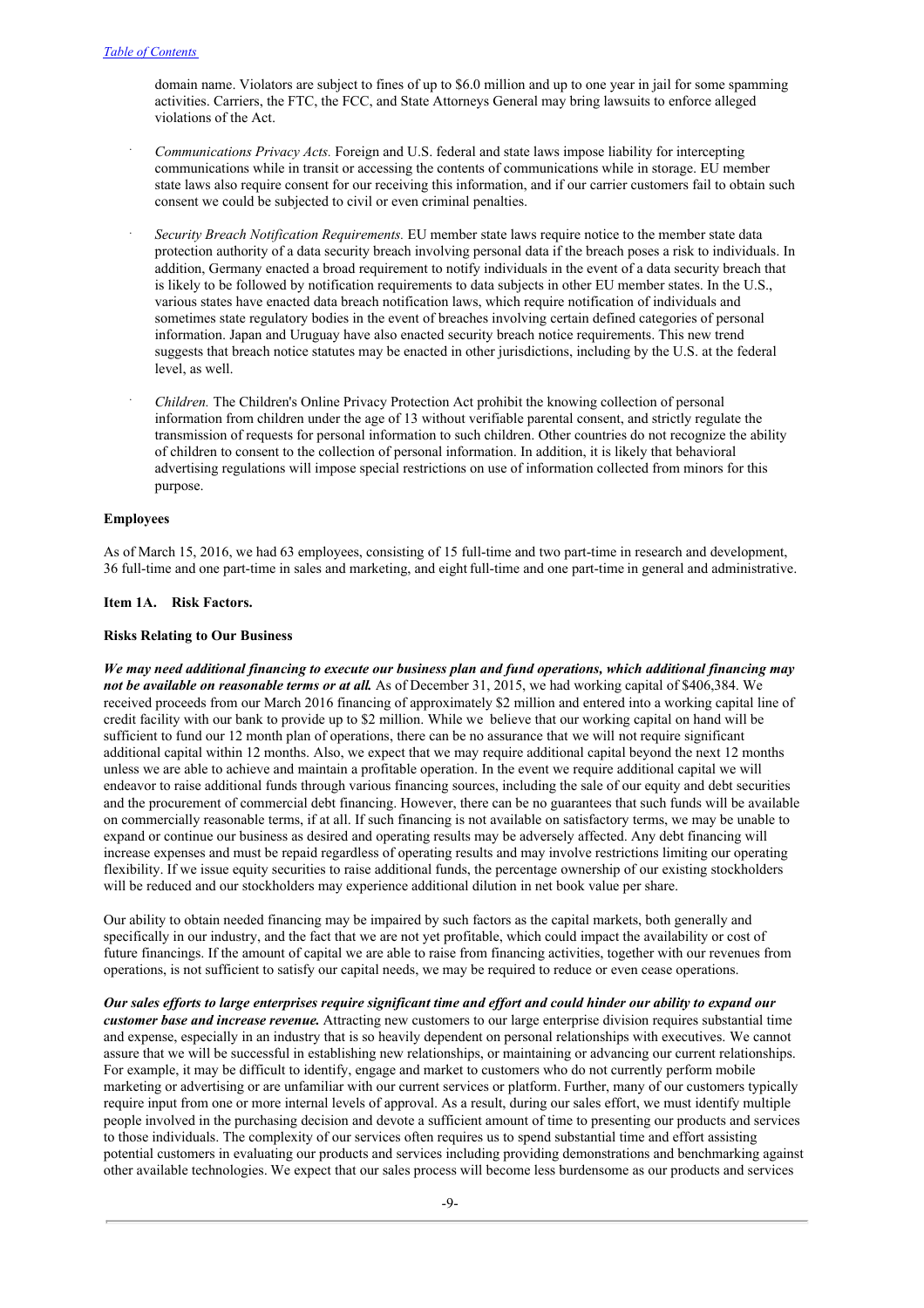domain name. Violators are subject to fines of up to $6.0 million and up to one year in jail for some spamming activities. Carriers, the FTC, the FCC, and State Attorneys General may bring lawsuits to enforce alleged violations of the Act.

- *Communications Privacy Acts.* Foreign and U.S. federal and state laws impose liability for intercepting communications while in transit or accessing the contents of communications while in storage. EU member state laws also require consent for our receiving this information, and if our carrier customers fail to obtain such consent we could be subjected to civil or even criminal penalties.

- *Security Breach Notification Requirements.* EU member state laws require notice to the member state data protection authority of a data security breach involving personal data if the breach poses a risk to individuals. In addition, Germany enacted a broad requirement to notify individuals in the event of a data security breach that is likely to be followed by notification requirements to data subjects in other EU member states. In the U.S., various states have enacted data breach notification laws, which require notification of individuals and sometimes state regulatory bodies in the event of breaches involving certain defined categories of personal information. Japan and Uruguay have also enacted security breach notice requirements. This new trend suggests that breach notice statutes may be enacted in other jurisdictions, including by the U.S. at the federal level, as well.

- *Children.* The Children's Online Privacy Protection Act prohibit the knowing collection of personal information from children under the age of 13 without verifiable parental consent, and strictly regulate the transmission of requests for personal information to such children. Other countries do not recognize the ability of children to consent to the collection of personal information. In addition, it is likely that behavioral advertising regulations will impose special restrictions on use of information collected from minors for this purpose.

**Employees**

As of March 15, 2016, we had 63 employees, consisting of 15 full-time and two part-time in research and development, 36 full-time and one part-time in sales and marketing, and eight full-time and one part-time in general and administrative.

**Item 1A. Risk Factors.**

**Risks Relating to Our Business**

***We may need additional financing to execute our business plan and fund operations, which additional financing may not be available on reasonable terms or at all.*** As of December 31, 2015, we had working capital of $406,384. We received proceeds from our March 2016 financing of approximately $2 million and entered into a working capital line of credit facility with our bank to provide up to $2 million. While we believe that our working capital on hand will be sufficient to fund our 12 month plan of operations, there can be no assurance that we will not require significant additional capital within 12 months. Also, we expect that we may require additional capital beyond the next 12 months unless we are able to achieve and maintain a profitable operation. In the event we require additional capital we will endeavor to raise additional funds through various financing sources, including the sale of our equity and debt securities and the procurement of commercial debt financing. However, there can be no guarantees that such funds will be available on commercially reasonable terms, if at all. If such financing is not available on satisfactory terms, we may be unable to expand or continue our business as desired and operating results may be adversely affected. Any debt financing will increase expenses and must be repaid regardless of operating results and may involve restrictions limiting our operating flexibility. If we issue equity securities to raise additional funds, the percentage ownership of our existing stockholders will be reduced and our stockholders may experience additional dilution in net book value per share.

Our ability to obtain needed financing may be impaired by such factors as the capital markets, both generally and specifically in our industry, and the fact that we are not yet profitable, which could impact the availability or cost of future financings. If the amount of capital we are able to raise from financing activities, together with our revenues from operations, is not sufficient to satisfy our capital needs, we may be required to reduce or even cease operations.

***Our sales efforts to large enterprises require significant time and effort and could hinder our ability to expand our customer base and increase revenue.*** Attracting new customers to our large enterprise division requires substantial time and expense, especially in an industry that is so heavily dependent on personal relationships with executives. We cannot assure that we will be successful in establishing new relationships, or maintaining or advancing our current relationships. For example, it may be difficult to identify, engage and market to customers who do not currently perform mobile marketing or advertising or are unfamiliar with our current services or platform. Further, many of our customers typically require input from one or more internal levels of approval. As a result, during our sales effort, we must identify multiple people involved in the purchasing decision and devote a sufficient amount of time to presenting our products and services to those individuals. The complexity of our services often requires us to spend substantial time and effort assisting potential customers in evaluating our products and services including providing demonstrations and benchmarking against other available technologies. We expect that our sales process will become less burdensome as our products and services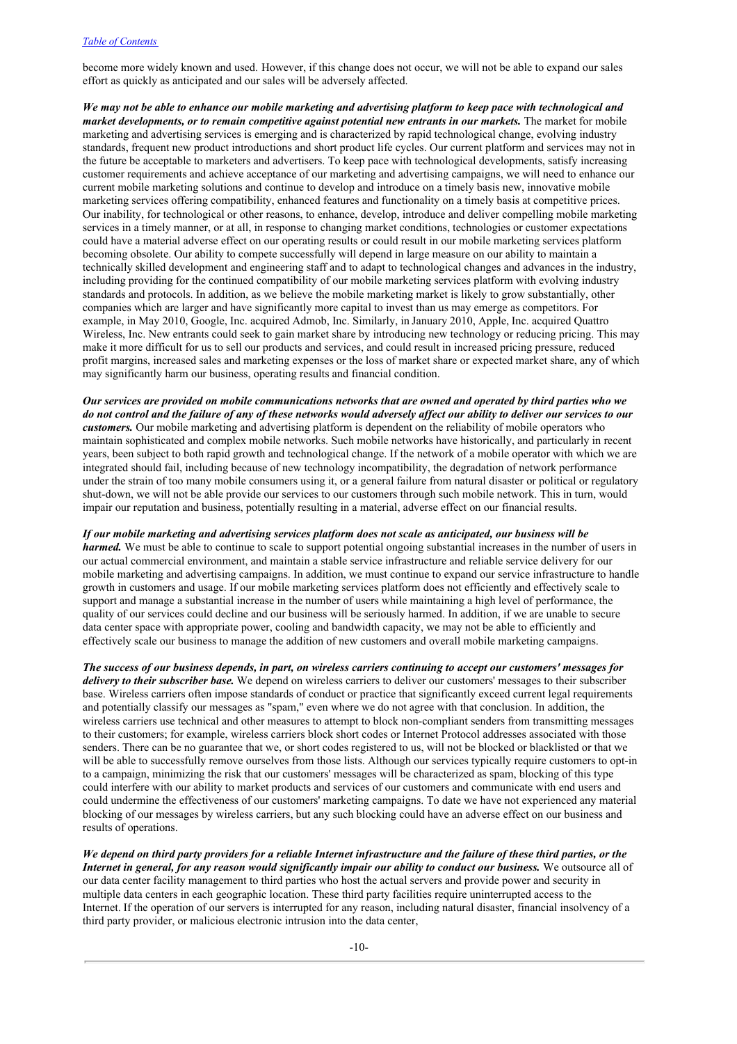become more widely known and used. However, if this change does not occur, we will not be able to expand our sales effort as quickly as anticipated and our sales will be adversely affected.

***We may not be able to enhance our mobile marketing and advertising platform to keep pace with technological and market developments, or to remain competitive against potential new entrants in our markets.*** The market for mobile marketing and advertising services is emerging and is characterized by rapid technological change, evolving industry standards, frequent new product introductions and short product life cycles. Our current platform and services may not in the future be acceptable to marketers and advertisers. To keep pace with technological developments, satisfy increasing customer requirements and achieve acceptance of our marketing and advertising campaigns, we will need to enhance our current mobile marketing solutions and continue to develop and introduce on a timely basis new, innovative mobile marketing services offering compatibility, enhanced features and functionality on a timely basis at competitive prices. Our inability, for technological or other reasons, to enhance, develop, introduce and deliver compelling mobile marketing services in a timely manner, or at all, in response to changing market conditions, technologies or customer expectations could have a material adverse effect on our operating results or could result in our mobile marketing services platform becoming obsolete. Our ability to compete successfully will depend in large measure on our ability to maintain a technically skilled development and engineering staff and to adapt to technological changes and advances in the industry, including providing for the continued compatibility of our mobile marketing services platform with evolving industry standards and protocols. In addition, as we believe the mobile marketing market is likely to grow substantially, other companies which are larger and have significantly more capital to invest than us may emerge as competitors. For example, in May 2010, Google, Inc. acquired Admob, Inc. Similarly, in January 2010, Apple, Inc. acquired Quattro Wireless, Inc. New entrants could seek to gain market share by introducing new technology or reducing pricing. This may make it more difficult for us to sell our products and services, and could result in increased pricing pressure, reduced profit margins, increased sales and marketing expenses or the loss of market share or expected market share, any of which may significantly harm our business, operating results and financial condition.

***Our services are provided on mobile communications networks that are owned and operated by third parties who we do not control and the failure of any of these networks would adversely affect our ability to deliver our services to our customers.*** Our mobile marketing and advertising platform is dependent on the reliability of mobile operators who maintain sophisticated and complex mobile networks. Such mobile networks have historically, and particularly in recent years, been subject to both rapid growth and technological change. If the network of a mobile operator with which we are integrated should fail, including because of new technology incompatibility, the degradation of network performance under the strain of too many mobile consumers using it, or a general failure from natural disaster or political or regulatory shut-down, we will not be able provide our services to our customers through such mobile network. This in turn, would impair our reputation and business, potentially resulting in a material, adverse effect on our financial results.

***If our mobile marketing and advertising services platform does not scale as anticipated, our business will be harmed.*** We must be able to continue to scale to support potential ongoing substantial increases in the number of users in our actual commercial environment, and maintain a stable service infrastructure and reliable service delivery for our mobile marketing and advertising campaigns. In addition, we must continue to expand our service infrastructure to handle growth in customers and usage. If our mobile marketing services platform does not efficiently and effectively scale to support and manage a substantial increase in the number of users while maintaining a high level of performance, the quality of our services could decline and our business will be seriously harmed. In addition, if we are unable to secure data center space with appropriate power, cooling and bandwidth capacity, we may not be able to efficiently and effectively scale our business to manage the addition of new customers and overall mobile marketing campaigns.

***The success of our business depends, in part, on wireless carriers continuing to accept our customers' messages for delivery to their subscriber base.*** We depend on wireless carriers to deliver our customers' messages to their subscriber base. Wireless carriers often impose standards of conduct or practice that significantly exceed current legal requirements and potentially classify our messages as "spam," even where we do not agree with that conclusion. In addition, the wireless carriers use technical and other measures to attempt to block non-compliant senders from transmitting messages to their customers; for example, wireless carriers block short codes or Internet Protocol addresses associated with those senders. There can be no guarantee that we, or short codes registered to us, will not be blocked or blacklisted or that we will be able to successfully remove ourselves from those lists. Although our services typically require customers to opt-in to a campaign, minimizing the risk that our customers' messages will be characterized as spam, blocking of this type could interfere with our ability to market products and services of our customers and communicate with end users and could undermine the effectiveness of our customers' marketing campaigns. To date we have not experienced any material blocking of our messages by wireless carriers, but any such blocking could have an adverse effect on our business and results of operations.

***We depend on third party providers for a reliable Internet infrastructure and the failure of these third parties, or the Internet in general, for any reason would significantly impair our ability to conduct our business.*** We outsource all of our data center facility management to third parties who host the actual servers and provide power and security in multiple data centers in each geographic location. These third party facilities require uninterrupted access to the Internet. If the operation of our servers is interrupted for any reason, including natural disaster, financial insolvency of a third party provider, or malicious electronic intrusion into the data center,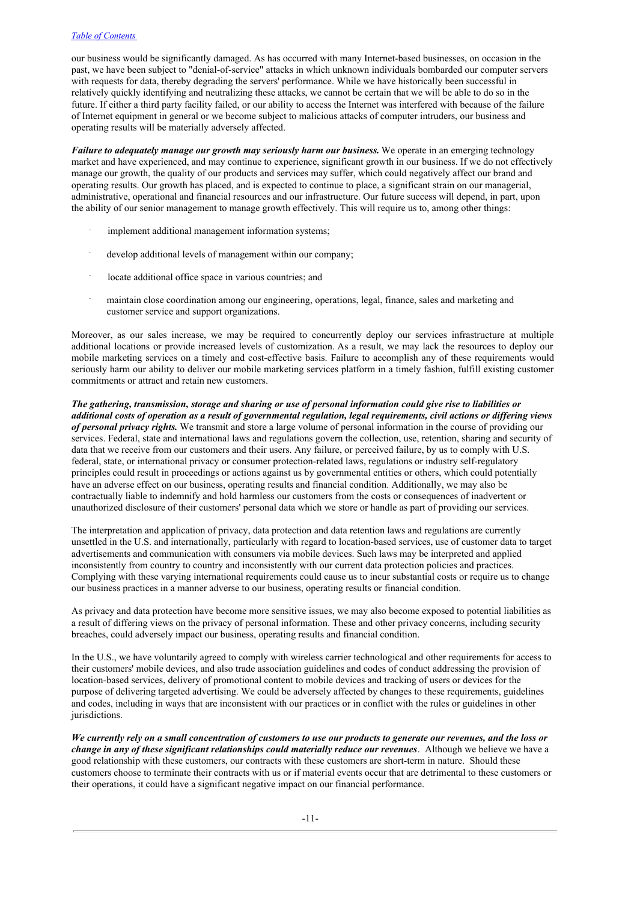our business would be significantly damaged. As has occurred with many Internet-based businesses, on occasion in the past, we have been subject to "denial-of-service" attacks in which unknown individuals bombarded our computer servers with requests for data, thereby degrading the servers' performance. While we have historically been successful in relatively quickly identifying and neutralizing these attacks, we cannot be certain that we will be able to do so in the future. If either a third party facility failed, or our ability to access the Internet was interfered with because of the failure of Internet equipment in general or we become subject to malicious attacks of computer intruders, our business and operating results will be materially adversely affected.

***Failure to adequately manage our growth may seriously harm our business.*** We operate in an emerging technology market and have experienced, and may continue to experience, significant growth in our business. If we do not effectively manage our growth, the quality of our products and services may suffer, which could negatively affect our brand and operating results. Our growth has placed, and is expected to continue to place, a significant strain on our managerial, administrative, operational and financial resources and our infrastructure. Our future success will depend, in part, upon the ability of our senior management to manage growth effectively. This will require us to, among other things:

- implement additional management information systems;
- develop additional levels of management within our company;
- locate additional office space in various countries; and
- maintain close coordination among our engineering, operations, legal, finance, sales and marketing and customer service and support organizations.

Moreover, as our sales increase, we may be required to concurrently deploy our services infrastructure at multiple additional locations or provide increased levels of customization. As a result, we may lack the resources to deploy our mobile marketing services on a timely and cost-effective basis. Failure to accomplish any of these requirements would seriously harm our ability to deliver our mobile marketing services platform in a timely fashion, fulfill existing customer commitments or attract and retain new customers.

***The gathering, transmission, storage and sharing or use of personal information could give rise to liabilities or additional costs of operation as a result of governmental regulation, legal requirements, civil actions or differing views of personal privacy rights.*** We transmit and store a large volume of personal information in the course of providing our services. Federal, state and international laws and regulations govern the collection, use, retention, sharing and security of data that we receive from our customers and their users. Any failure, or perceived failure, by us to comply with U.S. federal, state, or international privacy or consumer protection-related laws, regulations or industry self-regulatory principles could result in proceedings or actions against us by governmental entities or others, which could potentially have an adverse effect on our business, operating results and financial condition. Additionally, we may also be contractually liable to indemnify and hold harmless our customers from the costs or consequences of inadvertent or unauthorized disclosure of their customers' personal data which we store or handle as part of providing our services.

The interpretation and application of privacy, data protection and data retention laws and regulations are currently unsettled in the U.S. and internationally, particularly with regard to location-based services, use of customer data to target advertisements and communication with consumers via mobile devices. Such laws may be interpreted and applied inconsistently from country to country and inconsistently with our current data protection policies and practices. Complying with these varying international requirements could cause us to incur substantial costs or require us to change our business practices in a manner adverse to our business, operating results or financial condition.

As privacy and data protection have become more sensitive issues, we may also become exposed to potential liabilities as a result of differing views on the privacy of personal information. These and other privacy concerns, including security breaches, could adversely impact our business, operating results and financial condition.

In the U.S., we have voluntarily agreed to comply with wireless carrier technological and other requirements for access to their customers' mobile devices, and also trade association guidelines and codes of conduct addressing the provision of location-based services, delivery of promotional content to mobile devices and tracking of users or devices for the purpose of delivering targeted advertising. We could be adversely affected by changes to these requirements, guidelines and codes, including in ways that are inconsistent with our practices or in conflict with the rules or guidelines in other jurisdictions.

***We currently rely on a small concentration of customers to use our products to generate our revenues, and the loss or change in any of these significant relationships could materially reduce our revenues***. Although we believe we have a good relationship with these customers, our contracts with these customers are short-term in nature. Should these customers choose to terminate their contracts with us or if material events occur that are detrimental to these customers or their operations, it could have a significant negative impact on our financial performance.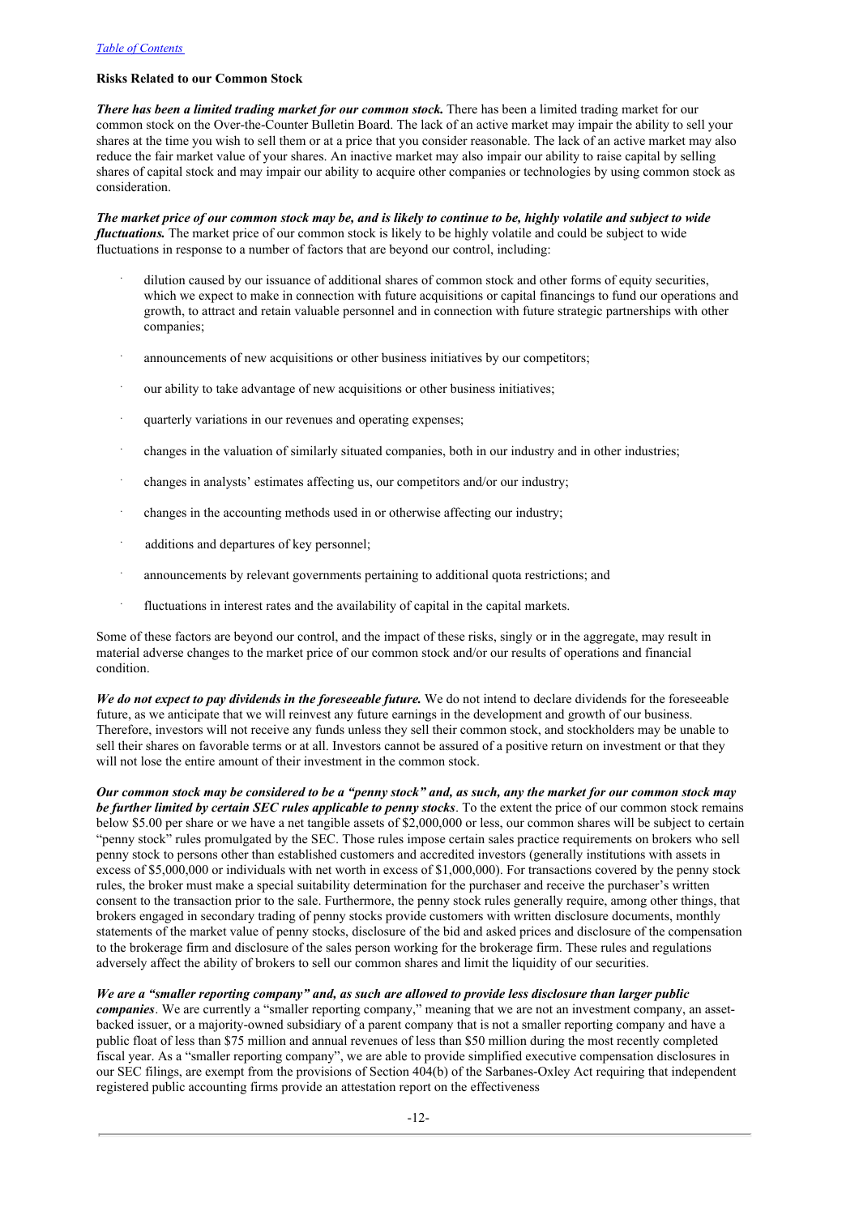### Risks Related to our Common Stock

***There has been a limited trading market for our common stock.*** There has been a limited trading market for our common stock on the Over-the-Counter Bulletin Board. The lack of an active market may impair the ability to sell your shares at the time you wish to sell them or at a price that you consider reasonable. The lack of an active market may also reduce the fair market value of your shares. An inactive market may also impair our ability to raise capital by selling shares of capital stock and may impair our ability to acquire other companies or technologies by using common stock as consideration.

***The market price of our common stock may be, and is likely to continue to be, highly volatile and subject to wide fluctuations.*** The market price of our common stock is likely to be highly volatile and could be subject to wide fluctuations in response to a number of factors that are beyond our control, including:

- dilution caused by our issuance of additional shares of common stock and other forms of equity securities, which we expect to make in connection with future acquisitions or capital financings to fund our operations and growth, to attract and retain valuable personnel and in connection with future strategic partnerships with other companies;
- announcements of new acquisitions or other business initiatives by our competitors;
- our ability to take advantage of new acquisitions or other business initiatives;
- quarterly variations in our revenues and operating expenses;
- changes in the valuation of similarly situated companies, both in our industry and in other industries;
- changes in analysts' estimates affecting us, our competitors and/or our industry;
- changes in the accounting methods used in or otherwise affecting our industry;
- additions and departures of key personnel;
- announcements by relevant governments pertaining to additional quota restrictions; and
- fluctuations in interest rates and the availability of capital in the capital markets.

Some of these factors are beyond our control, and the impact of these risks, singly or in the aggregate, may result in material adverse changes to the market price of our common stock and/or our results of operations and financial condition.

***We do not expect to pay dividends in the foreseeable future.*** We do not intend to declare dividends for the foreseeable future, as we anticipate that we will reinvest any future earnings in the development and growth of our business. Therefore, investors will not receive any funds unless they sell their common stock, and stockholders may be unable to sell their shares on favorable terms or at all. Investors cannot be assured of a positive return on investment or that they will not lose the entire amount of their investment in the common stock.

***Our common stock may be considered to be a "penny stock" and, as such, any the market for our common stock may be further limited by certain SEC rules applicable to penny stocks***. To the extent the price of our common stock remains below $5.00 per share or we have a net tangible assets of $2,000,000 or less, our common shares will be subject to certain "penny stock" rules promulgated by the SEC. Those rules impose certain sales practice requirements on brokers who sell penny stock to persons other than established customers and accredited investors (generally institutions with assets in excess of $5,000,000 or individuals with net worth in excess of $1,000,000). For transactions covered by the penny stock rules, the broker must make a special suitability determination for the purchaser and receive the purchaser's written consent to the transaction prior to the sale. Furthermore, the penny stock rules generally require, among other things, that brokers engaged in secondary trading of penny stocks provide customers with written disclosure documents, monthly statements of the market value of penny stocks, disclosure of the bid and asked prices and disclosure of the compensation to the brokerage firm and disclosure of the sales person working for the brokerage firm. These rules and regulations adversely affect the ability of brokers to sell our common shares and limit the liquidity of our securities.

***We are a "smaller reporting company" and, as such are allowed to provide less disclosure than larger public companies***. We are currently a "smaller reporting company," meaning that we are not an investment company, an asset-backed issuer, or a majority-owned subsidiary of a parent company that is not a smaller reporting company and have a public float of less than $75 million and annual revenues of less than $50 million during the most recently completed fiscal year. As a "smaller reporting company", we are able to provide simplified executive compensation disclosures in our SEC filings, are exempt from the provisions of Section 404(b) of the Sarbanes-Oxley Act requiring that independent registered public accounting firms provide an attestation report on the effectiveness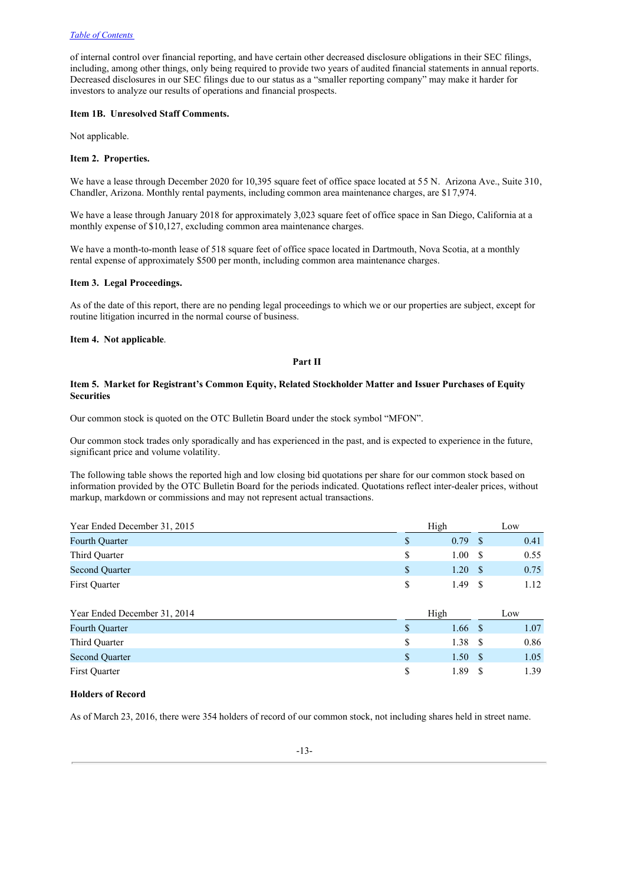of internal control over financial reporting, and have certain other decreased disclosure obligations in their SEC filings, including, among other things, only being required to provide two years of audited financial statements in annual reports. Decreased disclosures in our SEC filings due to our status as a "smaller reporting company" may make it harder for investors to analyze our results of operations and financial prospects.

**Item 1B. Unresolved Staff Comments.**

Not applicable.

**Item 2. Properties.**

We have a lease through December 2020 for 10,395 square feet of office space located at 55 N. Arizona Ave., Suite 310, Chandler, Arizona. Monthly rental payments, including common area maintenance charges, are $17,974.

We have a lease through January 2018 for approximately 3,023 square feet of office space in San Diego, California at a monthly expense of $10,127, excluding common area maintenance charges.

We have a month-to-month lease of 518 square feet of office space located in Dartmouth, Nova Scotia, at a monthly rental expense of approximately $500 per month, including common area maintenance charges.

**Item 3. Legal Proceedings.**

As of the date of this report, there are no pending legal proceedings to which we or our properties are subject, except for routine litigation incurred in the normal course of business.

**Item 4. Not applicable**.

**Part II**

**Item 5. Market for Registrant's Common Equity, Related Stockholder Matter and Issuer Purchases of Equity Securities**

Our common stock is quoted on the OTC Bulletin Board under the stock symbol "MFON".

Our common stock trades only sporadically and has experienced in the past, and is expected to experience in the future, significant price and volume volatility.

The following table shows the reported high and low closing bid quotations per share for our common stock based on information provided by the OTC Bulletin Board for the periods indicated. Quotations reflect inter-dealer prices, without markup, markdown or commissions and may not represent actual transactions.

| Year Ended December 31, 2015 | High | Low |
|---|---|---|
| Fourth Quarter | $ 0.79 | $ 0.41 |
| Third Quarter | $ 1.00 | $ 0.55 |
| Second Quarter | $ 1.20 | $ 0.75 |
| First Quarter | $ 1.49 | $ 1.12 |

| Year Ended December 31, 2014 | High | Low |
|---|---|---|
| Fourth Quarter | $ 1.66 | $ 1.07 |
| Third Quarter | $ 1.38 | $ 0.86 |
| Second Quarter | $ 1.50 | $ 1.05 |
| First Quarter | $ 1.89 | $ 1.39 |

**Holders of Record**

As of March 23, 2016, there were 354 holders of record of our common stock, not including shares held in street name.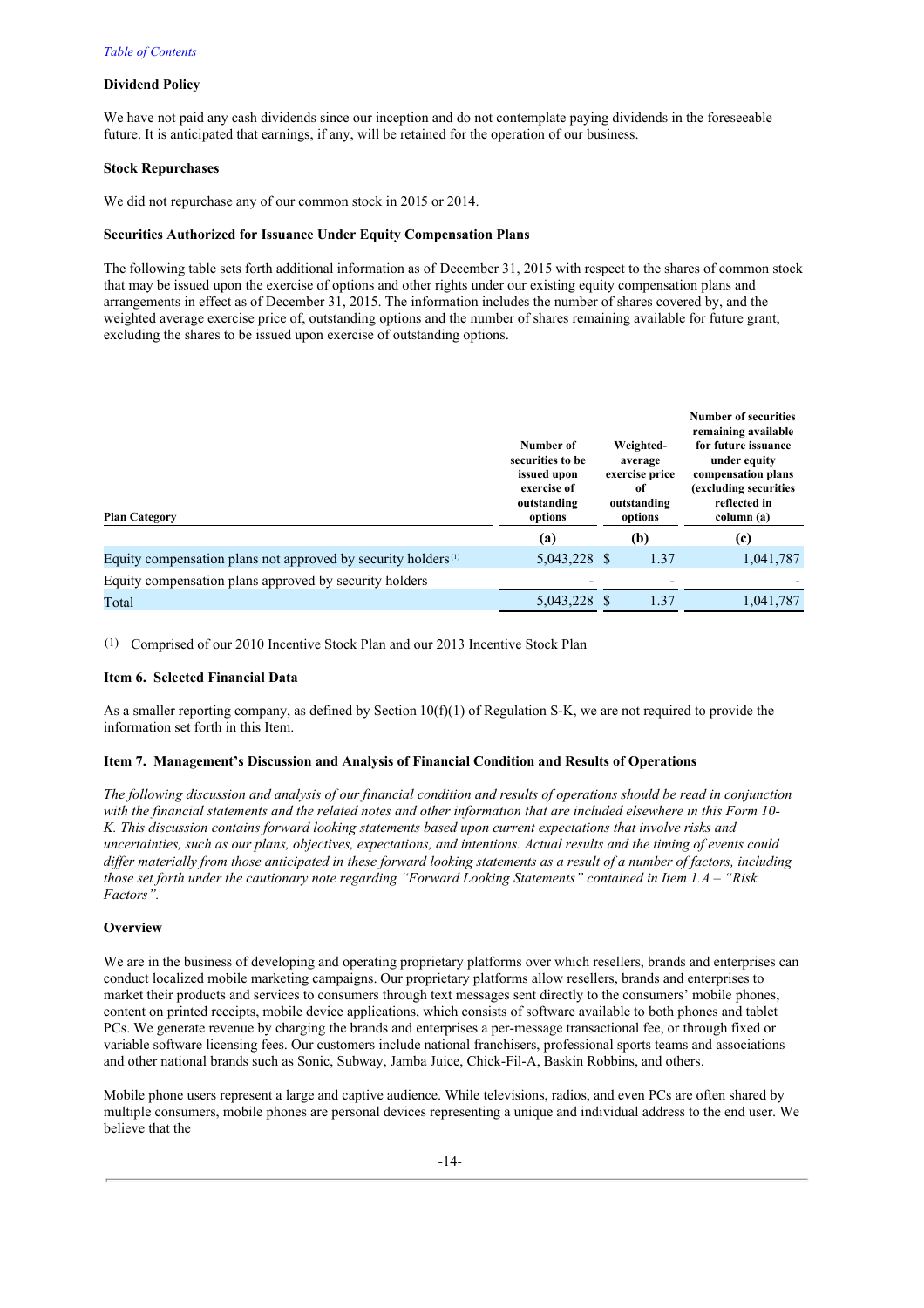### Dividend Policy

We have not paid any cash dividends since our inception and do not contemplate paying dividends in the foreseeable future. It is anticipated that earnings, if any, will be retained for the operation of our business.

### Stock Repurchases

We did not repurchase any of our common stock in 2015 or 2014.

### Securities Authorized for Issuance Under Equity Compensation Plans

The following table sets forth additional information as of December 31, 2015 with respect to the shares of common stock that may be issued upon the exercise of options and other rights under our existing equity compensation plans and arrangements in effect as of December 31, 2015. The information includes the number of shares covered by, and the weighted average exercise price of, outstanding options and the number of shares remaining available for future grant, excluding the shares to be issued upon exercise of outstanding options.

| Plan Category | Number of securities to be issued upon exercise of outstanding options | Weighted-average exercise price of outstanding options | Number of securities remaining available for future issuance under equity compensation plans (excluding securities reflected in column (a) |
|---|---|---|---|
| | (a) | (b) | (c) |
| Equity compensation plans not approved by security holders [(1)] | 5,043,228 | $ 1.37 | 1,041,787 |
| Equity compensation plans approved by security holders | - | - | - |
| Total | 5,043,228 | $ 1.37 | 1,041,787 |

(1) Comprised of our 2010 Incentive Stock Plan and our 2013 Incentive Stock Plan

### Item 6. Selected Financial Data

As a smaller reporting company, as defined by Section 10(f)(1) of Regulation S-K, we are not required to provide the information set forth in this Item.

### Item 7. Management's Discussion and Analysis of Financial Condition and Results of Operations

*The following discussion and analysis of our financial condition and results of operations should be read in conjunction with the financial statements and the related notes and other information that are included elsewhere in this Form 10-K. This discussion contains forward looking statements based upon current expectations that involve risks and uncertainties, such as our plans, objectives, expectations, and intentions. Actual results and the timing of events could differ materially from those anticipated in these forward looking statements as a result of a number of factors, including those set forth under the cautionary note regarding "Forward Looking Statements" contained in Item 1.A – "Risk Factors".*

### Overview

We are in the business of developing and operating proprietary platforms over which resellers, brands and enterprises can conduct localized mobile marketing campaigns. Our proprietary platforms allow resellers, brands and enterprises to market their products and services to consumers through text messages sent directly to the consumers' mobile phones, content on printed receipts, mobile device applications, which consists of software available to both phones and tablet PCs. We generate revenue by charging the brands and enterprises a per-message transactional fee, or through fixed or variable software licensing fees. Our customers include national franchisers, professional sports teams and associations and other national brands such as Sonic, Subway, Jamba Juice, Chick-Fil-A, Baskin Robbins, and others.

Mobile phone users represent a large and captive audience. While televisions, radios, and even PCs are often shared by multiple consumers, mobile phones are personal devices representing a unique and individual address to the end user. We believe that the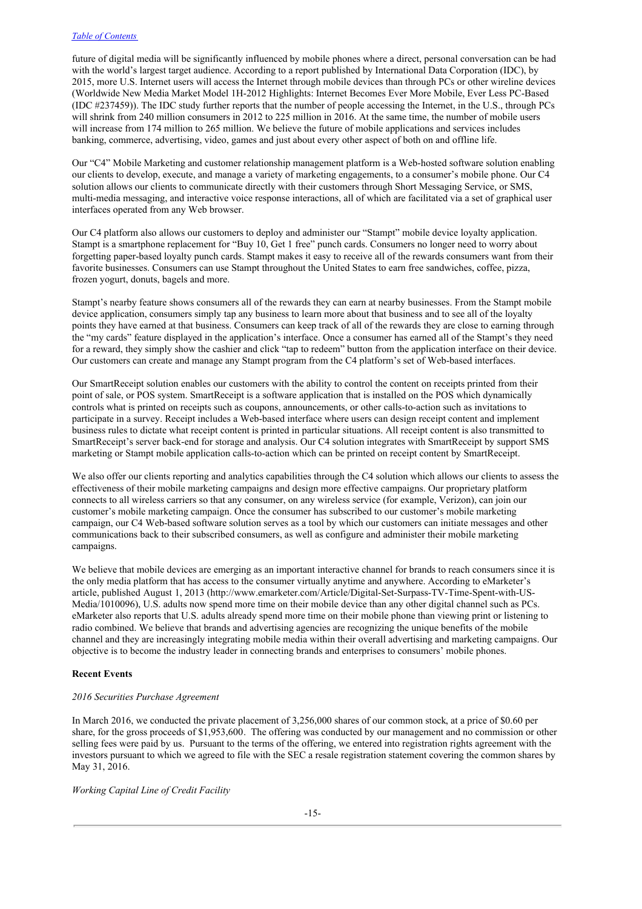future of digital media will be significantly influenced by mobile phones where a direct, personal conversation can be had with the world's largest target audience. According to a report published by International Data Corporation (IDC), by 2015, more U.S. Internet users will access the Internet through mobile devices than through PCs or other wireline devices (Worldwide New Media Market Model 1H-2012 Highlights: Internet Becomes Ever More Mobile, Ever Less PC-Based (IDC #237459)). The IDC study further reports that the number of people accessing the Internet, in the U.S., through PCs will shrink from 240 million consumers in 2012 to 225 million in 2016. At the same time, the number of mobile users will increase from 174 million to 265 million. We believe the future of mobile applications and services includes banking, commerce, advertising, video, games and just about every other aspect of both on and offline life.

Our "C4" Mobile Marketing and customer relationship management platform is a Web-hosted software solution enabling our clients to develop, execute, and manage a variety of marketing engagements, to a consumer's mobile phone. Our C4 solution allows our clients to communicate directly with their customers through Short Messaging Service, or SMS, multi-media messaging, and interactive voice response interactions, all of which are facilitated via a set of graphical user interfaces operated from any Web browser.

Our C4 platform also allows our customers to deploy and administer our "Stampt" mobile device loyalty application. Stampt is a smartphone replacement for "Buy 10, Get 1 free" punch cards. Consumers no longer need to worry about forgetting paper-based loyalty punch cards. Stampt makes it easy to receive all of the rewards consumers want from their favorite businesses. Consumers can use Stampt throughout the United States to earn free sandwiches, coffee, pizza, frozen yogurt, donuts, bagels and more.

Stampt's nearby feature shows consumers all of the rewards they can earn at nearby businesses. From the Stampt mobile device application, consumers simply tap any business to learn more about that business and to see all of the loyalty points they have earned at that business. Consumers can keep track of all of the rewards they are close to earning through the "my cards" feature displayed in the application's interface. Once a consumer has earned all of the Stampt's they need for a reward, they simply show the cashier and click "tap to redeem" button from the application interface on their device. Our customers can create and manage any Stampt program from the C4 platform's set of Web-based interfaces.

Our SmartReceipt solution enables our customers with the ability to control the content on receipts printed from their point of sale, or POS system. SmartReceipt is a software application that is installed on the POS which dynamically controls what is printed on receipts such as coupons, announcements, or other calls-to-action such as invitations to participate in a survey. Receipt includes a Web-based interface where users can design receipt content and implement business rules to dictate what receipt content is printed in particular situations. All receipt content is also transmitted to SmartReceipt's server back-end for storage and analysis. Our C4 solution integrates with SmartReceipt by support SMS marketing or Stampt mobile application calls-to-action which can be printed on receipt content by SmartReceipt.

We also offer our clients reporting and analytics capabilities through the C4 solution which allows our clients to assess the effectiveness of their mobile marketing campaigns and design more effective campaigns. Our proprietary platform connects to all wireless carriers so that any consumer, on any wireless service (for example, Verizon), can join our customer's mobile marketing campaign. Once the consumer has subscribed to our customer's mobile marketing campaign, our C4 Web-based software solution serves as a tool by which our customers can initiate messages and other communications back to their subscribed consumers, as well as configure and administer their mobile marketing campaigns.

We believe that mobile devices are emerging as an important interactive channel for brands to reach consumers since it is the only media platform that has access to the consumer virtually anytime and anywhere. According to eMarketer's article, published August 1, 2013 (http://www.emarketer.com/Article/Digital-Set-Surpass-TV-Time-Spent-with-US-Media/1010096), U.S. adults now spend more time on their mobile device than any other digital channel such as PCs. eMarketer also reports that U.S. adults already spend more time on their mobile phone than viewing print or listening to radio combined. We believe that brands and advertising agencies are recognizing the unique benefits of the mobile channel and they are increasingly integrating mobile media within their overall advertising and marketing campaigns. Our objective is to become the industry leader in connecting brands and enterprises to consumers' mobile phones.

**Recent Events**

*2016 Securities Purchase Agreement*

In March 2016, we conducted the private placement of 3,256,000 shares of our common stock, at a price of $0.60 per share, for the gross proceeds of $1,953,600. The offering was conducted by our management and no commission or other selling fees were paid by us. Pursuant to the terms of the offering, we entered into registration rights agreement with the investors pursuant to which we agreed to file with the SEC a resale registration statement covering the common shares by May 31, 2016.

*Working Capital Line of Credit Facility*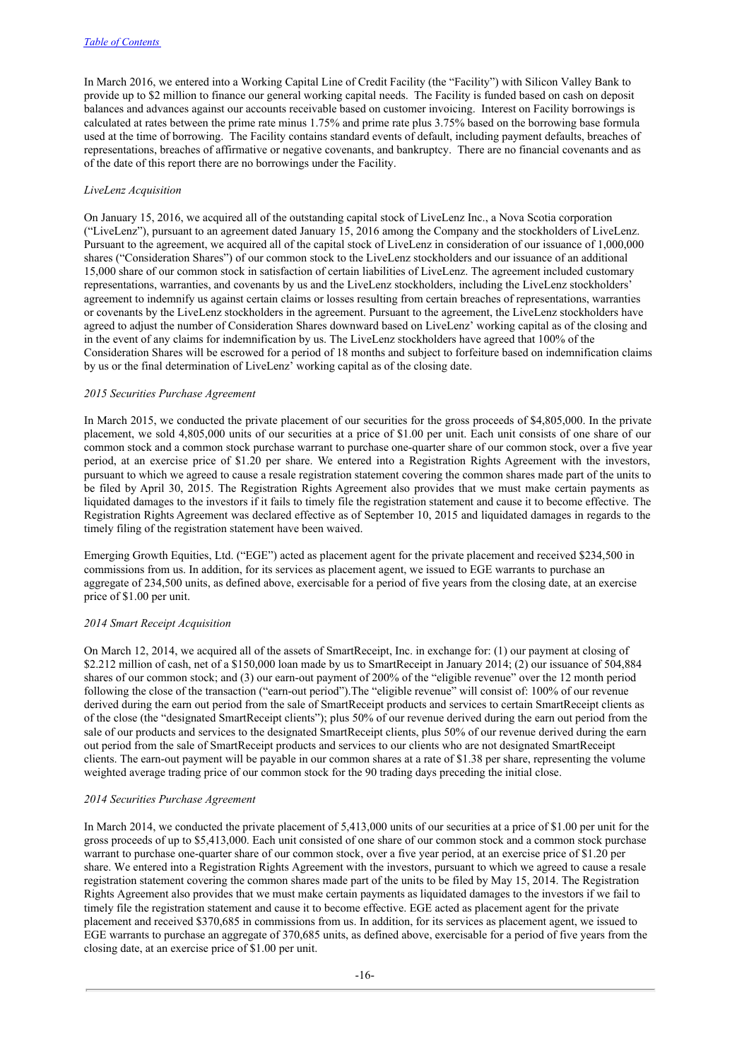In March 2016, we entered into a Working Capital Line of Credit Facility (the "Facility") with Silicon Valley Bank to provide up to $2 million to finance our general working capital needs. The Facility is funded based on cash on deposit balances and advances against our accounts receivable based on customer invoicing. Interest on Facility borrowings is calculated at rates between the prime rate minus 1.75% and prime rate plus 3.75% based on the borrowing base formula used at the time of borrowing. The Facility contains standard events of default, including payment defaults, breaches of representations, breaches of affirmative or negative covenants, and bankruptcy. There are no financial covenants and as of the date of this report there are no borrowings under the Facility.

*LiveLenz Acquisition*

On January 15, 2016, we acquired all of the outstanding capital stock of LiveLenz Inc., a Nova Scotia corporation ("LiveLenz"), pursuant to an agreement dated January 15, 2016 among the Company and the stockholders of LiveLenz. Pursuant to the agreement, we acquired all of the capital stock of LiveLenz in consideration of our issuance of 1,000,000 shares ("Consideration Shares") of our common stock to the LiveLenz stockholders and our issuance of an additional 15,000 share of our common stock in satisfaction of certain liabilities of LiveLenz. The agreement included customary representations, warranties, and covenants by us and the LiveLenz stockholders, including the LiveLenz stockholders' agreement to indemnify us against certain claims or losses resulting from certain breaches of representations, warranties or covenants by the LiveLenz stockholders in the agreement. Pursuant to the agreement, the LiveLenz stockholders have agreed to adjust the number of Consideration Shares downward based on LiveLenz' working capital as of the closing and in the event of any claims for indemnification by us. The LiveLenz stockholders have agreed that 100% of the Consideration Shares will be escrowed for a period of 18 months and subject to forfeiture based on indemnification claims by us or the final determination of LiveLenz' working capital as of the closing date.

*2015 Securities Purchase Agreement*

In March 2015, we conducted the private placement of our securities for the gross proceeds of $4,805,000. In the private placement, we sold 4,805,000 units of our securities at a price of $1.00 per unit. Each unit consists of one share of our common stock and a common stock purchase warrant to purchase one-quarter share of our common stock, over a five year period, at an exercise price of $1.20 per share. We entered into a Registration Rights Agreement with the investors, pursuant to which we agreed to cause a resale registration statement covering the common shares made part of the units to be filed by April 30, 2015. The Registration Rights Agreement also provides that we must make certain payments as liquidated damages to the investors if it fails to timely file the registration statement and cause it to become effective. The Registration Rights Agreement was declared effective as of September 10, 2015 and liquidated damages in regards to the timely filing of the registration statement have been waived.

Emerging Growth Equities, Ltd. ("EGE") acted as placement agent for the private placement and received $234,500 in commissions from us. In addition, for its services as placement agent, we issued to EGE warrants to purchase an aggregate of 234,500 units, as defined above, exercisable for a period of five years from the closing date, at an exercise price of $1.00 per unit.

*2014 Smart Receipt Acquisition*

On March 12, 2014, we acquired all of the assets of SmartReceipt, Inc. in exchange for: (1) our payment at closing of $2.212 million of cash, net of a $150,000 loan made by us to SmartReceipt in January 2014; (2) our issuance of 504,884 shares of our common stock; and (3) our earn-out payment of 200% of the "eligible revenue" over the 12 month period following the close of the transaction ("earn-out period").The "eligible revenue" will consist of: 100% of our revenue derived during the earn out period from the sale of SmartReceipt products and services to certain SmartReceipt clients as of the close (the "designated SmartReceipt clients"); plus 50% of our revenue derived during the earn out period from the sale of our products and services to the designated SmartReceipt clients, plus 50% of our revenue derived during the earn out period from the sale of SmartReceipt products and services to our clients who are not designated SmartReceipt clients. The earn-out payment will be payable in our common shares at a rate of $1.38 per share, representing the volume weighted average trading price of our common stock for the 90 trading days preceding the initial close.

*2014 Securities Purchase Agreement*

In March 2014, we conducted the private placement of 5,413,000 units of our securities at a price of $1.00 per unit for the gross proceeds of up to $5,413,000. Each unit consisted of one share of our common stock and a common stock purchase warrant to purchase one-quarter share of our common stock, over a five year period, at an exercise price of $1.20 per share. We entered into a Registration Rights Agreement with the investors, pursuant to which we agreed to cause a resale registration statement covering the common shares made part of the units to be filed by May 15, 2014. The Registration Rights Agreement also provides that we must make certain payments as liquidated damages to the investors if we fail to timely file the registration statement and cause it to become effective. EGE acted as placement agent for the private placement and received $370,685 in commissions from us. In addition, for its services as placement agent, we issued to EGE warrants to purchase an aggregate of 370,685 units, as defined above, exercisable for a period of five years from the closing date, at an exercise price of $1.00 per unit.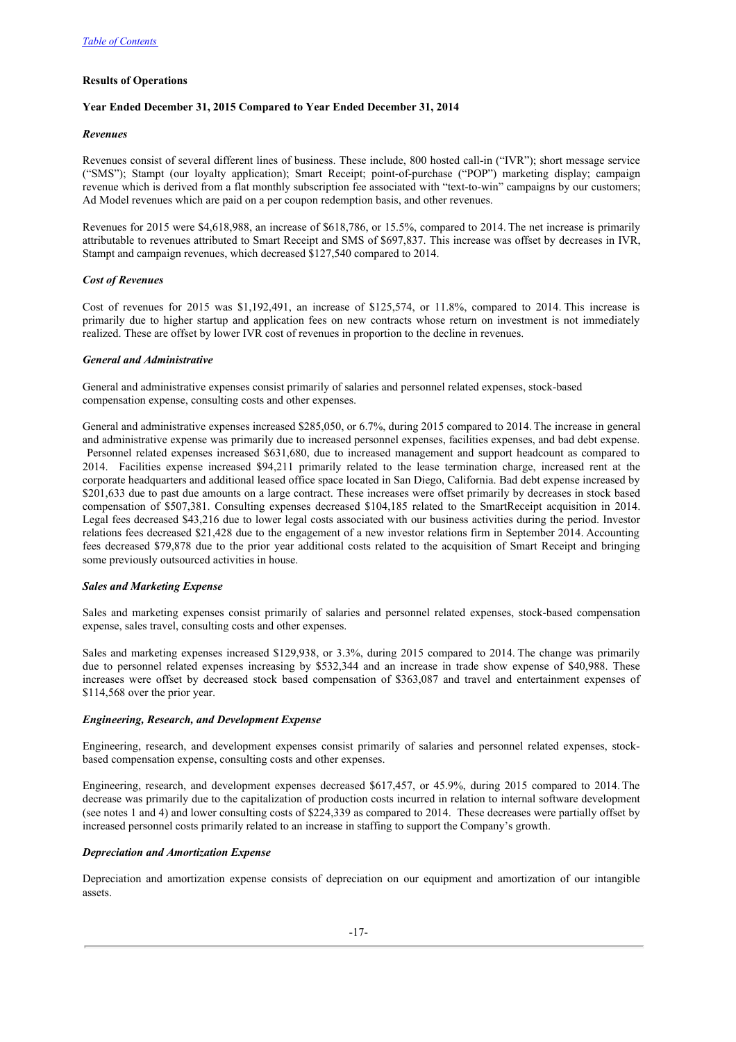## Results of Operations

### Year Ended December 31, 2015 Compared to Year Ended December 31, 2014

#### *Revenues*

Revenues consist of several different lines of business. These include, 800 hosted call-in ("IVR"); short message service ("SMS"); Stampt (our loyalty application); Smart Receipt; point-of-purchase ("POP") marketing display; campaign revenue which is derived from a flat monthly subscription fee associated with "text-to-win" campaigns by our customers; Ad Model revenues which are paid on a per coupon redemption basis, and other revenues.

Revenues for 2015 were $4,618,988, an increase of $618,786, or 15.5%, compared to 2014. The net increase is primarily attributable to revenues attributed to Smart Receipt and SMS of $697,837. This increase was offset by decreases in IVR, Stampt and campaign revenues, which decreased $127,540 compared to 2014.

#### *Cost of Revenues*

Cost of revenues for 2015 was $1,192,491, an increase of $125,574, or 11.8%, compared to 2014. This increase is primarily due to higher startup and application fees on new contracts whose return on investment is not immediately realized. These are offset by lower IVR cost of revenues in proportion to the decline in revenues.

#### *General and Administrative*

General and administrative expenses consist primarily of salaries and personnel related expenses, stock-based compensation expense, consulting costs and other expenses.

General and administrative expenses increased $285,050, or 6.7%, during 2015 compared to 2014. The increase in general and administrative expense was primarily due to increased personnel expenses, facilities expenses, and bad debt expense. Personnel related expenses increased $631,680, due to increased management and support headcount as compared to 2014. Facilities expense increased $94,211 primarily related to the lease termination charge, increased rent at the corporate headquarters and additional leased office space located in San Diego, California. Bad debt expense increased by $201,633 due to past due amounts on a large contract. These increases were offset primarily by decreases in stock based compensation of $507,381. Consulting expenses decreased $104,185 related to the SmartReceipt acquisition in 2014. Legal fees decreased $43,216 due to lower legal costs associated with our business activities during the period. Investor relations fees decreased $21,428 due to the engagement of a new investor relations firm in September 2014. Accounting fees decreased $79,878 due to the prior year additional costs related to the acquisition of Smart Receipt and bringing some previously outsourced activities in house.

#### *Sales and Marketing Expense*

Sales and marketing expenses consist primarily of salaries and personnel related expenses, stock-based compensation expense, sales travel, consulting costs and other expenses.

Sales and marketing expenses increased $129,938, or 3.3%, during 2015 compared to 2014. The change was primarily due to personnel related expenses increasing by $532,344 and an increase in trade show expense of $40,988. These increases were offset by decreased stock based compensation of $363,087 and travel and entertainment expenses of $114,568 over the prior year.

#### *Engineering, Research, and Development Expense*

Engineering, research, and development expenses consist primarily of salaries and personnel related expenses, stock-based compensation expense, consulting costs and other expenses.

Engineering, research, and development expenses decreased $617,457, or 45.9%, during 2015 compared to 2014. The decrease was primarily due to the capitalization of production costs incurred in relation to internal software development (see notes 1 and 4) and lower consulting costs of $224,339 as compared to 2014. These decreases were partially offset by increased personnel costs primarily related to an increase in staffing to support the Company's growth.

#### *Depreciation and Amortization Expense*

Depreciation and amortization expense consists of depreciation on our equipment and amortization of our intangible assets.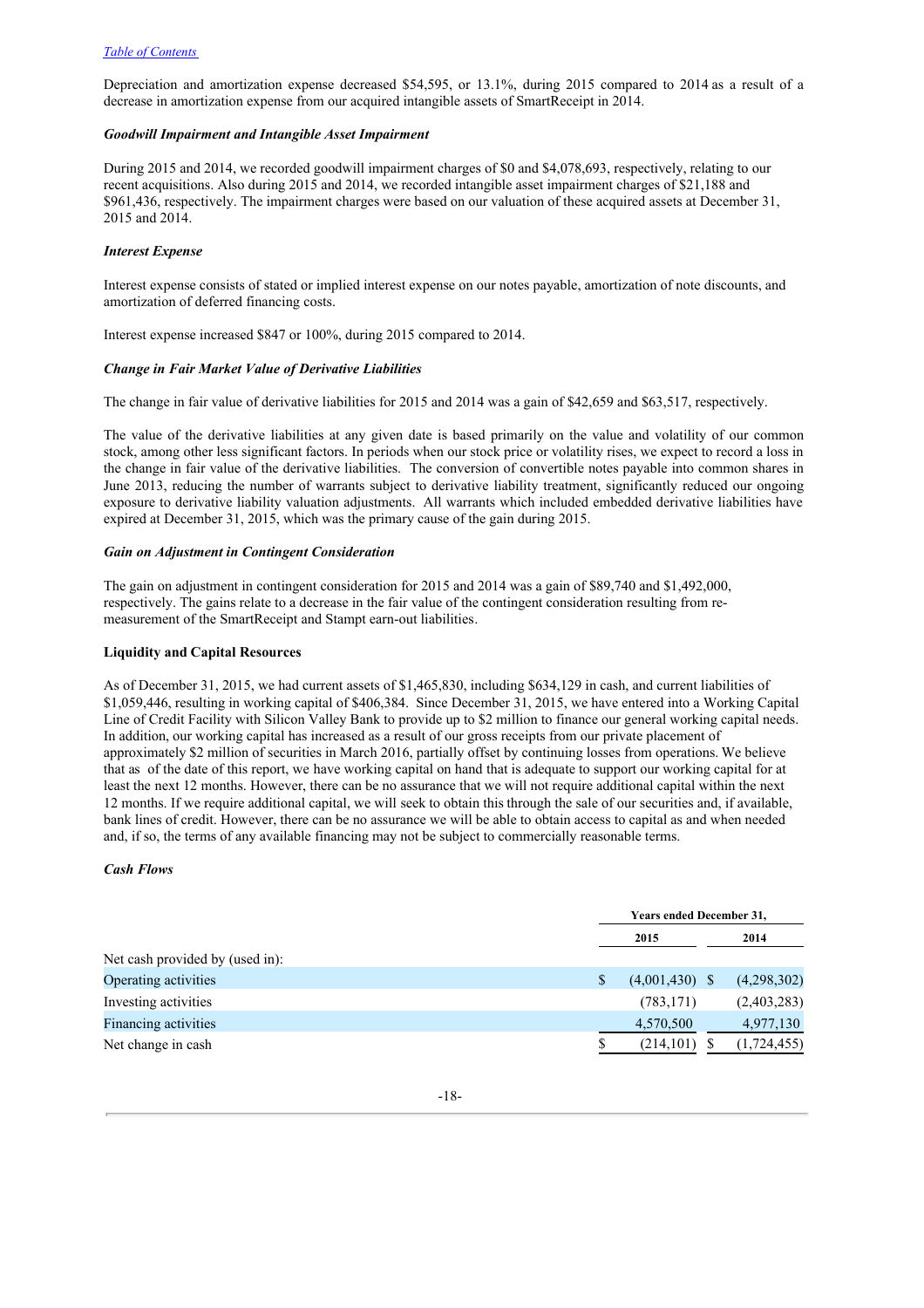Depreciation and amortization expense decreased $54,595, or 13.1%, during 2015 compared to 2014 as a result of a decrease in amortization expense from our acquired intangible assets of SmartReceipt in 2014.

***Goodwill Impairment and Intangible Asset Impairment***

During 2015 and 2014, we recorded goodwill impairment charges of $0 and $4,078,693, respectively, relating to our recent acquisitions. Also during 2015 and 2014, we recorded intangible asset impairment charges of $21,188 and $961,436, respectively. The impairment charges were based on our valuation of these acquired assets at December 31, 2015 and 2014.

***Interest Expense***

Interest expense consists of stated or implied interest expense on our notes payable, amortization of note discounts, and amortization of deferred financing costs.

Interest expense increased $847 or 100%, during 2015 compared to 2014.

***Change in Fair Market Value of Derivative Liabilities***

The change in fair value of derivative liabilities for 2015 and 2014 was a gain of $42,659 and $63,517, respectively.

The value of the derivative liabilities at any given date is based primarily on the value and volatility of our common stock, among other less significant factors. In periods when our stock price or volatility rises, we expect to record a loss in the change in fair value of the derivative liabilities. The conversion of convertible notes payable into common shares in June 2013, reducing the number of warrants subject to derivative liability treatment, significantly reduced our ongoing exposure to derivative liability valuation adjustments. All warrants which included embedded derivative liabilities have expired at December 31, 2015, which was the primary cause of the gain during 2015.

***Gain on Adjustment in Contingent Consideration***

The gain on adjustment in contingent consideration for 2015 and 2014 was a gain of $89,740 and $1,492,000, respectively. The gains relate to a decrease in the fair value of the contingent consideration resulting from re-measurement of the SmartReceipt and Stampt earn-out liabilities.

**Liquidity and Capital Resources**

As of December 31, 2015, we had current assets of $1,465,830, including $634,129 in cash, and current liabilities of $1,059,446, resulting in working capital of $406,384. Since December 31, 2015, we have entered into a Working Capital Line of Credit Facility with Silicon Valley Bank to provide up to $2 million to finance our general working capital needs. In addition, our working capital has increased as a result of our gross receipts from our private placement of approximately $2 million of securities in March 2016, partially offset by continuing losses from operations. We believe that as of the date of this report, we have working capital on hand that is adequate to support our working capital for at least the next 12 months. However, there can be no assurance that we will not require additional capital within the next 12 months. If we require additional capital, we will seek to obtain this through the sale of our securities and, if available, bank lines of credit. However, there can be no assurance we will be able to obtain access to capital as and when needed and, if so, the terms of any available financing may not be subject to commercially reasonable terms.

***Cash Flows***

| | Years ended December 31, | |
|---|---|---|
| | 2015 | 2014 |
| Net cash provided by (used in): | | |
| Operating activities | $ (4,001,430) | $ (4,298,302) |
| Investing activities | (783,171) | (2,403,283) |
| Financing activities | 4,570,500 | 4,977,130 |
| Net change in cash | $ (214,101) | $ (1,724,455) |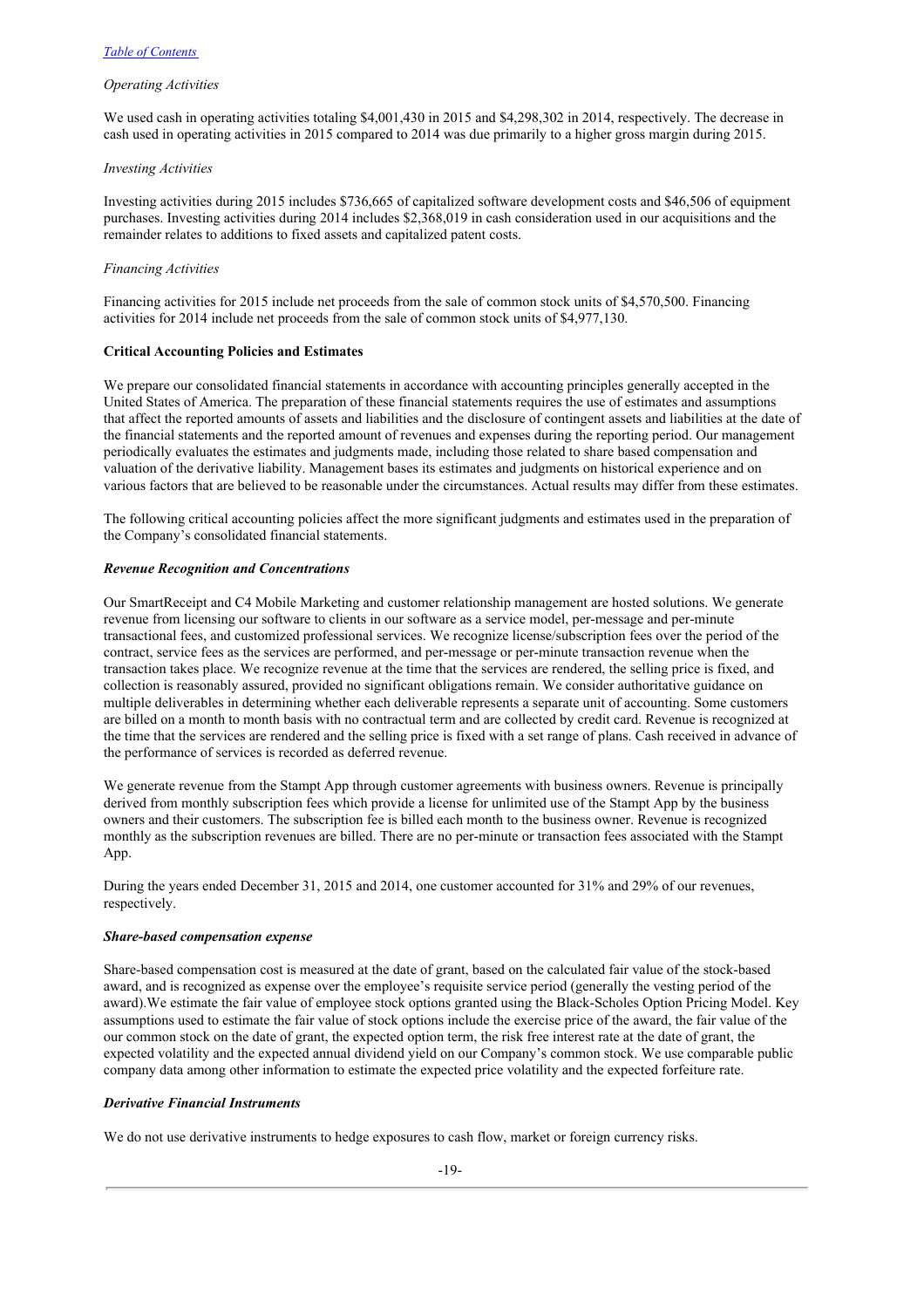*Operating Activities*

We used cash in operating activities totaling $4,001,430 in 2015 and $4,298,302 in 2014, respectively. The decrease in cash used in operating activities in 2015 compared to 2014 was due primarily to a higher gross margin during 2015.

*Investing Activities*

Investing activities during 2015 includes $736,665 of capitalized software development costs and $46,506 of equipment purchases. Investing activities during 2014 includes $2,368,019 in cash consideration used in our acquisitions and the remainder relates to additions to fixed assets and capitalized patent costs.

*Financing Activities*

Financing activities for 2015 include net proceeds from the sale of common stock units of $4,570,500. Financing activities for 2014 include net proceeds from the sale of common stock units of $4,977,130.

**Critical Accounting Policies and Estimates**

We prepare our consolidated financial statements in accordance with accounting principles generally accepted in the United States of America. The preparation of these financial statements requires the use of estimates and assumptions that affect the reported amounts of assets and liabilities and the disclosure of contingent assets and liabilities at the date of the financial statements and the reported amount of revenues and expenses during the reporting period. Our management periodically evaluates the estimates and judgments made, including those related to share based compensation and valuation of the derivative liability. Management bases its estimates and judgments on historical experience and on various factors that are believed to be reasonable under the circumstances. Actual results may differ from these estimates.

The following critical accounting policies affect the more significant judgments and estimates used in the preparation of the Company's consolidated financial statements.

***Revenue Recognition and Concentrations***

Our SmartReceipt and C4 Mobile Marketing and customer relationship management are hosted solutions. We generate revenue from licensing our software to clients in our software as a service model, per-message and per-minute transactional fees, and customized professional services. We recognize license/subscription fees over the period of the contract, service fees as the services are performed, and per-message or per-minute transaction revenue when the transaction takes place. We recognize revenue at the time that the services are rendered, the selling price is fixed, and collection is reasonably assured, provided no significant obligations remain. We consider authoritative guidance on multiple deliverables in determining whether each deliverable represents a separate unit of accounting. Some customers are billed on a month to month basis with no contractual term and are collected by credit card. Revenue is recognized at the time that the services are rendered and the selling price is fixed with a set range of plans. Cash received in advance of the performance of services is recorded as deferred revenue.

We generate revenue from the Stampt App through customer agreements with business owners. Revenue is principally derived from monthly subscription fees which provide a license for unlimited use of the Stampt App by the business owners and their customers. The subscription fee is billed each month to the business owner. Revenue is recognized monthly as the subscription revenues are billed. There are no per-minute or transaction fees associated with the Stampt App.

During the years ended December 31, 2015 and 2014, one customer accounted for 31% and 29% of our revenues, respectively.

***Share-based compensation expense***

Share-based compensation cost is measured at the date of grant, based on the calculated fair value of the stock-based award, and is recognized as expense over the employee's requisite service period (generally the vesting period of the award).We estimate the fair value of employee stock options granted using the Black-Scholes Option Pricing Model. Key assumptions used to estimate the fair value of stock options include the exercise price of the award, the fair value of the our common stock on the date of grant, the expected option term, the risk free interest rate at the date of grant, the expected volatility and the expected annual dividend yield on our Company's common stock. We use comparable public company data among other information to estimate the expected price volatility and the expected forfeiture rate.

***Derivative Financial Instruments***

We do not use derivative instruments to hedge exposures to cash flow, market or foreign currency risks.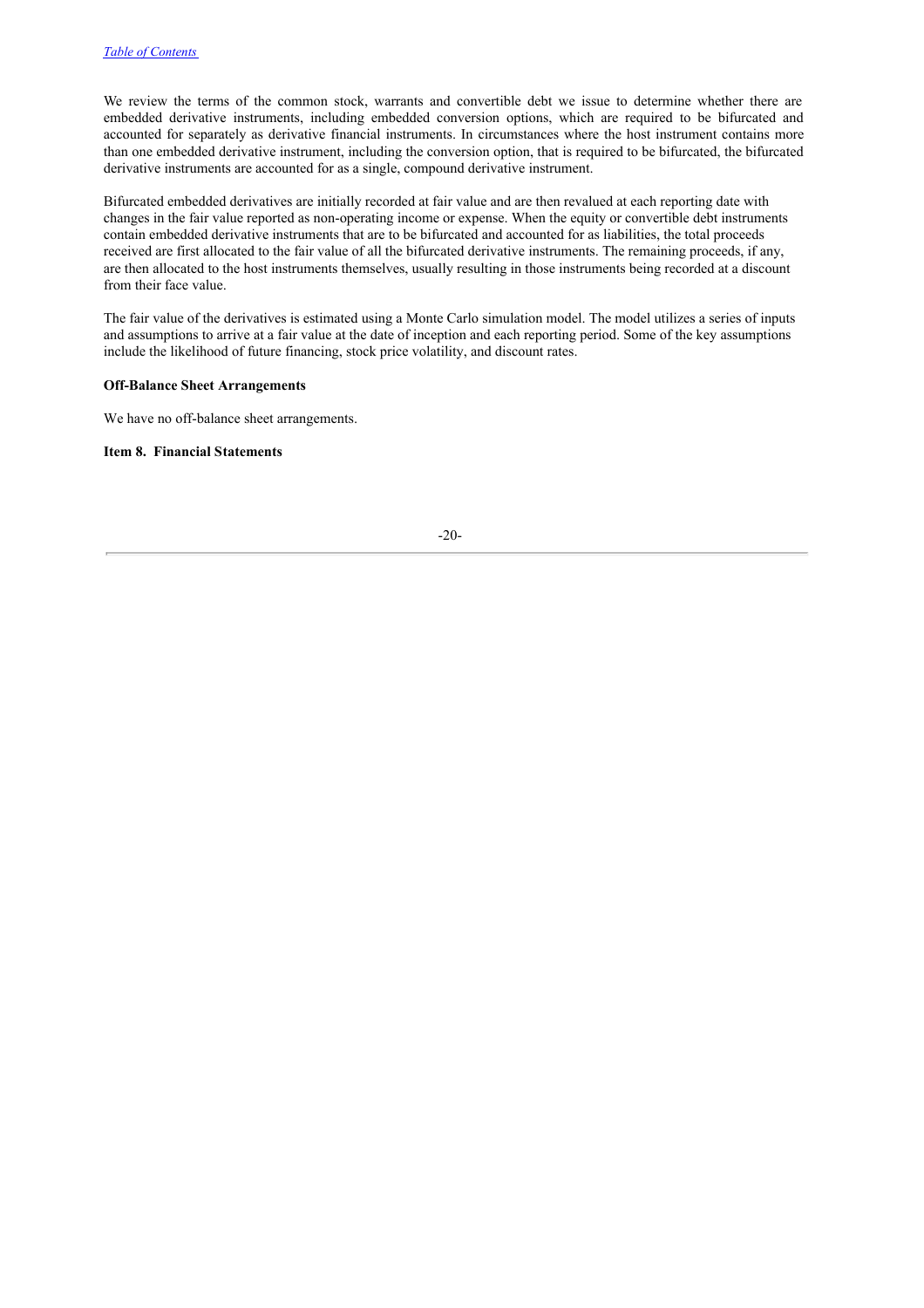We review the terms of the common stock, warrants and convertible debt we issue to determine whether there are embedded derivative instruments, including embedded conversion options, which are required to be bifurcated and accounted for separately as derivative financial instruments. In circumstances where the host instrument contains more than one embedded derivative instrument, including the conversion option, that is required to be bifurcated, the bifurcated derivative instruments are accounted for as a single, compound derivative instrument.

Bifurcated embedded derivatives are initially recorded at fair value and are then revalued at each reporting date with changes in the fair value reported as non-operating income or expense. When the equity or convertible debt instruments contain embedded derivative instruments that are to be bifurcated and accounted for as liabilities, the total proceeds received are first allocated to the fair value of all the bifurcated derivative instruments. The remaining proceeds, if any, are then allocated to the host instruments themselves, usually resulting in those instruments being recorded at a discount from their face value.

The fair value of the derivatives is estimated using a Monte Carlo simulation model. The model utilizes a series of inputs and assumptions to arrive at a fair value at the date of inception and each reporting period. Some of the key assumptions include the likelihood of future financing, stock price volatility, and discount rates.

**Off-Balance Sheet Arrangements**

We have no off-balance sheet arrangements.

**Item 8. Financial Statements**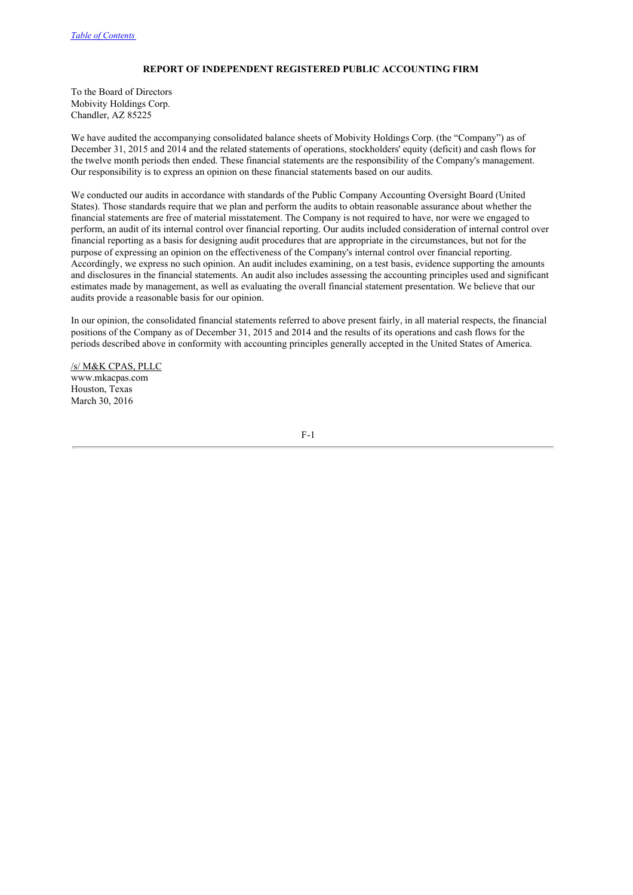## REPORT OF INDEPENDENT REGISTERED PUBLIC ACCOUNTING FIRM

To the Board of Directors
Mobivity Holdings Corp.
Chandler, AZ 85225

We have audited the accompanying consolidated balance sheets of Mobivity Holdings Corp. (the "Company") as of December 31, 2015 and 2014 and the related statements of operations, stockholders' equity (deficit) and cash flows for the twelve month periods then ended. These financial statements are the responsibility of the Company's management. Our responsibility is to express an opinion on these financial statements based on our audits.

We conducted our audits in accordance with standards of the Public Company Accounting Oversight Board (United States). Those standards require that we plan and perform the audits to obtain reasonable assurance about whether the financial statements are free of material misstatement. The Company is not required to have, nor were we engaged to perform, an audit of its internal control over financial reporting. Our audits included consideration of internal control over financial reporting as a basis for designing audit procedures that are appropriate in the circumstances, but not for the purpose of expressing an opinion on the effectiveness of the Company's internal control over financial reporting. Accordingly, we express no such opinion. An audit includes examining, on a test basis, evidence supporting the amounts and disclosures in the financial statements. An audit also includes assessing the accounting principles used and significant estimates made by management, as well as evaluating the overall financial statement presentation. We believe that our audits provide a reasonable basis for our opinion.

In our opinion, the consolidated financial statements referred to above present fairly, in all material respects, the financial positions of the Company as of December 31, 2015 and 2014 and the results of its operations and cash flows for the periods described above in conformity with accounting principles generally accepted in the United States of America.

/s/ M&K CPAS, PLLC
www.mkacpas.com
Houston, Texas
March 30, 2016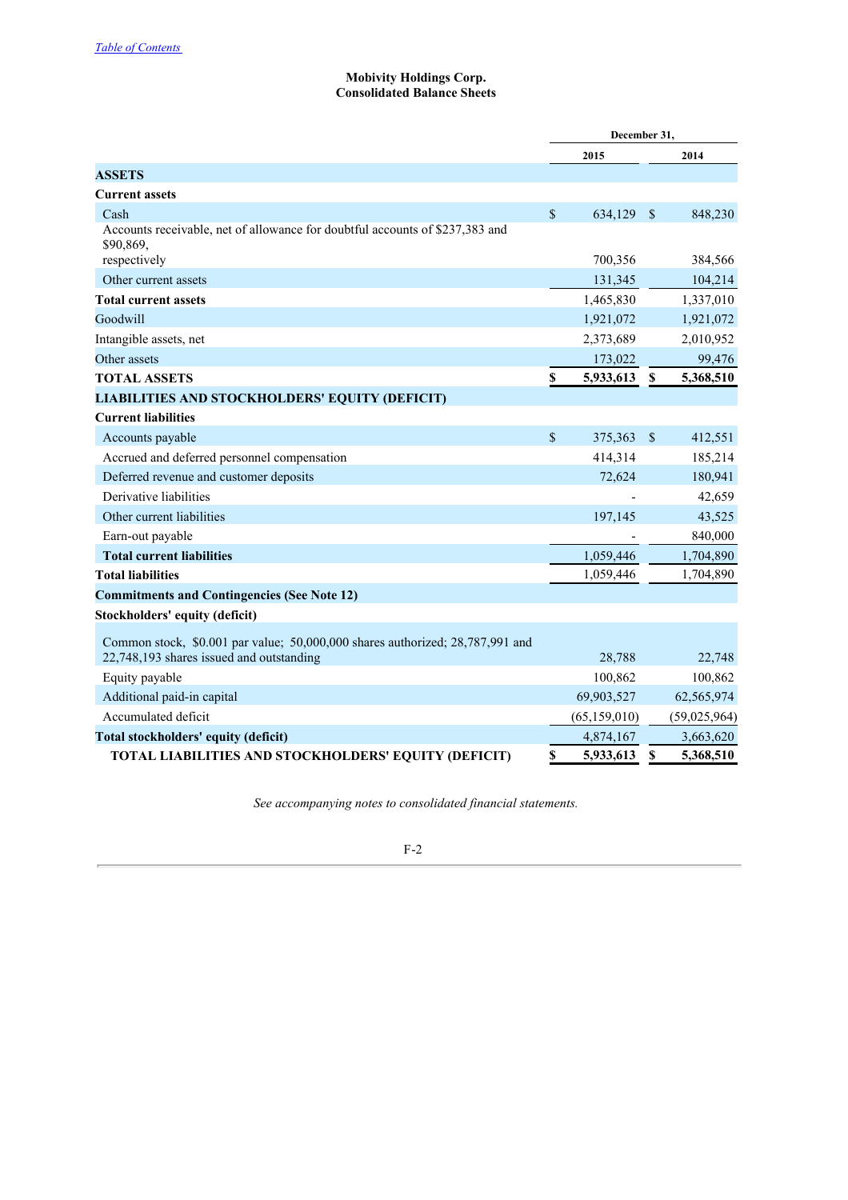[Table of Contents]

**Mobivity Holdings Corp.**
**Consolidated Balance Sheets**

| | December 31, | |
|---|---|---|
| | 2015 | 2014 |
| **ASSETS** | | |
| **Current assets** | | |
| Cash | $ 634,129 | $ 848,230 |
| Accounts receivable, net of allowance for doubtful accounts of $237,383 and $90,869, respectively | 700,356 | 384,566 |
| Other current assets | 131,345 | 104,214 |
| **Total current assets** | 1,465,830 | 1,337,010 |
| Goodwill | 1,921,072 | 1,921,072 |
| Intangible assets, net | 2,373,689 | 2,010,952 |
| Other assets | 173,022 | 99,476 |
| **TOTAL ASSETS** | **$ 5,933,613** | **$ 5,368,510** |
| **LIABILITIES AND STOCKHOLDERS' EQUITY (DEFICIT)** | | |
| **Current liabilities** | | |
| Accounts payable | $ 375,363 | $ 412,551 |
| Accrued and deferred personnel compensation | 414,314 | 185,214 |
| Deferred revenue and customer deposits | 72,624 | 180,941 |
| Derivative liabilities | - | 42,659 |
| Other current liabilities | 197,145 | 43,525 |
| Earn-out payable | - | 840,000 |
| **Total current liabilities** | 1,059,446 | 1,704,890 |
| **Total liabilities** | 1,059,446 | 1,704,890 |
| **Commitments and Contingencies (See Note 12)** | | |
| **Stockholders' equity (deficit)** | | |
| Common stock, $0.001 par value; 50,000,000 shares authorized; 28,787,991 and 22,748,193 shares issued and outstanding | 28,788 | 22,748 |
| Equity payable | 100,862 | 100,862 |
| Additional paid-in capital | 69,903,527 | 62,565,974 |
| Accumulated deficit | (65,159,010) | (59,025,964) |
| **Total stockholders' equity (deficit)** | 4,874,167 | 3,663,620 |
| **TOTAL LIABILITIES AND STOCKHOLDERS' EQUITY (DEFICIT)** | **$ 5,933,613** | **$ 5,368,510** |

*See accompanying notes to consolidated financial statements.*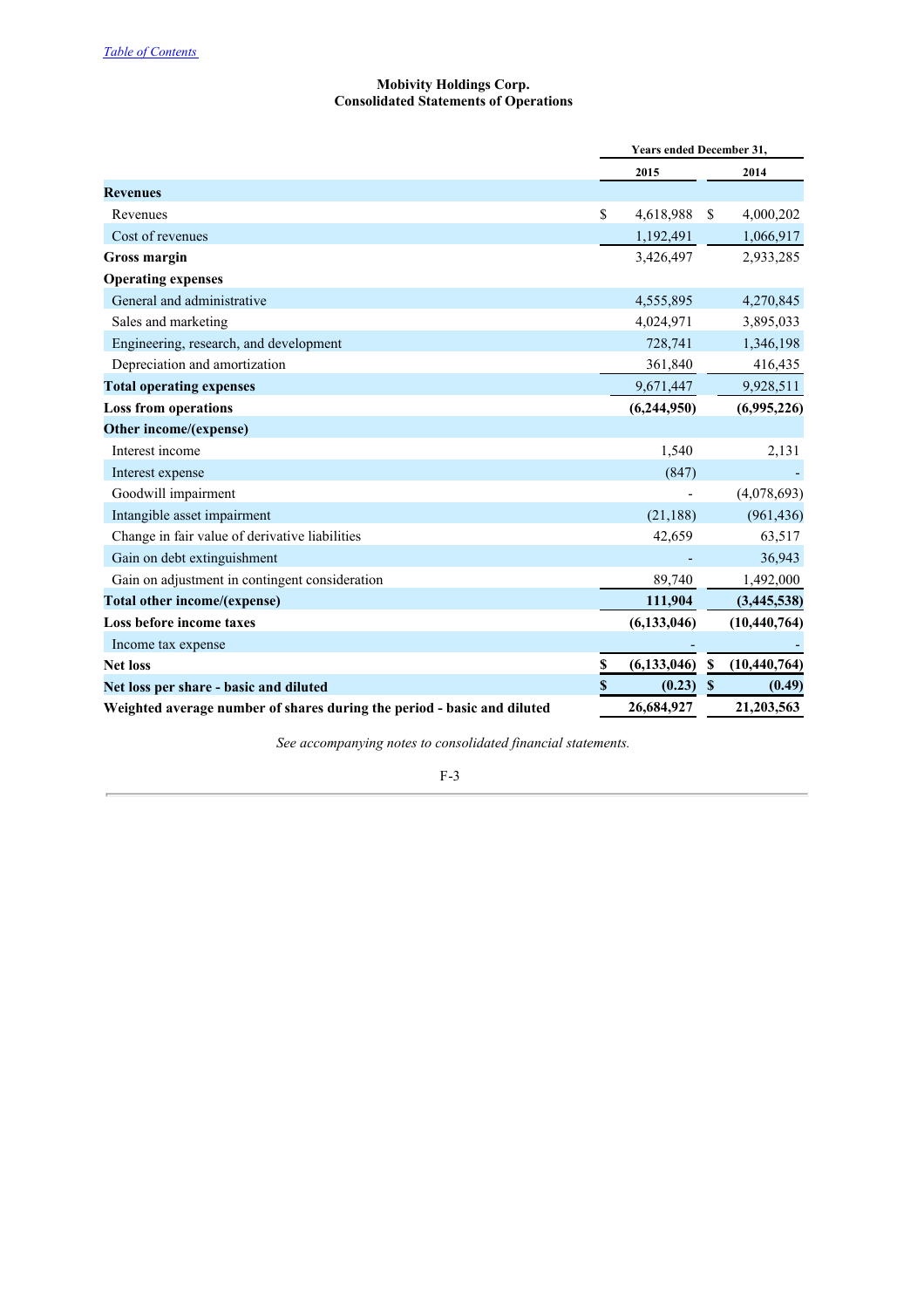[Table of Contents](#)

**Mobivity Holdings Corp.**
**Consolidated Statements of Operations**

| | Years ended December 31, | |
|---|---|---|
| | **2015** | **2014** |
| **Revenues** | | |
| Revenues | $ 4,618,988 | $ 4,000,202 |
| Cost of revenues | 1,192,491 | 1,066,917 |
| **Gross margin** | 3,426,497 | 2,933,285 |
| **Operating expenses** | | |
| General and administrative | 4,555,895 | 4,270,845 |
| Sales and marketing | 4,024,971 | 3,895,033 |
| Engineering, research, and development | 728,741 | 1,346,198 |
| Depreciation and amortization | 361,840 | 416,435 |
| **Total operating expenses** | 9,671,447 | 9,928,511 |
| **Loss from operations** | **(6,244,950)** | **(6,995,226)** |
| **Other income/(expense)** | | |
| Interest income | 1,540 | 2,131 |
| Interest expense | (847) | - |
| Goodwill impairment | - | (4,078,693) |
| Intangible asset impairment | (21,188) | (961,436) |
| Change in fair value of derivative liabilities | 42,659 | 63,517 |
| Gain on debt extinguishment | - | 36,943 |
| Gain on adjustment in contingent consideration | 89,740 | 1,492,000 |
| **Total other income/(expense)** | **111,904** | **(3,445,538)** |
| **Loss before income taxes** | **(6,133,046)** | **(10,440,764)** |
| Income tax expense | - | - |
| **Net loss** | **$ (6,133,046)** | **$ (10,440,764)** |
| **Net loss per share - basic and diluted** | **$ (0.23)** | **$ (0.49)** |
| **Weighted average number of shares during the period - basic and diluted** | **26,684,927** | **21,203,563** |

*See accompanying notes to consolidated financial statements.*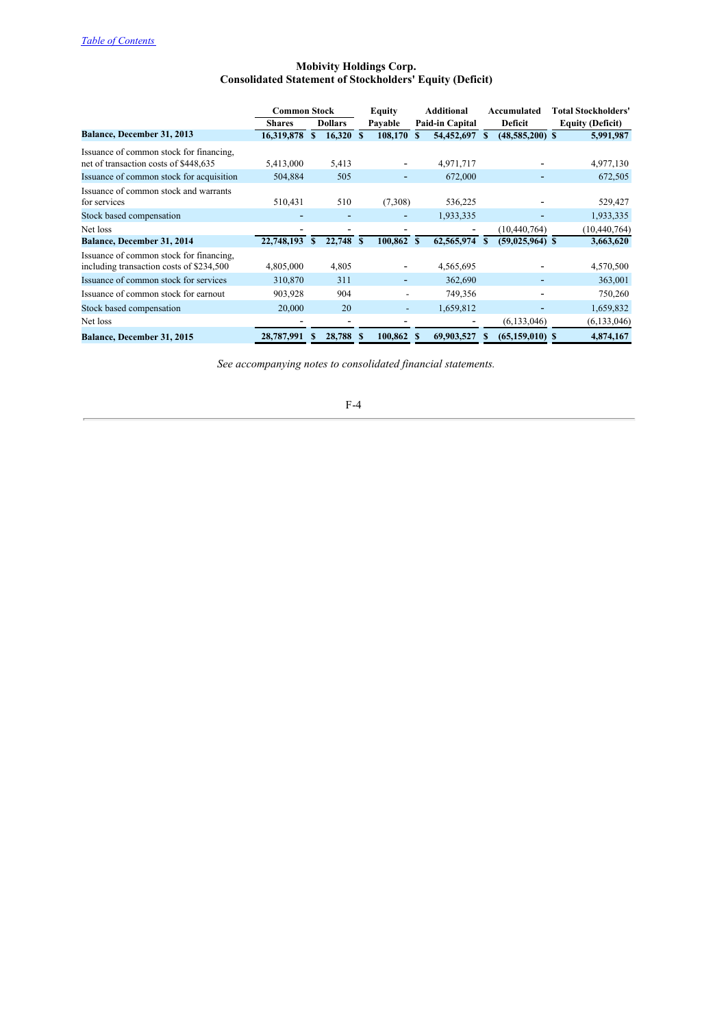[Table of Contents](#)

## Mobivity Holdings Corp.
## Consolidated Statement of Stockholders' Equity (Deficit)

| | Common Stock | | Equity | Additional | Accumulated | Total Stockholders' |
|---|---|---|---|---|---|---|
| | Shares | Dollars | Payable | Paid-in Capital | Deficit | Equity (Deficit) |
| **Balance, December 31, 2013** | **16,319,878** | **$ 16,320** | **$ 108,170** | **$ 54,452,697** | **$ (48,585,200)** | **$ 5,991,987** |
| Issuance of common stock for financing, net of transaction costs of $448,635 | 5,413,000 | 5,413 | - | 4,971,717 | - | 4,977,130 |
| Issuance of common stock for acquisition | 504,884 | 505 | - | 672,000 | - | 672,505 |
| Issuance of common stock and warrants for services | 510,431 | 510 | (7,308) | 536,225 | - | 529,427 |
| Stock based compensation | - | - | - | 1,933,335 | - | 1,933,335 |
| Net loss | - | - | - | - | (10,440,764) | (10,440,764) |
| **Balance, December 31, 2014** | **22,748,193** | **$ 22,748** | **$ 100,862** | **$ 62,565,974** | **$ (59,025,964)** | **$ 3,663,620** |
| Issuance of common stock for financing, including transaction costs of $234,500 | 4,805,000 | 4,805 | - | 4,565,695 | - | 4,570,500 |
| Issuance of common stock for services | 310,870 | 311 | - | 362,690 | - | 363,001 |
| Issuance of common stock for earnout | 903,928 | 904 | - | 749,356 | - | 750,260 |
| Stock based compensation | 20,000 | 20 | - | 1,659,812 | - | 1,659,832 |
| Net loss | - | - | - | - | (6,133,046) | (6,133,046) |
| **Balance, December 31, 2015** | **28,787,991** | **$ 28,788** | **$ 100,862** | **$ 69,903,527** | **$ (65,159,010)** | **$ 4,874,167** |

*See accompanying notes to consolidated financial statements.*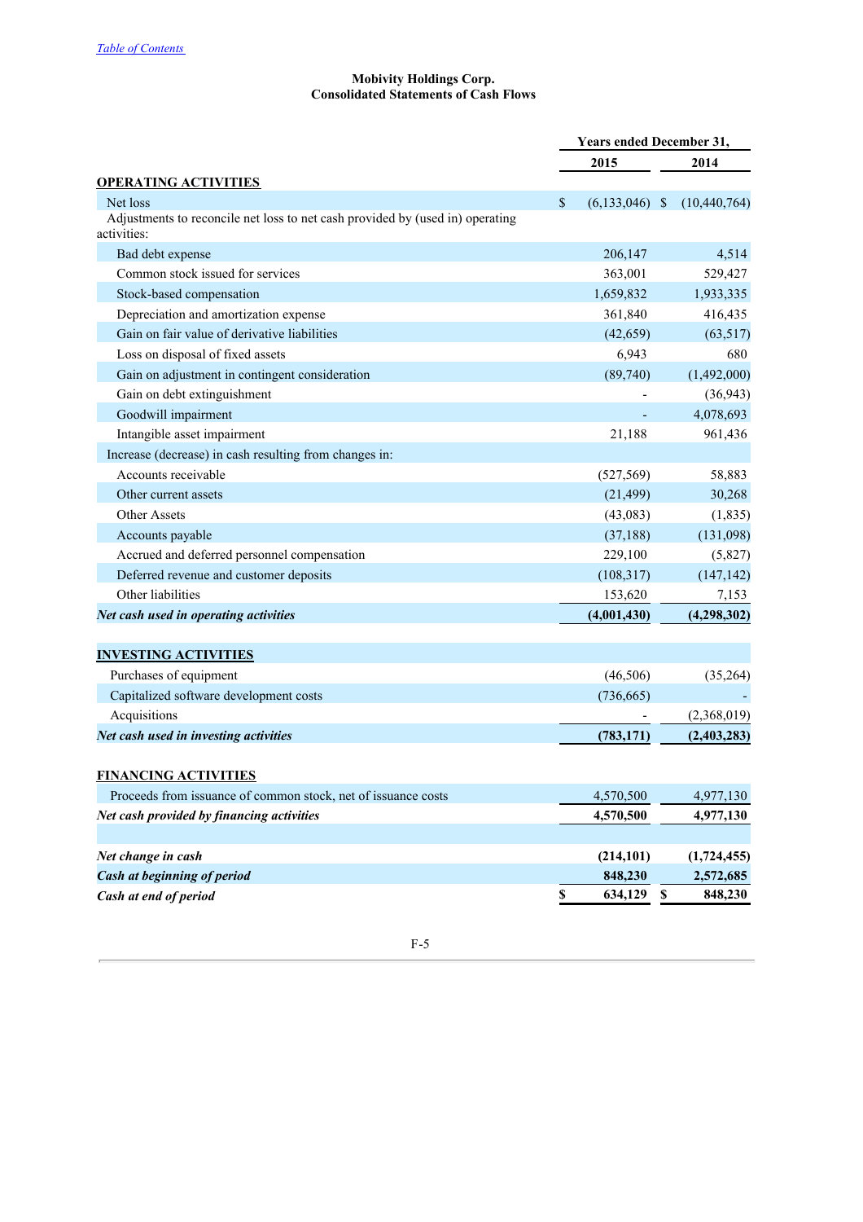[Table of Contents](#)

**Mobivity Holdings Corp.**
**Consolidated Statements of Cash Flows**

| | Years ended December 31, | |
|---|---|---|
| | 2015 | 2014 |
| **OPERATING ACTIVITIES** | | |
| Net loss | $ (6,133,046) | $ (10,440,764) |
| Adjustments to reconcile net loss to net cash provided by (used in) operating activities: | | |
| Bad debt expense | 206,147 | 4,514 |
| Common stock issued for services | 363,001 | 529,427 |
| Stock-based compensation | 1,659,832 | 1,933,335 |
| Depreciation and amortization expense | 361,840 | 416,435 |
| Gain on fair value of derivative liabilities | (42,659) | (63,517) |
| Loss on disposal of fixed assets | 6,943 | 680 |
| Gain on adjustment in contingent consideration | (89,740) | (1,492,000) |
| Gain on debt extinguishment | - | (36,943) |
| Goodwill impairment | - | 4,078,693 |
| Intangible asset impairment | 21,188 | 961,436 |
| Increase (decrease) in cash resulting from changes in: | | |
| Accounts receivable | (527,569) | 58,883 |
| Other current assets | (21,499) | 30,268 |
| Other Assets | (43,083) | (1,835) |
| Accounts payable | (37,188) | (131,098) |
| Accrued and deferred personnel compensation | 229,100 | (5,827) |
| Deferred revenue and customer deposits | (108,317) | (147,142) |
| Other liabilities | 153,620 | 7,153 |
| ***Net cash used in operating activities*** | **(4,001,430)** | **(4,298,302)** |
| **INVESTING ACTIVITIES** | | |
| Purchases of equipment | (46,506) | (35,264) |
| Capitalized software development costs | (736,665) | - |
| Acquisitions | - | (2,368,019) |
| ***Net cash used in investing activities*** | **(783,171)** | **(2,403,283)** |
| **FINANCING ACTIVITIES** | | |
| Proceeds from issuance of common stock, net of issuance costs | 4,570,500 | 4,977,130 |
| ***Net cash provided by financing activities*** | **4,570,500** | **4,977,130** |
| ***Net change in cash*** | **(214,101)** | **(1,724,455)** |
| ***Cash at beginning of period*** | **848,230** | **2,572,685** |
| ***Cash at end of period*** | **$ 634,129** | **$ 848,230** |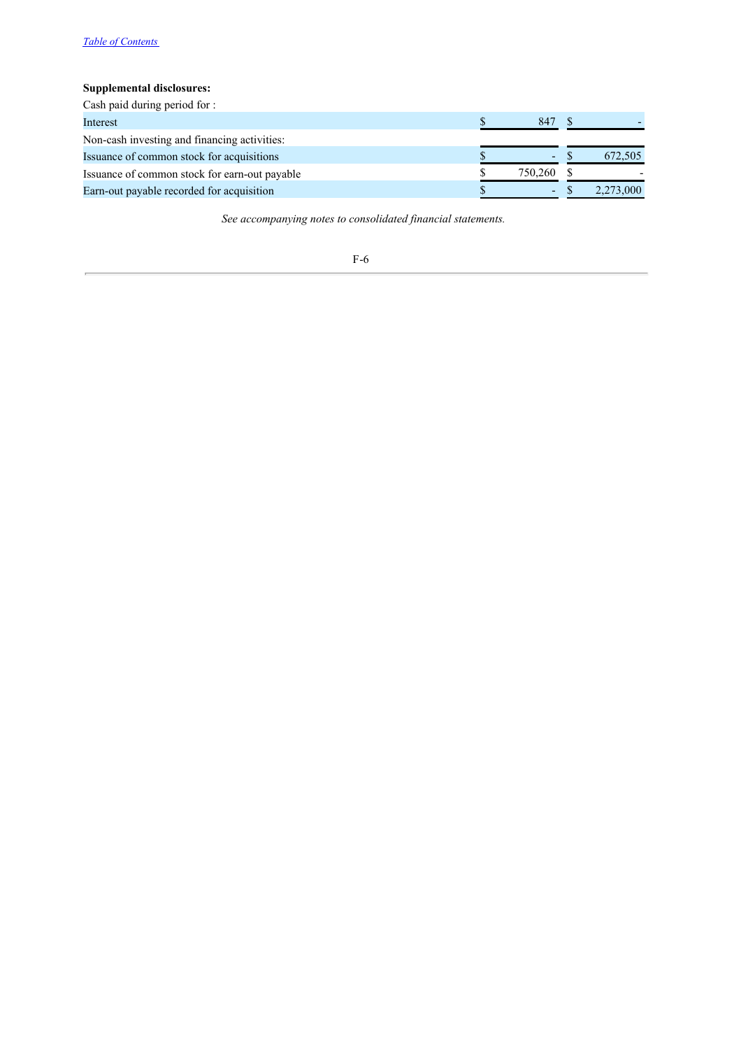**Supplemental disclosures:**

| | | |
|---|---|---|
| Cash paid during period for : | | |
| Interest | $ 847 | $ - |
| Non-cash investing and financing activities: | | |
| Issuance of common stock for acquisitions | $ - | $ 672,505 |
| Issuance of common stock for earn-out payable | $ 750,260 | $ - |
| Earn-out payable recorded for acquisition | $ - | $ 2,273,000 |

*See accompanying notes to consolidated financial statements.*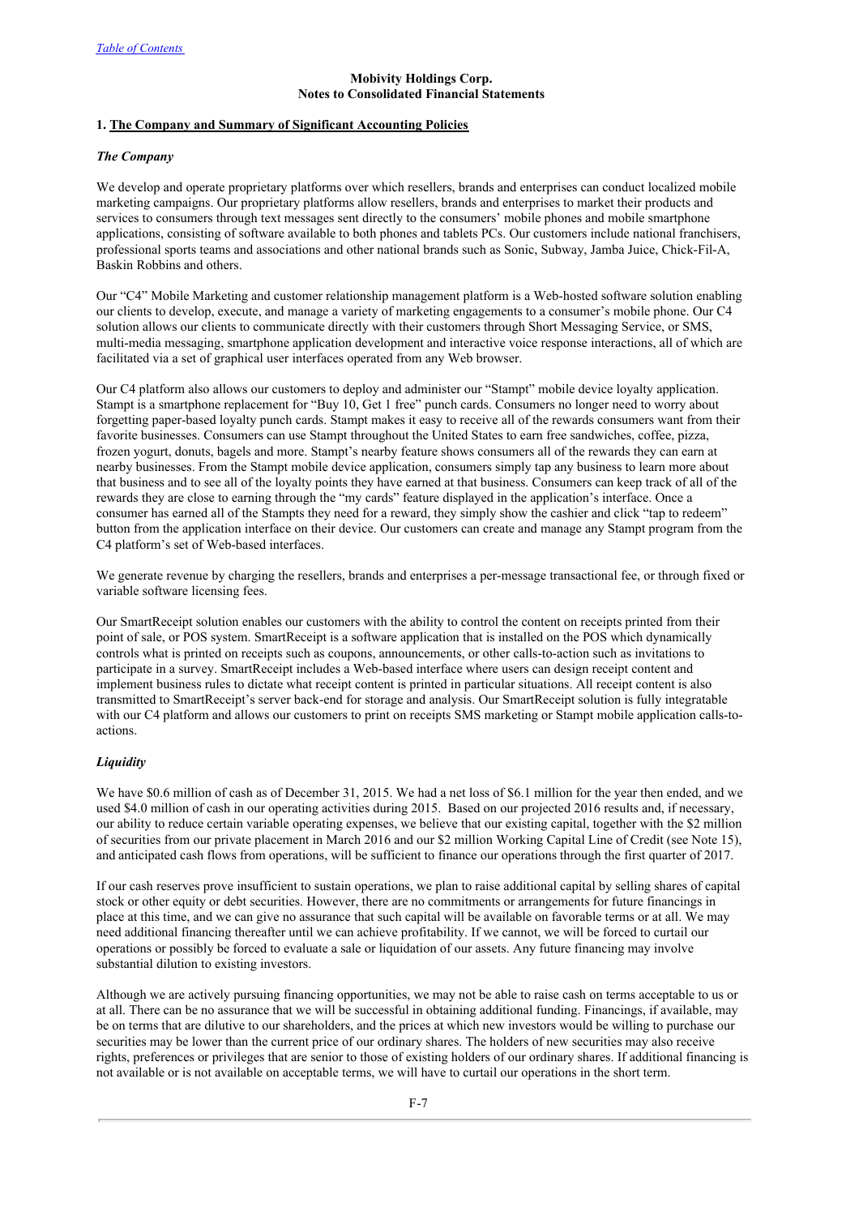**Mobivity Holdings Corp.**
**Notes to Consolidated Financial Statements**

## 1. The Company and Summary of Significant Accounting Policies

### *The Company*

We develop and operate proprietary platforms over which resellers, brands and enterprises can conduct localized mobile marketing campaigns. Our proprietary platforms allow resellers, brands and enterprises to market their products and services to consumers through text messages sent directly to the consumers' mobile phones and mobile smartphone applications, consisting of software available to both phones and tablets PCs. Our customers include national franchisers, professional sports teams and associations and other national brands such as Sonic, Subway, Jamba Juice, Chick-Fil-A, Baskin Robbins and others.

Our "C4" Mobile Marketing and customer relationship management platform is a Web-hosted software solution enabling our clients to develop, execute, and manage a variety of marketing engagements to a consumer's mobile phone. Our C4 solution allows our clients to communicate directly with their customers through Short Messaging Service, or SMS, multi-media messaging, smartphone application development and interactive voice response interactions, all of which are facilitated via a set of graphical user interfaces operated from any Web browser.

Our C4 platform also allows our customers to deploy and administer our "Stampt" mobile device loyalty application. Stampt is a smartphone replacement for "Buy 10, Get 1 free" punch cards. Consumers no longer need to worry about forgetting paper-based loyalty punch cards. Stampt makes it easy to receive all of the rewards consumers want from their favorite businesses. Consumers can use Stampt throughout the United States to earn free sandwiches, coffee, pizza, frozen yogurt, donuts, bagels and more. Stampt's nearby feature shows consumers all of the rewards they can earn at nearby businesses. From the Stampt mobile device application, consumers simply tap any business to learn more about that business and to see all of the loyalty points they have earned at that business. Consumers can keep track of all of the rewards they are close to earning through the "my cards" feature displayed in the application's interface. Once a consumer has earned all of the Stampts they need for a reward, they simply show the cashier and click "tap to redeem" button from the application interface on their device. Our customers can create and manage any Stampt program from the C4 platform's set of Web-based interfaces.

We generate revenue by charging the resellers, brands and enterprises a per-message transactional fee, or through fixed or variable software licensing fees.

Our SmartReceipt solution enables our customers with the ability to control the content on receipts printed from their point of sale, or POS system. SmartReceipt is a software application that is installed on the POS which dynamically controls what is printed on receipts such as coupons, announcements, or other calls-to-action such as invitations to participate in a survey. SmartReceipt includes a Web-based interface where users can design receipt content and implement business rules to dictate what receipt content is printed in particular situations. All receipt content is also transmitted to SmartReceipt's server back-end for storage and analysis. Our SmartReceipt solution is fully integratable with our C4 platform and allows our customers to print on receipts SMS marketing or Stampt mobile application calls-to-actions.

### *Liquidity*

We have $0.6 million of cash as of December 31, 2015. We had a net loss of $6.1 million for the year then ended, and we used $4.0 million of cash in our operating activities during 2015. Based on our projected 2016 results and, if necessary, our ability to reduce certain variable operating expenses, we believe that our existing capital, together with the $2 million of securities from our private placement in March 2016 and our $2 million Working Capital Line of Credit (see Note 15), and anticipated cash flows from operations, will be sufficient to finance our operations through the first quarter of 2017.

If our cash reserves prove insufficient to sustain operations, we plan to raise additional capital by selling shares of capital stock or other equity or debt securities. However, there are no commitments or arrangements for future financings in place at this time, and we can give no assurance that such capital will be available on favorable terms or at all. We may need additional financing thereafter until we can achieve profitability. If we cannot, we will be forced to curtail our operations or possibly be forced to evaluate a sale or liquidation of our assets. Any future financing may involve substantial dilution to existing investors.

Although we are actively pursuing financing opportunities, we may not be able to raise cash on terms acceptable to us or at all. There can be no assurance that we will be successful in obtaining additional funding. Financings, if available, may be on terms that are dilutive to our shareholders, and the prices at which new investors would be willing to purchase our securities may be lower than the current price of our ordinary shares. The holders of new securities may also receive rights, preferences or privileges that are senior to those of existing holders of our ordinary shares. If additional financing is not available or is not available on acceptable terms, we will have to curtail our operations in the short term.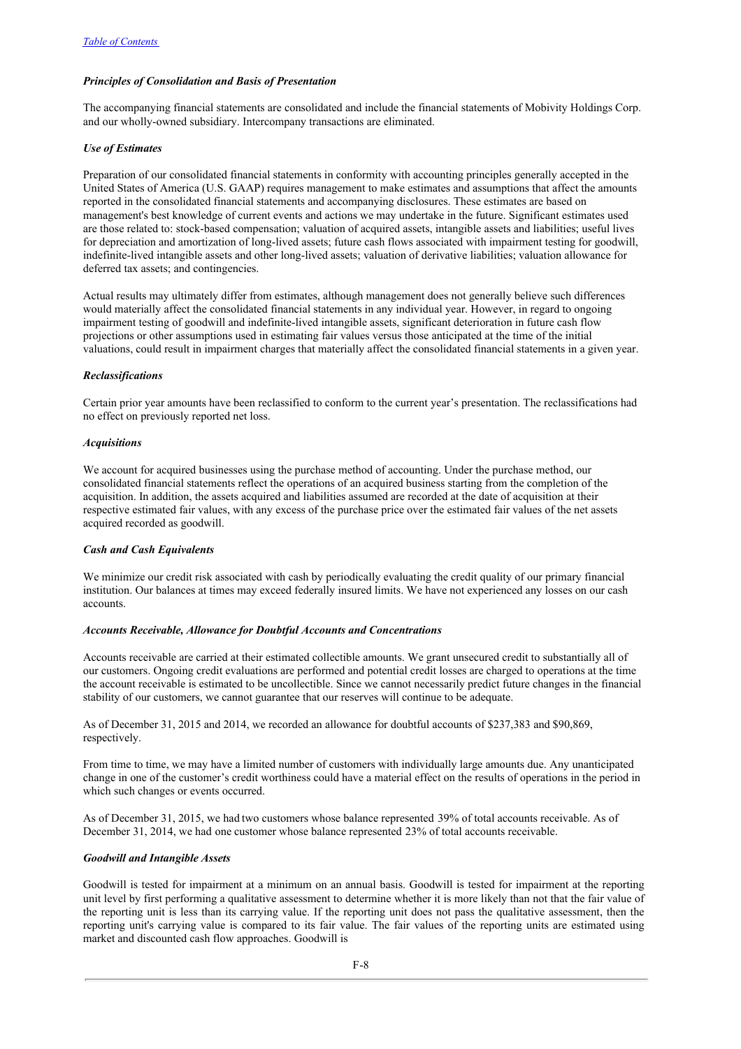*Principles of Consolidation and Basis of Presentation*

The accompanying financial statements are consolidated and include the financial statements of Mobivity Holdings Corp. and our wholly-owned subsidiary. Intercompany transactions are eliminated.

*Use of Estimates*

Preparation of our consolidated financial statements in conformity with accounting principles generally accepted in the United States of America (U.S. GAAP) requires management to make estimates and assumptions that affect the amounts reported in the consolidated financial statements and accompanying disclosures. These estimates are based on management's best knowledge of current events and actions we may undertake in the future. Significant estimates used are those related to: stock-based compensation; valuation of acquired assets, intangible assets and liabilities; useful lives for depreciation and amortization of long-lived assets; future cash flows associated with impairment testing for goodwill, indefinite-lived intangible assets and other long-lived assets; valuation of derivative liabilities; valuation allowance for deferred tax assets; and contingencies.

Actual results may ultimately differ from estimates, although management does not generally believe such differences would materially affect the consolidated financial statements in any individual year. However, in regard to ongoing impairment testing of goodwill and indefinite-lived intangible assets, significant deterioration in future cash flow projections or other assumptions used in estimating fair values versus those anticipated at the time of the initial valuations, could result in impairment charges that materially affect the consolidated financial statements in a given year.

*Reclassifications*

Certain prior year amounts have been reclassified to conform to the current year's presentation. The reclassifications had no effect on previously reported net loss.

*Acquisitions*

We account for acquired businesses using the purchase method of accounting. Under the purchase method, our consolidated financial statements reflect the operations of an acquired business starting from the completion of the acquisition. In addition, the assets acquired and liabilities assumed are recorded at the date of acquisition at their respective estimated fair values, with any excess of the purchase price over the estimated fair values of the net assets acquired recorded as goodwill.

*Cash and Cash Equivalents*

We minimize our credit risk associated with cash by periodically evaluating the credit quality of our primary financial institution. Our balances at times may exceed federally insured limits. We have not experienced any losses on our cash accounts.

*Accounts Receivable, Allowance for Doubtful Accounts and Concentrations*

Accounts receivable are carried at their estimated collectible amounts. We grant unsecured credit to substantially all of our customers. Ongoing credit evaluations are performed and potential credit losses are charged to operations at the time the account receivable is estimated to be uncollectible. Since we cannot necessarily predict future changes in the financial stability of our customers, we cannot guarantee that our reserves will continue to be adequate.

As of December 31, 2015 and 2014, we recorded an allowance for doubtful accounts of $237,383 and $90,869, respectively.

From time to time, we may have a limited number of customers with individually large amounts due. Any unanticipated change in one of the customer's credit worthiness could have a material effect on the results of operations in the period in which such changes or events occurred.

As of December 31, 2015, we had two customers whose balance represented 39% of total accounts receivable. As of December 31, 2014, we had one customer whose balance represented 23% of total accounts receivable.

*Goodwill and Intangible Assets*

Goodwill is tested for impairment at a minimum on an annual basis. Goodwill is tested for impairment at the reporting unit level by first performing a qualitative assessment to determine whether it is more likely than not that the fair value of the reporting unit is less than its carrying value. If the reporting unit does not pass the qualitative assessment, then the reporting unit's carrying value is compared to its fair value. The fair values of the reporting units are estimated using market and discounted cash flow approaches. Goodwill is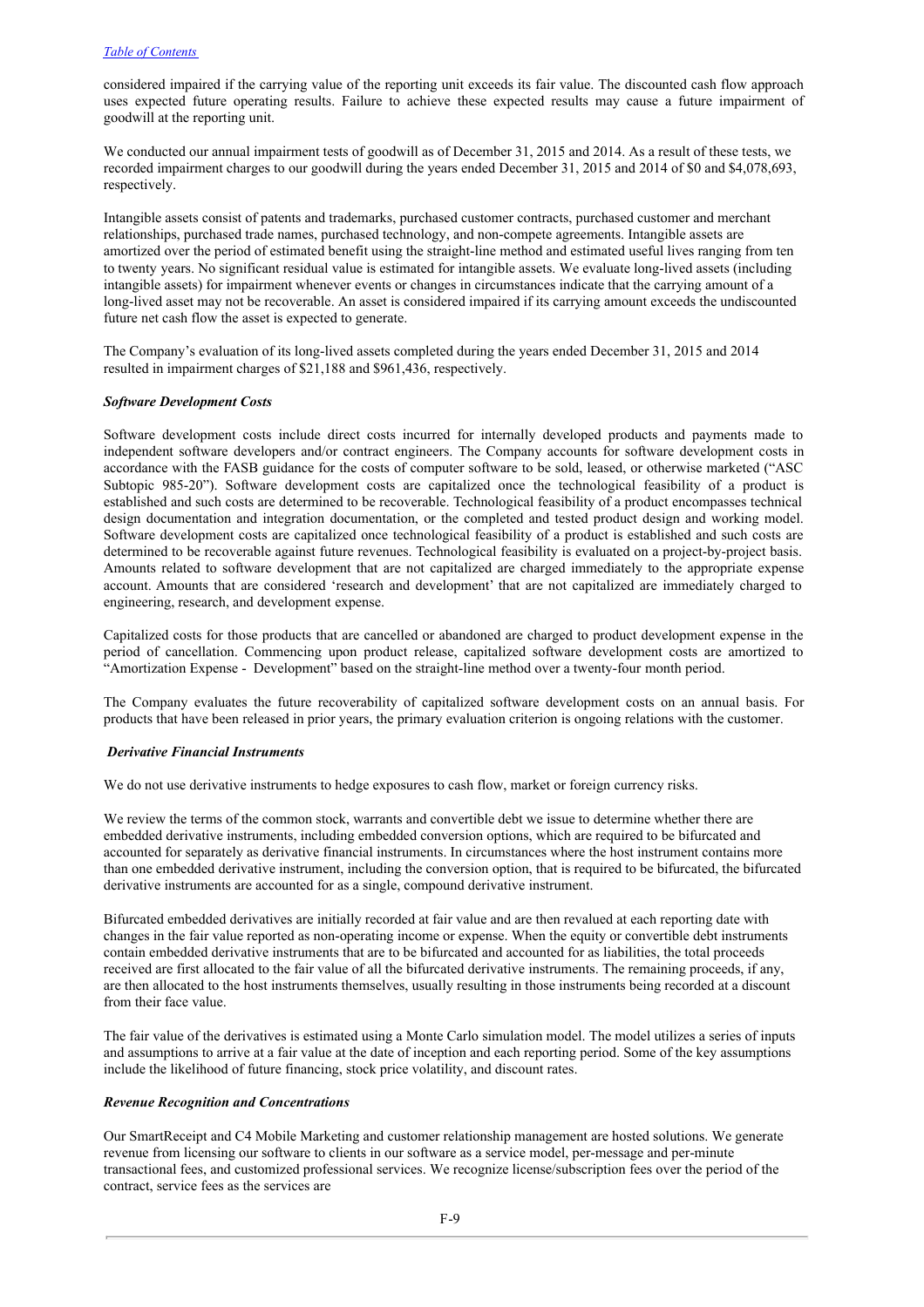considered impaired if the carrying value of the reporting unit exceeds its fair value. The discounted cash flow approach uses expected future operating results. Failure to achieve these expected results may cause a future impairment of goodwill at the reporting unit.

We conducted our annual impairment tests of goodwill as of December 31, 2015 and 2014. As a result of these tests, we recorded impairment charges to our goodwill during the years ended December 31, 2015 and 2014 of $0 and $4,078,693, respectively.

Intangible assets consist of patents and trademarks, purchased customer contracts, purchased customer and merchant relationships, purchased trade names, purchased technology, and non-compete agreements. Intangible assets are amortized over the period of estimated benefit using the straight-line method and estimated useful lives ranging from ten to twenty years. No significant residual value is estimated for intangible assets. We evaluate long-lived assets (including intangible assets) for impairment whenever events or changes in circumstances indicate that the carrying amount of a long-lived asset may not be recoverable. An asset is considered impaired if its carrying amount exceeds the undiscounted future net cash flow the asset is expected to generate.

The Company's evaluation of its long-lived assets completed during the years ended December 31, 2015 and 2014 resulted in impairment charges of $21,188 and $961,436, respectively.

***Software Development Costs***

Software development costs include direct costs incurred for internally developed products and payments made to independent software developers and/or contract engineers. The Company accounts for software development costs in accordance with the FASB guidance for the costs of computer software to be sold, leased, or otherwise marketed ("ASC Subtopic 985-20"). Software development costs are capitalized once the technological feasibility of a product is established and such costs are determined to be recoverable. Technological feasibility of a product encompasses technical design documentation and integration documentation, or the completed and tested product design and working model. Software development costs are capitalized once technological feasibility of a product is established and such costs are determined to be recoverable against future revenues. Technological feasibility is evaluated on a project-by-project basis. Amounts related to software development that are not capitalized are charged immediately to the appropriate expense account. Amounts that are considered 'research and development' that are not capitalized are immediately charged to engineering, research, and development expense.

Capitalized costs for those products that are cancelled or abandoned are charged to product development expense in the period of cancellation. Commencing upon product release, capitalized software development costs are amortized to "Amortization Expense - Development" based on the straight-line method over a twenty-four month period.

The Company evaluates the future recoverability of capitalized software development costs on an annual basis. For products that have been released in prior years, the primary evaluation criterion is ongoing relations with the customer.

***Derivative Financial Instruments***

We do not use derivative instruments to hedge exposures to cash flow, market or foreign currency risks.

We review the terms of the common stock, warrants and convertible debt we issue to determine whether there are embedded derivative instruments, including embedded conversion options, which are required to be bifurcated and accounted for separately as derivative financial instruments. In circumstances where the host instrument contains more than one embedded derivative instrument, including the conversion option, that is required to be bifurcated, the bifurcated derivative instruments are accounted for as a single, compound derivative instrument.

Bifurcated embedded derivatives are initially recorded at fair value and are then revalued at each reporting date with changes in the fair value reported as non-operating income or expense. When the equity or convertible debt instruments contain embedded derivative instruments that are to be bifurcated and accounted for as liabilities, the total proceeds received are first allocated to the fair value of all the bifurcated derivative instruments. The remaining proceeds, if any, are then allocated to the host instruments themselves, usually resulting in those instruments being recorded at a discount from their face value.

The fair value of the derivatives is estimated using a Monte Carlo simulation model. The model utilizes a series of inputs and assumptions to arrive at a fair value at the date of inception and each reporting period. Some of the key assumptions include the likelihood of future financing, stock price volatility, and discount rates.

***Revenue Recognition and Concentrations***

Our SmartReceipt and C4 Mobile Marketing and customer relationship management are hosted solutions. We generate revenue from licensing our software to clients in our software as a service model, per-message and per-minute transactional fees, and customized professional services. We recognize license/subscription fees over the period of the contract, service fees as the services are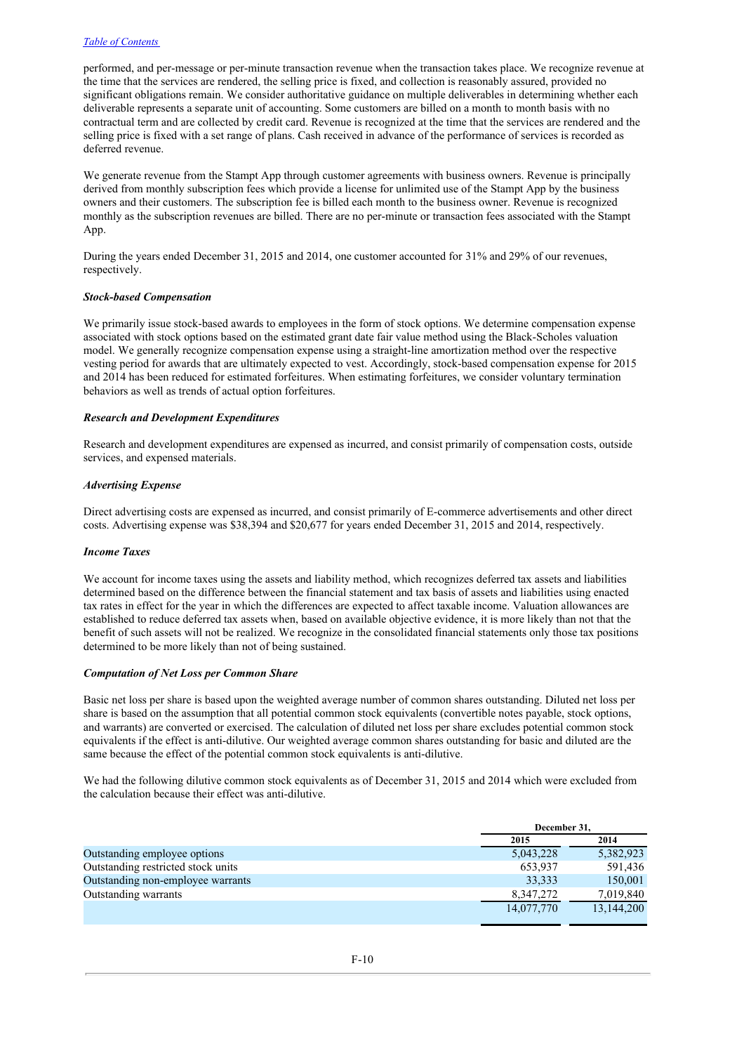performed, and per-message or per-minute transaction revenue when the transaction takes place. We recognize revenue at the time that the services are rendered, the selling price is fixed, and collection is reasonably assured, provided no significant obligations remain. We consider authoritative guidance on multiple deliverables in determining whether each deliverable represents a separate unit of accounting. Some customers are billed on a month to month basis with no contractual term and are collected by credit card. Revenue is recognized at the time that the services are rendered and the selling price is fixed with a set range of plans. Cash received in advance of the performance of services is recorded as deferred revenue.

We generate revenue from the Stampt App through customer agreements with business owners. Revenue is principally derived from monthly subscription fees which provide a license for unlimited use of the Stampt App by the business owners and their customers. The subscription fee is billed each month to the business owner. Revenue is recognized monthly as the subscription revenues are billed. There are no per-minute or transaction fees associated with the Stampt App.

During the years ended December 31, 2015 and 2014, one customer accounted for 31% and 29% of our revenues, respectively.

***Stock-based Compensation***

We primarily issue stock-based awards to employees in the form of stock options. We determine compensation expense associated with stock options based on the estimated grant date fair value method using the Black-Scholes valuation model. We generally recognize compensation expense using a straight-line amortization method over the respective vesting period for awards that are ultimately expected to vest. Accordingly, stock-based compensation expense for 2015 and 2014 has been reduced for estimated forfeitures. When estimating forfeitures, we consider voluntary termination behaviors as well as trends of actual option forfeitures.

***Research and Development Expenditures***

Research and development expenditures are expensed as incurred, and consist primarily of compensation costs, outside services, and expensed materials.

***Advertising Expense***

Direct advertising costs are expensed as incurred, and consist primarily of E-commerce advertisements and other direct costs. Advertising expense was $38,394 and $20,677 for years ended December 31, 2015 and 2014, respectively.

***Income Taxes***

We account for income taxes using the assets and liability method, which recognizes deferred tax assets and liabilities determined based on the difference between the financial statement and tax basis of assets and liabilities using enacted tax rates in effect for the year in which the differences are expected to affect taxable income. Valuation allowances are established to reduce deferred tax assets when, based on available objective evidence, it is more likely than not that the benefit of such assets will not be realized. We recognize in the consolidated financial statements only those tax positions determined to be more likely than not of being sustained.

***Computation of Net Loss per Common Share***

Basic net loss per share is based upon the weighted average number of common shares outstanding. Diluted net loss per share is based on the assumption that all potential common stock equivalents (convertible notes payable, stock options, and warrants) are converted or exercised. The calculation of diluted net loss per share excludes potential common stock equivalents if the effect is anti-dilutive. Our weighted average common shares outstanding for basic and diluted are the same because the effect of the potential common stock equivalents is anti-dilutive.

We had the following dilutive common stock equivalents as of December 31, 2015 and 2014 which were excluded from the calculation because their effect was anti-dilutive.

| | December 31, | |
|---|---|---|
| | 2015 | 2014 |
| Outstanding employee options | 5,043,228 | 5,382,923 |
| Outstanding restricted stock units | 653,937 | 591,436 |
| Outstanding non-employee warrants | 33,333 | 150,001 |
| Outstanding warrants | 8,347,272 | 7,019,840 |
| | 14,077,770 | 13,144,200 |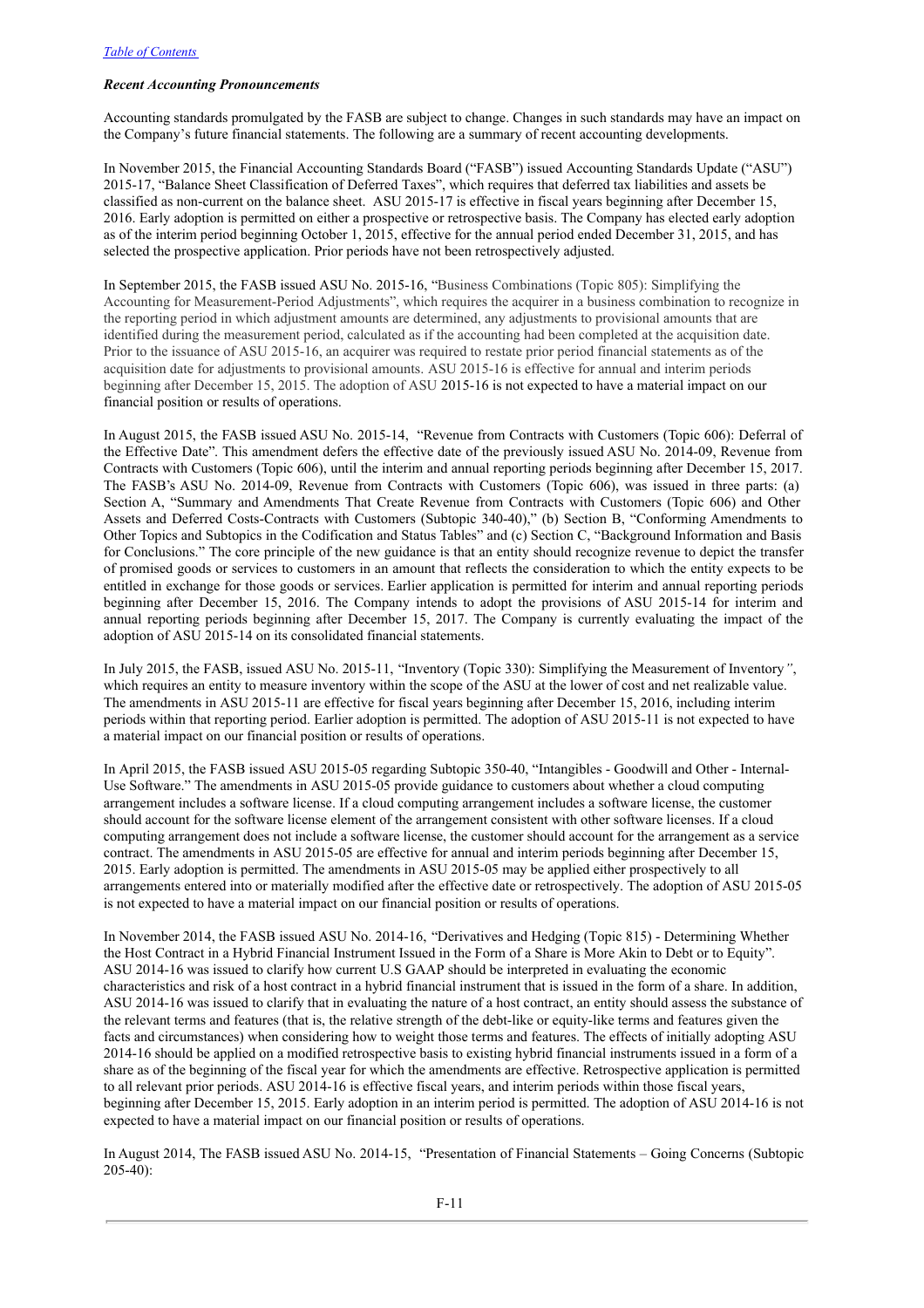*Recent Accounting Pronouncements*

Accounting standards promulgated by the FASB are subject to change. Changes in such standards may have an impact on the Company's future financial statements. The following are a summary of recent accounting developments.

In November 2015, the Financial Accounting Standards Board ("FASB") issued Accounting Standards Update ("ASU") 2015-17, "Balance Sheet Classification of Deferred Taxes", which requires that deferred tax liabilities and assets be classified as non-current on the balance sheet. ASU 2015-17 is effective in fiscal years beginning after December 15, 2016. Early adoption is permitted on either a prospective or retrospective basis. The Company has elected early adoption as of the interim period beginning October 1, 2015, effective for the annual period ended December 31, 2015, and has selected the prospective application. Prior periods have not been retrospectively adjusted.

In September 2015, the FASB issued ASU No. 2015-16, "Business Combinations (Topic 805): Simplifying the Accounting for Measurement-Period Adjustments", which requires the acquirer in a business combination to recognize in the reporting period in which adjustment amounts are determined, any adjustments to provisional amounts that are identified during the measurement period, calculated as if the accounting had been completed at the acquisition date. Prior to the issuance of ASU 2015-16, an acquirer was required to restate prior period financial statements as of the acquisition date for adjustments to provisional amounts. ASU 2015-16 is effective for annual and interim periods beginning after December 15, 2015. The adoption of ASU 2015-16 is not expected to have a material impact on our financial position or results of operations.

In August 2015, the FASB issued ASU No. 2015-14, "Revenue from Contracts with Customers (Topic 606): Deferral of the Effective Date". This amendment defers the effective date of the previously issued ASU No. 2014-09, Revenue from Contracts with Customers (Topic 606), until the interim and annual reporting periods beginning after December 15, 2017. The FASB's ASU No. 2014-09, Revenue from Contracts with Customers (Topic 606), was issued in three parts: (a) Section A, "Summary and Amendments That Create Revenue from Contracts with Customers (Topic 606) and Other Assets and Deferred Costs-Contracts with Customers (Subtopic 340-40)," (b) Section B, "Conforming Amendments to Other Topics and Subtopics in the Codification and Status Tables" and (c) Section C, "Background Information and Basis for Conclusions." The core principle of the new guidance is that an entity should recognize revenue to depict the transfer of promised goods or services to customers in an amount that reflects the consideration to which the entity expects to be entitled in exchange for those goods or services. Earlier application is permitted for interim and annual reporting periods beginning after December 15, 2016. The Company intends to adopt the provisions of ASU 2015-14 for interim and annual reporting periods beginning after December 15, 2017. The Company is currently evaluating the impact of the adoption of ASU 2015-14 on its consolidated financial statements.

In July 2015, the FASB, issued ASU No. 2015-11, "Inventory (Topic 330): Simplifying the Measurement of Inventory", which requires an entity to measure inventory within the scope of the ASU at the lower of cost and net realizable value. The amendments in ASU 2015-11 are effective for fiscal years beginning after December 15, 2016, including interim periods within that reporting period. Earlier adoption is permitted. The adoption of ASU 2015-11 is not expected to have a material impact on our financial position or results of operations.

In April 2015, the FASB issued ASU 2015-05 regarding Subtopic 350-40, "Intangibles - Goodwill and Other - Internal-Use Software." The amendments in ASU 2015-05 provide guidance to customers about whether a cloud computing arrangement includes a software license. If a cloud computing arrangement includes a software license, the customer should account for the software license element of the arrangement consistent with other software licenses. If a cloud computing arrangement does not include a software license, the customer should account for the arrangement as a service contract. The amendments in ASU 2015-05 are effective for annual and interim periods beginning after December 15, 2015. Early adoption is permitted. The amendments in ASU 2015-05 may be applied either prospectively to all arrangements entered into or materially modified after the effective date or retrospectively. The adoption of ASU 2015-05 is not expected to have a material impact on our financial position or results of operations.

In November 2014, the FASB issued ASU No. 2014-16, "Derivatives and Hedging (Topic 815) - Determining Whether the Host Contract in a Hybrid Financial Instrument Issued in the Form of a Share is More Akin to Debt or to Equity". ASU 2014-16 was issued to clarify how current U.S GAAP should be interpreted in evaluating the economic characteristics and risk of a host contract in a hybrid financial instrument that is issued in the form of a share. In addition, ASU 2014-16 was issued to clarify that in evaluating the nature of a host contract, an entity should assess the substance of the relevant terms and features (that is, the relative strength of the debt-like or equity-like terms and features given the facts and circumstances) when considering how to weight those terms and features. The effects of initially adopting ASU 2014-16 should be applied on a modified retrospective basis to existing hybrid financial instruments issued in a form of a share as of the beginning of the fiscal year for which the amendments are effective. Retrospective application is permitted to all relevant prior periods. ASU 2014-16 is effective fiscal years, and interim periods within those fiscal years, beginning after December 15, 2015. Early adoption in an interim period is permitted. The adoption of ASU 2014-16 is not expected to have a material impact on our financial position or results of operations.

In August 2014, The FASB issued ASU No. 2014-15, "Presentation of Financial Statements – Going Concerns (Subtopic 205-40):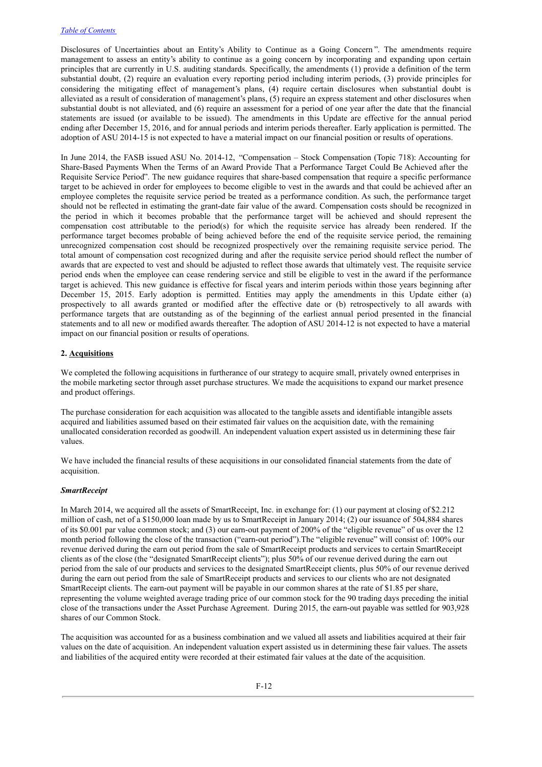Disclosures of Uncertainties about an Entity's Ability to Continue as a Going Concern". The amendments require management to assess an entity's ability to continue as a going concern by incorporating and expanding upon certain principles that are currently in U.S. auditing standards. Specifically, the amendments (1) provide a definition of the term substantial doubt, (2) require an evaluation every reporting period including interim periods, (3) provide principles for considering the mitigating effect of management's plans, (4) require certain disclosures when substantial doubt is alleviated as a result of consideration of management's plans, (5) require an express statement and other disclosures when substantial doubt is not alleviated, and (6) require an assessment for a period of one year after the date that the financial statements are issued (or available to be issued). The amendments in this Update are effective for the annual period ending after December 15, 2016, and for annual periods and interim periods thereafter. Early application is permitted. The adoption of ASU 2014-15 is not expected to have a material impact on our financial position or results of operations.

In June 2014, the FASB issued ASU No. 2014-12, "Compensation – Stock Compensation (Topic 718): Accounting for Share-Based Payments When the Terms of an Award Provide That a Performance Target Could Be Achieved after the Requisite Service Period". The new guidance requires that share-based compensation that require a specific performance target to be achieved in order for employees to become eligible to vest in the awards and that could be achieved after an employee completes the requisite service period be treated as a performance condition. As such, the performance target should not be reflected in estimating the grant-date fair value of the award. Compensation costs should be recognized in the period in which it becomes probable that the performance target will be achieved and should represent the compensation cost attributable to the period(s) for which the requisite service has already been rendered. If the performance target becomes probable of being achieved before the end of the requisite service period, the remaining unrecognized compensation cost should be recognized prospectively over the remaining requisite service period. The total amount of compensation cost recognized during and after the requisite service period should reflect the number of awards that are expected to vest and should be adjusted to reflect those awards that ultimately vest. The requisite service period ends when the employee can cease rendering service and still be eligible to vest in the award if the performance target is achieved. This new guidance is effective for fiscal years and interim periods within those years beginning after December 15, 2015. Early adoption is permitted. Entities may apply the amendments in this Update either (a) prospectively to all awards granted or modified after the effective date or (b) retrospectively to all awards with performance targets that are outstanding as of the beginning of the earliest annual period presented in the financial statements and to all new or modified awards thereafter. The adoption of ASU 2014-12 is not expected to have a material impact on our financial position or results of operations.

**2. Acquisitions**

We completed the following acquisitions in furtherance of our strategy to acquire small, privately owned enterprises in the mobile marketing sector through asset purchase structures. We made the acquisitions to expand our market presence and product offerings.

The purchase consideration for each acquisition was allocated to the tangible assets and identifiable intangible assets acquired and liabilities assumed based on their estimated fair values on the acquisition date, with the remaining unallocated consideration recorded as goodwill. An independent valuation expert assisted us in determining these fair values.

We have included the financial results of these acquisitions in our consolidated financial statements from the date of acquisition.

***SmartReceipt***

In March 2014, we acquired all the assets of SmartReceipt, Inc. in exchange for: (1) our payment at closing of $2.212 million of cash, net of a $150,000 loan made by us to SmartReceipt in January 2014; (2) our issuance of 504,884 shares of its $0.001 par value common stock; and (3) our earn-out payment of 200% of the "eligible revenue" of us over the 12 month period following the close of the transaction ("earn-out period").The "eligible revenue" will consist of: 100% our revenue derived during the earn out period from the sale of SmartReceipt products and services to certain SmartReceipt clients as of the close (the "designated SmartReceipt clients"); plus 50% of our revenue derived during the earn out period from the sale of our products and services to the designated SmartReceipt clients, plus 50% of our revenue derived during the earn out period from the sale of SmartReceipt products and services to our clients who are not designated SmartReceipt clients. The earn-out payment will be payable in our common shares at the rate of $1.85 per share, representing the volume weighted average trading price of our common stock for the 90 trading days preceding the initial close of the transactions under the Asset Purchase Agreement. During 2015, the earn-out payable was settled for 903,928 shares of our Common Stock.

The acquisition was accounted for as a business combination and we valued all assets and liabilities acquired at their fair values on the date of acquisition. An independent valuation expert assisted us in determining these fair values. The assets and liabilities of the acquired entity were recorded at their estimated fair values at the date of the acquisition.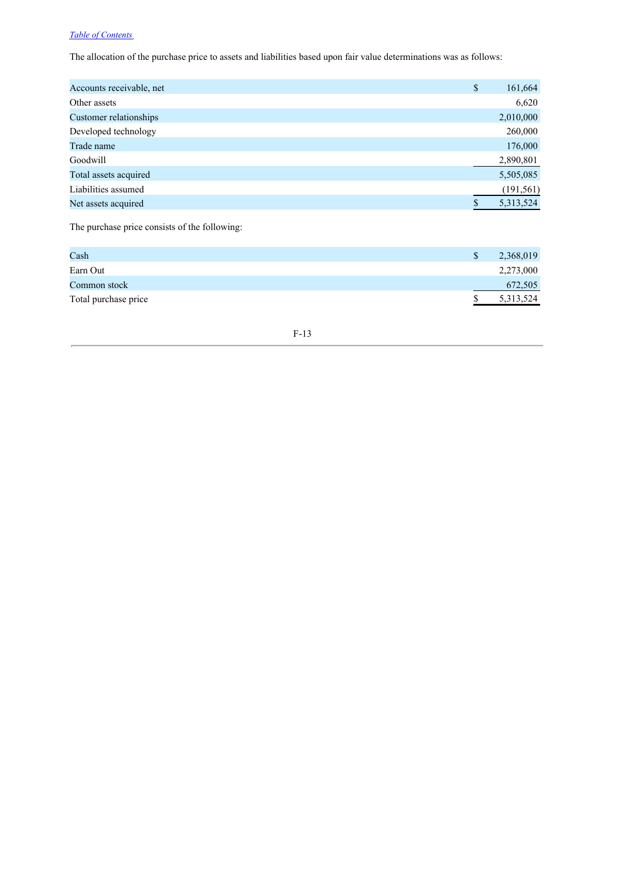The allocation of the purchase price to assets and liabilities based upon fair value determinations was as follows:

| | |
|---|---|
| Accounts receivable, net | $ 161,664 |
| Other assets | 6,620 |
| Customer relationships | 2,010,000 |
| Developed technology | 260,000 |
| Trade name | 176,000 |
| Goodwill | 2,890,801 |
| Total assets acquired | 5,505,085 |
| Liabilities assumed | (191,561) |
| Net assets acquired | $ 5,313,524 |

The purchase price consists of the following:

| | |
|---|---|
| Cash | $ 2,368,019 |
| Earn Out | 2,273,000 |
| Common stock | 672,505 |
| Total purchase price | $ 5,313,524 |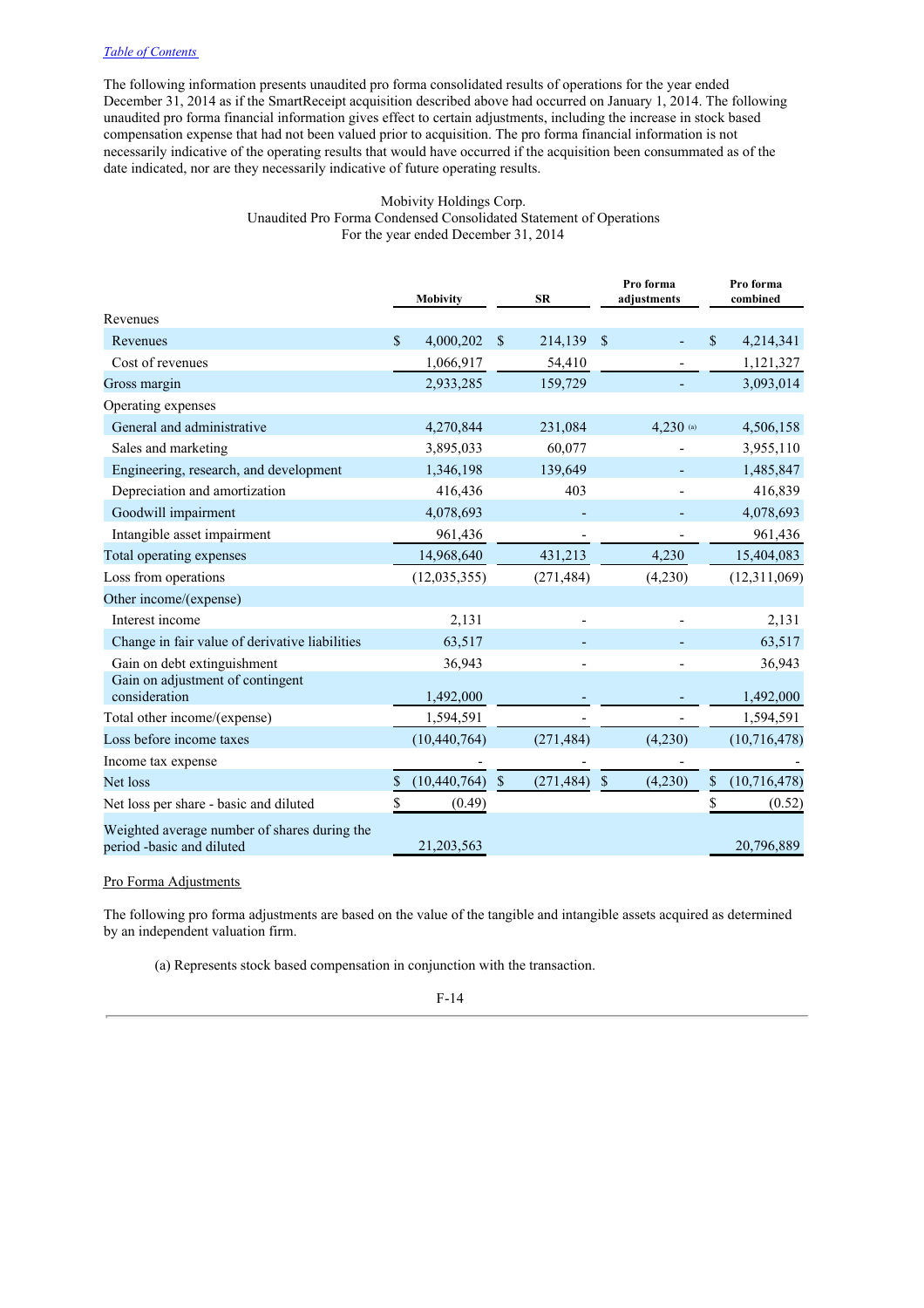The following information presents unaudited pro forma consolidated results of operations for the year ended December 31, 2014 as if the SmartReceipt acquisition described above had occurred on January 1, 2014. The following unaudited pro forma financial information gives effect to certain adjustments, including the increase in stock based compensation expense that had not been valued prior to acquisition. The pro forma financial information is not necessarily indicative of the operating results that would have occurred if the acquisition been consummated as of the date indicated, nor are they necessarily indicative of future operating results.

Mobivity Holdings Corp.
Unaudited Pro Forma Condensed Consolidated Statement of Operations
For the year ended December 31, 2014

| | Mobivity | SR | Pro forma adjustments | Pro forma combined |
|---|---|---|---|---|
| Revenues | | | | |
| Revenues | $ 4,000,202 | $ 214,139 | $ - | $ 4,214,341 |
| Cost of revenues | 1,066,917 | 54,410 | - | 1,121,327 |
| Gross margin | 2,933,285 | 159,729 | - | 3,093,014 |
| Operating expenses | | | | |
| General and administrative | 4,270,844 | 231,084 | 4,230 (a) | 4,506,158 |
| Sales and marketing | 3,895,033 | 60,077 | - | 3,955,110 |
| Engineering, research, and development | 1,346,198 | 139,649 | - | 1,485,847 |
| Depreciation and amortization | 416,436 | 403 | - | 416,839 |
| Goodwill impairment | 4,078,693 | - | - | 4,078,693 |
| Intangible asset impairment | 961,436 | - | - | 961,436 |
| Total operating expenses | 14,968,640 | 431,213 | 4,230 | 15,404,083 |
| Loss from operations | (12,035,355) | (271,484) | (4,230) | (12,311,069) |
| Other income/(expense) | | | | |
| Interest income | 2,131 | - | - | 2,131 |
| Change in fair value of derivative liabilities | 63,517 | - | - | 63,517 |
| Gain on debt extinguishment | 36,943 | - | - | 36,943 |
| Gain on adjustment of contingent consideration | 1,492,000 | - | - | 1,492,000 |
| Total other income/(expense) | 1,594,591 | - | - | 1,594,591 |
| Loss before income taxes | (10,440,764) | (271,484) | (4,230) | (10,716,478) |
| Income tax expense | - | - | - | - |
| Net loss | $ (10,440,764) | $ (271,484) | $ (4,230) | $ (10,716,478) |
| Net loss per share - basic and diluted | $ (0.49) | | | $ (0.52) |
| Weighted average number of shares during the period -basic and diluted | 21,203,563 | | | 20,796,889 |

Pro Forma Adjustments

The following pro forma adjustments are based on the value of the tangible and intangible assets acquired as determined by an independent valuation firm.

(a) Represents stock based compensation in conjunction with the transaction.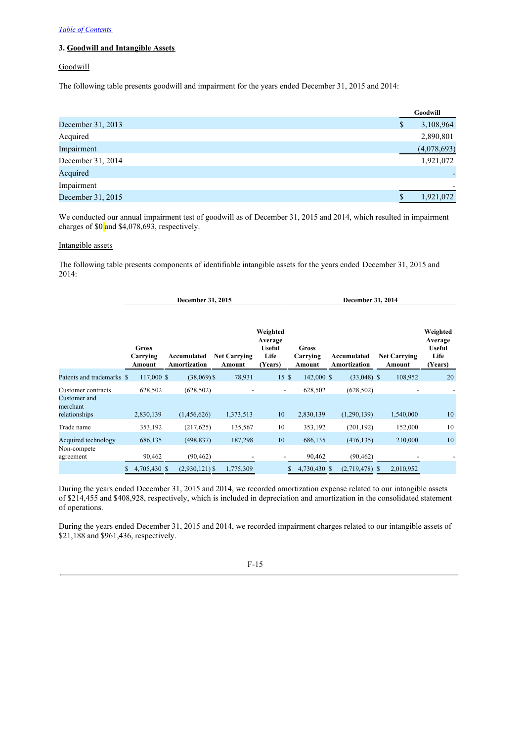[Table of Contents](#)

### 3. Goodwill and Intangible Assets

Goodwill

The following table presents goodwill and impairment for the years ended December 31, 2015 and 2014:

| | Goodwill |
|---|---|
| December 31, 2013 | $ 3,108,964 |
| Acquired | 2,890,801 |
| Impairment | (4,078,693) |
| December 31, 2014 | 1,921,072 |
| Acquired | - |
| Impairment | - |
| December 31, 2015 | $ 1,921,072 |

We conducted our annual impairment test of goodwill as of December 31, 2015 and 2014, which resulted in impairment charges of $0 and $4,078,693, respectively.

Intangible assets

The following table presents components of identifiable intangible assets for the years ended December 31, 2015 and 2014:

| | December 31, 2015 | | | | December 31, 2014 | | | |
|---|---|---|---|---|---|---|---|---|
| | Gross Carrying Amount | Accumulated Amortization | Net Carrying Amount | Weighted Average Useful Life (Years) | Gross Carrying Amount | Accumulated Amortization | Net Carrying Amount | Weighted Average Useful Life (Years) |
| Patents and trademarks | $ 117,000 | $ (38,069) | $ 78,931 | 15 | $ 142,000 | $ (33,048) | $ 108,952 | 20 |
| Customer contracts | 628,502 | (628,502) | - | - | 628,502 | (628,502) | - | - |
| Customer and merchant relationships | 2,830,139 | (1,456,626) | 1,373,513 | 10 | 2,830,139 | (1,290,139) | 1,540,000 | 10 |
| Trade name | 353,192 | (217,625) | 135,567 | 10 | 353,192 | (201,192) | 152,000 | 10 |
| Acquired technology | 686,135 | (498,837) | 187,298 | 10 | 686,135 | (476,135) | 210,000 | 10 |
| Non-compete agreement | 90,462 | (90,462) | - | - | 90,462 | (90,462) | - | - |
| | $ 4,705,430 | $ (2,930,121) | $ 1,775,309 | | $ 4,730,430 | $ (2,719,478) | $ 2,010,952 | |

During the years ended December 31, 2015 and 2014, we recorded amortization expense related to our intangible assets of $214,455 and $408,928, respectively, which is included in depreciation and amortization in the consolidated statement of operations.

During the years ended December 31, 2015 and 2014, we recorded impairment charges related to our intangible assets of $21,188 and $961,436, respectively.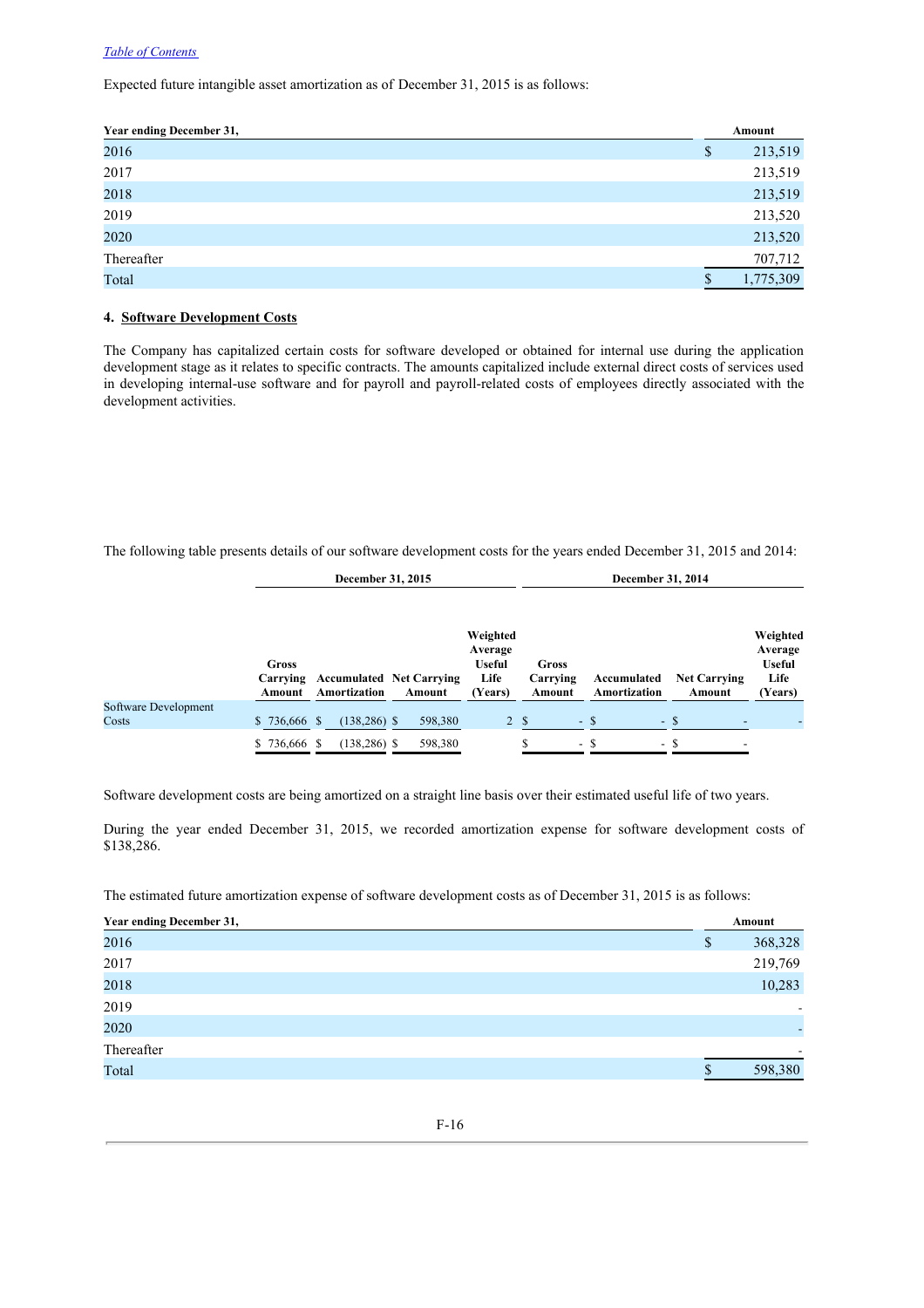Expected future intangible asset amortization as of December 31, 2015 is as follows:

| Year ending December 31, | Amount |
|---|---|
| 2016 | $ 213,519 |
| 2017 | 213,519 |
| 2018 | 213,519 |
| 2019 | 213,520 |
| 2020 | 213,520 |
| Thereafter | 707,712 |
| Total | $ 1,775,309 |

## 4. Software Development Costs

The Company has capitalized certain costs for software developed or obtained for internal use during the application development stage as it relates to specific contracts. The amounts capitalized include external direct costs of services used in developing internal-use software and for payroll and payroll-related costs of employees directly associated with the development activities.

The following table presents details of our software development costs for the years ended December 31, 2015 and 2014:

| | December 31, 2015 | | | | December 31, 2014 | | | |
|---|---|---|---|---|---|---|---|---|
| | Gross Carrying Amount | Accumulated Amortization | Net Carrying Amount | Weighted Average Useful Life (Years) | Gross Carrying Amount | Accumulated Amortization | Net Carrying Amount | Weighted Average Useful Life (Years) |
| Software Development Costs | $ 736,666 | $ (138,286) | $ 598,380 | 2 | $ - | $ - | $ - | - |
| | $ 736,666 | $ (138,286) | $ 598,380 | | $ - | $ - | $ - | |

Software development costs are being amortized on a straight line basis over their estimated useful life of two years.

During the year ended December 31, 2015, we recorded amortization expense for software development costs of $138,286.

The estimated future amortization expense of software development costs as of December 31, 2015 is as follows:

| Year ending December 31, | Amount |
|---|---|
| 2016 | $ 368,328 |
| 2017 | 219,769 |
| 2018 | 10,283 |
| 2019 | - |
| 2020 | - |
| Thereafter | - |
| Total | $ 598,380 |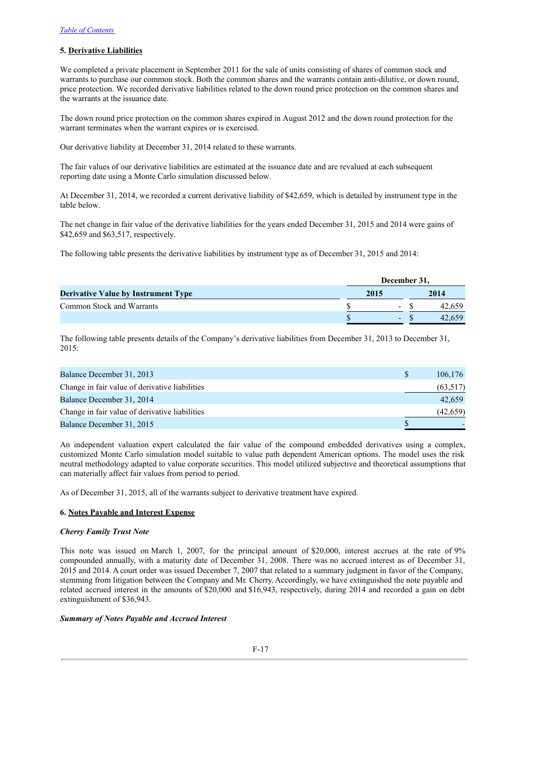[Table of Contents](#)

## 5. Derivative Liabilities

We completed a private placement in September 2011 for the sale of units consisting of shares of common stock and warrants to purchase our common stock. Both the common shares and the warrants contain anti-dilutive, or down round, price protection. We recorded derivative liabilities related to the down round price protection on the common shares and the warrants at the issuance date.

The down round price protection on the common shares expired in August 2012 and the down round protection for the warrant terminates when the warrant expires or is exercised.

Our derivative liability at December 31, 2014 related to these warrants.

The fair values of our derivative liabilities are estimated at the issuance date and are revalued at each subsequent reporting date using a Monte Carlo simulation discussed below.

At December 31, 2014, we recorded a current derivative liability of $42,659, which is detailed by instrument type in the table below.

The net change in fair value of the derivative liabilities for the years ended December 31, 2015 and 2014 were gains of $42,659 and $63,517, respectively.

The following table presents the derivative liabilities by instrument type as of December 31, 2015 and 2014:

| | December 31, | |
|---|---|---|
| **Derivative Value by Instrument Type** | **2015** | **2014** |
| Common Stock and Warrants | $ - | $ 42,659 |
| | $ - | $ 42,659 |

The following table presents details of the Company's derivative liabilities from December 31, 2013 to December 31, 2015:

| | |
|---|---|
| Balance December 31, 2013 | $ 106,176 |
| Change in fair value of derivative liabilities | (63,517) |
| Balance December 31, 2014 | 42,659 |
| Change in fair value of derivative liabilities | (42,659) |
| Balance December 31, 2015 | $ - |

An independent valuation expert calculated the fair value of the compound embedded derivatives using a complex, customized Monte Carlo simulation model suitable to value path dependent American options. The model uses the risk neutral methodology adapted to value corporate securities. This model utilized subjective and theoretical assumptions that can materially affect fair values from period to period.

As of December 31, 2015, all of the warrants subject to derivative treatment have expired.

## 6. Notes Payable and Interest Expense

***Cherry Family Trust Note***

This note was issued on March 1, 2007, for the principal amount of $20,000, interest accrues at the rate of 9% compounded annually, with a maturity date of December 31, 2008. There was no accrued interest as of December 31, 2015 and 2014. A court order was issued December 7, 2007 that related to a summary judgment in favor of the Company, stemming from litigation between the Company and Mr. Cherry. Accordingly, we have extinguished the note payable and related accrued interest in the amounts of $20,000 and $16,943, respectively, during 2014 and recorded a gain on debt extinguishment of $36,943.

***Summary of Notes Payable and Accrued Interest***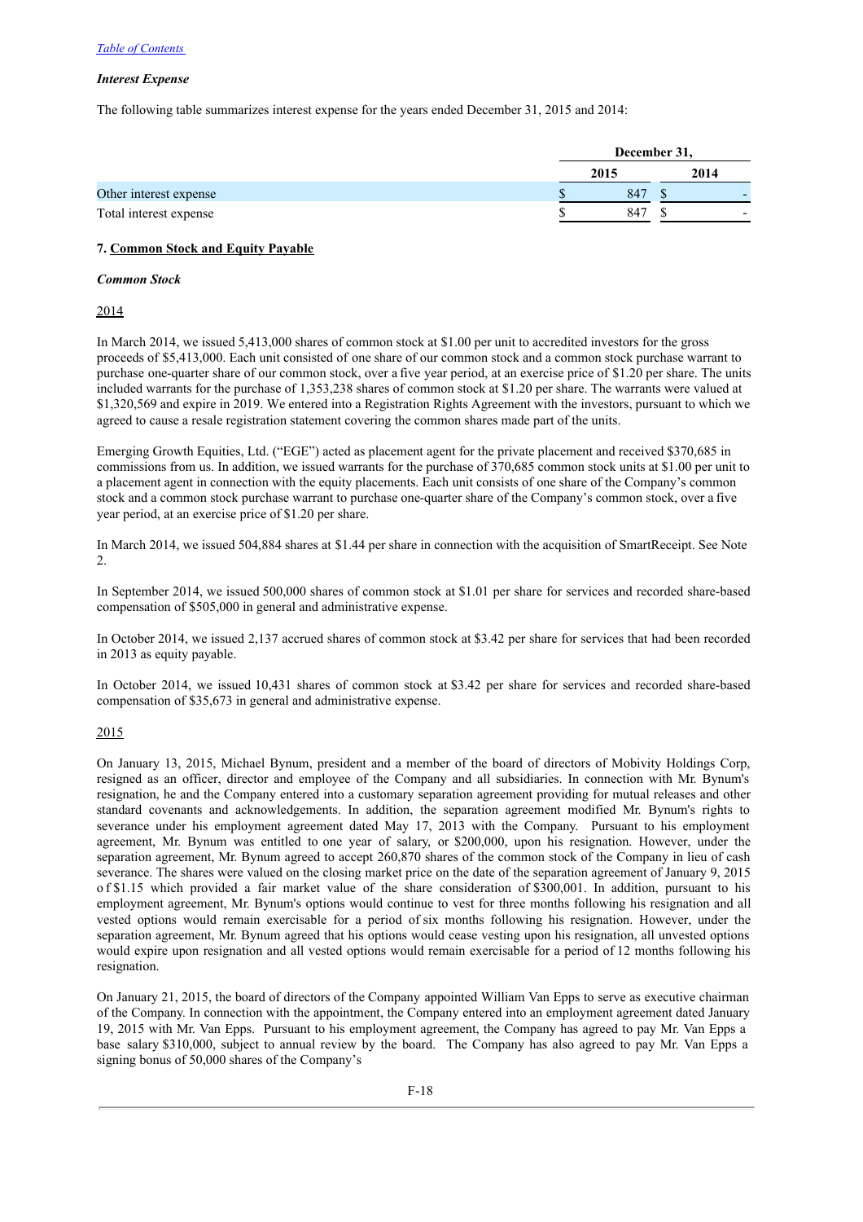*Interest Expense*

The following table summarizes interest expense for the years ended December 31, 2015 and 2014:

| | December 31, | |
|---|---|---|
| | 2015 | 2014 |
| Other interest expense | $ 847 | $ - |
| Total interest expense | $ 847 | $ - |

**7. Common Stock and Equity Payable**

***Common Stock***

2014

In March 2014, we issued 5,413,000 shares of common stock at $1.00 per unit to accredited investors for the gross proceeds of $5,413,000. Each unit consisted of one share of our common stock and a common stock purchase warrant to purchase one-quarter share of our common stock, over a five year period, at an exercise price of $1.20 per share. The units included warrants for the purchase of 1,353,238 shares of common stock at $1.20 per share. The warrants were valued at $1,320,569 and expire in 2019. We entered into a Registration Rights Agreement with the investors, pursuant to which we agreed to cause a resale registration statement covering the common shares made part of the units.

Emerging Growth Equities, Ltd. ("EGE") acted as placement agent for the private placement and received $370,685 in commissions from us. In addition, we issued warrants for the purchase of 370,685 common stock units at $1.00 per unit to a placement agent in connection with the equity placements. Each unit consists of one share of the Company's common stock and a common stock purchase warrant to purchase one-quarter share of the Company's common stock, over a five year period, at an exercise price of $1.20 per share.

In March 2014, we issued 504,884 shares at $1.44 per share in connection with the acquisition of SmartReceipt. See Note 2.

In September 2014, we issued 500,000 shares of common stock at $1.01 per share for services and recorded share-based compensation of $505,000 in general and administrative expense.

In October 2014, we issued 2,137 accrued shares of common stock at $3.42 per share for services that had been recorded in 2013 as equity payable.

In October 2014, we issued 10,431 shares of common stock at $3.42 per share for services and recorded share-based compensation of $35,673 in general and administrative expense.

2015

On January 13, 2015, Michael Bynum, president and a member of the board of directors of Mobivity Holdings Corp, resigned as an officer, director and employee of the Company and all subsidiaries. In connection with Mr. Bynum's resignation, he and the Company entered into a customary separation agreement providing for mutual releases and other standard covenants and acknowledgements. In addition, the separation agreement modified Mr. Bynum's rights to severance under his employment agreement dated May 17, 2013 with the Company. Pursuant to his employment agreement, Mr. Bynum was entitled to one year of salary, or $200,000, upon his resignation. However, under the separation agreement, Mr. Bynum agreed to accept 260,870 shares of the common stock of the Company in lieu of cash severance. The shares were valued on the closing market price on the date of the separation agreement of January 9, 2015 of $1.15 which provided a fair market value of the share consideration of $300,001. In addition, pursuant to his employment agreement, Mr. Bynum's options would continue to vest for three months following his resignation and all vested options would remain exercisable for a period of six months following his resignation. However, under the separation agreement, Mr. Bynum agreed that his options would cease vesting upon his resignation, all unvested options would expire upon resignation and all vested options would remain exercisable for a period of 12 months following his resignation.

On January 21, 2015, the board of directors of the Company appointed William Van Epps to serve as executive chairman of the Company. In connection with the appointment, the Company entered into an employment agreement dated January 19, 2015 with Mr. Van Epps. Pursuant to his employment agreement, the Company has agreed to pay Mr. Van Epps a base salary $310,000, subject to annual review by the board. The Company has also agreed to pay Mr. Van Epps a signing bonus of 50,000 shares of the Company's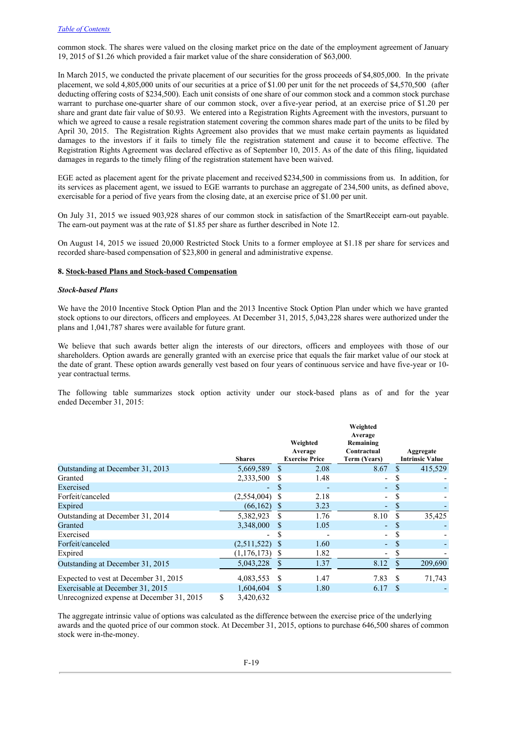common stock. The shares were valued on the closing market price on the date of the employment agreement of January 19, 2015 of $1.26 which provided a fair market value of the share consideration of $63,000.

In March 2015, we conducted the private placement of our securities for the gross proceeds of $4,805,000. In the private placement, we sold 4,805,000 units of our securities at a price of $1.00 per unit for the net proceeds of $4,570,500 (after deducting offering costs of $234,500). Each unit consists of one share of our common stock and a common stock purchase warrant to purchase one-quarter share of our common stock, over a five-year period, at an exercise price of $1.20 per share and grant date fair value of $0.93. We entered into a Registration Rights Agreement with the investors, pursuant to which we agreed to cause a resale registration statement covering the common shares made part of the units to be filed by April 30, 2015. The Registration Rights Agreement also provides that we must make certain payments as liquidated damages to the investors if it fails to timely file the registration statement and cause it to become effective. The Registration Rights Agreement was declared effective as of September 10, 2015. As of the date of this filing, liquidated damages in regards to the timely filing of the registration statement have been waived.

EGE acted as placement agent for the private placement and received $234,500 in commissions from us. In addition, for its services as placement agent, we issued to EGE warrants to purchase an aggregate of 234,500 units, as defined above, exercisable for a period of five years from the closing date, at an exercise price of $1.00 per unit.

On July 31, 2015 we issued 903,928 shares of our common stock in satisfaction of the SmartReceipt earn-out payable. The earn-out payment was at the rate of $1.85 per share as further described in Note 12.

On August 14, 2015 we issued 20,000 Restricted Stock Units to a former employee at $1.18 per share for services and recorded share-based compensation of $23,800 in general and administrative expense.

**8. Stock-based Plans and Stock-based Compensation**

***Stock-based Plans***

We have the 2010 Incentive Stock Option Plan and the 2013 Incentive Stock Option Plan under which we have granted stock options to our directors, officers and employees. At December 31, 2015, 5,043,228 shares were authorized under the plans and 1,041,787 shares were available for future grant.

We believe that such awards better align the interests of our directors, officers and employees with those of our shareholders. Option awards are generally granted with an exercise price that equals the fair market value of our stock at the date of grant. These option awards generally vest based on four years of continuous service and have five-year or 10-year contractual terms.

The following table summarizes stock option activity under our stock-based plans as of and for the year ended December 31, 2015:

| | Shares | Weighted Average Exercise Price | Weighted Average Remaining Contractual Term (Years) | Aggregate Intrinsic Value |
|---|---|---|---|---|
| Outstanding at December 31, 2013 | 5,669,589 | $ 2.08 | 8.67 | $ 415,529 |
| Granted | 2,333,500 | $ 1.48 | - | $ - |
| Exercised | - | $ - | - | $ - |
| Forfeit/canceled | (2,554,004) | $ 2.18 | - | $ - |
| Expired | (66,162) | $ 3.23 | - | $ - |
| Outstanding at December 31, 2014 | 5,382,923 | $ 1.76 | 8.10 | $ 35,425 |
| Granted | 3,348,000 | $ 1.05 | - | $ - |
| Exercised | - | $ - | - | $ - |
| Forfeit/canceled | (2,511,522) | $ 1.60 | - | $ - |
| Expired | (1,176,173) | $ 1.82 | - | $ - |
| Outstanding at December 31, 2015 | 5,043,228 | $ 1.37 | 8.12 | $ 209,690 |
| Expected to vest at December 31, 2015 | 4,083,553 | $ 1.47 | 7.83 | $ 71,743 |
| Exercisable at December 31, 2015 | 1,604,604 | $ 1.80 | 6.17 | $ - |
| Unrecognized expense at December 31, 2015 | $ 3,420,632 | | | |

The aggregate intrinsic value of options was calculated as the difference between the exercise price of the underlying awards and the quoted price of our common stock. At December 31, 2015, options to purchase 646,500 shares of common stock were in-the-money.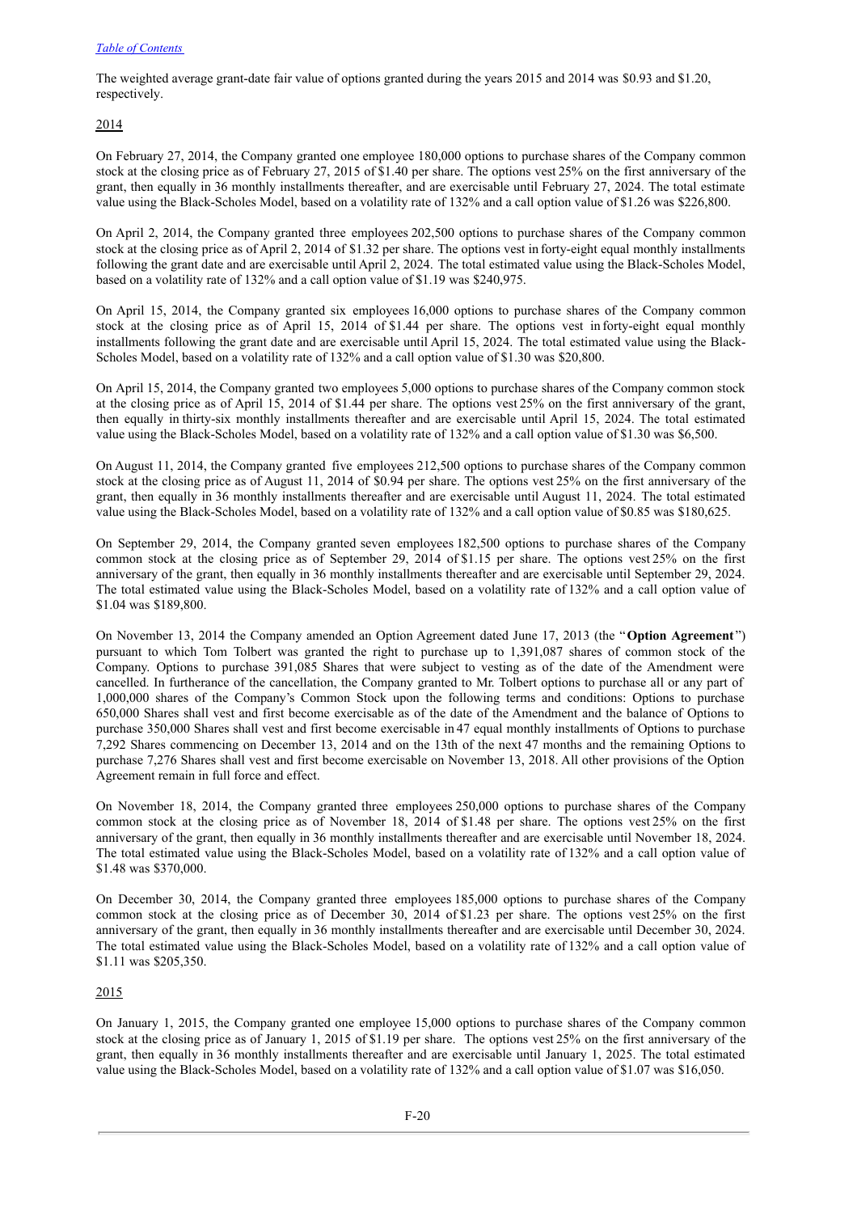The weighted average grant-date fair value of options granted during the years 2015 and 2014 was $0.93 and $1.20, respectively.

2014

On February 27, 2014, the Company granted one employee 180,000 options to purchase shares of the Company common stock at the closing price as of February 27, 2015 of $1.40 per share. The options vest 25% on the first anniversary of the grant, then equally in 36 monthly installments thereafter, and are exercisable until February 27, 2024. The total estimate value using the Black-Scholes Model, based on a volatility rate of 132% and a call option value of $1.26 was $226,800.

On April 2, 2014, the Company granted three employees 202,500 options to purchase shares of the Company common stock at the closing price as of April 2, 2014 of $1.32 per share. The options vest in forty-eight equal monthly installments following the grant date and are exercisable until April 2, 2024. The total estimated value using the Black-Scholes Model, based on a volatility rate of 132% and a call option value of $1.19 was $240,975.

On April 15, 2014, the Company granted six employees 16,000 options to purchase shares of the Company common stock at the closing price as of April 15, 2014 of $1.44 per share. The options vest in forty-eight equal monthly installments following the grant date and are exercisable until April 15, 2024. The total estimated value using the Black-Scholes Model, based on a volatility rate of 132% and a call option value of $1.30 was $20,800.

On April 15, 2014, the Company granted two employees 5,000 options to purchase shares of the Company common stock at the closing price as of April 15, 2014 of $1.44 per share. The options vest 25% on the first anniversary of the grant, then equally in thirty-six monthly installments thereafter and are exercisable until April 15, 2024. The total estimated value using the Black-Scholes Model, based on a volatility rate of 132% and a call option value of $1.30 was $6,500.

On August 11, 2014, the Company granted five employees 212,500 options to purchase shares of the Company common stock at the closing price as of August 11, 2014 of $0.94 per share. The options vest 25% on the first anniversary of the grant, then equally in 36 monthly installments thereafter and are exercisable until August 11, 2024. The total estimated value using the Black-Scholes Model, based on a volatility rate of 132% and a call option value of $0.85 was $180,625.

On September 29, 2014, the Company granted seven employees 182,500 options to purchase shares of the Company common stock at the closing price as of September 29, 2014 of $1.15 per share. The options vest 25% on the first anniversary of the grant, then equally in 36 monthly installments thereafter and are exercisable until September 29, 2024. The total estimated value using the Black-Scholes Model, based on a volatility rate of 132% and a call option value of $1.04 was $189,800.

On November 13, 2014 the Company amended an Option Agreement dated June 17, 2013 (the "**Option Agreement**") pursuant to which Tom Tolbert was granted the right to purchase up to 1,391,087 shares of common stock of the Company. Options to purchase 391,085 Shares that were subject to vesting as of the date of the Amendment were cancelled. In furtherance of the cancellation, the Company granted to Mr. Tolbert options to purchase all or any part of 1,000,000 shares of the Company's Common Stock upon the following terms and conditions: Options to purchase 650,000 Shares shall vest and first become exercisable as of the date of the Amendment and the balance of Options to purchase 350,000 Shares shall vest and first become exercisable in 47 equal monthly installments of Options to purchase 7,292 Shares commencing on December 13, 2014 and on the 13th of the next 47 months and the remaining Options to purchase 7,276 Shares shall vest and first become exercisable on November 13, 2018. All other provisions of the Option Agreement remain in full force and effect.

On November 18, 2014, the Company granted three employees 250,000 options to purchase shares of the Company common stock at the closing price as of November 18, 2014 of $1.48 per share. The options vest 25% on the first anniversary of the grant, then equally in 36 monthly installments thereafter and are exercisable until November 18, 2024. The total estimated value using the Black-Scholes Model, based on a volatility rate of 132% and a call option value of $1.48 was $370,000.

On December 30, 2014, the Company granted three employees 185,000 options to purchase shares of the Company common stock at the closing price as of December 30, 2014 of $1.23 per share. The options vest 25% on the first anniversary of the grant, then equally in 36 monthly installments thereafter and are exercisable until December 30, 2024. The total estimated value using the Black-Scholes Model, based on a volatility rate of 132% and a call option value of $1.11 was $205,350.

2015

On January 1, 2015, the Company granted one employee 15,000 options to purchase shares of the Company common stock at the closing price as of January 1, 2015 of $1.19 per share. The options vest 25% on the first anniversary of the grant, then equally in 36 monthly installments thereafter and are exercisable until January 1, 2025. The total estimated value using the Black-Scholes Model, based on a volatility rate of 132% and a call option value of $1.07 was $16,050.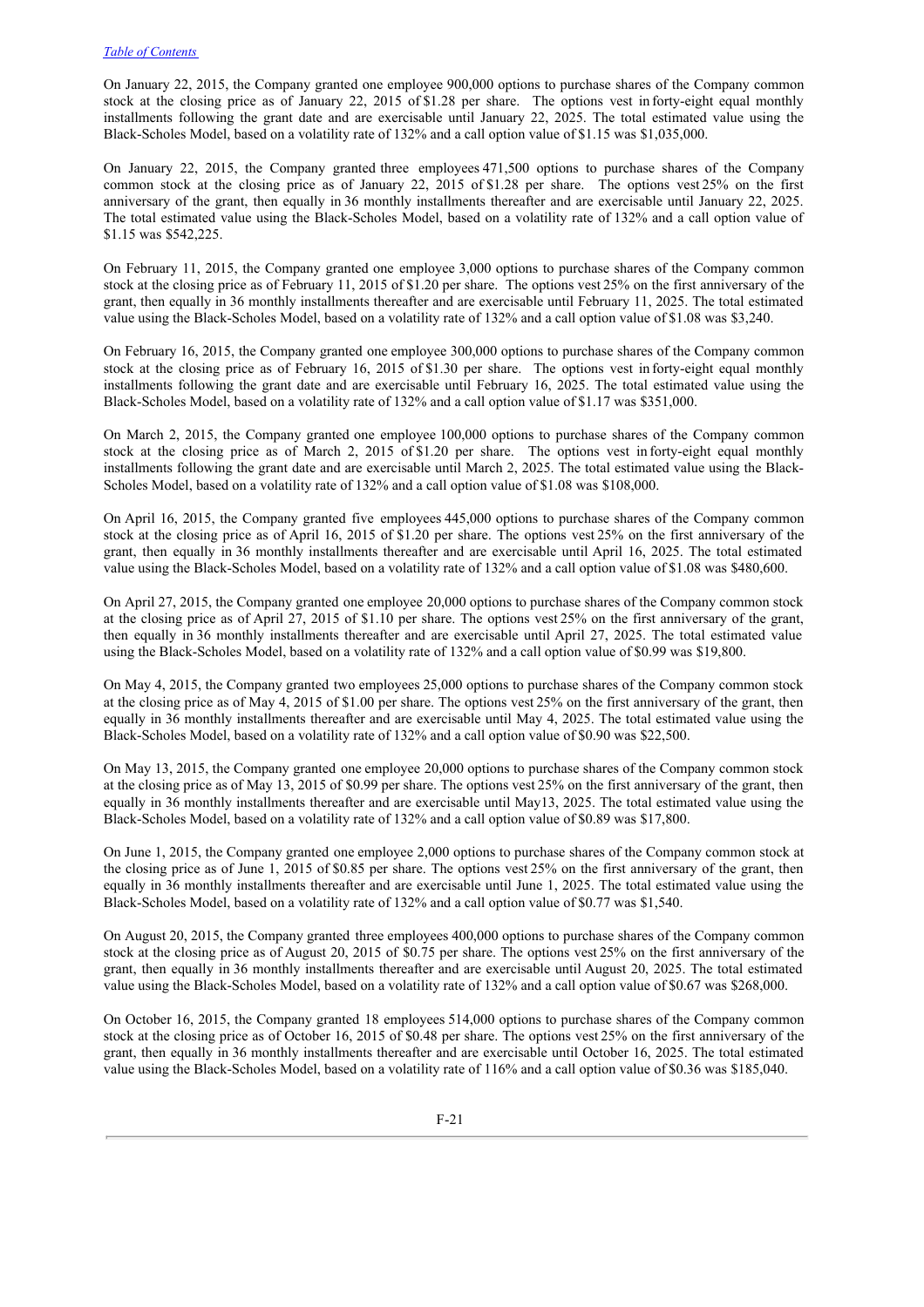On January 22, 2015, the Company granted one employee 900,000 options to purchase shares of the Company common stock at the closing price as of January 22, 2015 of $1.28 per share. The options vest in forty-eight equal monthly installments following the grant date and are exercisable until January 22, 2025. The total estimated value using the Black-Scholes Model, based on a volatility rate of 132% and a call option value of $1.15 was $1,035,000.

On January 22, 2015, the Company granted three employees 471,500 options to purchase shares of the Company common stock at the closing price as of January 22, 2015 of $1.28 per share. The options vest 25% on the first anniversary of the grant, then equally in 36 monthly installments thereafter and are exercisable until January 22, 2025. The total estimated value using the Black-Scholes Model, based on a volatility rate of 132% and a call option value of $1.15 was $542,225.

On February 11, 2015, the Company granted one employee 3,000 options to purchase shares of the Company common stock at the closing price as of February 11, 2015 of $1.20 per share. The options vest 25% on the first anniversary of the grant, then equally in 36 monthly installments thereafter and are exercisable until February 11, 2025. The total estimated value using the Black-Scholes Model, based on a volatility rate of 132% and a call option value of $1.08 was $3,240.

On February 16, 2015, the Company granted one employee 300,000 options to purchase shares of the Company common stock at the closing price as of February 16, 2015 of $1.30 per share. The options vest in forty-eight equal monthly installments following the grant date and are exercisable until February 16, 2025. The total estimated value using the Black-Scholes Model, based on a volatility rate of 132% and a call option value of $1.17 was $351,000.

On March 2, 2015, the Company granted one employee 100,000 options to purchase shares of the Company common stock at the closing price as of March 2, 2015 of $1.20 per share. The options vest in forty-eight equal monthly installments following the grant date and are exercisable until March 2, 2025. The total estimated value using the Black-Scholes Model, based on a volatility rate of 132% and a call option value of $1.08 was $108,000.

On April 16, 2015, the Company granted five employees 445,000 options to purchase shares of the Company common stock at the closing price as of April 16, 2015 of $1.20 per share. The options vest 25% on the first anniversary of the grant, then equally in 36 monthly installments thereafter and are exercisable until April 16, 2025. The total estimated value using the Black-Scholes Model, based on a volatility rate of 132% and a call option value of $1.08 was $480,600.

On April 27, 2015, the Company granted one employee 20,000 options to purchase shares of the Company common stock at the closing price as of April 27, 2015 of $1.10 per share. The options vest 25% on the first anniversary of the grant, then equally in 36 monthly installments thereafter and are exercisable until April 27, 2025. The total estimated value using the Black-Scholes Model, based on a volatility rate of 132% and a call option value of $0.99 was $19,800.

On May 4, 2015, the Company granted two employees 25,000 options to purchase shares of the Company common stock at the closing price as of May 4, 2015 of $1.00 per share. The options vest 25% on the first anniversary of the grant, then equally in 36 monthly installments thereafter and are exercisable until May 4, 2025. The total estimated value using the Black-Scholes Model, based on a volatility rate of 132% and a call option value of $0.90 was $22,500.

On May 13, 2015, the Company granted one employee 20,000 options to purchase shares of the Company common stock at the closing price as of May 13, 2015 of $0.99 per share. The options vest 25% on the first anniversary of the grant, then equally in 36 monthly installments thereafter and are exercisable until May13, 2025. The total estimated value using the Black-Scholes Model, based on a volatility rate of 132% and a call option value of $0.89 was $17,800.

On June 1, 2015, the Company granted one employee 2,000 options to purchase shares of the Company common stock at the closing price as of June 1, 2015 of $0.85 per share. The options vest 25% on the first anniversary of the grant, then equally in 36 monthly installments thereafter and are exercisable until June 1, 2025. The total estimated value using the Black-Scholes Model, based on a volatility rate of 132% and a call option value of $0.77 was $1,540.

On August 20, 2015, the Company granted three employees 400,000 options to purchase shares of the Company common stock at the closing price as of August 20, 2015 of $0.75 per share. The options vest 25% on the first anniversary of the grant, then equally in 36 monthly installments thereafter and are exercisable until August 20, 2025. The total estimated value using the Black-Scholes Model, based on a volatility rate of 132% and a call option value of $0.67 was $268,000.

On October 16, 2015, the Company granted 18 employees 514,000 options to purchase shares of the Company common stock at the closing price as of October 16, 2015 of $0.48 per share. The options vest 25% on the first anniversary of the grant, then equally in 36 monthly installments thereafter and are exercisable until October 16, 2025. The total estimated value using the Black-Scholes Model, based on a volatility rate of 116% and a call option value of $0.36 was $185,040.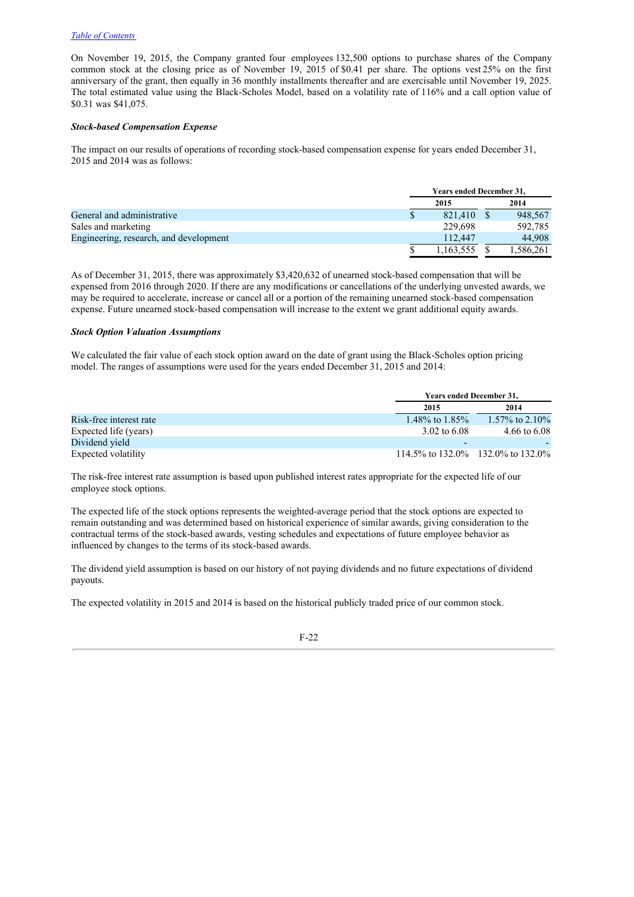On November 19, 2015, the Company granted four employees 132,500 options to purchase shares of the Company common stock at the closing price as of November 19, 2015 of $0.41 per share. The options vest 25% on the first anniversary of the grant, then equally in 36 monthly installments thereafter and are exercisable until November 19, 2025. The total estimated value using the Black-Scholes Model, based on a volatility rate of 116% and a call option value of $0.31 was $41,075.

***Stock-based Compensation Expense***

The impact on our results of operations of recording stock-based compensation expense for years ended December 31, 2015 and 2014 was as follows:

| | Years ended December 31, | |
|---|---|---|
| | 2015 | 2014 |
| General and administrative | $ 821,410 | $ 948,567 |
| Sales and marketing | 229,698 | 592,785 |
| Engineering, research, and development | 112,447 | 44,908 |
| | $ 1,163,555 | $ 1,586,261 |

As of December 31, 2015, there was approximately $3,420,632 of unearned stock-based compensation that will be expensed from 2016 through 2020. If there are any modifications or cancellations of the underlying unvested awards, we may be required to accelerate, increase or cancel all or a portion of the remaining unearned stock-based compensation expense. Future unearned stock-based compensation will increase to the extent we grant additional equity awards.

***Stock Option Valuation Assumptions***

We calculated the fair value of each stock option award on the date of grant using the Black-Scholes option pricing model. The ranges of assumptions were used for the years ended December 31, 2015 and 2014:

| | Years ended December 31, | |
|---|---|---|
| | 2015 | 2014 |
| Risk-free interest rate | 1.48% to 1.85% | 1.57% to 2.10% |
| Expected life (years) | 3.02 to 6.08 | 4.66 to 6.08 |
| Dividend yield | - | - |
| Expected volatility | 114.5% to 132.0% | 132.0% to 132.0% |

The risk-free interest rate assumption is based upon published interest rates appropriate for the expected life of our employee stock options.

The expected life of the stock options represents the weighted-average period that the stock options are expected to remain outstanding and was determined based on historical experience of similar awards, giving consideration to the contractual terms of the stock-based awards, vesting schedules and expectations of future employee behavior as influenced by changes to the terms of its stock-based awards.

The dividend yield assumption is based on our history of not paying dividends and no future expectations of dividend payouts.

The expected volatility in 2015 and 2014 is based on the historical publicly traded price of our common stock.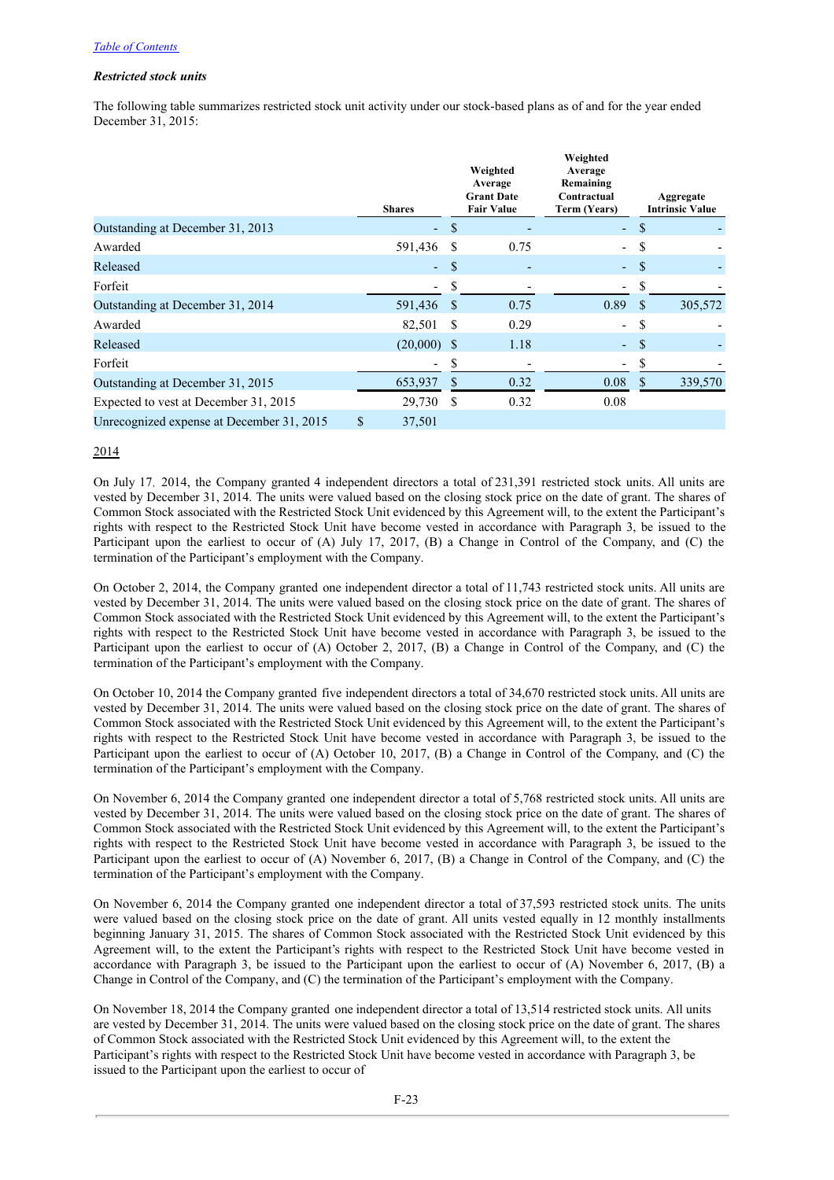*Restricted stock units*

The following table summarizes restricted stock unit activity under our stock-based plans as of and for the year ended December 31, 2015:

| | Shares | Weighted Average Grant Date Fair Value | Weighted Average Remaining Contractual Term (Years) | Aggregate Intrinsic Value |
|---|---|---|---|---|
| Outstanding at December 31, 2013 | - | $ - | - | $ - |
| Awarded | 591,436 | $ 0.75 | - | $ - |
| Released | - | $ - | - | $ - |
| Forfeit | - | $ - | - | $ - |
| Outstanding at December 31, 2014 | 591,436 | $ 0.75 | 0.89 | $ 305,572 |
| Awarded | 82,501 | $ 0.29 | - | $ - |
| Released | (20,000) | $ 1.18 | - | $ - |
| Forfeit | - | $ - | - | $ - |
| Outstanding at December 31, 2015 | 653,937 | $ 0.32 | 0.08 | $ 339,570 |
| Expected to vest at December 31, 2015 | 29,730 | $ 0.32 | 0.08 | |
| Unrecognized expense at December 31, 2015 | $ 37,501 | | | |

2014

On July 17. 2014, the Company granted 4 independent directors a total of 231,391 restricted stock units. All units are vested by December 31, 2014. The units were valued based on the closing stock price on the date of grant. The shares of Common Stock associated with the Restricted Stock Unit evidenced by this Agreement will, to the extent the Participant's rights with respect to the Restricted Stock Unit have become vested in accordance with Paragraph 3, be issued to the Participant upon the earliest to occur of (A) July 17, 2017, (B) a Change in Control of the Company, and (C) the termination of the Participant's employment with the Company.

On October 2, 2014, the Company granted one independent director a total of 11,743 restricted stock units. All units are vested by December 31, 2014. The units were valued based on the closing stock price on the date of grant. The shares of Common Stock associated with the Restricted Stock Unit evidenced by this Agreement will, to the extent the Participant's rights with respect to the Restricted Stock Unit have become vested in accordance with Paragraph 3, be issued to the Participant upon the earliest to occur of (A) October 2, 2017, (B) a Change in Control of the Company, and (C) the termination of the Participant's employment with the Company.

On October 10, 2014 the Company granted five independent directors a total of 34,670 restricted stock units. All units are vested by December 31, 2014. The units were valued based on the closing stock price on the date of grant. The shares of Common Stock associated with the Restricted Stock Unit evidenced by this Agreement will, to the extent the Participant's rights with respect to the Restricted Stock Unit have become vested in accordance with Paragraph 3, be issued to the Participant upon the earliest to occur of (A) October 10, 2017, (B) a Change in Control of the Company, and (C) the termination of the Participant's employment with the Company.

On November 6, 2014 the Company granted one independent director a total of 5,768 restricted stock units. All units are vested by December 31, 2014. The units were valued based on the closing stock price on the date of grant. The shares of Common Stock associated with the Restricted Stock Unit evidenced by this Agreement will, to the extent the Participant's rights with respect to the Restricted Stock Unit have become vested in accordance with Paragraph 3, be issued to the Participant upon the earliest to occur of (A) November 6, 2017, (B) a Change in Control of the Company, and (C) the termination of the Participant's employment with the Company.

On November 6, 2014 the Company granted one independent director a total of 37,593 restricted stock units. The units were valued based on the closing stock price on the date of grant. All units vested equally in 12 monthly installments beginning January 31, 2015. The shares of Common Stock associated with the Restricted Stock Unit evidenced by this Agreement will, to the extent the Participant's rights with respect to the Restricted Stock Unit have become vested in accordance with Paragraph 3, be issued to the Participant upon the earliest to occur of (A) November 6, 2017, (B) a Change in Control of the Company, and (C) the termination of the Participant's employment with the Company.

On November 18, 2014 the Company granted one independent director a total of 13,514 restricted stock units. All units are vested by December 31, 2014. The units were valued based on the closing stock price on the date of grant. The shares of Common Stock associated with the Restricted Stock Unit evidenced by this Agreement will, to the extent the Participant's rights with respect to the Restricted Stock Unit have become vested in accordance with Paragraph 3, be issued to the Participant upon the earliest to occur of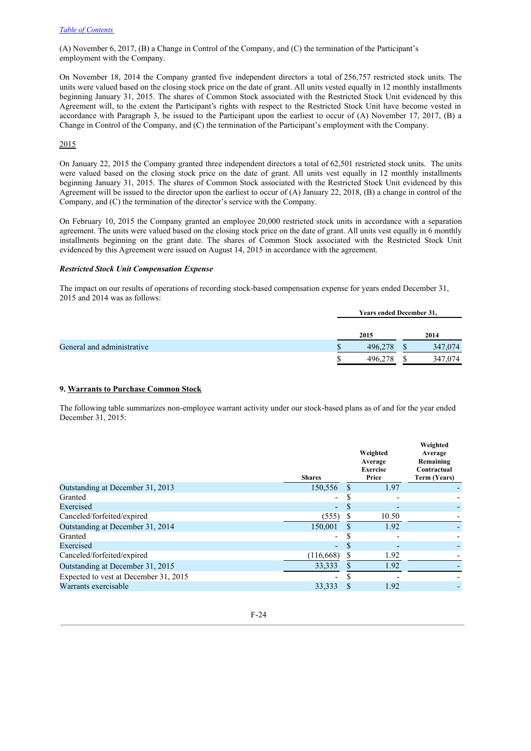(A) November 6, 2017, (B) a Change in Control of the Company, and (C) the termination of the Participant's employment with the Company.

On November 18, 2014 the Company granted five independent directors a total of 256,757 restricted stock units. The units were valued based on the closing stock price on the date of grant. All units vested equally in 12 monthly installments beginning January 31, 2015. The shares of Common Stock associated with the Restricted Stock Unit evidenced by this Agreement will, to the extent the Participant's rights with respect to the Restricted Stock Unit have become vested in accordance with Paragraph 3, be issued to the Participant upon the earliest to occur of (A) November 17, 2017, (B) a Change in Control of the Company, and (C) the termination of the Participant's employment with the Company.

2015

On January 22, 2015 the Company granted three independent directors a total of 62,501 restricted stock units. The units were valued based on the closing stock price on the date of grant. All units vest equally in 12 monthly installments beginning January 31, 2015. The shares of Common Stock associated with the Restricted Stock Unit evidenced by this Agreement will be issued to the director upon the earliest to occur of (A) January 22, 2018, (B) a change in control of the Company, and (C) the termination of the director's service with the Company.

On February 10, 2015 the Company granted an employee 20,000 restricted stock units in accordance with a separation agreement. The units were valued based on the closing stock price on the date of grant. All units vest equally in 6 monthly installments beginning on the grant date. The shares of Common Stock associated with the Restricted Stock Unit evidenced by this Agreement were issued on August 14, 2015 in accordance with the agreement.

***Restricted Stock Unit Compensation Expense***

The impact on our results of operations of recording stock-based compensation expense for years ended December 31, 2015 and 2014 was as follows:

| | Years ended December 31, | |
|---|---|---|
| | 2015 | 2014 |
| General and administrative | $ 496,278 | $ 347,074 |
| | $ 496,278 | $ 347,074 |

### 9. Warrants to Purchase Common Stock

The following table summarizes non-employee warrant activity under our stock-based plans as of and for the year ended December 31, 2015:

| | Shares | Weighted Average Exercise Price | Weighted Average Remaining Contractual Term (Years) |
|---|---|---|---|
| Outstanding at December 31, 2013 | 150,556 | $ 1.97 | - |
| Granted | - | $ - | - |
| Exercised | - | $ - | - |
| Canceled/forfeited/expired | (555) | $ 10.50 | - |
| Outstanding at December 31, 2014 | 150,001 | $ 1.92 | - |
| Granted | - | $ - | - |
| Exercised | - | $ - | - |
| Canceled/forfeited/expired | (116,668) | $ 1.92 | - |
| Outstanding at December 31, 2015 | 33,333 | $ 1.92 | - |
| Expected to vest at December 31, 2015 | - | $ - | - |
| Warrants exercisable | 33,333 | $ 1.92 | - |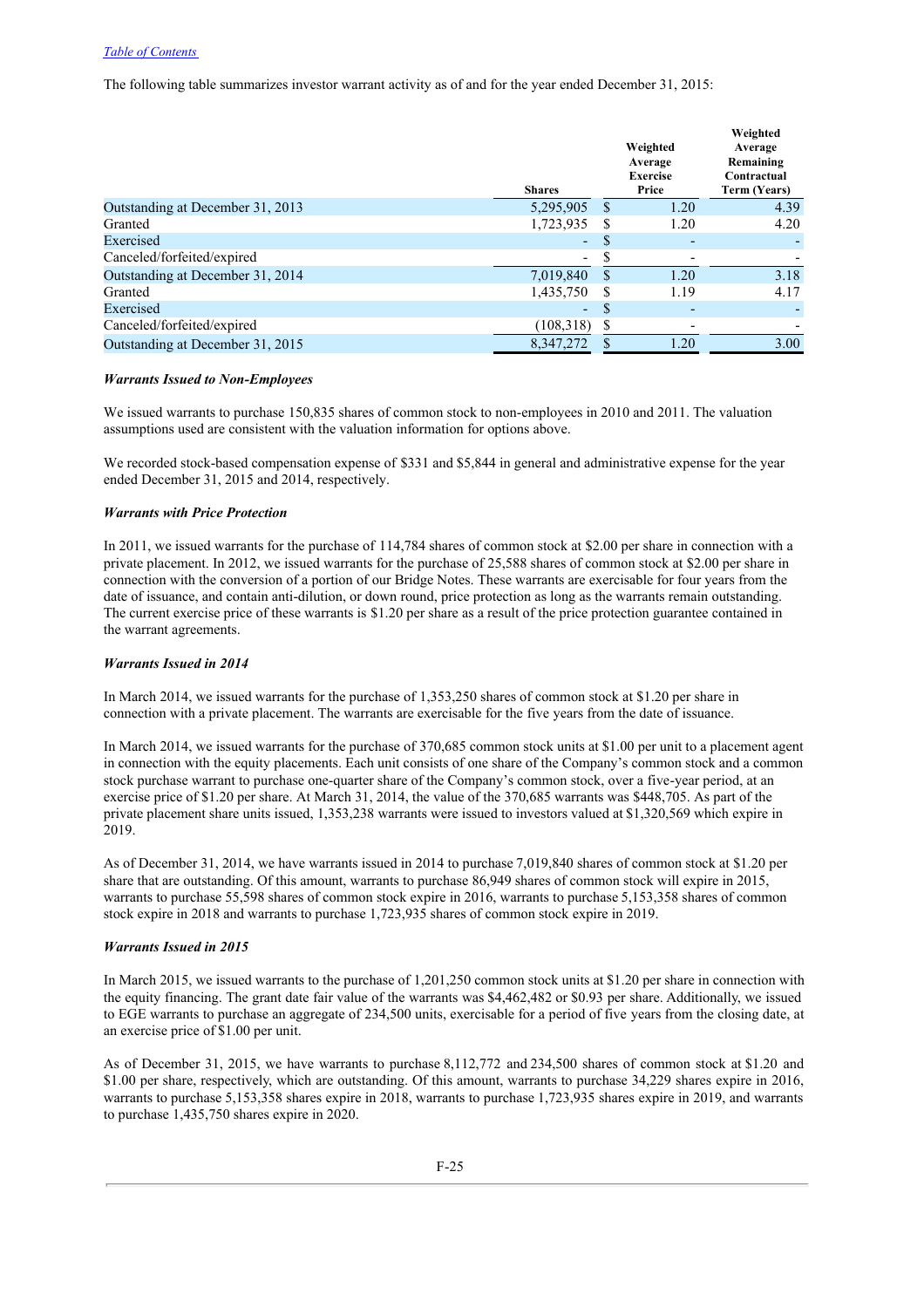The following table summarizes investor warrant activity as of and for the year ended December 31, 2015:

| | Shares | Weighted Average Exercise Price | Weighted Average Remaining Contractual Term (Years) |
|---|---|---|---|
| Outstanding at December 31, 2013 | 5,295,905 | $ 1.20 | 4.39 |
| Granted | 1,723,935 | $ 1.20 | 4.20 |
| Exercised | - | $ - | - |
| Canceled/forfeited/expired | - | $ - | - |
| Outstanding at December 31, 2014 | 7,019,840 | $ 1.20 | 3.18 |
| Granted | 1,435,750 | $ 1.19 | 4.17 |
| Exercised | - | $ - | - |
| Canceled/forfeited/expired | (108,318) | $ - | - |
| Outstanding at December 31, 2015 | 8,347,272 | $ 1.20 | 3.00 |

***Warrants Issued to Non-Employees***

We issued warrants to purchase 150,835 shares of common stock to non-employees in 2010 and 2011. The valuation assumptions used are consistent with the valuation information for options above.

We recorded stock-based compensation expense of $331 and $5,844 in general and administrative expense for the year ended December 31, 2015 and 2014, respectively.

***Warrants with Price Protection***

In 2011, we issued warrants for the purchase of 114,784 shares of common stock at $2.00 per share in connection with a private placement. In 2012, we issued warrants for the purchase of 25,588 shares of common stock at $2.00 per share in connection with the conversion of a portion of our Bridge Notes. These warrants are exercisable for four years from the date of issuance, and contain anti-dilution, or down round, price protection as long as the warrants remain outstanding. The current exercise price of these warrants is $1.20 per share as a result of the price protection guarantee contained in the warrant agreements.

***Warrants Issued in 2014***

In March 2014, we issued warrants for the purchase of 1,353,250 shares of common stock at $1.20 per share in connection with a private placement. The warrants are exercisable for the five years from the date of issuance.

In March 2014, we issued warrants for the purchase of 370,685 common stock units at $1.00 per unit to a placement agent in connection with the equity placements. Each unit consists of one share of the Company's common stock and a common stock purchase warrant to purchase one-quarter share of the Company's common stock, over a five-year period, at an exercise price of $1.20 per share. At March 31, 2014, the value of the 370,685 warrants was $448,705. As part of the private placement share units issued, 1,353,238 warrants were issued to investors valued at $1,320,569 which expire in 2019.

As of December 31, 2014, we have warrants issued in 2014 to purchase 7,019,840 shares of common stock at $1.20 per share that are outstanding. Of this amount, warrants to purchase 86,949 shares of common stock will expire in 2015, warrants to purchase 55,598 shares of common stock expire in 2016, warrants to purchase 5,153,358 shares of common stock expire in 2018 and warrants to purchase 1,723,935 shares of common stock expire in 2019.

***Warrants Issued in 2015***

In March 2015, we issued warrants to the purchase of 1,201,250 common stock units at $1.20 per share in connection with the equity financing. The grant date fair value of the warrants was $4,462,482 or $0.93 per share. Additionally, we issued to EGE warrants to purchase an aggregate of 234,500 units, exercisable for a period of five years from the closing date, at an exercise price of $1.00 per unit.

As of December 31, 2015, we have warrants to purchase 8,112,772 and 234,500 shares of common stock at $1.20 and $1.00 per share, respectively, which are outstanding. Of this amount, warrants to purchase 34,229 shares expire in 2016, warrants to purchase 5,153,358 shares expire in 2018, warrants to purchase 1,723,935 shares expire in 2019, and warrants to purchase 1,435,750 shares expire in 2020.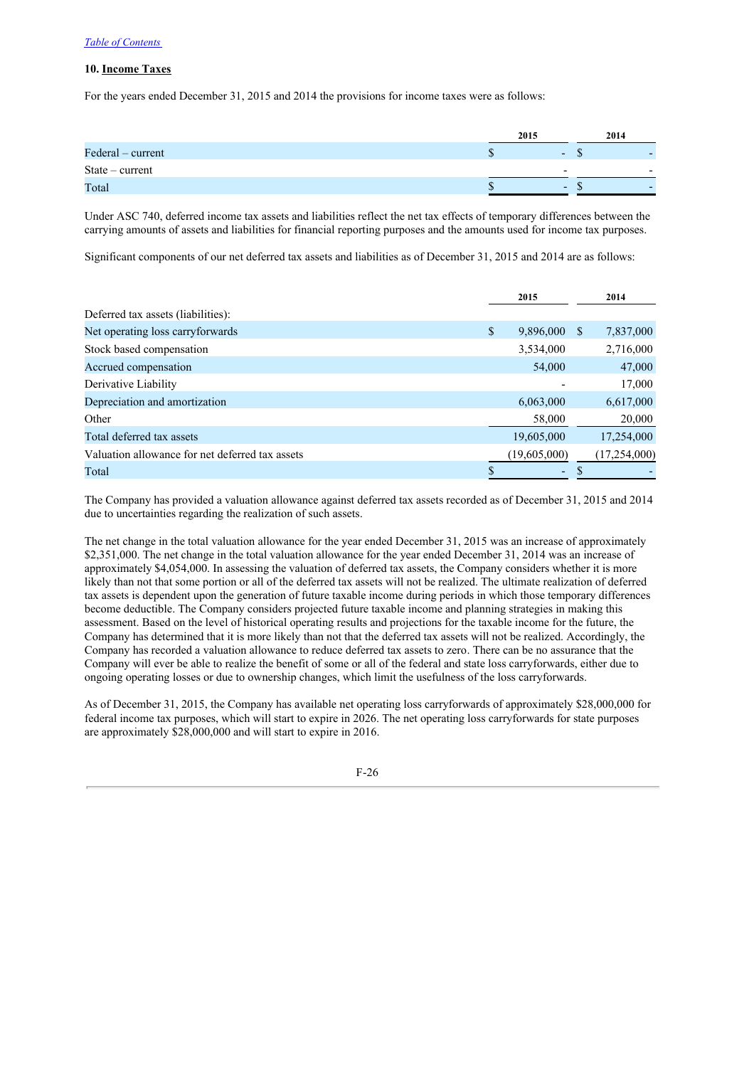## 10. Income Taxes

For the years ended December 31, 2015 and 2014 the provisions for income taxes were as follows:

| | 2015 | 2014 |
|---|---|---|
| Federal – current | $ - | $ - |
| State – current | - | - |
| Total | $ - | $ - |

Under ASC 740, deferred income tax assets and liabilities reflect the net tax effects of temporary differences between the carrying amounts of assets and liabilities for financial reporting purposes and the amounts used for income tax purposes.

Significant components of our net deferred tax assets and liabilities as of December 31, 2015 and 2014 are as follows:

| | 2015 | 2014 |
|---|---|---|
| Deferred tax assets (liabilities): | | |
| Net operating loss carryforwards | $ 9,896,000 | $ 7,837,000 |
| Stock based compensation | 3,534,000 | 2,716,000 |
| Accrued compensation | 54,000 | 47,000 |
| Derivative Liability | - | 17,000 |
| Depreciation and amortization | 6,063,000 | 6,617,000 |
| Other | 58,000 | 20,000 |
| Total deferred tax assets | 19,605,000 | 17,254,000 |
| Valuation allowance for net deferred tax assets | (19,605,000) | (17,254,000) |
| Total | $ - | $ - |

The Company has provided a valuation allowance against deferred tax assets recorded as of December 31, 2015 and 2014 due to uncertainties regarding the realization of such assets.

The net change in the total valuation allowance for the year ended December 31, 2015 was an increase of approximately $2,351,000. The net change in the total valuation allowance for the year ended December 31, 2014 was an increase of approximately $4,054,000. In assessing the valuation of deferred tax assets, the Company considers whether it is more likely than not that some portion or all of the deferred tax assets will not be realized. The ultimate realization of deferred tax assets is dependent upon the generation of future taxable income during periods in which those temporary differences become deductible. The Company considers projected future taxable income and planning strategies in making this assessment. Based on the level of historical operating results and projections for the taxable income for the future, the Company has determined that it is more likely than not that the deferred tax assets will not be realized. Accordingly, the Company has recorded a valuation allowance to reduce deferred tax assets to zero. There can be no assurance that the Company will ever be able to realize the benefit of some or all of the federal and state loss carryforwards, either due to ongoing operating losses or due to ownership changes, which limit the usefulness of the loss carryforwards.

As of December 31, 2015, the Company has available net operating loss carryforwards of approximately $28,000,000 for federal income tax purposes, which will start to expire in 2026. The net operating loss carryforwards for state purposes are approximately $28,000,000 and will start to expire in 2016.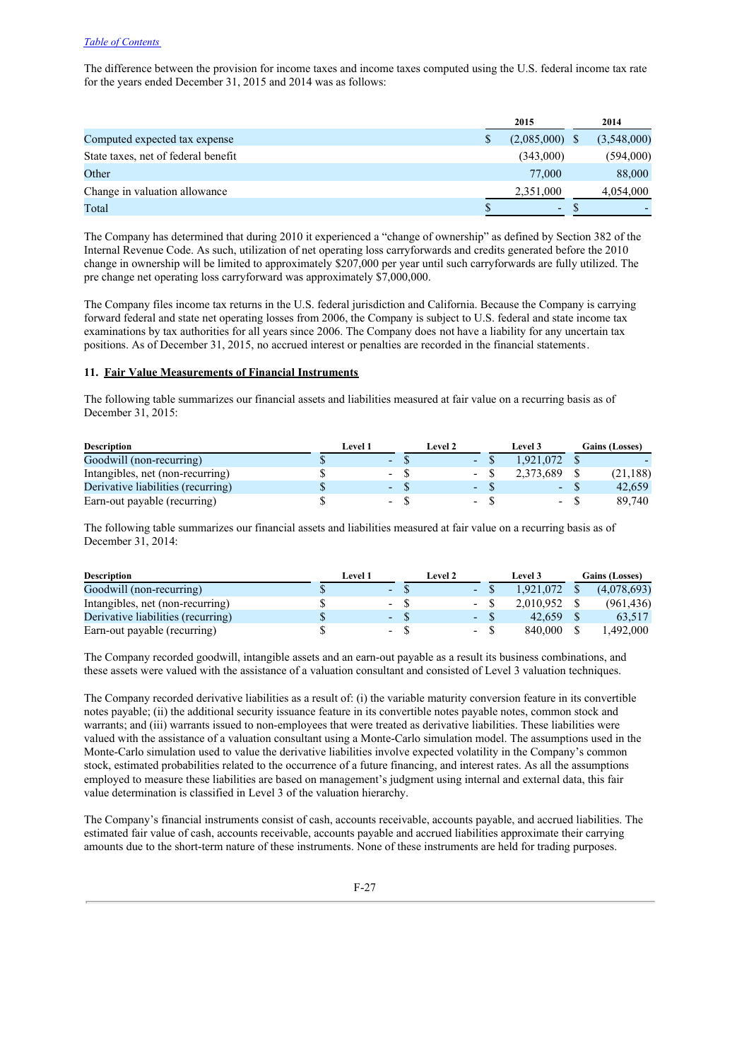The difference between the provision for income taxes and income taxes computed using the U.S. federal income tax rate for the years ended December 31, 2015 and 2014 was as follows:

| | 2015 | 2014 |
|---|---|---|
| Computed expected tax expense | $ (2,085,000) | $ (3,548,000) |
| State taxes, net of federal benefit | (343,000) | (594,000) |
| Other | 77,000 | 88,000 |
| Change in valuation allowance | 2,351,000 | 4,054,000 |
| Total | $ - | $ - |

The Company has determined that during 2010 it experienced a "change of ownership" as defined by Section 382 of the Internal Revenue Code. As such, utilization of net operating loss carryforwards and credits generated before the 2010 change in ownership will be limited to approximately $207,000 per year until such carryforwards are fully utilized. The pre change net operating loss carryforward was approximately $7,000,000.

The Company files income tax returns in the U.S. federal jurisdiction and California. Because the Company is carrying forward federal and state net operating losses from 2006, the Company is subject to U.S. federal and state income tax examinations by tax authorities for all years since 2006. The Company does not have a liability for any uncertain tax positions. As of December 31, 2015, no accrued interest or penalties are recorded in the financial statements.

## 11. Fair Value Measurements of Financial Instruments

The following table summarizes our financial assets and liabilities measured at fair value on a recurring basis as of December 31, 2015:

| Description | Level 1 | Level 2 | Level 3 | Gains (Losses) |
|---|---|---|---|---|
| Goodwill (non-recurring) | $ - | $ - | $ 1,921,072 | $ - |
| Intangibles, net (non-recurring) | $ - | $ - | $ 2,373,689 | $ (21,188) |
| Derivative liabilities (recurring) | $ - | $ - | $ - | $ 42,659 |
| Earn-out payable (recurring) | $ - | $ - | $ - | $ 89,740 |

The following table summarizes our financial assets and liabilities measured at fair value on a recurring basis as of December 31, 2014:

| Description | Level 1 | Level 2 | Level 3 | Gains (Losses) |
|---|---|---|---|---|
| Goodwill (non-recurring) | $ - | $ - | $ 1,921,072 | $ (4,078,693) |
| Intangibles, net (non-recurring) | $ - | $ - | $ 2,010,952 | $ (961,436) |
| Derivative liabilities (recurring) | $ - | $ - | $ 42,659 | $ 63,517 |
| Earn-out payable (recurring) | $ - | $ - | $ 840,000 | $ 1,492,000 |

The Company recorded goodwill, intangible assets and an earn-out payable as a result its business combinations, and these assets were valued with the assistance of a valuation consultant and consisted of Level 3 valuation techniques.

The Company recorded derivative liabilities as a result of: (i) the variable maturity conversion feature in its convertible notes payable; (ii) the additional security issuance feature in its convertible notes payable notes, common stock and warrants; and (iii) warrants issued to non-employees that were treated as derivative liabilities. These liabilities were valued with the assistance of a valuation consultant using a Monte-Carlo simulation model. The assumptions used in the Monte-Carlo simulation used to value the derivative liabilities involve expected volatility in the Company's common stock, estimated probabilities related to the occurrence of a future financing, and interest rates. As all the assumptions employed to measure these liabilities are based on management's judgment using internal and external data, this fair value determination is classified in Level 3 of the valuation hierarchy.

The Company's financial instruments consist of cash, accounts receivable, accounts payable, and accrued liabilities. The estimated fair value of cash, accounts receivable, accounts payable and accrued liabilities approximate their carrying amounts due to the short-term nature of these instruments. None of these instruments are held for trading purposes.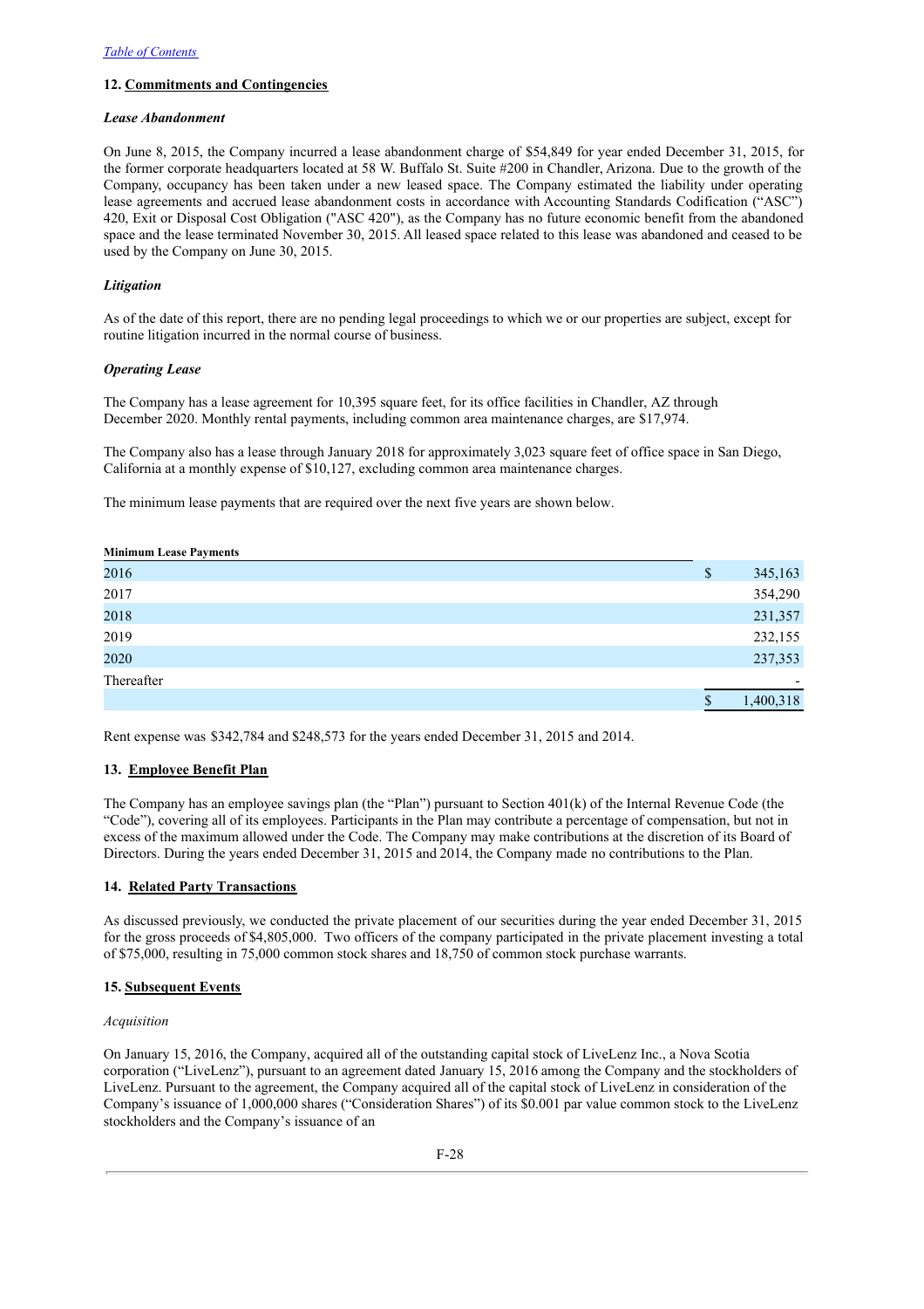[Table of Contents]

### 12. Commitments and Contingencies

***Lease Abandonment***

On June 8, 2015, the Company incurred a lease abandonment charge of $54,849 for year ended December 31, 2015, for the former corporate headquarters located at 58 W. Buffalo St. Suite #200 in Chandler, Arizona. Due to the growth of the Company, occupancy has been taken under a new leased space. The Company estimated the liability under operating lease agreements and accrued lease abandonment costs in accordance with Accounting Standards Codification ("ASC") 420, Exit or Disposal Cost Obligation ("ASC 420"), as the Company has no future economic benefit from the abandoned space and the lease terminated November 30, 2015. All leased space related to this lease was abandoned and ceased to be used by the Company on June 30, 2015.

***Litigation***

As of the date of this report, there are no pending legal proceedings to which we or our properties are subject, except for routine litigation incurred in the normal course of business.

***Operating Lease***

The Company has a lease agreement for 10,395 square feet, for its office facilities in Chandler, AZ through December 2020. Monthly rental payments, including common area maintenance charges, are $17,974.

The Company also has a lease through January 2018 for approximately 3,023 square feet of office space in San Diego, California at a monthly expense of $10,127, excluding common area maintenance charges.

The minimum lease payments that are required over the next five years are shown below.

| **Minimum Lease Payments** | |
|---|---|
| 2016 | $ 345,163 |
| 2017 | 354,290 |
| 2018 | 231,357 |
| 2019 | 232,155 |
| 2020 | 237,353 |
| Thereafter | - |
| | $ 1,400,318 |

Rent expense was $342,784 and $248,573 for the years ended December 31, 2015 and 2014.

### 13. Employee Benefit Plan

The Company has an employee savings plan (the "Plan") pursuant to Section 401(k) of the Internal Revenue Code (the "Code"), covering all of its employees. Participants in the Plan may contribute a percentage of compensation, but not in excess of the maximum allowed under the Code. The Company may make contributions at the discretion of its Board of Directors. During the years ended December 31, 2015 and 2014, the Company made no contributions to the Plan.

### 14. Related Party Transactions

As discussed previously, we conducted the private placement of our securities during the year ended December 31, 2015 for the gross proceeds of $4,805,000. Two officers of the company participated in the private placement investing a total of $75,000, resulting in 75,000 common stock shares and 18,750 of common stock purchase warrants.

### 15. Subsequent Events

*Acquisition*

On January 15, 2016, the Company, acquired all of the outstanding capital stock of LiveLenz Inc., a Nova Scotia corporation ("LiveLenz"), pursuant to an agreement dated January 15, 2016 among the Company and the stockholders of LiveLenz. Pursuant to the agreement, the Company acquired all of the capital stock of LiveLenz in consideration of the Company's issuance of 1,000,000 shares ("Consideration Shares") of its $0.001 par value common stock to the LiveLenz stockholders and the Company's issuance of an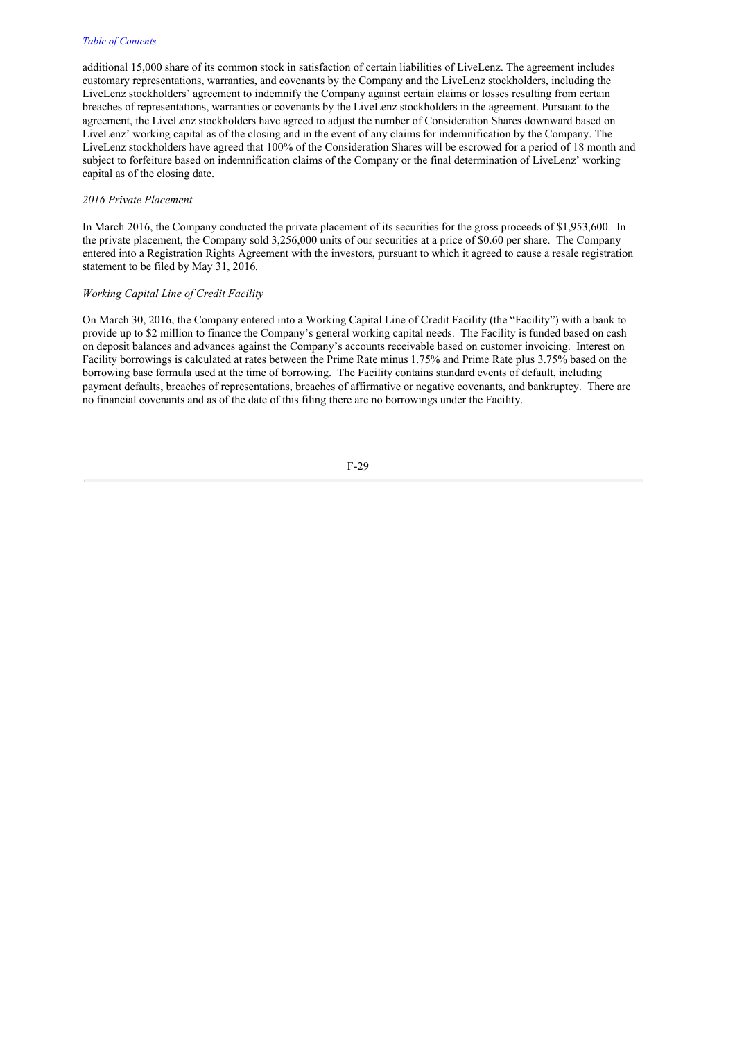additional 15,000 share of its common stock in satisfaction of certain liabilities of LiveLenz. The agreement includes customary representations, warranties, and covenants by the Company and the LiveLenz stockholders, including the LiveLenz stockholders' agreement to indemnify the Company against certain claims or losses resulting from certain breaches of representations, warranties or covenants by the LiveLenz stockholders in the agreement. Pursuant to the agreement, the LiveLenz stockholders have agreed to adjust the number of Consideration Shares downward based on LiveLenz' working capital as of the closing and in the event of any claims for indemnification by the Company. The LiveLenz stockholders have agreed that 100% of the Consideration Shares will be escrowed for a period of 18 month and subject to forfeiture based on indemnification claims of the Company or the final determination of LiveLenz' working capital as of the closing date.

*2016 Private Placement*

In March 2016, the Company conducted the private placement of its securities for the gross proceeds of $1,953,600. In the private placement, the Company sold 3,256,000 units of our securities at a price of $0.60 per share. The Company entered into a Registration Rights Agreement with the investors, pursuant to which it agreed to cause a resale registration statement to be filed by May 31, 2016.

*Working Capital Line of Credit Facility*

On March 30, 2016, the Company entered into a Working Capital Line of Credit Facility (the "Facility") with a bank to provide up to $2 million to finance the Company's general working capital needs. The Facility is funded based on cash on deposit balances and advances against the Company's accounts receivable based on customer invoicing. Interest on Facility borrowings is calculated at rates between the Prime Rate minus 1.75% and Prime Rate plus 3.75% based on the borrowing base formula used at the time of borrowing. The Facility contains standard events of default, including payment defaults, breaches of representations, breaches of affirmative or negative covenants, and bankruptcy. There are no financial covenants and as of the date of this filing there are no borrowings under the Facility.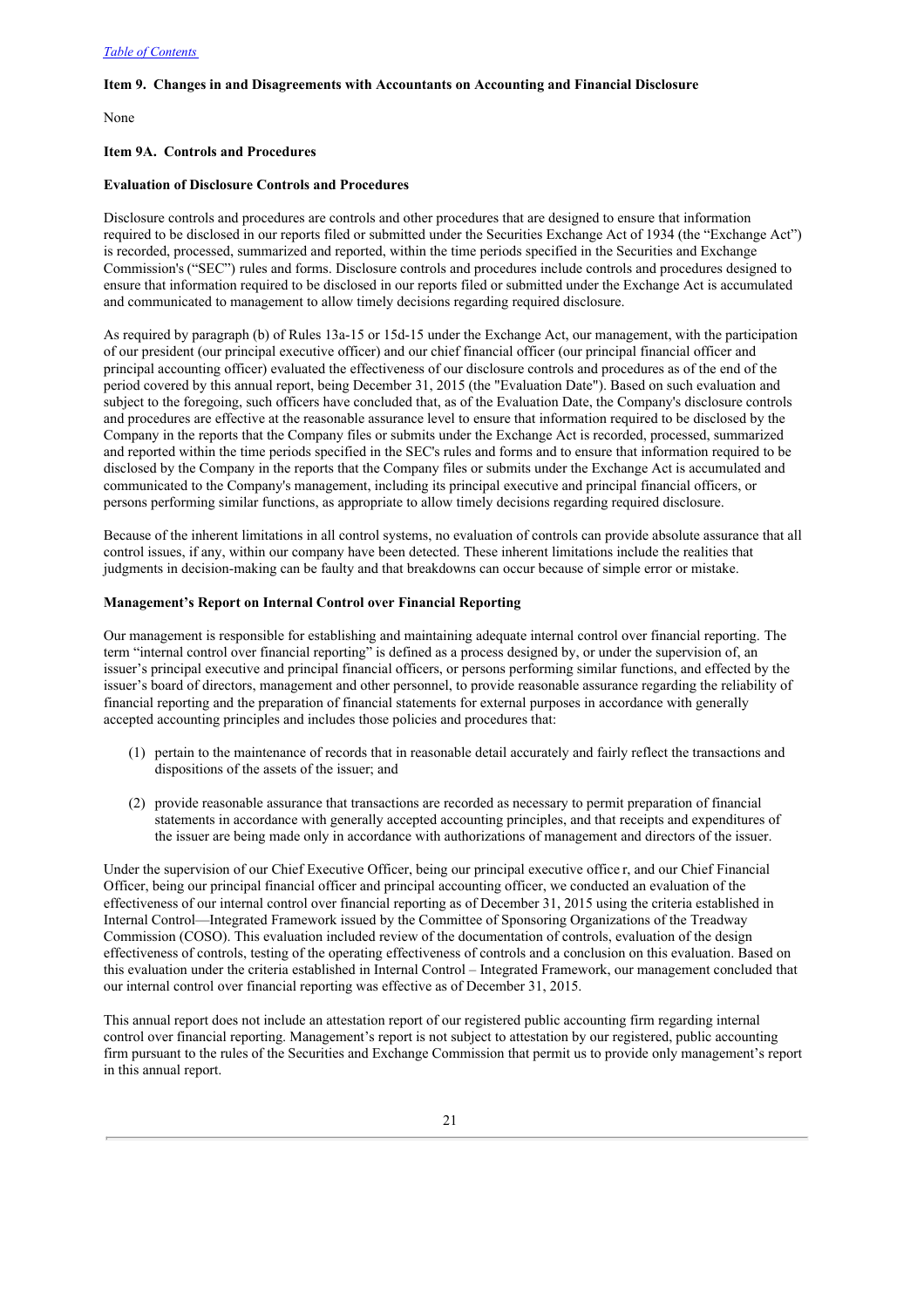### Item 9. Changes in and Disagreements with Accountants on Accounting and Financial Disclosure

None

### Item 9A. Controls and Procedures

**Evaluation of Disclosure Controls and Procedures**

Disclosure controls and procedures are controls and other procedures that are designed to ensure that information required to be disclosed in our reports filed or submitted under the Securities Exchange Act of 1934 (the "Exchange Act") is recorded, processed, summarized and reported, within the time periods specified in the Securities and Exchange Commission's ("SEC") rules and forms. Disclosure controls and procedures include controls and procedures designed to ensure that information required to be disclosed in our reports filed or submitted under the Exchange Act is accumulated and communicated to management to allow timely decisions regarding required disclosure.

As required by paragraph (b) of Rules 13a-15 or 15d-15 under the Exchange Act, our management, with the participation of our president (our principal executive officer) and our chief financial officer (our principal financial officer and principal accounting officer) evaluated the effectiveness of our disclosure controls and procedures as of the end of the period covered by this annual report, being December 31, 2015 (the "Evaluation Date"). Based on such evaluation and subject to the foregoing, such officers have concluded that, as of the Evaluation Date, the Company's disclosure controls and procedures are effective at the reasonable assurance level to ensure that information required to be disclosed by the Company in the reports that the Company files or submits under the Exchange Act is recorded, processed, summarized and reported within the time periods specified in the SEC's rules and forms and to ensure that information required to be disclosed by the Company in the reports that the Company files or submits under the Exchange Act is accumulated and communicated to the Company's management, including its principal executive and principal financial officers, or persons performing similar functions, as appropriate to allow timely decisions regarding required disclosure.

Because of the inherent limitations in all control systems, no evaluation of controls can provide absolute assurance that all control issues, if any, within our company have been detected. These inherent limitations include the realities that judgments in decision-making can be faulty and that breakdowns can occur because of simple error or mistake.

**Management's Report on Internal Control over Financial Reporting**

Our management is responsible for establishing and maintaining adequate internal control over financial reporting. The term "internal control over financial reporting" is defined as a process designed by, or under the supervision of, an issuer's principal executive and principal financial officers, or persons performing similar functions, and effected by the issuer's board of directors, management and other personnel, to provide reasonable assurance regarding the reliability of financial reporting and the preparation of financial statements for external purposes in accordance with generally accepted accounting principles and includes those policies and procedures that:

(1) pertain to the maintenance of records that in reasonable detail accurately and fairly reflect the transactions and dispositions of the assets of the issuer; and

(2) provide reasonable assurance that transactions are recorded as necessary to permit preparation of financial statements in accordance with generally accepted accounting principles, and that receipts and expenditures of the issuer are being made only in accordance with authorizations of management and directors of the issuer.

Under the supervision of our Chief Executive Officer, being our principal executive office r, and our Chief Financial Officer, being our principal financial officer and principal accounting officer, we conducted an evaluation of the effectiveness of our internal control over financial reporting as of December 31, 2015 using the criteria established in Internal Control—Integrated Framework issued by the Committee of Sponsoring Organizations of the Treadway Commission (COSO). This evaluation included review of the documentation of controls, evaluation of the design effectiveness of controls, testing of the operating effectiveness of controls and a conclusion on this evaluation. Based on this evaluation under the criteria established in Internal Control – Integrated Framework, our management concluded that our internal control over financial reporting was effective as of December 31, 2015.

This annual report does not include an attestation report of our registered public accounting firm regarding internal control over financial reporting. Management's report is not subject to attestation by our registered, public accounting firm pursuant to the rules of the Securities and Exchange Commission that permit us to provide only management's report in this annual report.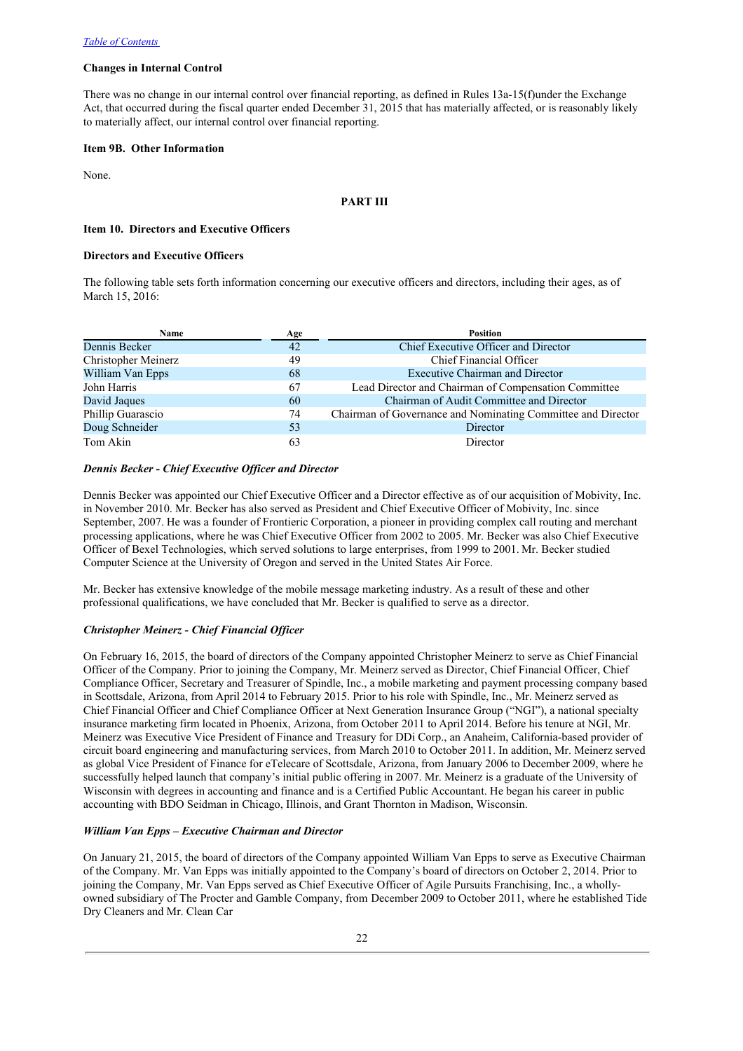### Changes in Internal Control

There was no change in our internal control over financial reporting, as defined in Rules 13a-15(f)under the Exchange Act, that occurred during the fiscal quarter ended December 31, 2015 that has materially affected, or is reasonably likely to materially affect, our internal control over financial reporting.

### Item 9B. Other Information

None.

## PART III

### Item 10. Directors and Executive Officers

### Directors and Executive Officers

The following table sets forth information concerning our executive officers and directors, including their ages, as of March 15, 2016:

| Name | Age | Position |
|---|---|---|
| Dennis Becker | 42 | Chief Executive Officer and Director |
| Christopher Meinerz | 49 | Chief Financial Officer |
| William Van Epps | 68 | Executive Chairman and Director |
| John Harris | 67 | Lead Director and Chairman of Compensation Committee |
| David Jaques | 60 | Chairman of Audit Committee and Director |
| Phillip Guarascio | 74 | Chairman of Governance and Nominating Committee and Director |
| Doug Schneider | 53 | Director |
| Tom Akin | 63 | Director |

***Dennis Becker - Chief Executive Officer and Director***

Dennis Becker was appointed our Chief Executive Officer and a Director effective as of our acquisition of Mobivity, Inc. in November 2010. Mr. Becker has also served as President and Chief Executive Officer of Mobivity, Inc. since September, 2007. He was a founder of Frontieric Corporation, a pioneer in providing complex call routing and merchant processing applications, where he was Chief Executive Officer from 2002 to 2005. Mr. Becker was also Chief Executive Officer of Bexel Technologies, which served solutions to large enterprises, from 1999 to 2001. Mr. Becker studied Computer Science at the University of Oregon and served in the United States Air Force.

Mr. Becker has extensive knowledge of the mobile message marketing industry. As a result of these and other professional qualifications, we have concluded that Mr. Becker is qualified to serve as a director.

***Christopher Meinerz - Chief Financial Officer***

On February 16, 2015, the board of directors of the Company appointed Christopher Meinerz to serve as Chief Financial Officer of the Company. Prior to joining the Company, Mr. Meinerz served as Director, Chief Financial Officer, Chief Compliance Officer, Secretary and Treasurer of Spindle, Inc., a mobile marketing and payment processing company based in Scottsdale, Arizona, from April 2014 to February 2015. Prior to his role with Spindle, Inc., Mr. Meinerz served as Chief Financial Officer and Chief Compliance Officer at Next Generation Insurance Group ("NGI"), a national specialty insurance marketing firm located in Phoenix, Arizona, from October 2011 to April 2014. Before his tenure at NGI, Mr. Meinerz was Executive Vice President of Finance and Treasury for DDi Corp., an Anaheim, California-based provider of circuit board engineering and manufacturing services, from March 2010 to October 2011. In addition, Mr. Meinerz served as global Vice President of Finance for eTelecare of Scottsdale, Arizona, from January 2006 to December 2009, where he successfully helped launch that company's initial public offering in 2007. Mr. Meinerz is a graduate of the University of Wisconsin with degrees in accounting and finance and is a Certified Public Accountant. He began his career in public accounting with BDO Seidman in Chicago, Illinois, and Grant Thornton in Madison, Wisconsin.

***William Van Epps – Executive Chairman and Director***

On January 21, 2015, the board of directors of the Company appointed William Van Epps to serve as Executive Chairman of the Company. Mr. Van Epps was initially appointed to the Company's board of directors on October 2, 2014. Prior to joining the Company, Mr. Van Epps served as Chief Executive Officer of Agile Pursuits Franchising, Inc., a wholly-owned subsidiary of The Procter and Gamble Company, from December 2009 to October 2011, where he established Tide Dry Cleaners and Mr. Clean Car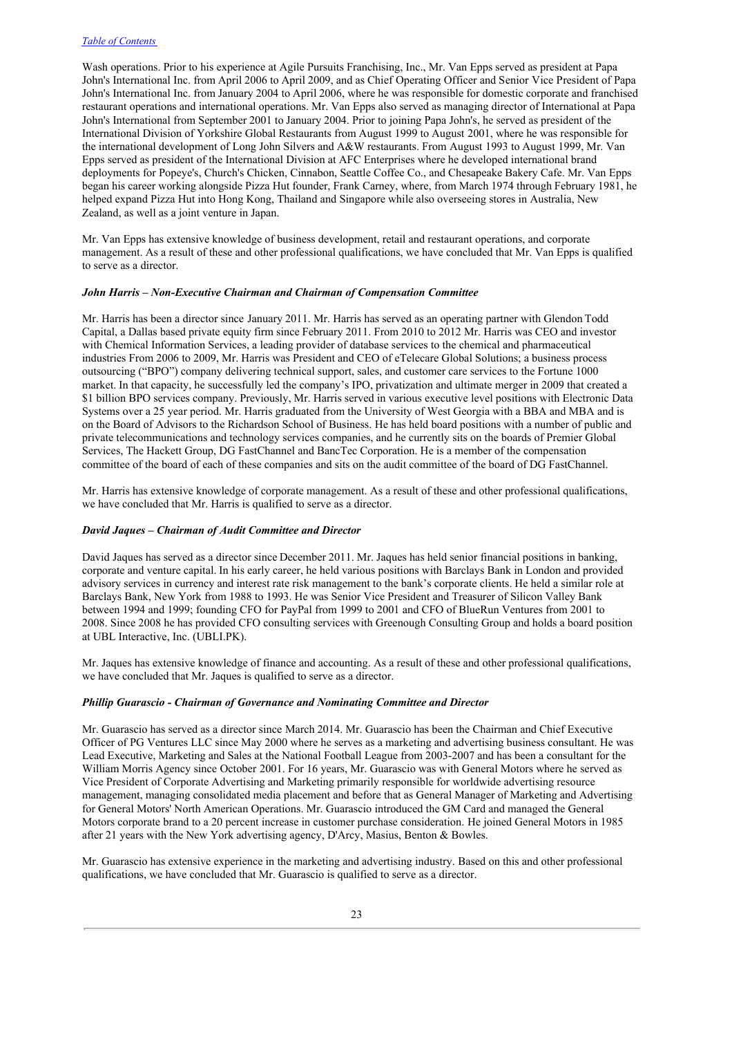Wash operations. Prior to his experience at Agile Pursuits Franchising, Inc., Mr. Van Epps served as president at Papa John's International Inc. from April 2006 to April 2009, and as Chief Operating Officer and Senior Vice President of Papa John's International Inc. from January 2004 to April 2006, where he was responsible for domestic corporate and franchised restaurant operations and international operations. Mr. Van Epps also served as managing director of International at Papa John's International from September 2001 to January 2004. Prior to joining Papa John's, he served as president of the International Division of Yorkshire Global Restaurants from August 1999 to August 2001, where he was responsible for the international development of Long John Silvers and A&W restaurants. From August 1993 to August 1999, Mr. Van Epps served as president of the International Division at AFC Enterprises where he developed international brand deployments for Popeye's, Church's Chicken, Cinnabon, Seattle Coffee Co., and Chesapeake Bakery Cafe. Mr. Van Epps began his career working alongside Pizza Hut founder, Frank Carney, where, from March 1974 through February 1981, he helped expand Pizza Hut into Hong Kong, Thailand and Singapore while also overseeing stores in Australia, New Zealand, as well as a joint venture in Japan.

Mr. Van Epps has extensive knowledge of business development, retail and restaurant operations, and corporate management. As a result of these and other professional qualifications, we have concluded that Mr. Van Epps is qualified to serve as a director.

***John Harris – Non-Executive Chairman and Chairman of Compensation Committee***

Mr. Harris has been a director since January 2011. Mr. Harris has served as an operating partner with Glendon Todd Capital, a Dallas based private equity firm since February 2011. From 2010 to 2012 Mr. Harris was CEO and investor with Chemical Information Services, a leading provider of database services to the chemical and pharmaceutical industries From 2006 to 2009, Mr. Harris was President and CEO of eTelecare Global Solutions; a business process outsourcing ("BPO") company delivering technical support, sales, and customer care services to the Fortune 1000 market. In that capacity, he successfully led the company's IPO, privatization and ultimate merger in 2009 that created a $1 billion BPO services company. Previously, Mr. Harris served in various executive level positions with Electronic Data Systems over a 25 year period. Mr. Harris graduated from the University of West Georgia with a BBA and MBA and is on the Board of Advisors to the Richardson School of Business. He has held board positions with a number of public and private telecommunications and technology services companies, and he currently sits on the boards of Premier Global Services, The Hackett Group, DG FastChannel and BancTec Corporation. He is a member of the compensation committee of the board of each of these companies and sits on the audit committee of the board of DG FastChannel.

Mr. Harris has extensive knowledge of corporate management. As a result of these and other professional qualifications, we have concluded that Mr. Harris is qualified to serve as a director.

***David Jaques – Chairman of Audit Committee and Director***

David Jaques has served as a director since December 2011. Mr. Jaques has held senior financial positions in banking, corporate and venture capital. In his early career, he held various positions with Barclays Bank in London and provided advisory services in currency and interest rate risk management to the bank's corporate clients. He held a similar role at Barclays Bank, New York from 1988 to 1993. He was Senior Vice President and Treasurer of Silicon Valley Bank between 1994 and 1999; founding CFO for PayPal from 1999 to 2001 and CFO of BlueRun Ventures from 2001 to 2008. Since 2008 he has provided CFO consulting services with Greenough Consulting Group and holds a board position at UBL Interactive, Inc. (UBLI.PK).

Mr. Jaques has extensive knowledge of finance and accounting. As a result of these and other professional qualifications, we have concluded that Mr. Jaques is qualified to serve as a director.

***Phillip Guarascio - Chairman of Governance and Nominating Committee and Director***

Mr. Guarascio has served as a director since March 2014. Mr. Guarascio has been the Chairman and Chief Executive Officer of PG Ventures LLC since May 2000 where he serves as a marketing and advertising business consultant. He was Lead Executive, Marketing and Sales at the National Football League from 2003-2007 and has been a consultant for the William Morris Agency since October 2001. For 16 years, Mr. Guarascio was with General Motors where he served as Vice President of Corporate Advertising and Marketing primarily responsible for worldwide advertising resource management, managing consolidated media placement and before that as General Manager of Marketing and Advertising for General Motors' North American Operations. Mr. Guarascio introduced the GM Card and managed the General Motors corporate brand to a 20 percent increase in customer purchase consideration. He joined General Motors in 1985 after 21 years with the New York advertising agency, D'Arcy, Masius, Benton & Bowles.

Mr. Guarascio has extensive experience in the marketing and advertising industry. Based on this and other professional qualifications, we have concluded that Mr. Guarascio is qualified to serve as a director.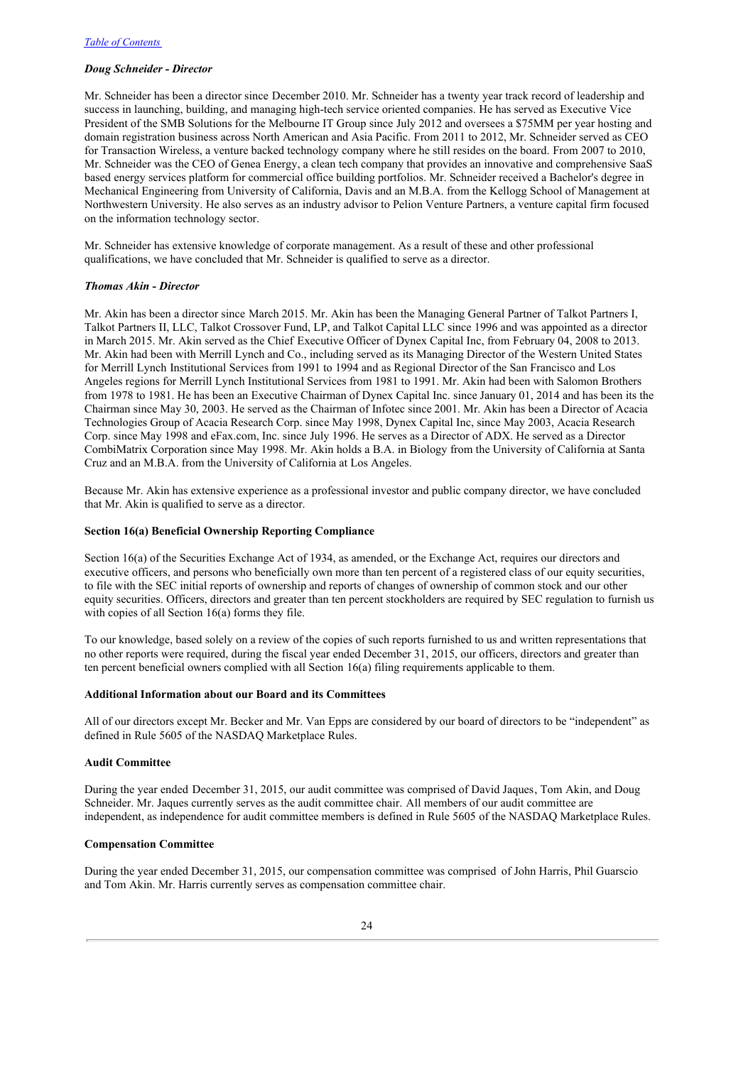*Doug Schneider - Director*

Mr. Schneider has been a director since December 2010. Mr. Schneider has a twenty year track record of leadership and success in launching, building, and managing high-tech service oriented companies. He has served as Executive Vice President of the SMB Solutions for the Melbourne IT Group since July 2012 and oversees a $75MM per year hosting and domain registration business across North American and Asia Pacific. From 2011 to 2012, Mr. Schneider served as CEO for Transaction Wireless, a venture backed technology company where he still resides on the board. From 2007 to 2010, Mr. Schneider was the CEO of Genea Energy, a clean tech company that provides an innovative and comprehensive SaaS based energy services platform for commercial office building portfolios. Mr. Schneider received a Bachelor's degree in Mechanical Engineering from University of California, Davis and an M.B.A. from the Kellogg School of Management at Northwestern University. He also serves as an industry advisor to Pelion Venture Partners, a venture capital firm focused on the information technology sector.

Mr. Schneider has extensive knowledge of corporate management. As a result of these and other professional qualifications, we have concluded that Mr. Schneider is qualified to serve as a director.

*Thomas Akin - Director*

Mr. Akin has been a director since March 2015. Mr. Akin has been the Managing General Partner of Talkot Partners I, Talkot Partners II, LLC, Talkot Crossover Fund, LP, and Talkot Capital LLC since 1996 and was appointed as a director in March 2015. Mr. Akin served as the Chief Executive Officer of Dynex Capital Inc, from February 04, 2008 to 2013. Mr. Akin had been with Merrill Lynch and Co., including served as its Managing Director of the Western United States for Merrill Lynch Institutional Services from 1991 to 1994 and as Regional Director of the San Francisco and Los Angeles regions for Merrill Lynch Institutional Services from 1981 to 1991. Mr. Akin had been with Salomon Brothers from 1978 to 1981. He has been an Executive Chairman of Dynex Capital Inc. since January 01, 2014 and has been its the Chairman since May 30, 2003. He served as the Chairman of Infotec since 2001. Mr. Akin has been a Director of Acacia Technologies Group of Acacia Research Corp. since May 1998, Dynex Capital Inc, since May 2003, Acacia Research Corp. since May 1998 and eFax.com, Inc. since July 1996. He serves as a Director of ADX. He served as a Director CombiMatrix Corporation since May 1998. Mr. Akin holds a B.A. in Biology from the University of California at Santa Cruz and an M.B.A. from the University of California at Los Angeles.

Because Mr. Akin has extensive experience as a professional investor and public company director, we have concluded that Mr. Akin is qualified to serve as a director.

**Section 16(a) Beneficial Ownership Reporting Compliance**

Section 16(a) of the Securities Exchange Act of 1934, as amended, or the Exchange Act, requires our directors and executive officers, and persons who beneficially own more than ten percent of a registered class of our equity securities, to file with the SEC initial reports of ownership and reports of changes of ownership of common stock and our other equity securities. Officers, directors and greater than ten percent stockholders are required by SEC regulation to furnish us with copies of all Section 16(a) forms they file.

To our knowledge, based solely on a review of the copies of such reports furnished to us and written representations that no other reports were required, during the fiscal year ended December 31, 2015, our officers, directors and greater than ten percent beneficial owners complied with all Section 16(a) filing requirements applicable to them.

**Additional Information about our Board and its Committees**

All of our directors except Mr. Becker and Mr. Van Epps are considered by our board of directors to be "independent" as defined in Rule 5605 of the NASDAQ Marketplace Rules.

**Audit Committee**

During the year ended December 31, 2015, our audit committee was comprised of David Jaques, Tom Akin, and Doug Schneider. Mr. Jaques currently serves as the audit committee chair. All members of our audit committee are independent, as independence for audit committee members is defined in Rule 5605 of the NASDAQ Marketplace Rules.

**Compensation Committee**

During the year ended December 31, 2015, our compensation committee was comprised of John Harris, Phil Guarscio and Tom Akin. Mr. Harris currently serves as compensation committee chair.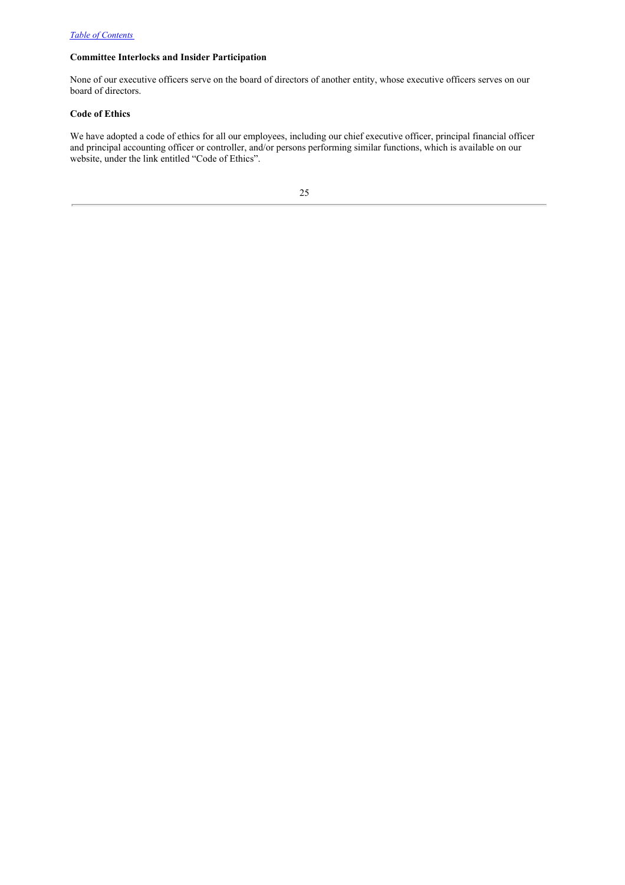### Committee Interlocks and Insider Participation

None of our executive officers serve on the board of directors of another entity, whose executive officers serves on our board of directors.

### Code of Ethics

We have adopted a code of ethics for all our employees, including our chief executive officer, principal financial officer and principal accounting officer or controller, and/or persons performing similar functions, which is available on our website, under the link entitled "Code of Ethics".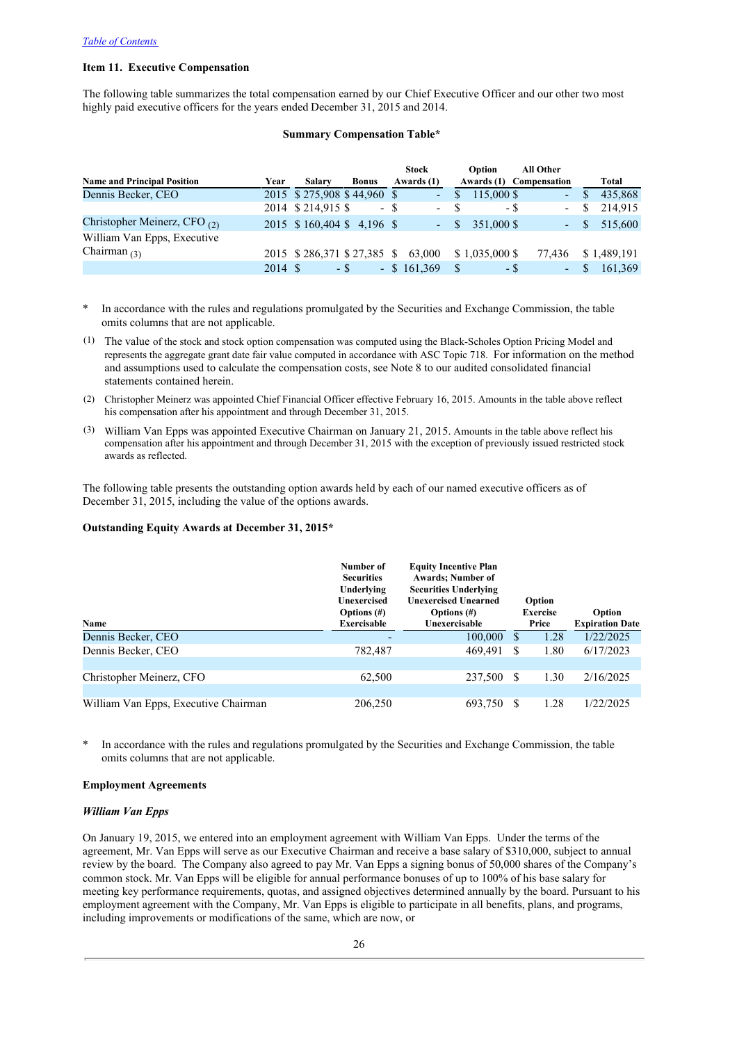[Table of Contents](#)

**Item 11. Executive Compensation**

The following table summarizes the total compensation earned by our Chief Executive Officer and our other two most highly paid executive officers for the years ended December 31, 2015 and 2014.

**Summary Compensation Table***

| Name and Principal Position | Year | Salary | Bonus | Stock Awards (1) | Option Awards (1) | All Other Compensation | Total |
|---|---|---|---|---|---|---|---|
| Dennis Becker, CEO | 2015 | $ 275,908 | $ 44,960 | $ - | $ 115,000 | $ - | $ 435,868 |
| | 2014 | $ 214,915 | $ - | $ - | $ - | $ - | $ 214,915 |
| Christopher Meinerz, CFO (2) | 2015 | $ 160,404 | $ 4,196 | $ - | $ 351,000 | $ - | $ 515,600 |
| William Van Epps, Executive Chairman (3) | 2015 | $ 286,371 | $ 27,385 | $ 63,000 | $ 1,035,000 | $ 77,436 | $ 1,489,191 |
| | 2014 | $ - | $ - | $ 161,369 | $ - | $ - | $ 161,369 |

\* In accordance with the rules and regulations promulgated by the Securities and Exchange Commission, the table omits columns that are not applicable.

(1) The value of the stock and stock option compensation was computed using the Black-Scholes Option Pricing Model and represents the aggregate grant date fair value computed in accordance with ASC Topic 718. For information on the method and assumptions used to calculate the compensation costs, see Note 8 to our audited consolidated financial statements contained herein.

(2) Christopher Meinerz was appointed Chief Financial Officer effective February 16, 2015. Amounts in the table above reflect his compensation after his appointment and through December 31, 2015.

(3) William Van Epps was appointed Executive Chairman on January 21, 2015. Amounts in the table above reflect his compensation after his appointment and through December 31, 2015 with the exception of previously issued restricted stock awards as reflected.

The following table presents the outstanding option awards held by each of our named executive officers as of December 31, 2015, including the value of the options awards.

**Outstanding Equity Awards at December 31, 2015***

| Name | Number of Securities Underlying Unexercised Options (#) Exercisable | Equity Incentive Plan Awards; Number of Securities Underlying Unexercised Unearned Options (#) Unexercisable | Option Exercise Price | Option Expiration Date |
|---|---|---|---|---|
| Dennis Becker, CEO | - | 100,000 | $ 1.28 | 1/22/2025 |
| Dennis Becker, CEO | 782,487 | 469,491 | $ 1.80 | 6/17/2023 |
| Christopher Meinerz, CFO | 62,500 | 237,500 | $ 1.30 | 2/16/2025 |
| William Van Epps, Executive Chairman | 206,250 | 693,750 | $ 1.28 | 1/22/2025 |

\* In accordance with the rules and regulations promulgated by the Securities and Exchange Commission, the table omits columns that are not applicable.

**Employment Agreements**

***William Van Epps***

On January 19, 2015, we entered into an employment agreement with William Van Epps. Under the terms of the agreement, Mr. Van Epps will serve as our Executive Chairman and receive a base salary of $310,000, subject to annual review by the board. The Company also agreed to pay Mr. Van Epps a signing bonus of 50,000 shares of the Company's common stock. Mr. Van Epps will be eligible for annual performance bonuses of up to 100% of his base salary for meeting key performance requirements, quotas, and assigned objectives determined annually by the board. Pursuant to his employment agreement with the Company, Mr. Van Epps is eligible to participate in all benefits, plans, and programs, including improvements or modifications of the same, which are now, or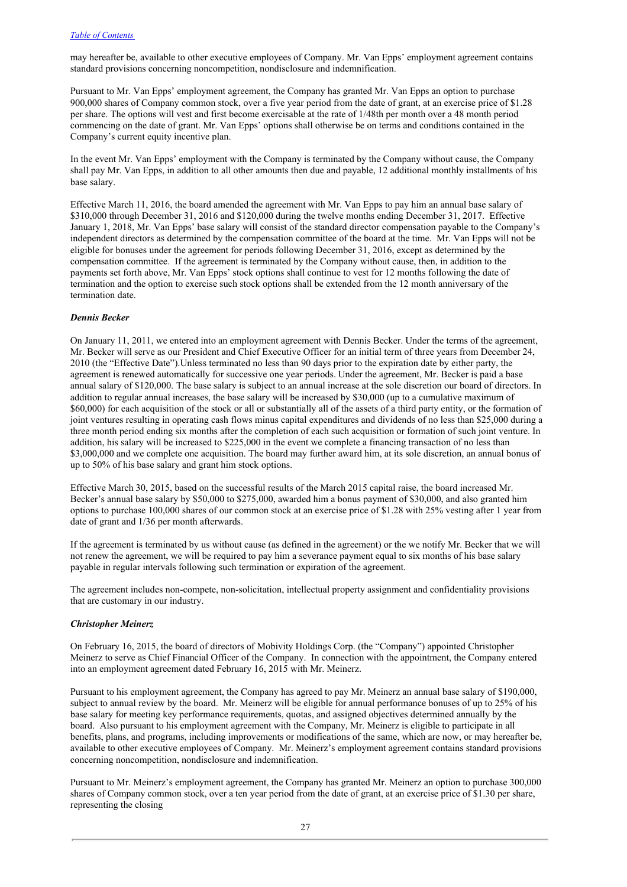may hereafter be, available to other executive employees of Company. Mr. Van Epps' employment agreement contains standard provisions concerning noncompetition, nondisclosure and indemnification.

Pursuant to Mr. Van Epps' employment agreement, the Company has granted Mr. Van Epps an option to purchase 900,000 shares of Company common stock, over a five year period from the date of grant, at an exercise price of $1.28 per share. The options will vest and first become exercisable at the rate of 1/48th per month over a 48 month period commencing on the date of grant. Mr. Van Epps' options shall otherwise be on terms and conditions contained in the Company's current equity incentive plan.

In the event Mr. Van Epps' employment with the Company is terminated by the Company without cause, the Company shall pay Mr. Van Epps, in addition to all other amounts then due and payable, 12 additional monthly installments of his base salary.

Effective March 11, 2016, the board amended the agreement with Mr. Van Epps to pay him an annual base salary of $310,000 through December 31, 2016 and $120,000 during the twelve months ending December 31, 2017. Effective January 1, 2018, Mr. Van Epps' base salary will consist of the standard director compensation payable to the Company's independent directors as determined by the compensation committee of the board at the time. Mr. Van Epps will not be eligible for bonuses under the agreement for periods following December 31, 2016, except as determined by the compensation committee. If the agreement is terminated by the Company without cause, then, in addition to the payments set forth above, Mr. Van Epps' stock options shall continue to vest for 12 months following the date of termination and the option to exercise such stock options shall be extended from the 12 month anniversary of the termination date.

***Dennis Becker***

On January 11, 2011, we entered into an employment agreement with Dennis Becker. Under the terms of the agreement, Mr. Becker will serve as our President and Chief Executive Officer for an initial term of three years from December 24, 2010 (the "Effective Date").Unless terminated no less than 90 days prior to the expiration date by either party, the agreement is renewed automatically for successive one year periods. Under the agreement, Mr. Becker is paid a base annual salary of $120,000. The base salary is subject to an annual increase at the sole discretion our board of directors. In addition to regular annual increases, the base salary will be increased by $30,000 (up to a cumulative maximum of $60,000) for each acquisition of the stock or all or substantially all of the assets of a third party entity, or the formation of joint ventures resulting in operating cash flows minus capital expenditures and dividends of no less than $25,000 during a three month period ending six months after the completion of each such acquisition or formation of such joint venture. In addition, his salary will be increased to $225,000 in the event we complete a financing transaction of no less than $3,000,000 and we complete one acquisition. The board may further award him, at its sole discretion, an annual bonus of up to 50% of his base salary and grant him stock options.

Effective March 30, 2015, based on the successful results of the March 2015 capital raise, the board increased Mr. Becker's annual base salary by $50,000 to $275,000, awarded him a bonus payment of $30,000, and also granted him options to purchase 100,000 shares of our common stock at an exercise price of $1.28 with 25% vesting after 1 year from date of grant and 1/36 per month afterwards.

If the agreement is terminated by us without cause (as defined in the agreement) or the we notify Mr. Becker that we will not renew the agreement, we will be required to pay him a severance payment equal to six months of his base salary payable in regular intervals following such termination or expiration of the agreement.

The agreement includes non-compete, non-solicitation, intellectual property assignment and confidentiality provisions that are customary in our industry.

***Christopher Meinerz***

On February 16, 2015, the board of directors of Mobivity Holdings Corp. (the "Company") appointed Christopher Meinerz to serve as Chief Financial Officer of the Company. In connection with the appointment, the Company entered into an employment agreement dated February 16, 2015 with Mr. Meinerz.

Pursuant to his employment agreement, the Company has agreed to pay Mr. Meinerz an annual base salary of $190,000, subject to annual review by the board. Mr. Meinerz will be eligible for annual performance bonuses of up to 25% of his base salary for meeting key performance requirements, quotas, and assigned objectives determined annually by the board. Also pursuant to his employment agreement with the Company, Mr. Meinerz is eligible to participate in all benefits, plans, and programs, including improvements or modifications of the same, which are now, or may hereafter be, available to other executive employees of Company. Mr. Meinerz's employment agreement contains standard provisions concerning noncompetition, nondisclosure and indemnification.

Pursuant to Mr. Meinerz's employment agreement, the Company has granted Mr. Meinerz an option to purchase 300,000 shares of Company common stock, over a ten year period from the date of grant, at an exercise price of $1.30 per share, representing the closing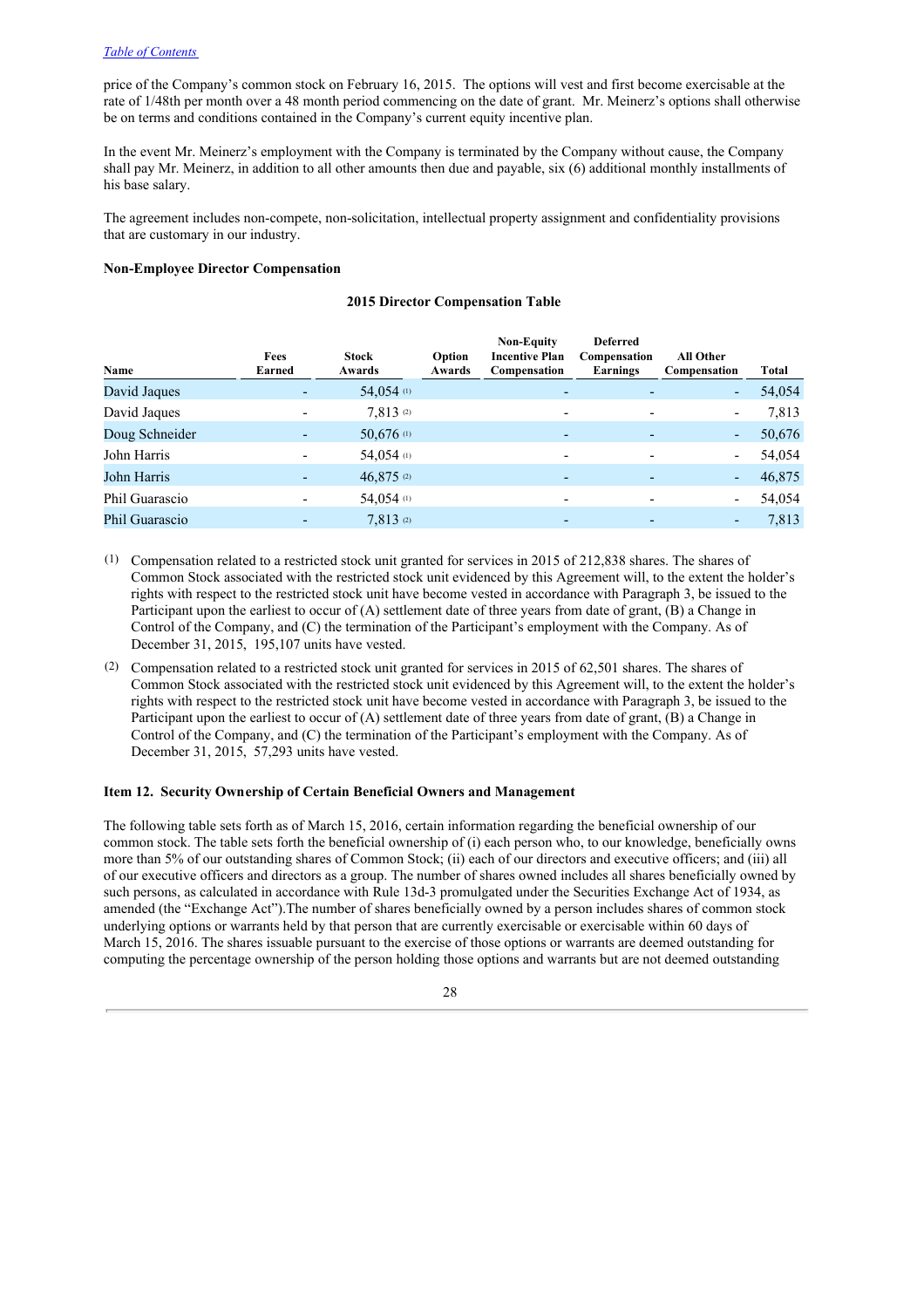price of the Company's common stock on February 16, 2015. The options will vest and first become exercisable at the rate of 1/48th per month over a 48 month period commencing on the date of grant. Mr. Meinerz's options shall otherwise be on terms and conditions contained in the Company's current equity incentive plan.

In the event Mr. Meinerz's employment with the Company is terminated by the Company without cause, the Company shall pay Mr. Meinerz, in addition to all other amounts then due and payable, six (6) additional monthly installments of his base salary.

The agreement includes non-compete, non-solicitation, intellectual property assignment and confidentiality provisions that are customary in our industry.

**Non-Employee Director Compensation**

**2015 Director Compensation Table**

| Name | Fees Earned | Stock Awards | Option Awards | Non-Equity Incentive Plan Compensation | Deferred Compensation Earnings | All Other Compensation | Total |
|---|---|---|---|---|---|---|---|
| David Jaques | - | 54,054 (1) | | - | - | - | 54,054 |
| David Jaques | - | 7,813 (2) | | - | - | - | 7,813 |
| Doug Schneider | - | 50,676 (1) | | - | - | - | 50,676 |
| John Harris | - | 54,054 (1) | | - | - | - | 54,054 |
| John Harris | - | 46,875 (2) | | - | - | - | 46,875 |
| Phil Guarascio | - | 54,054 (1) | | - | - | - | 54,054 |
| Phil Guarascio | - | 7,813 (2) | | - | - | - | 7,813 |

(1) Compensation related to a restricted stock unit granted for services in 2015 of 212,838 shares. The shares of Common Stock associated with the restricted stock unit evidenced by this Agreement will, to the extent the holder's rights with respect to the restricted stock unit have become vested in accordance with Paragraph 3, be issued to the Participant upon the earliest to occur of (A) settlement date of three years from date of grant, (B) a Change in Control of the Company, and (C) the termination of the Participant's employment with the Company. As of December 31, 2015, 195,107 units have vested.

(2) Compensation related to a restricted stock unit granted for services in 2015 of 62,501 shares. The shares of Common Stock associated with the restricted stock unit evidenced by this Agreement will, to the extent the holder's rights with respect to the restricted stock unit have become vested in accordance with Paragraph 3, be issued to the Participant upon the earliest to occur of (A) settlement date of three years from date of grant, (B) a Change in Control of the Company, and (C) the termination of the Participant's employment with the Company. As of December 31, 2015, 57,293 units have vested.

**Item 12. Security Ownership of Certain Beneficial Owners and Management**

The following table sets forth as of March 15, 2016, certain information regarding the beneficial ownership of our common stock. The table sets forth the beneficial ownership of (i) each person who, to our knowledge, beneficially owns more than 5% of our outstanding shares of Common Stock; (ii) each of our directors and executive officers; and (iii) all of our executive officers and directors as a group. The number of shares owned includes all shares beneficially owned by such persons, as calculated in accordance with Rule 13d-3 promulgated under the Securities Exchange Act of 1934, as amended (the "Exchange Act").The number of shares beneficially owned by a person includes shares of common stock underlying options or warrants held by that person that are currently exercisable or exercisable within 60 days of March 15, 2016. The shares issuable pursuant to the exercise of those options or warrants are deemed outstanding for computing the percentage ownership of the person holding those options and warrants but are not deemed outstanding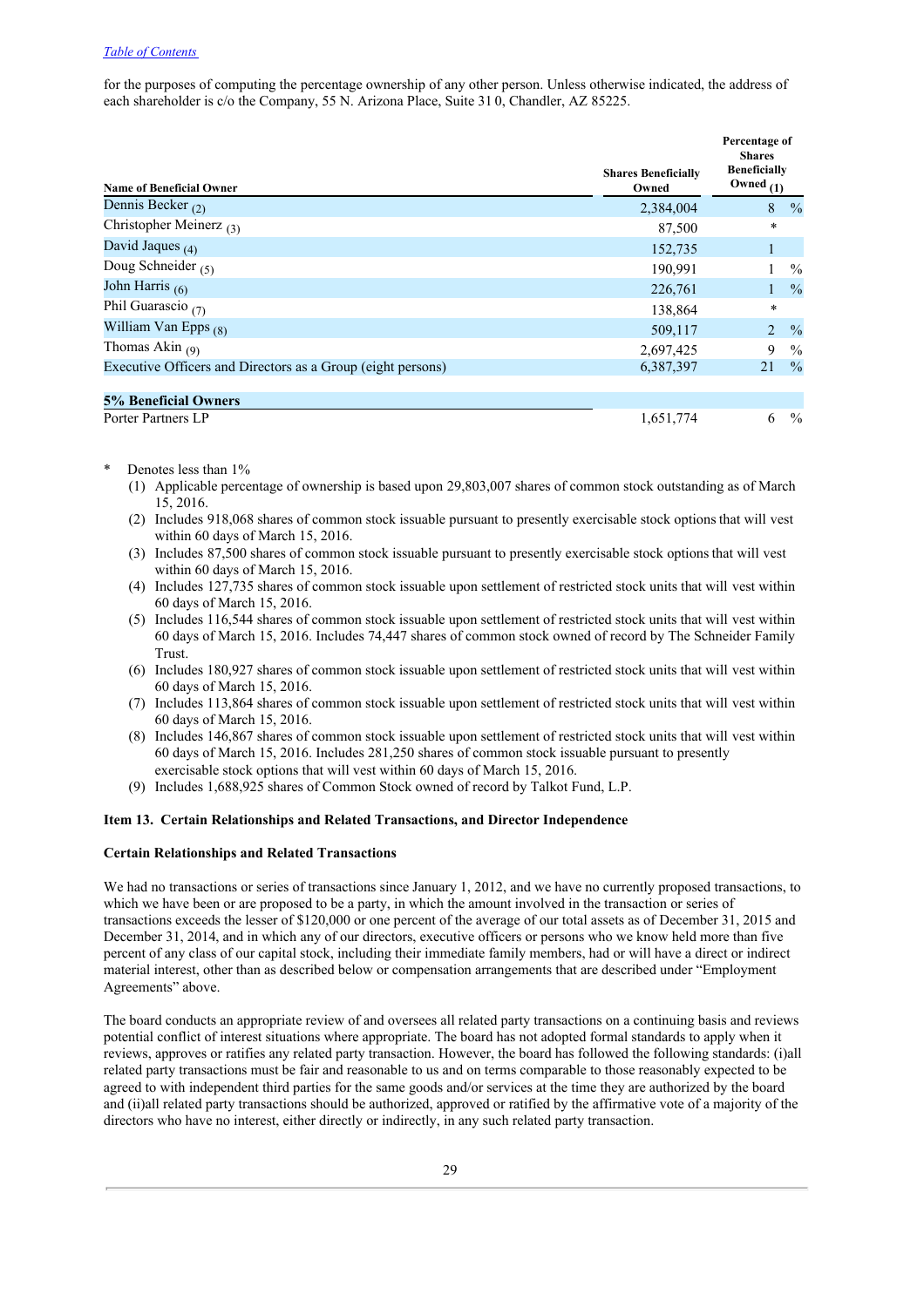for the purposes of computing the percentage ownership of any other person. Unless otherwise indicated, the address of each shareholder is c/o the Company, 55 N. Arizona Place, Suite 31 0, Chandler, AZ 85225.

| Name of Beneficial Owner | Shares Beneficially Owned | Percentage of Shares Beneficially Owned (1) |
|---|---|---|
| Dennis Becker (2) | 2,384,004 | 8 % |
| Christopher Meinerz (3) | 87,500 | * |
| David Jaques (4) | 152,735 | 1 |
| Doug Schneider (5) | 190,991 | 1 % |
| John Harris (6) | 226,761 | 1 % |
| Phil Guarascio (7) | 138,864 | * |
| William Van Epps (8) | 509,117 | 2 % |
| Thomas Akin (9) | 2,697,425 | 9 % |
| Executive Officers and Directors as a Group (eight persons) | 6,387,397 | 21 % |
| **5% Beneficial Owners** | | |
| Porter Partners LP | 1,651,774 | 6 % |

\* Denotes less than 1%

(1) Applicable percentage of ownership is based upon 29,803,007 shares of common stock outstanding as of March 15, 2016.

(2) Includes 918,068 shares of common stock issuable pursuant to presently exercisable stock options that will vest within 60 days of March 15, 2016.

(3) Includes 87,500 shares of common stock issuable pursuant to presently exercisable stock options that will vest within 60 days of March 15, 2016.

(4) Includes 127,735 shares of common stock issuable upon settlement of restricted stock units that will vest within 60 days of March 15, 2016.

(5) Includes 116,544 shares of common stock issuable upon settlement of restricted stock units that will vest within 60 days of March 15, 2016. Includes 74,447 shares of common stock owned of record by The Schneider Family Trust.

(6) Includes 180,927 shares of common stock issuable upon settlement of restricted stock units that will vest within 60 days of March 15, 2016.

(7) Includes 113,864 shares of common stock issuable upon settlement of restricted stock units that will vest within 60 days of March 15, 2016.

(8) Includes 146,867 shares of common stock issuable upon settlement of restricted stock units that will vest within 60 days of March 15, 2016. Includes 281,250 shares of common stock issuable pursuant to presently exercisable stock options that will vest within 60 days of March 15, 2016.

(9) Includes 1,688,925 shares of Common Stock owned of record by Talkot Fund, L.P.

### Item 13. Certain Relationships and Related Transactions, and Director Independence

#### Certain Relationships and Related Transactions

We had no transactions or series of transactions since January 1, 2012, and we have no currently proposed transactions, to which we have been or are proposed to be a party, in which the amount involved in the transaction or series of transactions exceeds the lesser of $120,000 or one percent of the average of our total assets as of December 31, 2015 and December 31, 2014, and in which any of our directors, executive officers or persons who we know held more than five percent of any class of our capital stock, including their immediate family members, had or will have a direct or indirect material interest, other than as described below or compensation arrangements that are described under "Employment Agreements" above.

The board conducts an appropriate review of and oversees all related party transactions on a continuing basis and reviews potential conflict of interest situations where appropriate. The board has not adopted formal standards to apply when it reviews, approves or ratifies any related party transaction. However, the board has followed the following standards: (i)all related party transactions must be fair and reasonable to us and on terms comparable to those reasonably expected to be agreed to with independent third parties for the same goods and/or services at the time they are authorized by the board and (ii)all related party transactions should be authorized, approved or ratified by the affirmative vote of a majority of the directors who have no interest, either directly or indirectly, in any such related party transaction.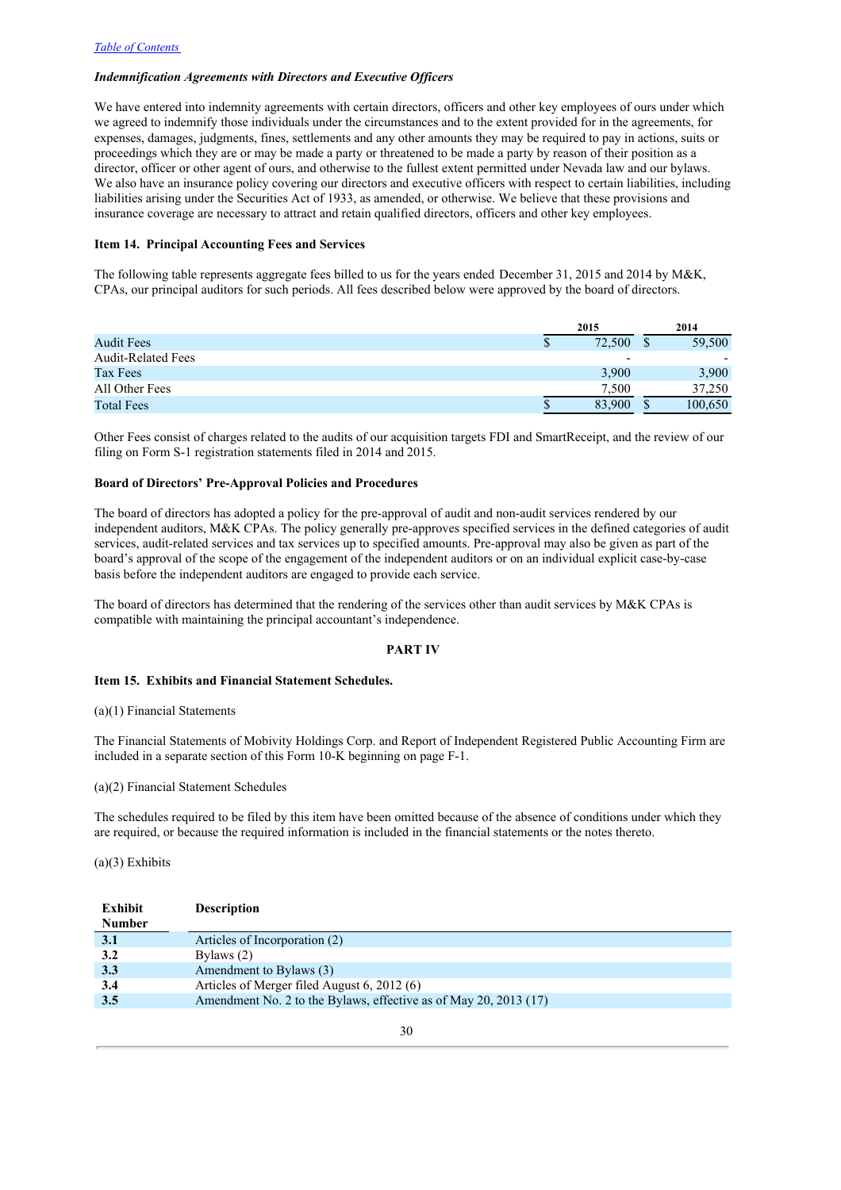*Indemnification Agreements with Directors and Executive Officers*

We have entered into indemnity agreements with certain directors, officers and other key employees of ours under which we agreed to indemnify those individuals under the circumstances and to the extent provided for in the agreements, for expenses, damages, judgments, fines, settlements and any other amounts they may be required to pay in actions, suits or proceedings which they are or may be made a party or threatened to be made a party by reason of their position as a director, officer or other agent of ours, and otherwise to the fullest extent permitted under Nevada law and our bylaws. We also have an insurance policy covering our directors and executive officers with respect to certain liabilities, including liabilities arising under the Securities Act of 1933, as amended, or otherwise. We believe that these provisions and insurance coverage are necessary to attract and retain qualified directors, officers and other key employees.

**Item 14. Principal Accounting Fees and Services**

The following table represents aggregate fees billed to us for the years ended December 31, 2015 and 2014 by M&K, CPAs, our principal auditors for such periods. All fees described below were approved by the board of directors.

| | 2015 | 2014 |
|---|---|---|
| Audit Fees | $ 72,500 | $ 59,500 |
| Audit-Related Fees | - | - |
| Tax Fees | 3,900 | 3,900 |
| All Other Fees | 7,500 | 37,250 |
| Total Fees | $ 83,900 | $ 100,650 |

Other Fees consist of charges related to the audits of our acquisition targets FDI and SmartReceipt, and the review of our filing on Form S-1 registration statements filed in 2014 and 2015.

**Board of Directors' Pre-Approval Policies and Procedures**

The board of directors has adopted a policy for the pre-approval of audit and non-audit services rendered by our independent auditors, M&K CPAs. The policy generally pre-approves specified services in the defined categories of audit services, audit-related services and tax services up to specified amounts. Pre-approval may also be given as part of the board's approval of the scope of the engagement of the independent auditors or on an individual explicit case-by-case basis before the independent auditors are engaged to provide each service.

The board of directors has determined that the rendering of the services other than audit services by M&K CPAs is compatible with maintaining the principal accountant's independence.

## PART IV

**Item 15. Exhibits and Financial Statement Schedules.**

(a)(1) Financial Statements

The Financial Statements of Mobivity Holdings Corp. and Report of Independent Registered Public Accounting Firm are included in a separate section of this Form 10-K beginning on page F-1.

(a)(2) Financial Statement Schedules

The schedules required to be filed by this item have been omitted because of the absence of conditions under which they are required, or because the required information is included in the financial statements or the notes thereto.

(a)(3) Exhibits

| Exhibit Number | Description |
|---|---|
| **3.1** | Articles of Incorporation (2) |
| **3.2** | Bylaws (2) |
| **3.3** | Amendment to Bylaws (3) |
| **3.4** | Articles of Merger filed August 6, 2012 (6) |
| **3.5** | Amendment No. 2 to the Bylaws, effective as of May 20, 2013 (17) |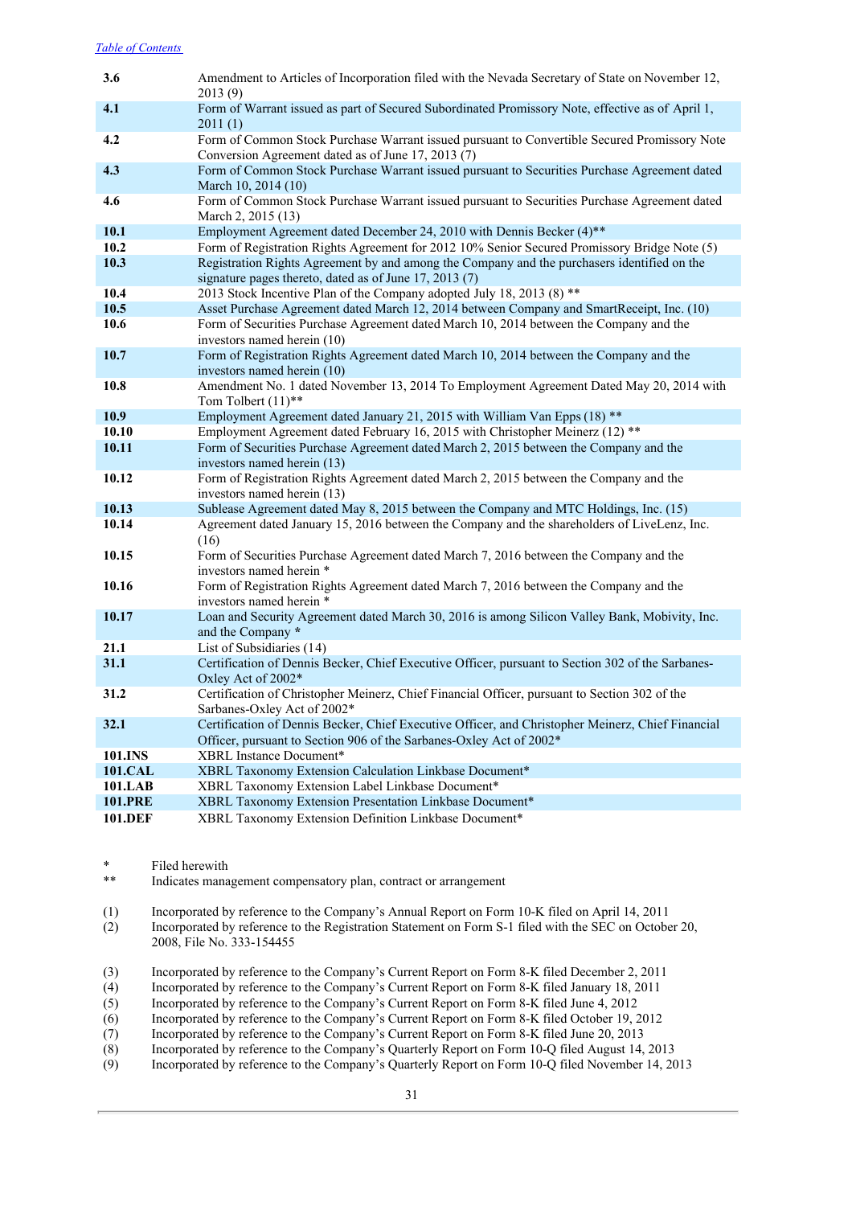[Table of Contents](#)

| | |
|---|---|
| **3.6** | Amendment to Articles of Incorporation filed with the Nevada Secretary of State on November 12, 2013 (9) |
| **4.1** | Form of Warrant issued as part of Secured Subordinated Promissory Note, effective as of April 1, 2011 (1) |
| **4.2** | Form of Common Stock Purchase Warrant issued pursuant to Convertible Secured Promissory Note Conversion Agreement dated as of June 17, 2013 (7) |
| **4.3** | Form of Common Stock Purchase Warrant issued pursuant to Securities Purchase Agreement dated March 10, 2014 (10) |
| **4.6** | Form of Common Stock Purchase Warrant issued pursuant to Securities Purchase Agreement dated March 2, 2015 (13) |
| **10.1** | Employment Agreement dated December 24, 2010 with Dennis Becker (4)** |
| **10.2** | Form of Registration Rights Agreement for 2012 10% Senior Secured Promissory Bridge Note (5) |
| **10.3** | Registration Rights Agreement by and among the Company and the purchasers identified on the signature pages thereto, dated as of June 17, 2013 (7) |
| **10.4** | 2013 Stock Incentive Plan of the Company adopted July 18, 2013 (8) ** |
| **10.5** | Asset Purchase Agreement dated March 12, 2014 between Company and SmartReceipt, Inc. (10) |
| **10.6** | Form of Securities Purchase Agreement dated March 10, 2014 between the Company and the investors named herein (10) |
| **10.7** | Form of Registration Rights Agreement dated March 10, 2014 between the Company and the investors named herein (10) |
| **10.8** | Amendment No. 1 dated November 13, 2014 To Employment Agreement Dated May 20, 2014 with Tom Tolbert (11)** |
| **10.9** | Employment Agreement dated January 21, 2015 with William Van Epps (18) ** |
| **10.10** | Employment Agreement dated February 16, 2015 with Christopher Meinerz (12) ** |
| **10.11** | Form of Securities Purchase Agreement dated March 2, 2015 between the Company and the investors named herein (13) |
| **10.12** | Form of Registration Rights Agreement dated March 2, 2015 between the Company and the investors named herein (13) |
| **10.13** | Sublease Agreement dated May 8, 2015 between the Company and MTC Holdings, Inc. (15) |
| **10.14** | Agreement dated January 15, 2016 between the Company and the shareholders of LiveLenz, Inc. (16) |
| **10.15** | Form of Securities Purchase Agreement dated March 7, 2016 between the Company and the investors named herein * |
| **10.16** | Form of Registration Rights Agreement dated March 7, 2016 between the Company and the investors named herein * |
| **10.17** | Loan and Security Agreement dated March 30, 2016 is among Silicon Valley Bank, Mobivity, Inc. and the Company * |
| **21.1** | List of Subsidiaries (14) |
| **31.1** | Certification of Dennis Becker, Chief Executive Officer, pursuant to Section 302 of the Sarbanes-Oxley Act of 2002* |
| **31.2** | Certification of Christopher Meinerz, Chief Financial Officer, pursuant to Section 302 of the Sarbanes-Oxley Act of 2002* |
| **32.1** | Certification of Dennis Becker, Chief Executive Officer, and Christopher Meinerz, Chief Financial Officer, pursuant to Section 906 of the Sarbanes-Oxley Act of 2002* |
| **101.INS** | XBRL Instance Document* |
| **101.CAL** | XBRL Taxonomy Extension Calculation Linkbase Document* |
| **101.LAB** | XBRL Taxonomy Extension Label Linkbase Document* |
| **101.PRE** | XBRL Taxonomy Extension Presentation Linkbase Document* |
| **101.DEF** | XBRL Taxonomy Extension Definition Linkbase Document* |

\* Filed herewith
\*\* Indicates management compensatory plan, contract or arrangement

(1) Incorporated by reference to the Company's Annual Report on Form 10-K filed on April 14, 2011
(2) Incorporated by reference to the Registration Statement on Form S-1 filed with the SEC on October 20, 2008, File No. 333-154455

(3) Incorporated by reference to the Company's Current Report on Form 8-K filed December 2, 2011
(4) Incorporated by reference to the Company's Current Report on Form 8-K filed January 18, 2011
(5) Incorporated by reference to the Company's Current Report on Form 8-K filed June 4, 2012
(6) Incorporated by reference to the Company's Current Report on Form 8-K filed October 19, 2012
(7) Incorporated by reference to the Company's Current Report on Form 8-K filed June 20, 2013
(8) Incorporated by reference to the Company's Quarterly Report on Form 10-Q filed August 14, 2013
(9) Incorporated by reference to the Company's Quarterly Report on Form 10-Q filed November 14, 2013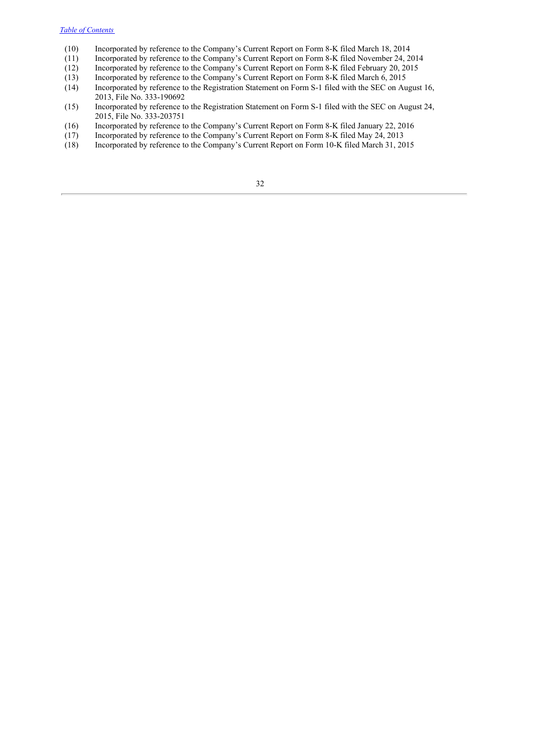(10) Incorporated by reference to the Company's Current Report on Form 8-K filed March 18, 2014

(11) Incorporated by reference to the Company's Current Report on Form 8-K filed November 24, 2014

(12) Incorporated by reference to the Company's Current Report on Form 8-K filed February 20, 2015

(13) Incorporated by reference to the Company's Current Report on Form 8-K filed March 6, 2015

(14) Incorporated by reference to the Registration Statement on Form S-1 filed with the SEC on August 16, 2013, File No. 333-190692

(15) Incorporated by reference to the Registration Statement on Form S-1 filed with the SEC on August 24, 2015, File No. 333-203751

(16) Incorporated by reference to the Company's Current Report on Form 8-K filed January 22, 2016

(17) Incorporated by reference to the Company's Current Report on Form 8-K filed May 24, 2013

(18) Incorporated by reference to the Company's Current Report on Form 10-K filed March 31, 2015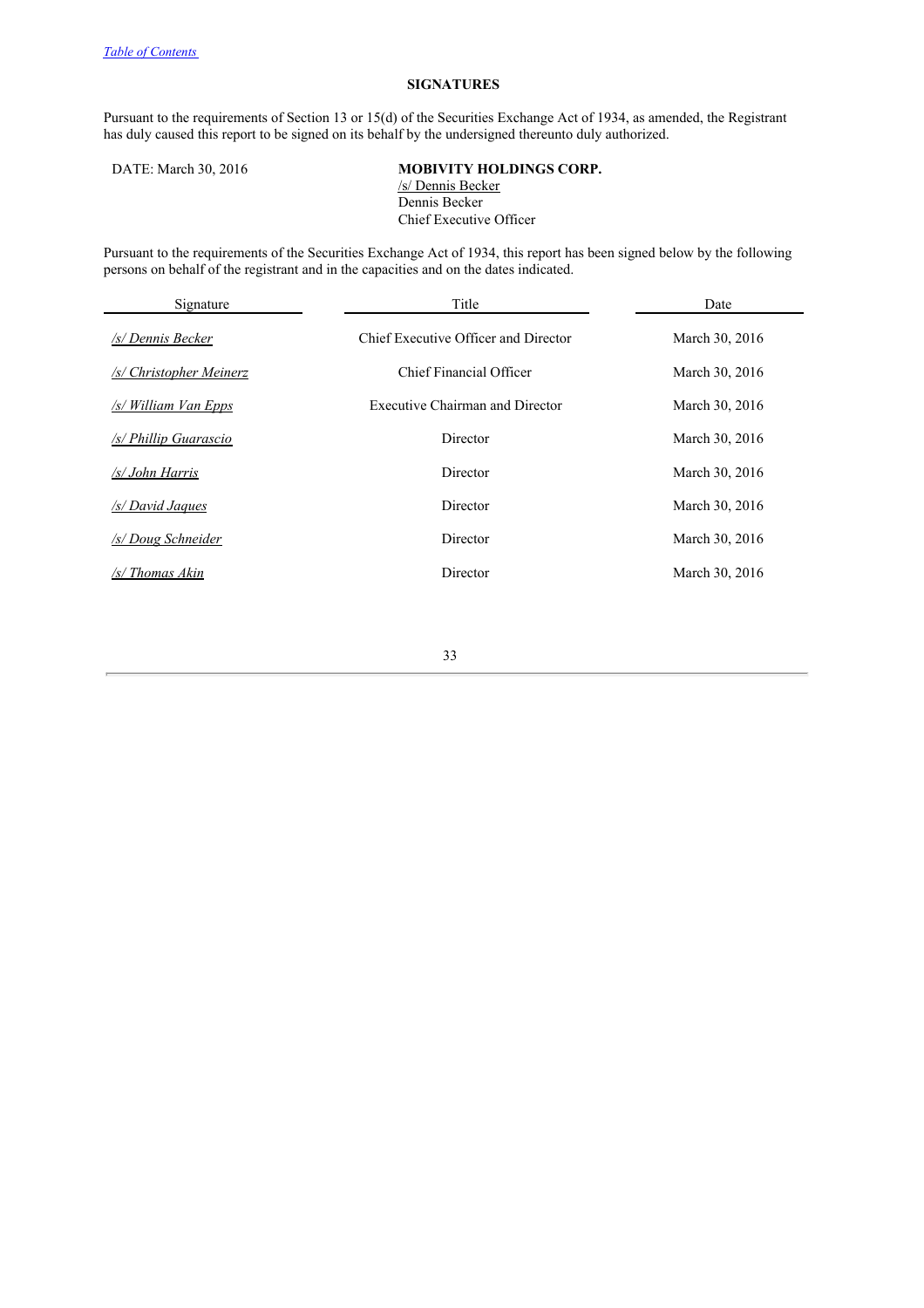[Table of Contents](#)

## SIGNATURES

Pursuant to the requirements of Section 13 or 15(d) of the Securities Exchange Act of 1934, as amended, the Registrant has duly caused this report to be signed on its behalf by the undersigned thereunto duly authorized.

DATE: March 30, 2016

**MOBIVITY HOLDINGS CORP.**
/s/ Dennis Becker
Dennis Becker
Chief Executive Officer

Pursuant to the requirements of the Securities Exchange Act of 1934, this report has been signed below by the following persons on behalf of the registrant and in the capacities and on the dates indicated.

| Signature | Title | Date |
|---|---|---|
| /s/ Dennis Becker | Chief Executive Officer and Director | March 30, 2016 |
| /s/ Christopher Meinerz | Chief Financial Officer | March 30, 2016 |
| /s/ William Van Epps | Executive Chairman and Director | March 30, 2016 |
| /s/ Phillip Guarascio | Director | March 30, 2016 |
| /s/ John Harris | Director | March 30, 2016 |
| /s/ David Jaques | Director | March 30, 2016 |
| /s/ Doug Schneider | Director | March 30, 2016 |
| /s/ Thomas Akin | Director | March 30, 2016 |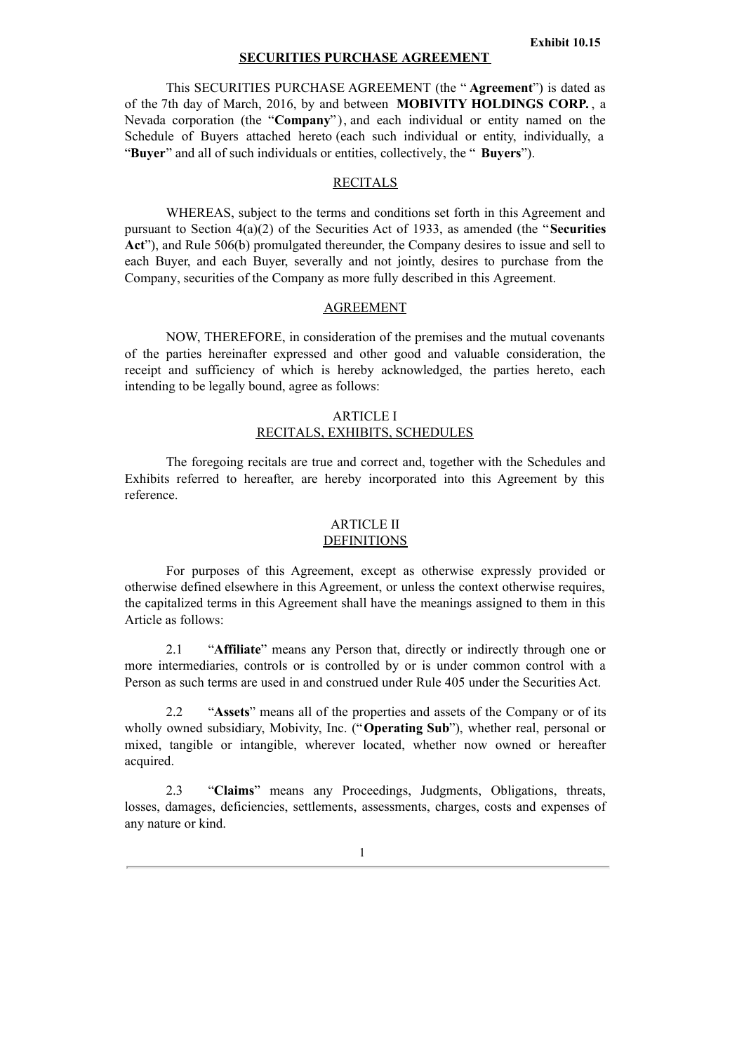**Exhibit 10.15**

# SECURITIES PURCHASE AGREEMENT

This SECURITIES PURCHASE AGREEMENT (the "**Agreement**") is dated as of the 7th day of March, 2016, by and between **MOBIVITY HOLDINGS CORP.**, a Nevada corporation (the "**Company**"), and each individual or entity named on the Schedule of Buyers attached hereto (each such individual or entity, individually, a "**Buyer**" and all of such individuals or entities, collectively, the "**Buyers**").

## RECITALS

WHEREAS, subject to the terms and conditions set forth in this Agreement and pursuant to Section 4(a)(2) of the Securities Act of 1933, as amended (the "**Securities Act**"), and Rule 506(b) promulgated thereunder, the Company desires to issue and sell to each Buyer, and each Buyer, severally and not jointly, desires to purchase from the Company, securities of the Company as more fully described in this Agreement.

## AGREEMENT

NOW, THEREFORE, in consideration of the premises and the mutual covenants of the parties hereinafter expressed and other good and valuable consideration, the receipt and sufficiency of which is hereby acknowledged, the parties hereto, each intending to be legally bound, agree as follows:

## ARTICLE I
## RECITALS, EXHIBITS, SCHEDULES

The foregoing recitals are true and correct and, together with the Schedules and Exhibits referred to hereafter, are hereby incorporated into this Agreement by this reference.

## ARTICLE II
## DEFINITIONS

For purposes of this Agreement, except as otherwise expressly provided or otherwise defined elsewhere in this Agreement, or unless the context otherwise requires, the capitalized terms in this Agreement shall have the meanings assigned to them in this Article as follows:

2.1 "**Affiliate**" means any Person that, directly or indirectly through one or more intermediaries, controls or is controlled by or is under common control with a Person as such terms are used in and construed under Rule 405 under the Securities Act.

2.2 "**Assets**" means all of the properties and assets of the Company or of its wholly owned subsidiary, Mobivity, Inc. ("**Operating Sub**"), whether real, personal or mixed, tangible or intangible, wherever located, whether now owned or hereafter acquired.

2.3 "**Claims**" means any Proceedings, Judgments, Obligations, threats, losses, damages, deficiencies, settlements, assessments, charges, costs and expenses of any nature or kind.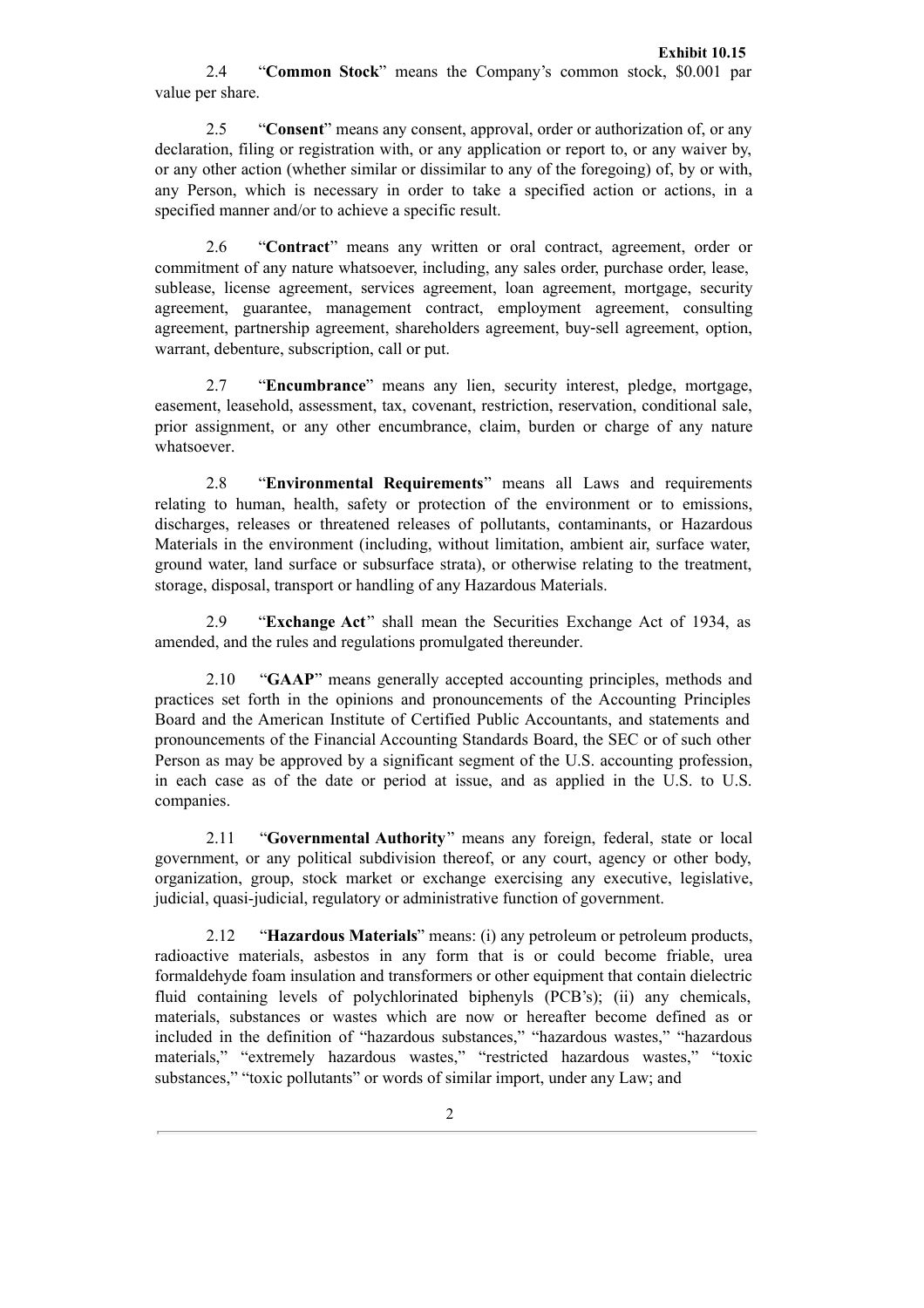2.4 "**Common Stock**" means the Company's common stock, $0.001 par value per share.

2.5 "**Consent**" means any consent, approval, order or authorization of, or any declaration, filing or registration with, or any application or report to, or any waiver by, or any other action (whether similar or dissimilar to any of the foregoing) of, by or with, any Person, which is necessary in order to take a specified action or actions, in a specified manner and/or to achieve a specific result.

2.6 "**Contract**" means any written or oral contract, agreement, order or commitment of any nature whatsoever, including, any sales order, purchase order, lease, sublease, license agreement, services agreement, loan agreement, mortgage, security agreement, guarantee, management contract, employment agreement, consulting agreement, partnership agreement, shareholders agreement, buy-sell agreement, option, warrant, debenture, subscription, call or put.

2.7 "**Encumbrance**" means any lien, security interest, pledge, mortgage, easement, leasehold, assessment, tax, covenant, restriction, reservation, conditional sale, prior assignment, or any other encumbrance, claim, burden or charge of any nature whatsoever.

2.8 "**Environmental Requirements**" means all Laws and requirements relating to human, health, safety or protection of the environment or to emissions, discharges, releases or threatened releases of pollutants, contaminants, or Hazardous Materials in the environment (including, without limitation, ambient air, surface water, ground water, land surface or subsurface strata), or otherwise relating to the treatment, storage, disposal, transport or handling of any Hazardous Materials.

2.9 "**Exchange Act**" shall mean the Securities Exchange Act of 1934, as amended, and the rules and regulations promulgated thereunder.

2.10 "**GAAP**" means generally accepted accounting principles, methods and practices set forth in the opinions and pronouncements of the Accounting Principles Board and the American Institute of Certified Public Accountants, and statements and pronouncements of the Financial Accounting Standards Board, the SEC or of such other Person as may be approved by a significant segment of the U.S. accounting profession, in each case as of the date or period at issue, and as applied in the U.S. to U.S. companies.

2.11 "**Governmental Authority**" means any foreign, federal, state or local government, or any political subdivision thereof, or any court, agency or other body, organization, group, stock market or exchange exercising any executive, legislative, judicial, quasi-judicial, regulatory or administrative function of government.

2.12 "**Hazardous Materials**" means: (i) any petroleum or petroleum products, radioactive materials, asbestos in any form that is or could become friable, urea formaldehyde foam insulation and transformers or other equipment that contain dielectric fluid containing levels of polychlorinated biphenyls (PCB's); (ii) any chemicals, materials, substances or wastes which are now or hereafter become defined as or included in the definition of "hazardous substances," "hazardous wastes," "hazardous materials," "extremely hazardous wastes," "restricted hazardous wastes," "toxic substances," "toxic pollutants" or words of similar import, under any Law; and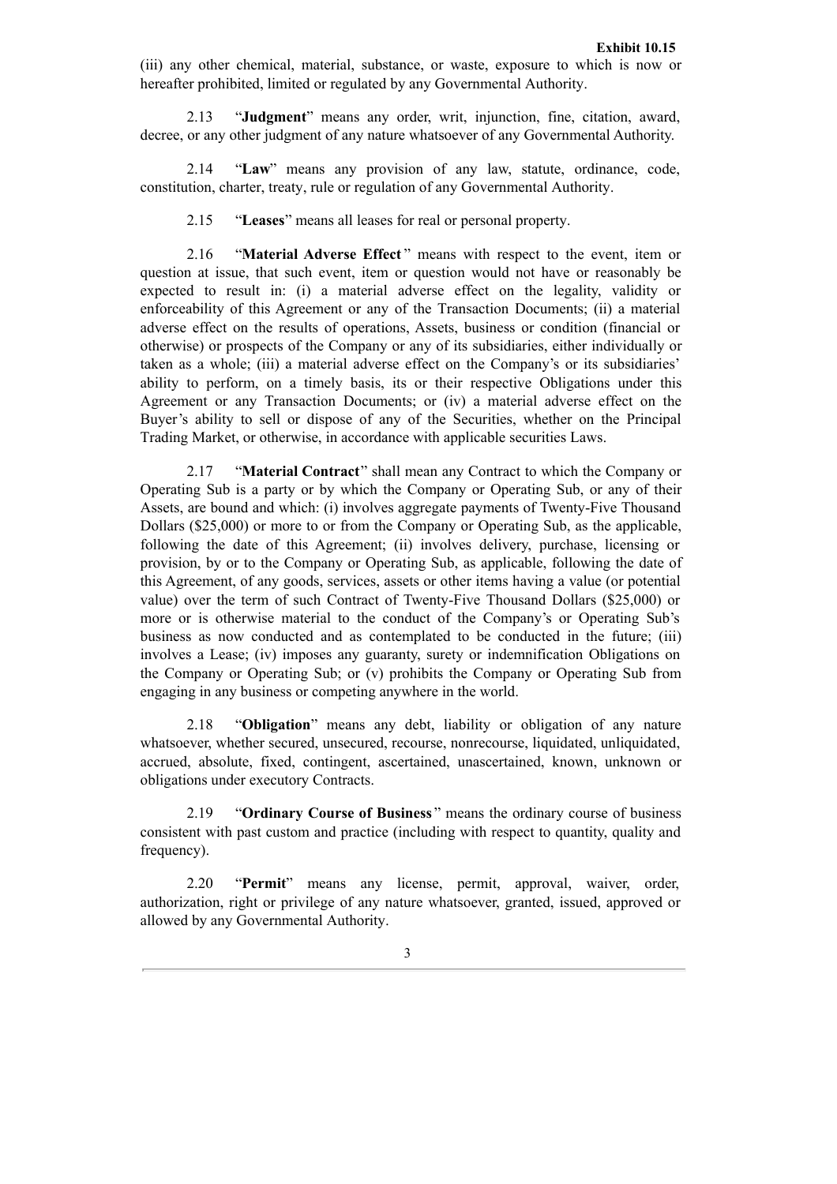(iii) any other chemical, material, substance, or waste, exposure to which is now or hereafter prohibited, limited or regulated by any Governmental Authority.

2.13 "**Judgment**" means any order, writ, injunction, fine, citation, award, decree, or any other judgment of any nature whatsoever of any Governmental Authority.

2.14 "**Law**" means any provision of any law, statute, ordinance, code, constitution, charter, treaty, rule or regulation of any Governmental Authority.

2.15 "**Leases**" means all leases for real or personal property.

2.16 "**Material Adverse Effect**" means with respect to the event, item or question at issue, that such event, item or question would not have or reasonably be expected to result in: (i) a material adverse effect on the legality, validity or enforceability of this Agreement or any of the Transaction Documents; (ii) a material adverse effect on the results of operations, Assets, business or condition (financial or otherwise) or prospects of the Company or any of its subsidiaries, either individually or taken as a whole; (iii) a material adverse effect on the Company's or its subsidiaries' ability to perform, on a timely basis, its or their respective Obligations under this Agreement or any Transaction Documents; or (iv) a material adverse effect on the Buyer's ability to sell or dispose of any of the Securities, whether on the Principal Trading Market, or otherwise, in accordance with applicable securities Laws.

2.17 "**Material Contract**" shall mean any Contract to which the Company or Operating Sub is a party or by which the Company or Operating Sub, or any of their Assets, are bound and which: (i) involves aggregate payments of Twenty-Five Thousand Dollars ($25,000) or more to or from the Company or Operating Sub, as the applicable, following the date of this Agreement; (ii) involves delivery, purchase, licensing or provision, by or to the Company or Operating Sub, as applicable, following the date of this Agreement, of any goods, services, assets or other items having a value (or potential value) over the term of such Contract of Twenty-Five Thousand Dollars ($25,000) or more or is otherwise material to the conduct of the Company's or Operating Sub's business as now conducted and as contemplated to be conducted in the future; (iii) involves a Lease; (iv) imposes any guaranty, surety or indemnification Obligations on the Company or Operating Sub; or (v) prohibits the Company or Operating Sub from engaging in any business or competing anywhere in the world.

2.18 "**Obligation**" means any debt, liability or obligation of any nature whatsoever, whether secured, unsecured, recourse, nonrecourse, liquidated, unliquidated, accrued, absolute, fixed, contingent, ascertained, unascertained, known, unknown or obligations under executory Contracts.

2.19 "**Ordinary Course of Business**" means the ordinary course of business consistent with past custom and practice (including with respect to quantity, quality and frequency).

2.20 "**Permit**" means any license, permit, approval, waiver, order, authorization, right or privilege of any nature whatsoever, granted, issued, approved or allowed by any Governmental Authority.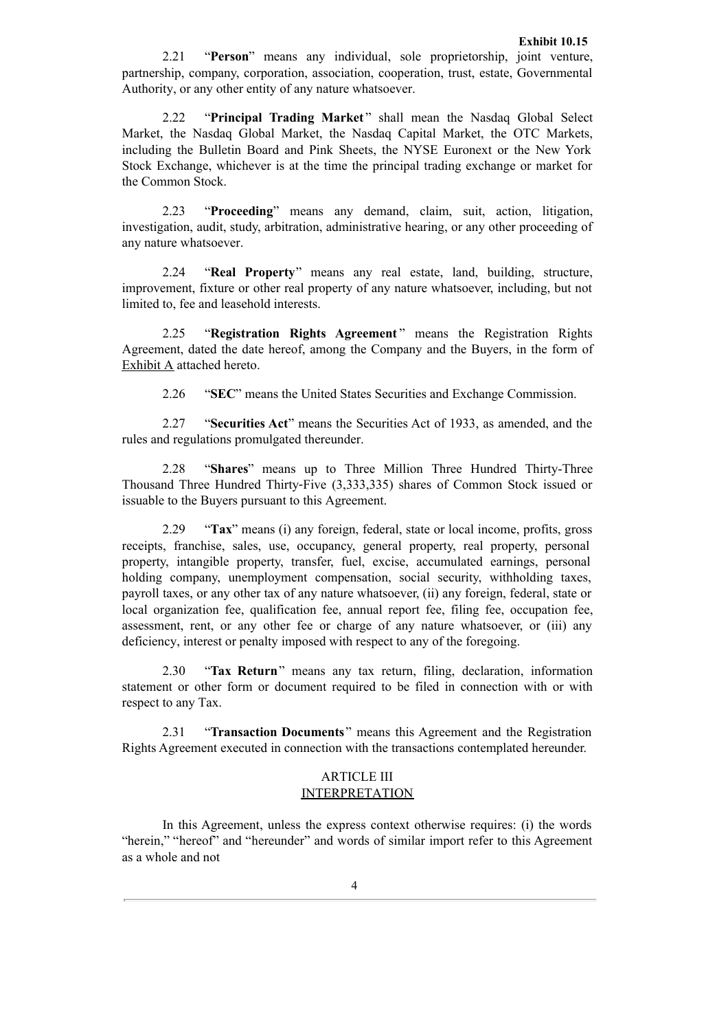2.21 "**Person**" means any individual, sole proprietorship, joint venture, partnership, company, corporation, association, cooperation, trust, estate, Governmental Authority, or any other entity of any nature whatsoever.

2.22 "**Principal Trading Market**" shall mean the Nasdaq Global Select Market, the Nasdaq Global Market, the Nasdaq Capital Market, the OTC Markets, including the Bulletin Board and Pink Sheets, the NYSE Euronext or the New York Stock Exchange, whichever is at the time the principal trading exchange or market for the Common Stock.

2.23 "**Proceeding**" means any demand, claim, suit, action, litigation, investigation, audit, study, arbitration, administrative hearing, or any other proceeding of any nature whatsoever.

2.24 "**Real Property**" means any real estate, land, building, structure, improvement, fixture or other real property of any nature whatsoever, including, but not limited to, fee and leasehold interests.

2.25 "**Registration Rights Agreement**" means the Registration Rights Agreement, dated the date hereof, among the Company and the Buyers, in the form of Exhibit A attached hereto.

2.26 "**SEC**" means the United States Securities and Exchange Commission.

2.27 "**Securities Act**" means the Securities Act of 1933, as amended, and the rules and regulations promulgated thereunder.

2.28 "**Shares**" means up to Three Million Three Hundred Thirty-Three Thousand Three Hundred Thirty-Five (3,333,335) shares of Common Stock issued or issuable to the Buyers pursuant to this Agreement.

2.29 "**Tax**" means (i) any foreign, federal, state or local income, profits, gross receipts, franchise, sales, use, occupancy, general property, real property, personal property, intangible property, transfer, fuel, excise, accumulated earnings, personal holding company, unemployment compensation, social security, withholding taxes, payroll taxes, or any other tax of any nature whatsoever, (ii) any foreign, federal, state or local organization fee, qualification fee, annual report fee, filing fee, occupation fee, assessment, rent, or any other fee or charge of any nature whatsoever, or (iii) any deficiency, interest or penalty imposed with respect to any of the foregoing.

2.30 "**Tax Return**" means any tax return, filing, declaration, information statement or other form or document required to be filed in connection with or with respect to any Tax.

2.31 "**Transaction Documents**" means this Agreement and the Registration Rights Agreement executed in connection with the transactions contemplated hereunder.

## ARTICLE III
## INTERPRETATION

In this Agreement, unless the express context otherwise requires: (i) the words "herein," "hereof" and "hereunder" and words of similar import refer to this Agreement as a whole and not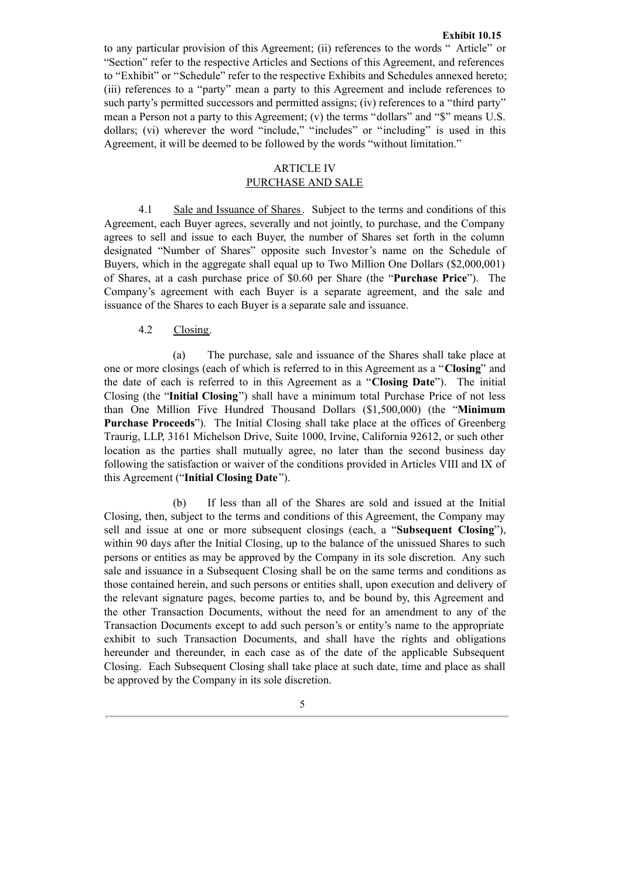to any particular provision of this Agreement; (ii) references to the words " Article" or "Section" refer to the respective Articles and Sections of this Agreement, and references to "Exhibit" or "Schedule" refer to the respective Exhibits and Schedules annexed hereto; (iii) references to a "party" mean a party to this Agreement and include references to such party's permitted successors and permitted assigns; (iv) references to a "third party" mean a Person not a party to this Agreement; (v) the terms "dollars" and "$" means U.S. dollars; (vi) wherever the word "include," "includes" or "including" is used in this Agreement, it will be deemed to be followed by the words "without limitation."

## ARTICLE IV
## PURCHASE AND SALE

4.1 Sale and Issuance of Shares. Subject to the terms and conditions of this Agreement, each Buyer agrees, severally and not jointly, to purchase, and the Company agrees to sell and issue to each Buyer, the number of Shares set forth in the column designated "Number of Shares" opposite such Investor's name on the Schedule of Buyers, which in the aggregate shall equal up to Two Million One Dollars ($2,000,001) of Shares, at a cash purchase price of $0.60 per Share (the "**Purchase Price**"). The Company's agreement with each Buyer is a separate agreement, and the sale and issuance of the Shares to each Buyer is a separate sale and issuance.

4.2 Closing.

(a) The purchase, sale and issuance of the Shares shall take place at one or more closings (each of which is referred to in this Agreement as a "**Closing**" and the date of each is referred to in this Agreement as a "**Closing Date**"). The initial Closing (the "**Initial Closing**") shall have a minimum total Purchase Price of not less than One Million Five Hundred Thousand Dollars ($1,500,000) (the "**Minimum Purchase Proceeds**"). The Initial Closing shall take place at the offices of Greenberg Traurig, LLP, 3161 Michelson Drive, Suite 1000, Irvine, California 92612, or such other location as the parties shall mutually agree, no later than the second business day following the satisfaction or waiver of the conditions provided in Articles VIII and IX of this Agreement ("**Initial Closing Date**").

(b) If less than all of the Shares are sold and issued at the Initial Closing, then, subject to the terms and conditions of this Agreement, the Company may sell and issue at one or more subsequent closings (each, a "**Subsequent Closing**"), within 90 days after the Initial Closing, up to the balance of the unissued Shares to such persons or entities as may be approved by the Company in its sole discretion. Any such sale and issuance in a Subsequent Closing shall be on the same terms and conditions as those contained herein, and such persons or entities shall, upon execution and delivery of the relevant signature pages, become parties to, and be bound by, this Agreement and the other Transaction Documents, without the need for an amendment to any of the Transaction Documents except to add such person's or entity's name to the appropriate exhibit to such Transaction Documents, and shall have the rights and obligations hereunder and thereunder, in each case as of the date of the applicable Subsequent Closing. Each Subsequent Closing shall take place at such date, time and place as shall be approved by the Company in its sole discretion.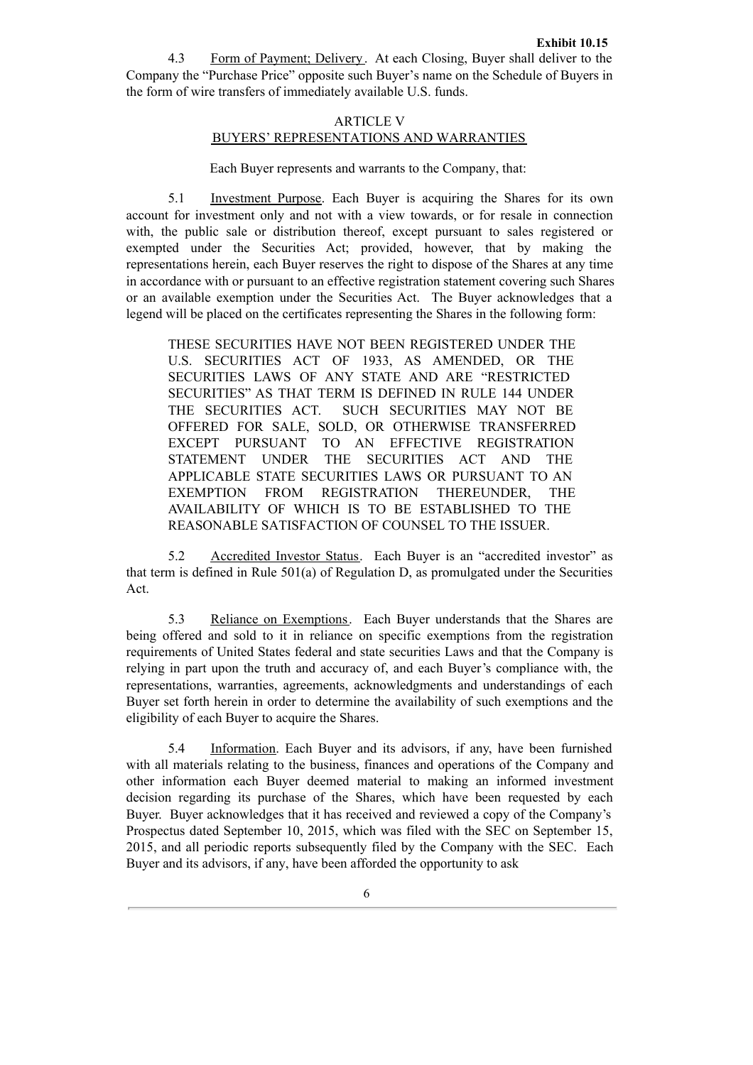**Exhibit 10.15**

4.3 Form of Payment; Delivery. At each Closing, Buyer shall deliver to the Company the "Purchase Price" opposite such Buyer's name on the Schedule of Buyers in the form of wire transfers of immediately available U.S. funds.

## ARTICLE V
## BUYERS' REPRESENTATIONS AND WARRANTIES

Each Buyer represents and warrants to the Company, that:

5.1 Investment Purpose. Each Buyer is acquiring the Shares for its own account for investment only and not with a view towards, or for resale in connection with, the public sale or distribution thereof, except pursuant to sales registered or exempted under the Securities Act; provided, however, that by making the representations herein, each Buyer reserves the right to dispose of the Shares at any time in accordance with or pursuant to an effective registration statement covering such Shares or an available exemption under the Securities Act. The Buyer acknowledges that a legend will be placed on the certificates representing the Shares in the following form:

> THESE SECURITIES HAVE NOT BEEN REGISTERED UNDER THE U.S. SECURITIES ACT OF 1933, AS AMENDED, OR THE SECURITIES LAWS OF ANY STATE AND ARE "RESTRICTED SECURITIES" AS THAT TERM IS DEFINED IN RULE 144 UNDER THE SECURITIES ACT. SUCH SECURITIES MAY NOT BE OFFERED FOR SALE, SOLD, OR OTHERWISE TRANSFERRED EXCEPT PURSUANT TO AN EFFECTIVE REGISTRATION STATEMENT UNDER THE SECURITIES ACT AND THE APPLICABLE STATE SECURITIES LAWS OR PURSUANT TO AN EXEMPTION FROM REGISTRATION THEREUNDER, THE AVAILABILITY OF WHICH IS TO BE ESTABLISHED TO THE REASONABLE SATISFACTION OF COUNSEL TO THE ISSUER.

5.2 Accredited Investor Status. Each Buyer is an "accredited investor" as that term is defined in Rule 501(a) of Regulation D, as promulgated under the Securities Act.

5.3 Reliance on Exemptions. Each Buyer understands that the Shares are being offered and sold to it in reliance on specific exemptions from the registration requirements of United States federal and state securities Laws and that the Company is relying in part upon the truth and accuracy of, and each Buyer's compliance with, the representations, warranties, agreements, acknowledgments and understandings of each Buyer set forth herein in order to determine the availability of such exemptions and the eligibility of each Buyer to acquire the Shares.

5.4 Information. Each Buyer and its advisors, if any, have been furnished with all materials relating to the business, finances and operations of the Company and other information each Buyer deemed material to making an informed investment decision regarding its purchase of the Shares, which have been requested by each Buyer. Buyer acknowledges that it has received and reviewed a copy of the Company's Prospectus dated September 10, 2015, which was filed with the SEC on September 15, 2015, and all periodic reports subsequently filed by the Company with the SEC. Each Buyer and its advisors, if any, have been afforded the opportunity to ask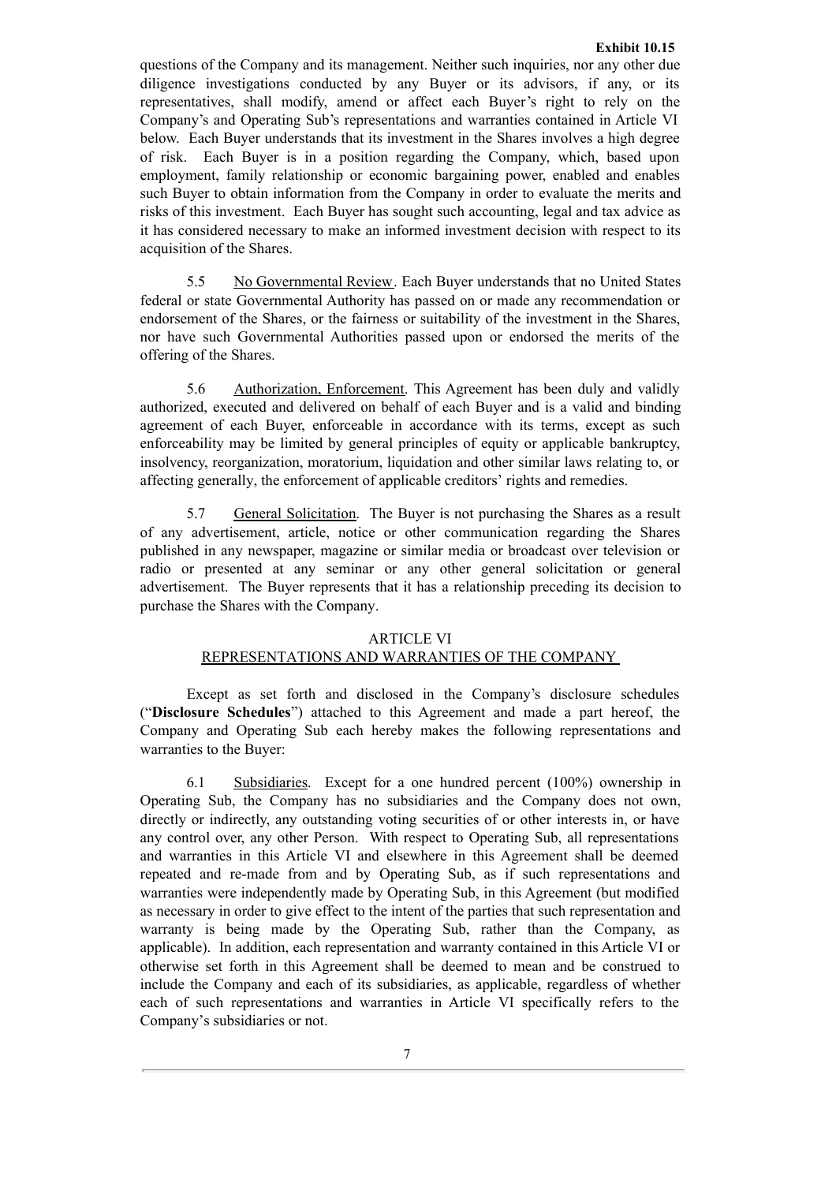questions of the Company and its management. Neither such inquiries, nor any other due diligence investigations conducted by any Buyer or its advisors, if any, or its representatives, shall modify, amend or affect each Buyer's right to rely on the Company's and Operating Sub's representations and warranties contained in Article VI below. Each Buyer understands that its investment in the Shares involves a high degree of risk. Each Buyer is in a position regarding the Company, which, based upon employment, family relationship or economic bargaining power, enabled and enables such Buyer to obtain information from the Company in order to evaluate the merits and risks of this investment. Each Buyer has sought such accounting, legal and tax advice as it has considered necessary to make an informed investment decision with respect to its acquisition of the Shares.

5.5 No Governmental Review. Each Buyer understands that no United States federal or state Governmental Authority has passed on or made any recommendation or endorsement of the Shares, or the fairness or suitability of the investment in the Shares, nor have such Governmental Authorities passed upon or endorsed the merits of the offering of the Shares.

5.6 Authorization, Enforcement. This Agreement has been duly and validly authorized, executed and delivered on behalf of each Buyer and is a valid and binding agreement of each Buyer, enforceable in accordance with its terms, except as such enforceability may be limited by general principles of equity or applicable bankruptcy, insolvency, reorganization, moratorium, liquidation and other similar laws relating to, or affecting generally, the enforcement of applicable creditors' rights and remedies.

5.7 General Solicitation. The Buyer is not purchasing the Shares as a result of any advertisement, article, notice or other communication regarding the Shares published in any newspaper, magazine or similar media or broadcast over television or radio or presented at any seminar or any other general solicitation or general advertisement. The Buyer represents that it has a relationship preceding its decision to purchase the Shares with the Company.

## ARTICLE VI
## REPRESENTATIONS AND WARRANTIES OF THE COMPANY

Except as set forth and disclosed in the Company's disclosure schedules ("**Disclosure Schedules**") attached to this Agreement and made a part hereof, the Company and Operating Sub each hereby makes the following representations and warranties to the Buyer:

6.1 Subsidiaries. Except for a one hundred percent (100%) ownership in Operating Sub, the Company has no subsidiaries and the Company does not own, directly or indirectly, any outstanding voting securities of or other interests in, or have any control over, any other Person. With respect to Operating Sub, all representations and warranties in this Article VI and elsewhere in this Agreement shall be deemed repeated and re-made from and by Operating Sub, as if such representations and warranties were independently made by Operating Sub, in this Agreement (but modified as necessary in order to give effect to the intent of the parties that such representation and warranty is being made by the Operating Sub, rather than the Company, as applicable). In addition, each representation and warranty contained in this Article VI or otherwise set forth in this Agreement shall be deemed to mean and be construed to include the Company and each of its subsidiaries, as applicable, regardless of whether each of such representations and warranties in Article VI specifically refers to the Company's subsidiaries or not.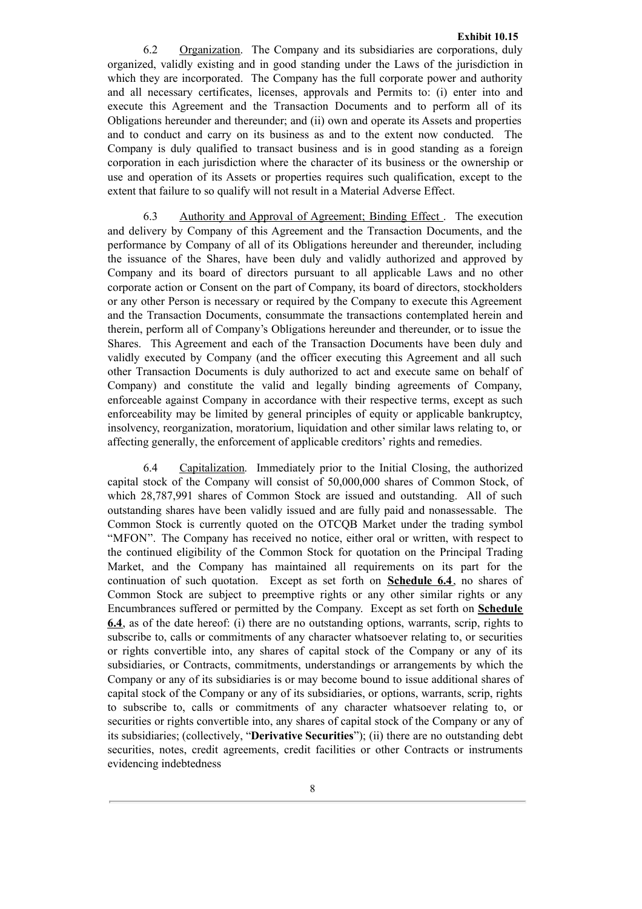**Exhibit 10.15**

6.2 Organization. The Company and its subsidiaries are corporations, duly organized, validly existing and in good standing under the Laws of the jurisdiction in which they are incorporated. The Company has the full corporate power and authority and all necessary certificates, licenses, approvals and Permits to: (i) enter into and execute this Agreement and the Transaction Documents and to perform all of its Obligations hereunder and thereunder; and (ii) own and operate its Assets and properties and to conduct and carry on its business as and to the extent now conducted. The Company is duly qualified to transact business and is in good standing as a foreign corporation in each jurisdiction where the character of its business or the ownership or use and operation of its Assets or properties requires such qualification, except to the extent that failure to so qualify will not result in a Material Adverse Effect.

6.3 Authority and Approval of Agreement; Binding Effect . The execution and delivery by Company of this Agreement and the Transaction Documents, and the performance by Company of all of its Obligations hereunder and thereunder, including the issuance of the Shares, have been duly and validly authorized and approved by Company and its board of directors pursuant to all applicable Laws and no other corporate action or Consent on the part of Company, its board of directors, stockholders or any other Person is necessary or required by the Company to execute this Agreement and the Transaction Documents, consummate the transactions contemplated herein and therein, perform all of Company's Obligations hereunder and thereunder, or to issue the Shares. This Agreement and each of the Transaction Documents have been duly and validly executed by Company (and the officer executing this Agreement and all such other Transaction Documents is duly authorized to act and execute same on behalf of Company) and constitute the valid and legally binding agreements of Company, enforceable against Company in accordance with their respective terms, except as such enforceability may be limited by general principles of equity or applicable bankruptcy, insolvency, reorganization, moratorium, liquidation and other similar laws relating to, or affecting generally, the enforcement of applicable creditors' rights and remedies.

6.4 Capitalization. Immediately prior to the Initial Closing, the authorized capital stock of the Company will consist of 50,000,000 shares of Common Stock, of which 28,787,991 shares of Common Stock are issued and outstanding. All of such outstanding shares have been validly issued and are fully paid and nonassessable. The Common Stock is currently quoted on the OTCQB Market under the trading symbol "MFON". The Company has received no notice, either oral or written, with respect to the continued eligibility of the Common Stock for quotation on the Principal Trading Market, and the Company has maintained all requirements on its part for the continuation of such quotation. Except as set forth on **Schedule 6.4**, no shares of Common Stock are subject to preemptive rights or any other similar rights or any Encumbrances suffered or permitted by the Company. Except as set forth on **Schedule 6.4**, as of the date hereof: (i) there are no outstanding options, warrants, scrip, rights to subscribe to, calls or commitments of any character whatsoever relating to, or securities or rights convertible into, any shares of capital stock of the Company or any of its subsidiaries, or Contracts, commitments, understandings or arrangements by which the Company or any of its subsidiaries is or may become bound to issue additional shares of capital stock of the Company or any of its subsidiaries, or options, warrants, scrip, rights to subscribe to, calls or commitments of any character whatsoever relating to, or securities or rights convertible into, any shares of capital stock of the Company or any of its subsidiaries; (collectively, "**Derivative Securities**"); (ii) there are no outstanding debt securities, notes, credit agreements, credit facilities or other Contracts or instruments evidencing indebtedness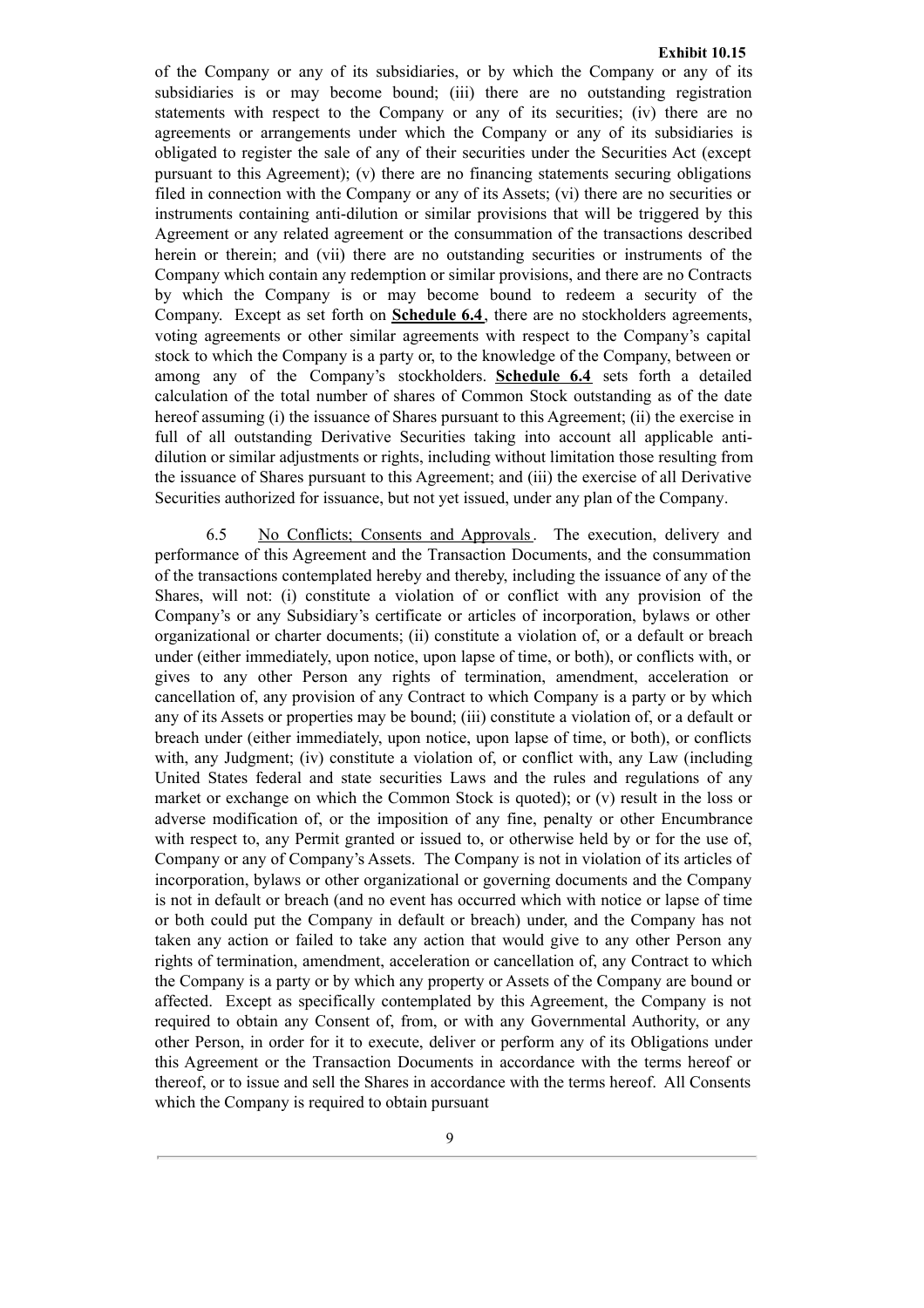of the Company or any of its subsidiaries, or by which the Company or any of its subsidiaries is or may become bound; (iii) there are no outstanding registration statements with respect to the Company or any of its securities; (iv) there are no agreements or arrangements under which the Company or any of its subsidiaries is obligated to register the sale of any of their securities under the Securities Act (except pursuant to this Agreement); (v) there are no financing statements securing obligations filed in connection with the Company or any of its Assets; (vi) there are no securities or instruments containing anti-dilution or similar provisions that will be triggered by this Agreement or any related agreement or the consummation of the transactions described herein or therein; and (vii) there are no outstanding securities or instruments of the Company which contain any redemption or similar provisions, and there are no Contracts by which the Company is or may become bound to redeem a security of the Company. Except as set forth on **Schedule 6.4**, there are no stockholders agreements, voting agreements or other similar agreements with respect to the Company's capital stock to which the Company is a party or, to the knowledge of the Company, between or among any of the Company's stockholders. **Schedule 6.4** sets forth a detailed calculation of the total number of shares of Common Stock outstanding as of the date hereof assuming (i) the issuance of Shares pursuant to this Agreement; (ii) the exercise in full of all outstanding Derivative Securities taking into account all applicable anti-dilution or similar adjustments or rights, including without limitation those resulting from the issuance of Shares pursuant to this Agreement; and (iii) the exercise of all Derivative Securities authorized for issuance, but not yet issued, under any plan of the Company.

6.5 No Conflicts; Consents and Approvals. The execution, delivery and performance of this Agreement and the Transaction Documents, and the consummation of the transactions contemplated hereby and thereby, including the issuance of any of the Shares, will not: (i) constitute a violation of or conflict with any provision of the Company's or any Subsidiary's certificate or articles of incorporation, bylaws or other organizational or charter documents; (ii) constitute a violation of, or a default or breach under (either immediately, upon notice, upon lapse of time, or both), or conflicts with, or gives to any other Person any rights of termination, amendment, acceleration or cancellation of, any provision of any Contract to which Company is a party or by which any of its Assets or properties may be bound; (iii) constitute a violation of, or a default or breach under (either immediately, upon notice, upon lapse of time, or both), or conflicts with, any Judgment; (iv) constitute a violation of, or conflict with, any Law (including United States federal and state securities Laws and the rules and regulations of any market or exchange on which the Common Stock is quoted); or (v) result in the loss or adverse modification of, or the imposition of any fine, penalty or other Encumbrance with respect to, any Permit granted or issued to, or otherwise held by or for the use of, Company or any of Company's Assets. The Company is not in violation of its articles of incorporation, bylaws or other organizational or governing documents and the Company is not in default or breach (and no event has occurred which with notice or lapse of time or both could put the Company in default or breach) under, and the Company has not taken any action or failed to take any action that would give to any other Person any rights of termination, amendment, acceleration or cancellation of, any Contract to which the Company is a party or by which any property or Assets of the Company are bound or affected. Except as specifically contemplated by this Agreement, the Company is not required to obtain any Consent of, from, or with any Governmental Authority, or any other Person, in order for it to execute, deliver or perform any of its Obligations under this Agreement or the Transaction Documents in accordance with the terms hereof or thereof, or to issue and sell the Shares in accordance with the terms hereof. All Consents which the Company is required to obtain pursuant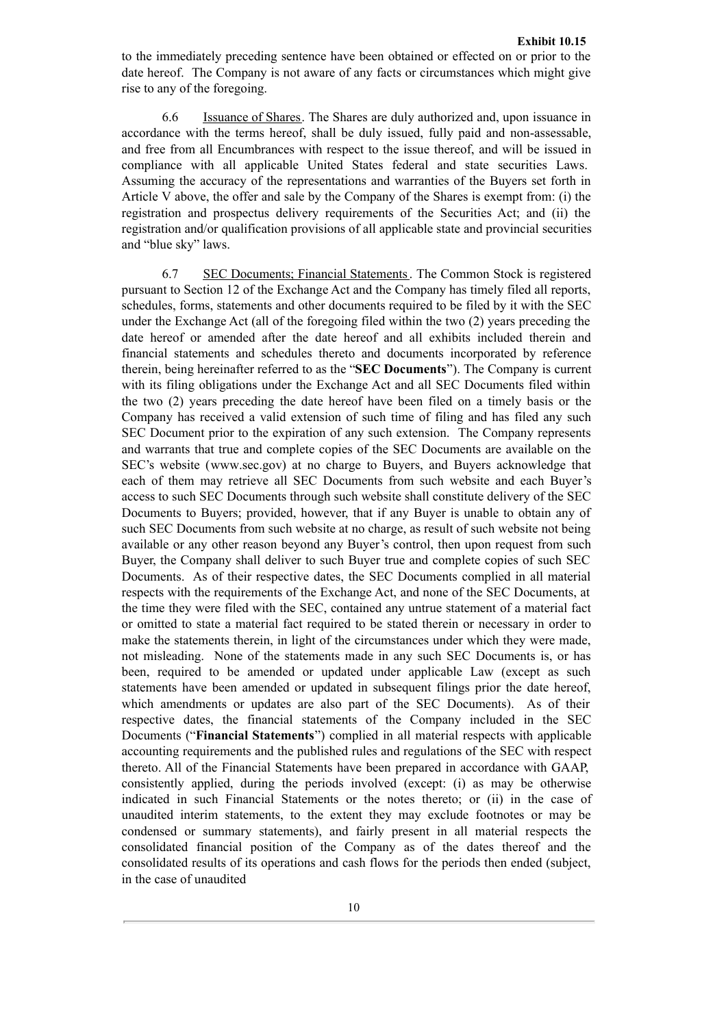to the immediately preceding sentence have been obtained or effected on or prior to the date hereof. The Company is not aware of any facts or circumstances which might give rise to any of the foregoing.

6.6 Issuance of Shares. The Shares are duly authorized and, upon issuance in accordance with the terms hereof, shall be duly issued, fully paid and non-assessable, and free from all Encumbrances with respect to the issue thereof, and will be issued in compliance with all applicable United States federal and state securities Laws. Assuming the accuracy of the representations and warranties of the Buyers set forth in Article V above, the offer and sale by the Company of the Shares is exempt from: (i) the registration and prospectus delivery requirements of the Securities Act; and (ii) the registration and/or qualification provisions of all applicable state and provincial securities and "blue sky" laws.

6.7 SEC Documents; Financial Statements. The Common Stock is registered pursuant to Section 12 of the Exchange Act and the Company has timely filed all reports, schedules, forms, statements and other documents required to be filed by it with the SEC under the Exchange Act (all of the foregoing filed within the two (2) years preceding the date hereof or amended after the date hereof and all exhibits included therein and financial statements and schedules thereto and documents incorporated by reference therein, being hereinafter referred to as the "**SEC Documents**"). The Company is current with its filing obligations under the Exchange Act and all SEC Documents filed within the two (2) years preceding the date hereof have been filed on a timely basis or the Company has received a valid extension of such time of filing and has filed any such SEC Document prior to the expiration of any such extension. The Company represents and warrants that true and complete copies of the SEC Documents are available on the SEC's website (www.sec.gov) at no charge to Buyers, and Buyers acknowledge that each of them may retrieve all SEC Documents from such website and each Buyer's access to such SEC Documents through such website shall constitute delivery of the SEC Documents to Buyers; provided, however, that if any Buyer is unable to obtain any of such SEC Documents from such website at no charge, as result of such website not being available or any other reason beyond any Buyer's control, then upon request from such Buyer, the Company shall deliver to such Buyer true and complete copies of such SEC Documents. As of their respective dates, the SEC Documents complied in all material respects with the requirements of the Exchange Act, and none of the SEC Documents, at the time they were filed with the SEC, contained any untrue statement of a material fact or omitted to state a material fact required to be stated therein or necessary in order to make the statements therein, in light of the circumstances under which they were made, not misleading. None of the statements made in any such SEC Documents is, or has been, required to be amended or updated under applicable Law (except as such statements have been amended or updated in subsequent filings prior the date hereof, which amendments or updates are also part of the SEC Documents). As of their respective dates, the financial statements of the Company included in the SEC Documents ("**Financial Statements**") complied in all material respects with applicable accounting requirements and the published rules and regulations of the SEC with respect thereto. All of the Financial Statements have been prepared in accordance with GAAP, consistently applied, during the periods involved (except: (i) as may be otherwise indicated in such Financial Statements or the notes thereto; or (ii) in the case of unaudited interim statements, to the extent they may exclude footnotes or may be condensed or summary statements), and fairly present in all material respects the consolidated financial position of the Company as of the dates thereof and the consolidated results of its operations and cash flows for the periods then ended (subject, in the case of unaudited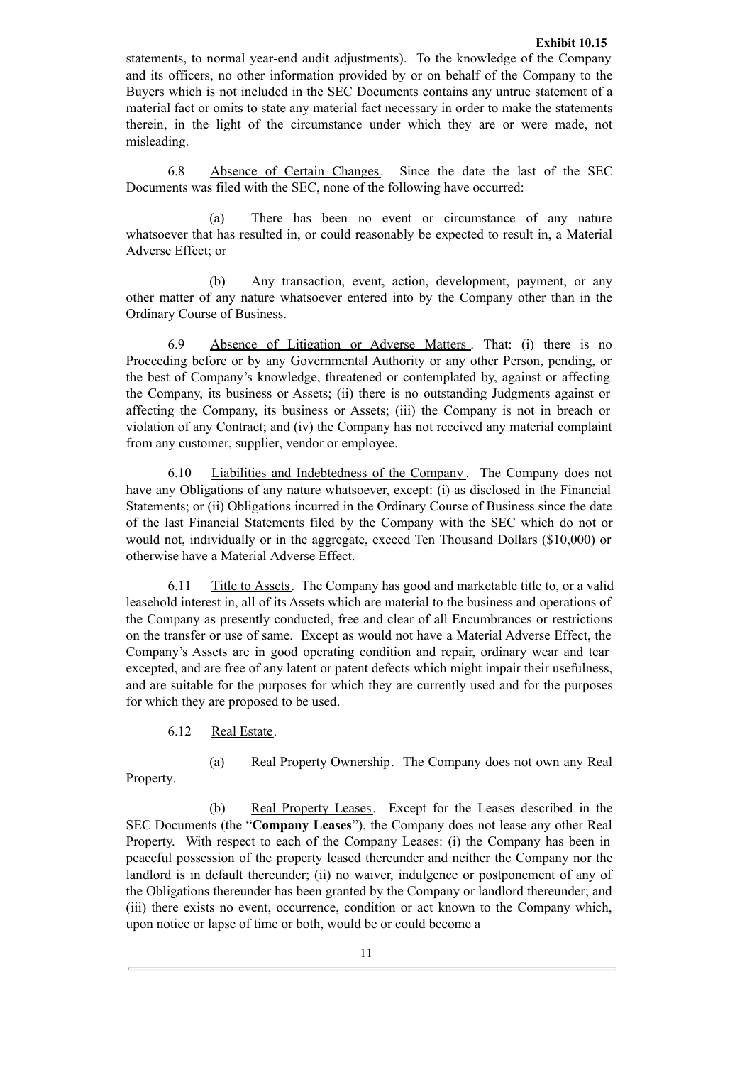statements, to normal year-end audit adjustments). To the knowledge of the Company and its officers, no other information provided by or on behalf of the Company to the Buyers which is not included in the SEC Documents contains any untrue statement of a material fact or omits to state any material fact necessary in order to make the statements therein, in the light of the circumstance under which they are or were made, not misleading.

6.8 Absence of Certain Changes. Since the date the last of the SEC Documents was filed with the SEC, none of the following have occurred:

(a) There has been no event or circumstance of any nature whatsoever that has resulted in, or could reasonably be expected to result in, a Material Adverse Effect; or

(b) Any transaction, event, action, development, payment, or any other matter of any nature whatsoever entered into by the Company other than in the Ordinary Course of Business.

6.9 Absence of Litigation or Adverse Matters. That: (i) there is no Proceeding before or by any Governmental Authority or any other Person, pending, or the best of Company's knowledge, threatened or contemplated by, against or affecting the Company, its business or Assets; (ii) there is no outstanding Judgments against or affecting the Company, its business or Assets; (iii) the Company is not in breach or violation of any Contract; and (iv) the Company has not received any material complaint from any customer, supplier, vendor or employee.

6.10 Liabilities and Indebtedness of the Company. The Company does not have any Obligations of any nature whatsoever, except: (i) as disclosed in the Financial Statements; or (ii) Obligations incurred in the Ordinary Course of Business since the date of the last Financial Statements filed by the Company with the SEC which do not or would not, individually or in the aggregate, exceed Ten Thousand Dollars ($10,000) or otherwise have a Material Adverse Effect.

6.11 Title to Assets. The Company has good and marketable title to, or a valid leasehold interest in, all of its Assets which are material to the business and operations of the Company as presently conducted, free and clear of all Encumbrances or restrictions on the transfer or use of same. Except as would not have a Material Adverse Effect, the Company's Assets are in good operating condition and repair, ordinary wear and tear excepted, and are free of any latent or patent defects which might impair their usefulness, and are suitable for the purposes for which they are currently used and for the purposes for which they are proposed to be used.

6.12 Real Estate.

(a) Real Property Ownership. The Company does not own any Real Property.

(b) Real Property Leases. Except for the Leases described in the SEC Documents (the "**Company Leases**"), the Company does not lease any other Real Property. With respect to each of the Company Leases: (i) the Company has been in peaceful possession of the property leased thereunder and neither the Company nor the landlord is in default thereunder; (ii) no waiver, indulgence or postponement of any of the Obligations thereunder has been granted by the Company or landlord thereunder; and (iii) there exists no event, occurrence, condition or act known to the Company which, upon notice or lapse of time or both, would be or could become a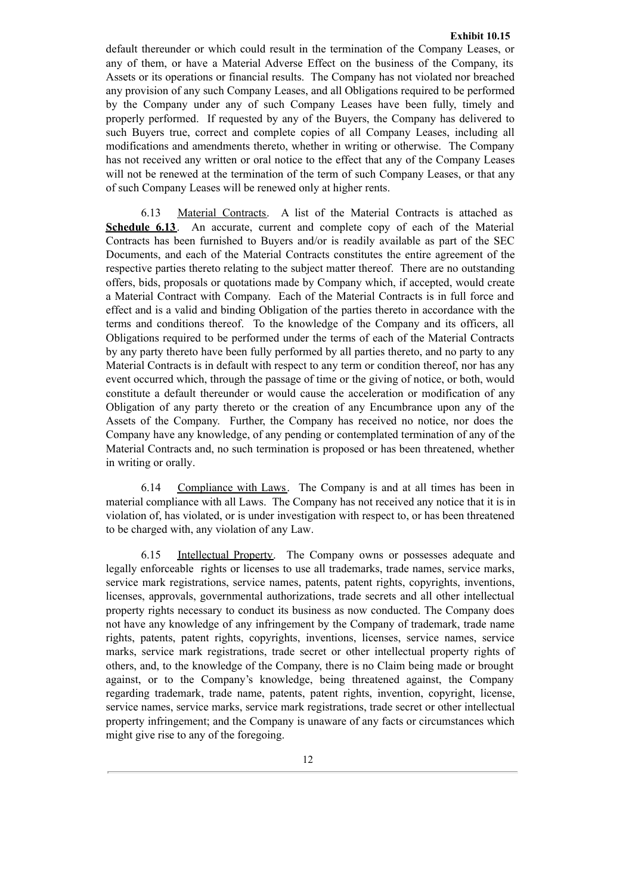default thereunder or which could result in the termination of the Company Leases, or any of them, or have a Material Adverse Effect on the business of the Company, its Assets or its operations or financial results. The Company has not violated nor breached any provision of any such Company Leases, and all Obligations required to be performed by the Company under any of such Company Leases have been fully, timely and properly performed. If requested by any of the Buyers, the Company has delivered to such Buyers true, correct and complete copies of all Company Leases, including all modifications and amendments thereto, whether in writing or otherwise. The Company has not received any written or oral notice to the effect that any of the Company Leases will not be renewed at the termination of the term of such Company Leases, or that any of such Company Leases will be renewed only at higher rents.

6.13 Material Contracts. A list of the Material Contracts is attached as **Schedule 6.13**. An accurate, current and complete copy of each of the Material Contracts has been furnished to Buyers and/or is readily available as part of the SEC Documents, and each of the Material Contracts constitutes the entire agreement of the respective parties thereto relating to the subject matter thereof. There are no outstanding offers, bids, proposals or quotations made by Company which, if accepted, would create a Material Contract with Company. Each of the Material Contracts is in full force and effect and is a valid and binding Obligation of the parties thereto in accordance with the terms and conditions thereof. To the knowledge of the Company and its officers, all Obligations required to be performed under the terms of each of the Material Contracts by any party thereto have been fully performed by all parties thereto, and no party to any Material Contracts is in default with respect to any term or condition thereof, nor has any event occurred which, through the passage of time or the giving of notice, or both, would constitute a default thereunder or would cause the acceleration or modification of any Obligation of any party thereto or the creation of any Encumbrance upon any of the Assets of the Company. Further, the Company has received no notice, nor does the Company have any knowledge, of any pending or contemplated termination of any of the Material Contracts and, no such termination is proposed or has been threatened, whether in writing or orally.

6.14 Compliance with Laws. The Company is and at all times has been in material compliance with all Laws. The Company has not received any notice that it is in violation of, has violated, or is under investigation with respect to, or has been threatened to be charged with, any violation of any Law.

6.15 Intellectual Property. The Company owns or possesses adequate and legally enforceable rights or licenses to use all trademarks, trade names, service marks, service mark registrations, service names, patents, patent rights, copyrights, inventions, licenses, approvals, governmental authorizations, trade secrets and all other intellectual property rights necessary to conduct its business as now conducted. The Company does not have any knowledge of any infringement by the Company of trademark, trade name rights, patents, patent rights, copyrights, inventions, licenses, service names, service marks, service mark registrations, trade secret or other intellectual property rights of others, and, to the knowledge of the Company, there is no Claim being made or brought against, or to the Company's knowledge, being threatened against, the Company regarding trademark, trade name, patents, patent rights, invention, copyright, license, service names, service marks, service mark registrations, trade secret or other intellectual property infringement; and the Company is unaware of any facts or circumstances which might give rise to any of the foregoing.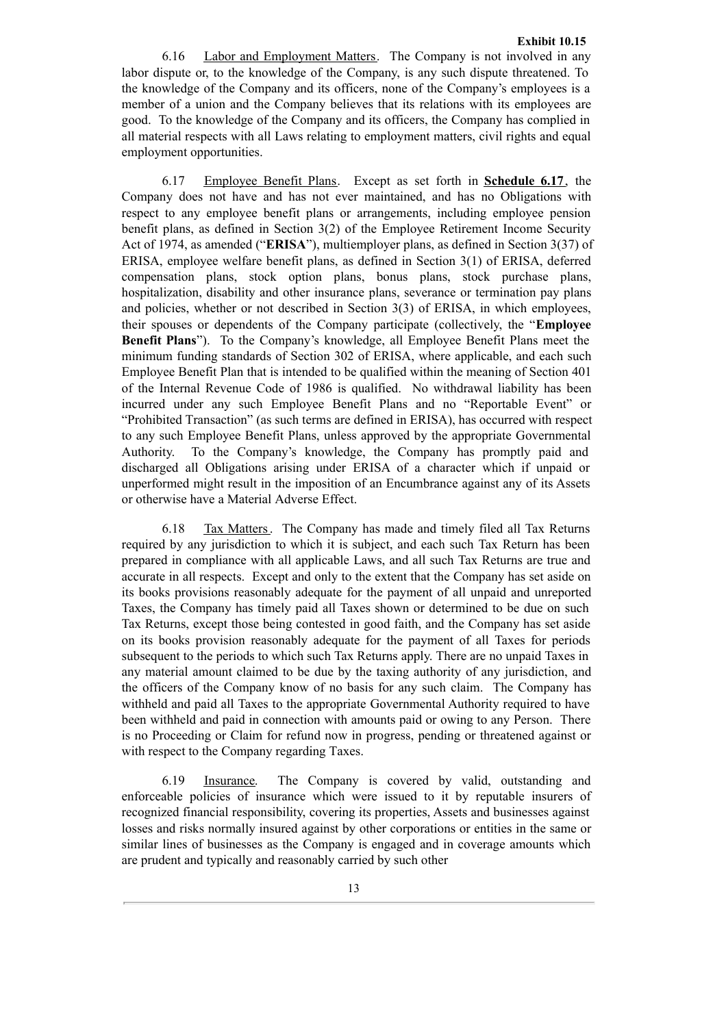6.16 Labor and Employment Matters. The Company is not involved in any labor dispute or, to the knowledge of the Company, is any such dispute threatened. To the knowledge of the Company and its officers, none of the Company's employees is a member of a union and the Company believes that its relations with its employees are good. To the knowledge of the Company and its officers, the Company has complied in all material respects with all Laws relating to employment matters, civil rights and equal employment opportunities.

6.17 Employee Benefit Plans. Except as set forth in **Schedule 6.17**, the Company does not have and has not ever maintained, and has no Obligations with respect to any employee benefit plans or arrangements, including employee pension benefit plans, as defined in Section 3(2) of the Employee Retirement Income Security Act of 1974, as amended ("**ERISA**"), multiemployer plans, as defined in Section 3(37) of ERISA, employee welfare benefit plans, as defined in Section 3(1) of ERISA, deferred compensation plans, stock option plans, bonus plans, stock purchase plans, hospitalization, disability and other insurance plans, severance or termination pay plans and policies, whether or not described in Section 3(3) of ERISA, in which employees, their spouses or dependents of the Company participate (collectively, the "**Employee Benefit Plans**"). To the Company's knowledge, all Employee Benefit Plans meet the minimum funding standards of Section 302 of ERISA, where applicable, and each such Employee Benefit Plan that is intended to be qualified within the meaning of Section 401 of the Internal Revenue Code of 1986 is qualified. No withdrawal liability has been incurred under any such Employee Benefit Plans and no "Reportable Event" or "Prohibited Transaction" (as such terms are defined in ERISA), has occurred with respect to any such Employee Benefit Plans, unless approved by the appropriate Governmental Authority. To the Company's knowledge, the Company has promptly paid and discharged all Obligations arising under ERISA of a character which if unpaid or unperformed might result in the imposition of an Encumbrance against any of its Assets or otherwise have a Material Adverse Effect.

6.18 Tax Matters. The Company has made and timely filed all Tax Returns required by any jurisdiction to which it is subject, and each such Tax Return has been prepared in compliance with all applicable Laws, and all such Tax Returns are true and accurate in all respects. Except and only to the extent that the Company has set aside on its books provisions reasonably adequate for the payment of all unpaid and unreported Taxes, the Company has timely paid all Taxes shown or determined to be due on such Tax Returns, except those being contested in good faith, and the Company has set aside on its books provision reasonably adequate for the payment of all Taxes for periods subsequent to the periods to which such Tax Returns apply. There are no unpaid Taxes in any material amount claimed to be due by the taxing authority of any jurisdiction, and the officers of the Company know of no basis for any such claim. The Company has withheld and paid all Taxes to the appropriate Governmental Authority required to have been withheld and paid in connection with amounts paid or owing to any Person. There is no Proceeding or Claim for refund now in progress, pending or threatened against or with respect to the Company regarding Taxes.

6.19 Insurance. The Company is covered by valid, outstanding and enforceable policies of insurance which were issued to it by reputable insurers of recognized financial responsibility, covering its properties, Assets and businesses against losses and risks normally insured against by other corporations or entities in the same or similar lines of businesses as the Company is engaged and in coverage amounts which are prudent and typically and reasonably carried by such other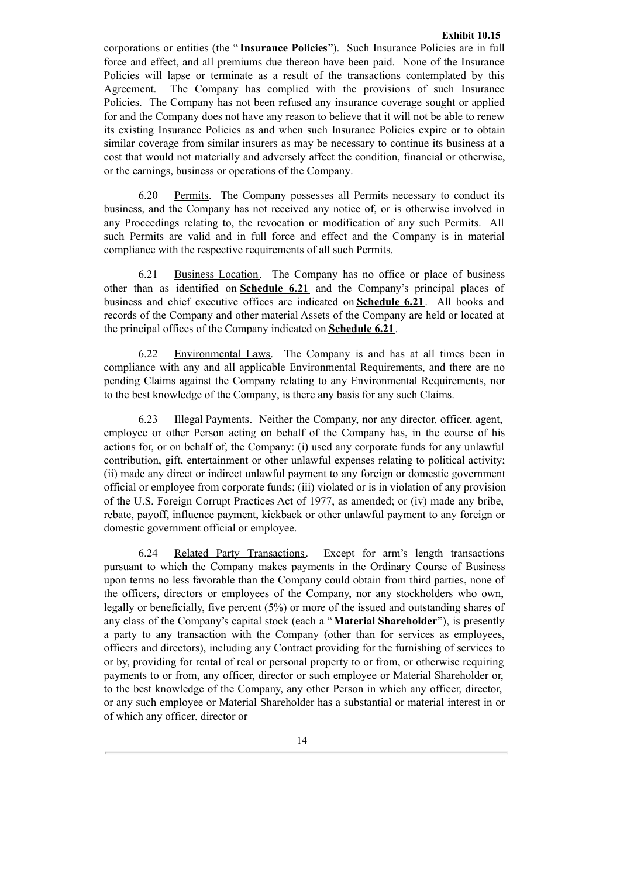corporations or entities (the "**Insurance Policies**"). Such Insurance Policies are in full force and effect, and all premiums due thereon have been paid. None of the Insurance Policies will lapse or terminate as a result of the transactions contemplated by this Agreement. The Company has complied with the provisions of such Insurance Policies. The Company has not been refused any insurance coverage sought or applied for and the Company does not have any reason to believe that it will not be able to renew its existing Insurance Policies as and when such Insurance Policies expire or to obtain similar coverage from similar insurers as may be necessary to continue its business at a cost that would not materially and adversely affect the condition, financial or otherwise, or the earnings, business or operations of the Company.

6.20 Permits. The Company possesses all Permits necessary to conduct its business, and the Company has not received any notice of, or is otherwise involved in any Proceedings relating to, the revocation or modification of any such Permits. All such Permits are valid and in full force and effect and the Company is in material compliance with the respective requirements of all such Permits.

6.21 Business Location. The Company has no office or place of business other than as identified on **Schedule 6.21** and the Company's principal places of business and chief executive offices are indicated on **Schedule 6.21**. All books and records of the Company and other material Assets of the Company are held or located at the principal offices of the Company indicated on **Schedule 6.21**.

6.22 Environmental Laws. The Company is and has at all times been in compliance with any and all applicable Environmental Requirements, and there are no pending Claims against the Company relating to any Environmental Requirements, nor to the best knowledge of the Company, is there any basis for any such Claims.

6.23 Illegal Payments. Neither the Company, nor any director, officer, agent, employee or other Person acting on behalf of the Company has, in the course of his actions for, or on behalf of, the Company: (i) used any corporate funds for any unlawful contribution, gift, entertainment or other unlawful expenses relating to political activity; (ii) made any direct or indirect unlawful payment to any foreign or domestic government official or employee from corporate funds; (iii) violated or is in violation of any provision of the U.S. Foreign Corrupt Practices Act of 1977, as amended; or (iv) made any bribe, rebate, payoff, influence payment, kickback or other unlawful payment to any foreign or domestic government official or employee.

6.24 Related Party Transactions. Except for arm's length transactions pursuant to which the Company makes payments in the Ordinary Course of Business upon terms no less favorable than the Company could obtain from third parties, none of the officers, directors or employees of the Company, nor any stockholders who own, legally or beneficially, five percent (5%) or more of the issued and outstanding shares of any class of the Company's capital stock (each a "**Material Shareholder**"), is presently a party to any transaction with the Company (other than for services as employees, officers and directors), including any Contract providing for the furnishing of services to or by, providing for rental of real or personal property to or from, or otherwise requiring payments to or from, any officer, director or such employee or Material Shareholder or, to the best knowledge of the Company, any other Person in which any officer, director, or any such employee or Material Shareholder has a substantial or material interest in or of which any officer, director or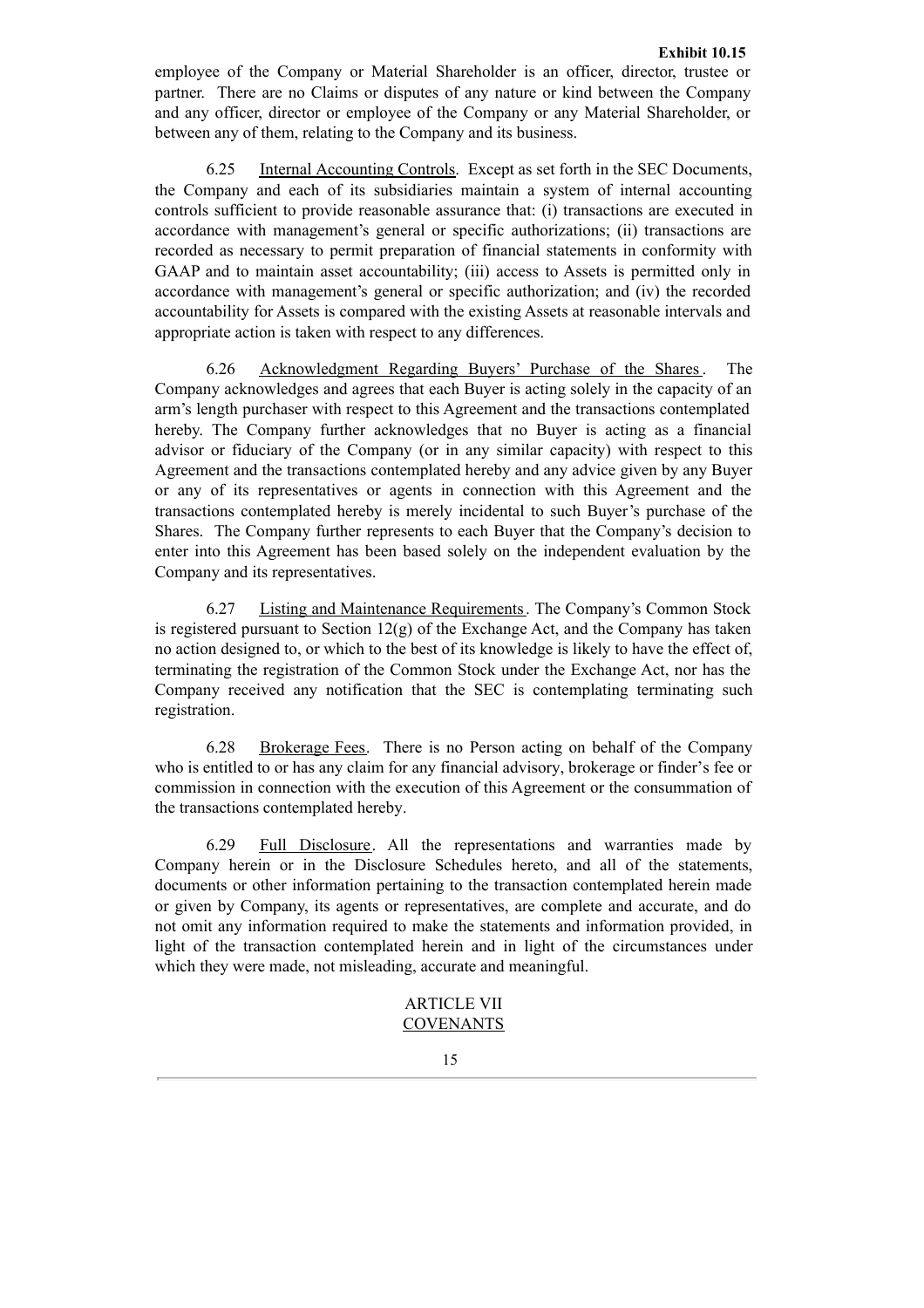employee of the Company or Material Shareholder is an officer, director, trustee or partner. There are no Claims or disputes of any nature or kind between the Company and any officer, director or employee of the Company or any Material Shareholder, or between any of them, relating to the Company and its business.

6.25 Internal Accounting Controls. Except as set forth in the SEC Documents, the Company and each of its subsidiaries maintain a system of internal accounting controls sufficient to provide reasonable assurance that: (i) transactions are executed in accordance with management's general or specific authorizations; (ii) transactions are recorded as necessary to permit preparation of financial statements in conformity with GAAP and to maintain asset accountability; (iii) access to Assets is permitted only in accordance with management's general or specific authorization; and (iv) the recorded accountability for Assets is compared with the existing Assets at reasonable intervals and appropriate action is taken with respect to any differences.

6.26 Acknowledgment Regarding Buyers' Purchase of the Shares. The Company acknowledges and agrees that each Buyer is acting solely in the capacity of an arm's length purchaser with respect to this Agreement and the transactions contemplated hereby. The Company further acknowledges that no Buyer is acting as a financial advisor or fiduciary of the Company (or in any similar capacity) with respect to this Agreement and the transactions contemplated hereby and any advice given by any Buyer or any of its representatives or agents in connection with this Agreement and the transactions contemplated hereby is merely incidental to such Buyer's purchase of the Shares. The Company further represents to each Buyer that the Company's decision to enter into this Agreement has been based solely on the independent evaluation by the Company and its representatives.

6.27 Listing and Maintenance Requirements. The Company's Common Stock is registered pursuant to Section 12(g) of the Exchange Act, and the Company has taken no action designed to, or which to the best of its knowledge is likely to have the effect of, terminating the registration of the Common Stock under the Exchange Act, nor has the Company received any notification that the SEC is contemplating terminating such registration.

6.28 Brokerage Fees. There is no Person acting on behalf of the Company who is entitled to or has any claim for any financial advisory, brokerage or finder's fee or commission in connection with the execution of this Agreement or the consummation of the transactions contemplated hereby.

6.29 Full Disclosure. All the representations and warranties made by Company herein or in the Disclosure Schedules hereto, and all of the statements, documents or other information pertaining to the transaction contemplated herein made or given by Company, its agents or representatives, are complete and accurate, and do not omit any information required to make the statements and information provided, in light of the transaction contemplated herein and in light of the circumstances under which they were made, not misleading, accurate and meaningful.

## ARTICLE VII
## COVENANTS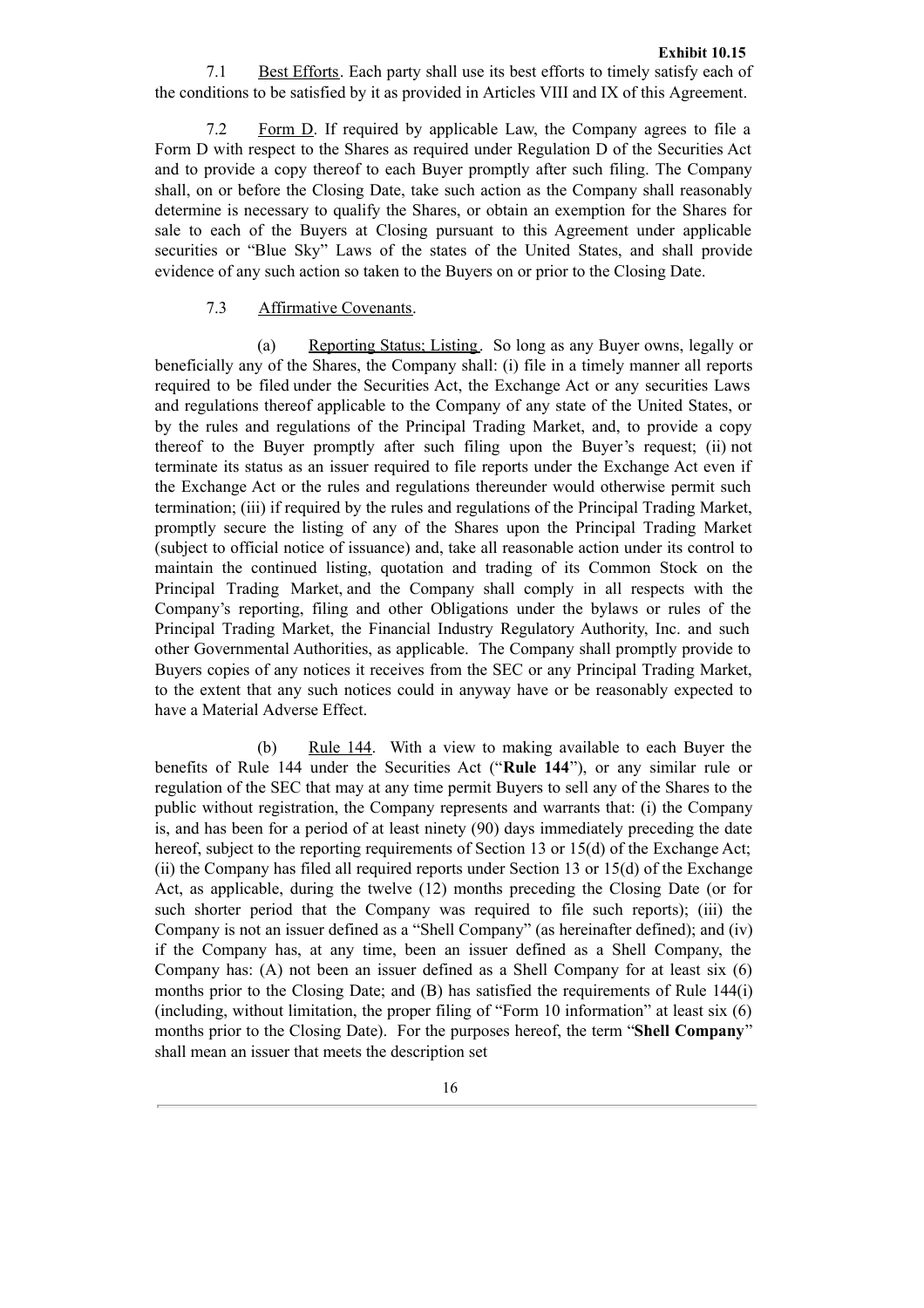7.1 Best Efforts. Each party shall use its best efforts to timely satisfy each of the conditions to be satisfied by it as provided in Articles VIII and IX of this Agreement.

7.2 Form D. If required by applicable Law, the Company agrees to file a Form D with respect to the Shares as required under Regulation D of the Securities Act and to provide a copy thereof to each Buyer promptly after such filing. The Company shall, on or before the Closing Date, take such action as the Company shall reasonably determine is necessary to qualify the Shares, or obtain an exemption for the Shares for sale to each of the Buyers at Closing pursuant to this Agreement under applicable securities or "Blue Sky" Laws of the states of the United States, and shall provide evidence of any such action so taken to the Buyers on or prior to the Closing Date.

7.3 Affirmative Covenants.

(a) Reporting Status; Listing. So long as any Buyer owns, legally or beneficially any of the Shares, the Company shall: (i) file in a timely manner all reports required to be filed under the Securities Act, the Exchange Act or any securities Laws and regulations thereof applicable to the Company of any state of the United States, or by the rules and regulations of the Principal Trading Market, and, to provide a copy thereof to the Buyer promptly after such filing upon the Buyer's request; (ii) not terminate its status as an issuer required to file reports under the Exchange Act even if the Exchange Act or the rules and regulations thereunder would otherwise permit such termination; (iii) if required by the rules and regulations of the Principal Trading Market, promptly secure the listing of any of the Shares upon the Principal Trading Market (subject to official notice of issuance) and, take all reasonable action under its control to maintain the continued listing, quotation and trading of its Common Stock on the Principal Trading Market, and the Company shall comply in all respects with the Company's reporting, filing and other Obligations under the bylaws or rules of the Principal Trading Market, the Financial Industry Regulatory Authority, Inc. and such other Governmental Authorities, as applicable. The Company shall promptly provide to Buyers copies of any notices it receives from the SEC or any Principal Trading Market, to the extent that any such notices could in anyway have or be reasonably expected to have a Material Adverse Effect.

(b) Rule 144. With a view to making available to each Buyer the benefits of Rule 144 under the Securities Act ("**Rule 144**"), or any similar rule or regulation of the SEC that may at any time permit Buyers to sell any of the Shares to the public without registration, the Company represents and warrants that: (i) the Company is, and has been for a period of at least ninety (90) days immediately preceding the date hereof, subject to the reporting requirements of Section 13 or 15(d) of the Exchange Act; (ii) the Company has filed all required reports under Section 13 or 15(d) of the Exchange Act, as applicable, during the twelve (12) months preceding the Closing Date (or for such shorter period that the Company was required to file such reports); (iii) the Company is not an issuer defined as a "Shell Company" (as hereinafter defined); and (iv) if the Company has, at any time, been an issuer defined as a Shell Company, the Company has: (A) not been an issuer defined as a Shell Company for at least six (6) months prior to the Closing Date; and (B) has satisfied the requirements of Rule 144(i) (including, without limitation, the proper filing of "Form 10 information" at least six (6) months prior to the Closing Date). For the purposes hereof, the term "**Shell Company**" shall mean an issuer that meets the description set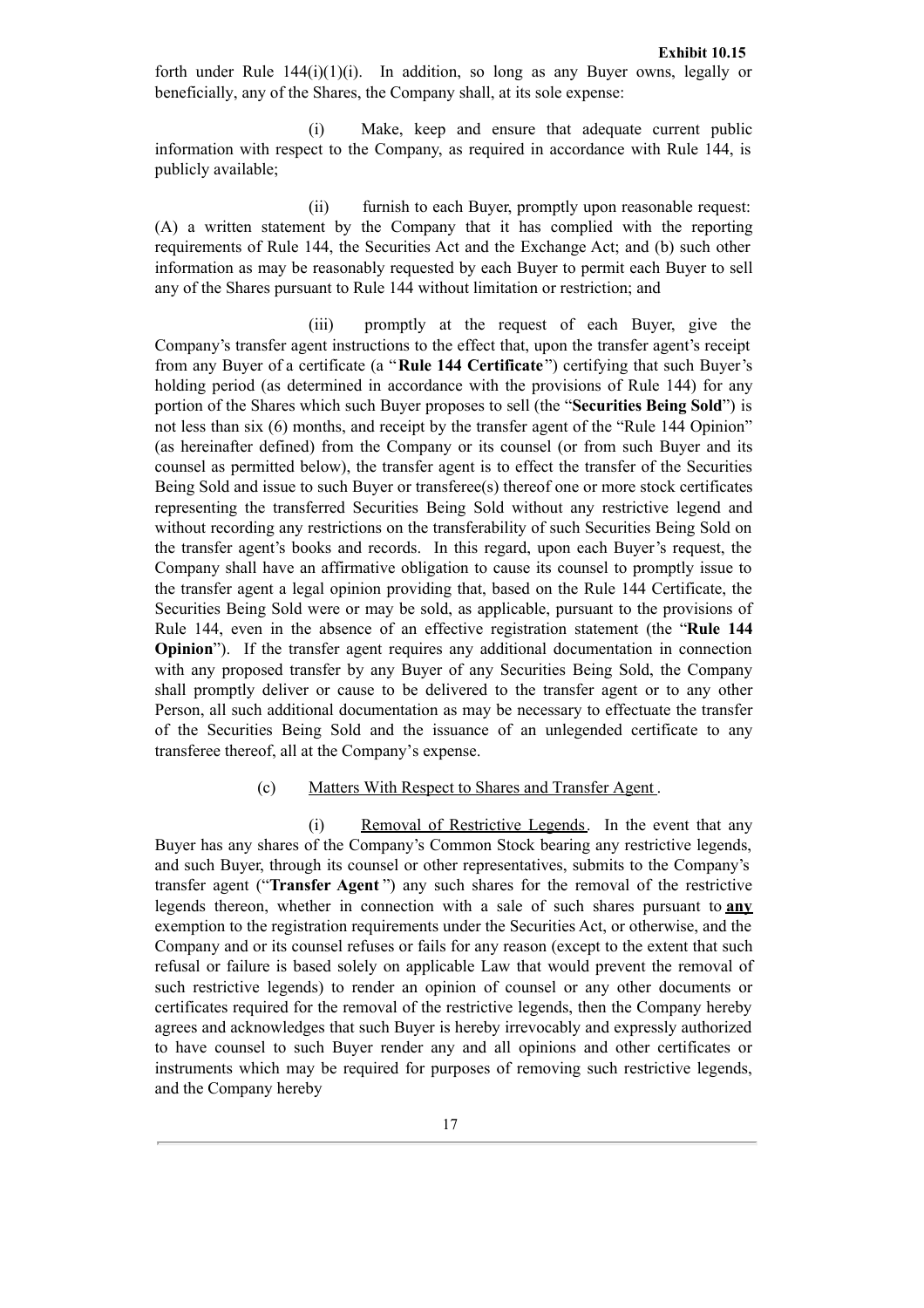forth under Rule 144(i)(1)(i). In addition, so long as any Buyer owns, legally or beneficially, any of the Shares, the Company shall, at its sole expense:

(i) Make, keep and ensure that adequate current public information with respect to the Company, as required in accordance with Rule 144, is publicly available;

(ii) furnish to each Buyer, promptly upon reasonable request: (A) a written statement by the Company that it has complied with the reporting requirements of Rule 144, the Securities Act and the Exchange Act; and (b) such other information as may be reasonably requested by each Buyer to permit each Buyer to sell any of the Shares pursuant to Rule 144 without limitation or restriction; and

(iii) promptly at the request of each Buyer, give the Company's transfer agent instructions to the effect that, upon the transfer agent's receipt from any Buyer of a certificate (a "**Rule 144 Certificate**") certifying that such Buyer's holding period (as determined in accordance with the provisions of Rule 144) for any portion of the Shares which such Buyer proposes to sell (the "**Securities Being Sold**") is not less than six (6) months, and receipt by the transfer agent of the "Rule 144 Opinion" (as hereinafter defined) from the Company or its counsel (or from such Buyer and its counsel as permitted below), the transfer agent is to effect the transfer of the Securities Being Sold and issue to such Buyer or transferee(s) thereof one or more stock certificates representing the transferred Securities Being Sold without any restrictive legend and without recording any restrictions on the transferability of such Securities Being Sold on the transfer agent's books and records. In this regard, upon each Buyer's request, the Company shall have an affirmative obligation to cause its counsel to promptly issue to the transfer agent a legal opinion providing that, based on the Rule 144 Certificate, the Securities Being Sold were or may be sold, as applicable, pursuant to the provisions of Rule 144, even in the absence of an effective registration statement (the "**Rule 144 Opinion**"). If the transfer agent requires any additional documentation in connection with any proposed transfer by any Buyer of any Securities Being Sold, the Company shall promptly deliver or cause to be delivered to the transfer agent or to any other Person, all such additional documentation as may be necessary to effectuate the transfer of the Securities Being Sold and the issuance of an unlegended certificate to any transferee thereof, all at the Company's expense.

(c) Matters With Respect to Shares and Transfer Agent.

(i) Removal of Restrictive Legends. In the event that any Buyer has any shares of the Company's Common Stock bearing any restrictive legends, and such Buyer, through its counsel or other representatives, submits to the Company's transfer agent ("**Transfer Agent**") any such shares for the removal of the restrictive legends thereon, whether in connection with a sale of such shares pursuant to **any** exemption to the registration requirements under the Securities Act, or otherwise, and the Company and or its counsel refuses or fails for any reason (except to the extent that such refusal or failure is based solely on applicable Law that would prevent the removal of such restrictive legends) to render an opinion of counsel or any other documents or certificates required for the removal of the restrictive legends, then the Company hereby agrees and acknowledges that such Buyer is hereby irrevocably and expressly authorized to have counsel to such Buyer render any and all opinions and other certificates or instruments which may be required for purposes of removing such restrictive legends, and the Company hereby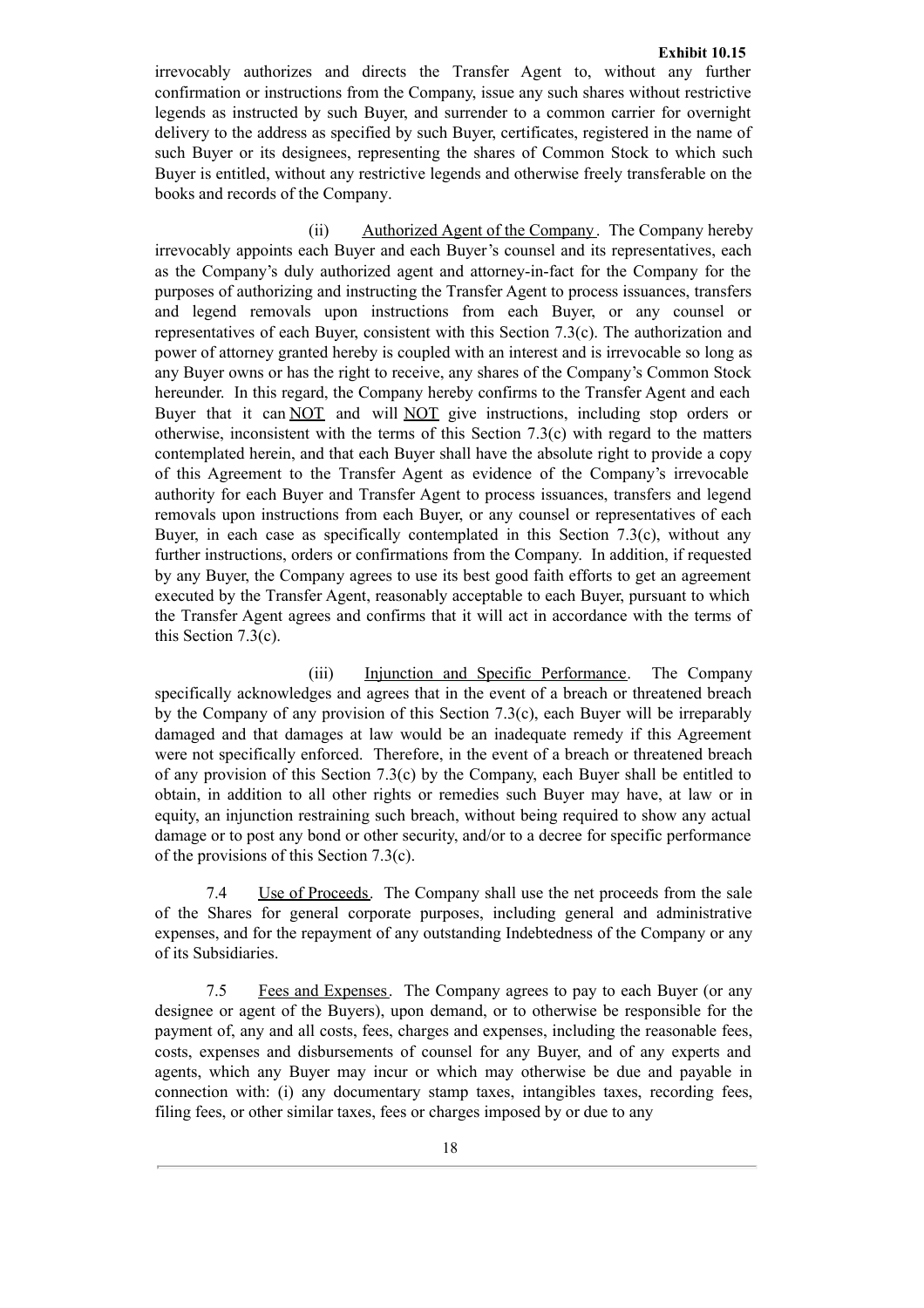irrevocably authorizes and directs the Transfer Agent to, without any further confirmation or instructions from the Company, issue any such shares without restrictive legends as instructed by such Buyer, and surrender to a common carrier for overnight delivery to the address as specified by such Buyer, certificates, registered in the name of such Buyer or its designees, representing the shares of Common Stock to which such Buyer is entitled, without any restrictive legends and otherwise freely transferable on the books and records of the Company.

(ii) Authorized Agent of the Company. The Company hereby irrevocably appoints each Buyer and each Buyer's counsel and its representatives, each as the Company's duly authorized agent and attorney-in-fact for the Company for the purposes of authorizing and instructing the Transfer Agent to process issuances, transfers and legend removals upon instructions from each Buyer, or any counsel or representatives of each Buyer, consistent with this Section 7.3(c). The authorization and power of attorney granted hereby is coupled with an interest and is irrevocable so long as any Buyer owns or has the right to receive, any shares of the Company's Common Stock hereunder. In this regard, the Company hereby confirms to the Transfer Agent and each Buyer that it can NOT and will NOT give instructions, including stop orders or otherwise, inconsistent with the terms of this Section 7.3(c) with regard to the matters contemplated herein, and that each Buyer shall have the absolute right to provide a copy of this Agreement to the Transfer Agent as evidence of the Company's irrevocable authority for each Buyer and Transfer Agent to process issuances, transfers and legend removals upon instructions from each Buyer, or any counsel or representatives of each Buyer, in each case as specifically contemplated in this Section 7.3(c), without any further instructions, orders or confirmations from the Company. In addition, if requested by any Buyer, the Company agrees to use its best good faith efforts to get an agreement executed by the Transfer Agent, reasonably acceptable to each Buyer, pursuant to which the Transfer Agent agrees and confirms that it will act in accordance with the terms of this Section 7.3(c).

(iii) Injunction and Specific Performance. The Company specifically acknowledges and agrees that in the event of a breach or threatened breach by the Company of any provision of this Section 7.3(c), each Buyer will be irreparably damaged and that damages at law would be an inadequate remedy if this Agreement were not specifically enforced. Therefore, in the event of a breach or threatened breach of any provision of this Section 7.3(c) by the Company, each Buyer shall be entitled to obtain, in addition to all other rights or remedies such Buyer may have, at law or in equity, an injunction restraining such breach, without being required to show any actual damage or to post any bond or other security, and/or to a decree for specific performance of the provisions of this Section 7.3(c).

7.4 Use of Proceeds. The Company shall use the net proceeds from the sale of the Shares for general corporate purposes, including general and administrative expenses, and for the repayment of any outstanding Indebtedness of the Company or any of its Subsidiaries.

7.5 Fees and Expenses. The Company agrees to pay to each Buyer (or any designee or agent of the Buyers), upon demand, or to otherwise be responsible for the payment of, any and all costs, fees, charges and expenses, including the reasonable fees, costs, expenses and disbursements of counsel for any Buyer, and of any experts and agents, which any Buyer may incur or which may otherwise be due and payable in connection with: (i) any documentary stamp taxes, intangibles taxes, recording fees, filing fees, or other similar taxes, fees or charges imposed by or due to any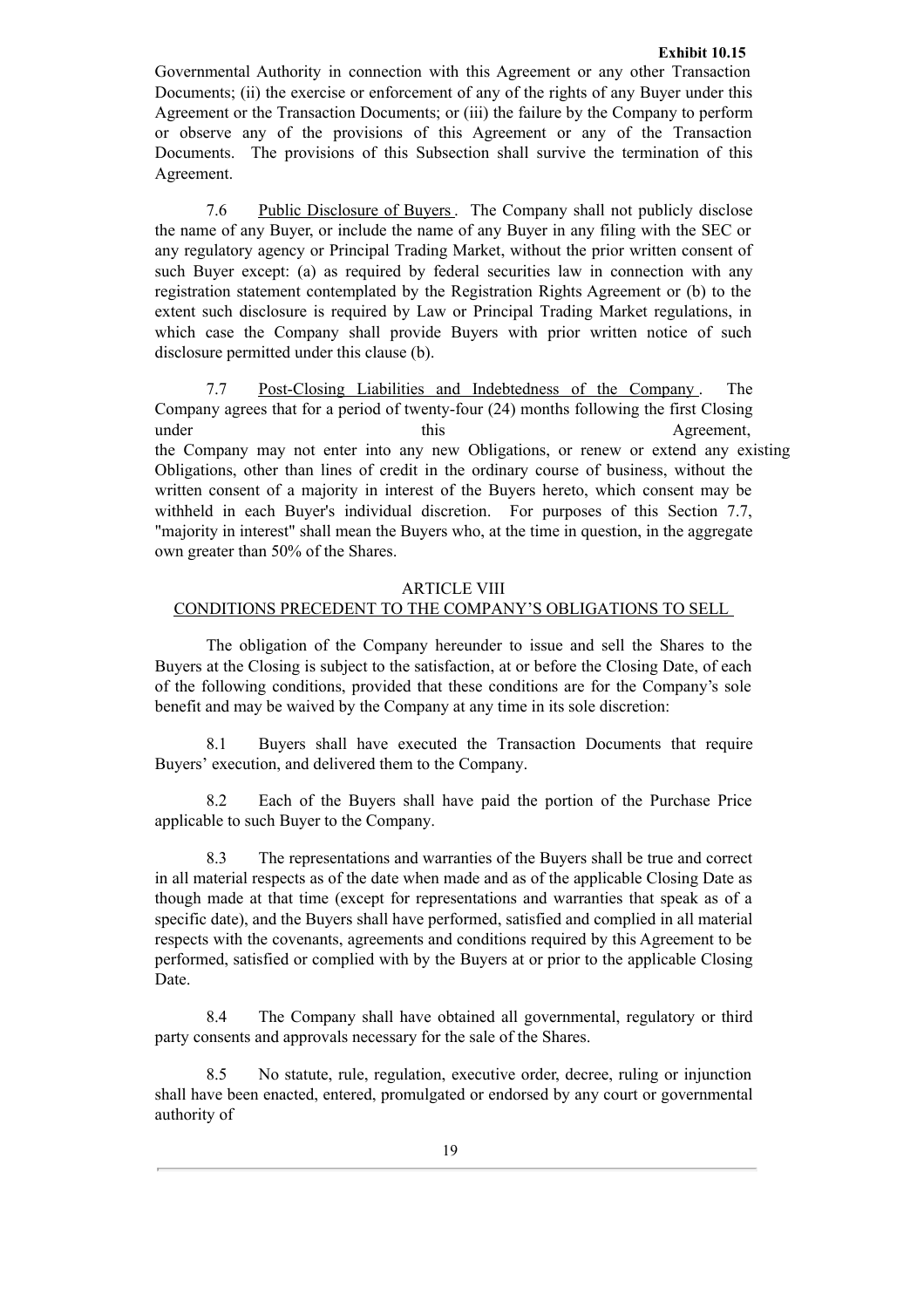Governmental Authority in connection with this Agreement or any other Transaction Documents; (ii) the exercise or enforcement of any of the rights of any Buyer under this Agreement or the Transaction Documents; or (iii) the failure by the Company to perform or observe any of the provisions of this Agreement or any of the Transaction Documents. The provisions of this Subsection shall survive the termination of this Agreement.

7.6 Public Disclosure of Buyers. The Company shall not publicly disclose the name of any Buyer, or include the name of any Buyer in any filing with the SEC or any regulatory agency or Principal Trading Market, without the prior written consent of such Buyer except: (a) as required by federal securities law in connection with any registration statement contemplated by the Registration Rights Agreement or (b) to the extent such disclosure is required by Law or Principal Trading Market regulations, in which case the Company shall provide Buyers with prior written notice of such disclosure permitted under this clause (b).

7.7 Post-Closing Liabilities and Indebtedness of the Company. The Company agrees that for a period of twenty-four (24) months following the first Closing under this Agreement, the Company may not enter into any new Obligations, or renew or extend any existing Obligations, other than lines of credit in the ordinary course of business, without the written consent of a majority in interest of the Buyers hereto, which consent may be withheld in each Buyer's individual discretion. For purposes of this Section 7.7, "majority in interest" shall mean the Buyers who, at the time in question, in the aggregate own greater than 50% of the Shares.

ARTICLE VIII
CONDITIONS PRECEDENT TO THE COMPANY'S OBLIGATIONS TO SELL

The obligation of the Company hereunder to issue and sell the Shares to the Buyers at the Closing is subject to the satisfaction, at or before the Closing Date, of each of the following conditions, provided that these conditions are for the Company's sole benefit and may be waived by the Company at any time in its sole discretion:

8.1 Buyers shall have executed the Transaction Documents that require Buyers' execution, and delivered them to the Company.

8.2 Each of the Buyers shall have paid the portion of the Purchase Price applicable to such Buyer to the Company.

8.3 The representations and warranties of the Buyers shall be true and correct in all material respects as of the date when made and as of the applicable Closing Date as though made at that time (except for representations and warranties that speak as of a specific date), and the Buyers shall have performed, satisfied and complied in all material respects with the covenants, agreements and conditions required by this Agreement to be performed, satisfied or complied with by the Buyers at or prior to the applicable Closing Date.

8.4 The Company shall have obtained all governmental, regulatory or third party consents and approvals necessary for the sale of the Shares.

8.5 No statute, rule, regulation, executive order, decree, ruling or injunction shall have been enacted, entered, promulgated or endorsed by any court or governmental authority of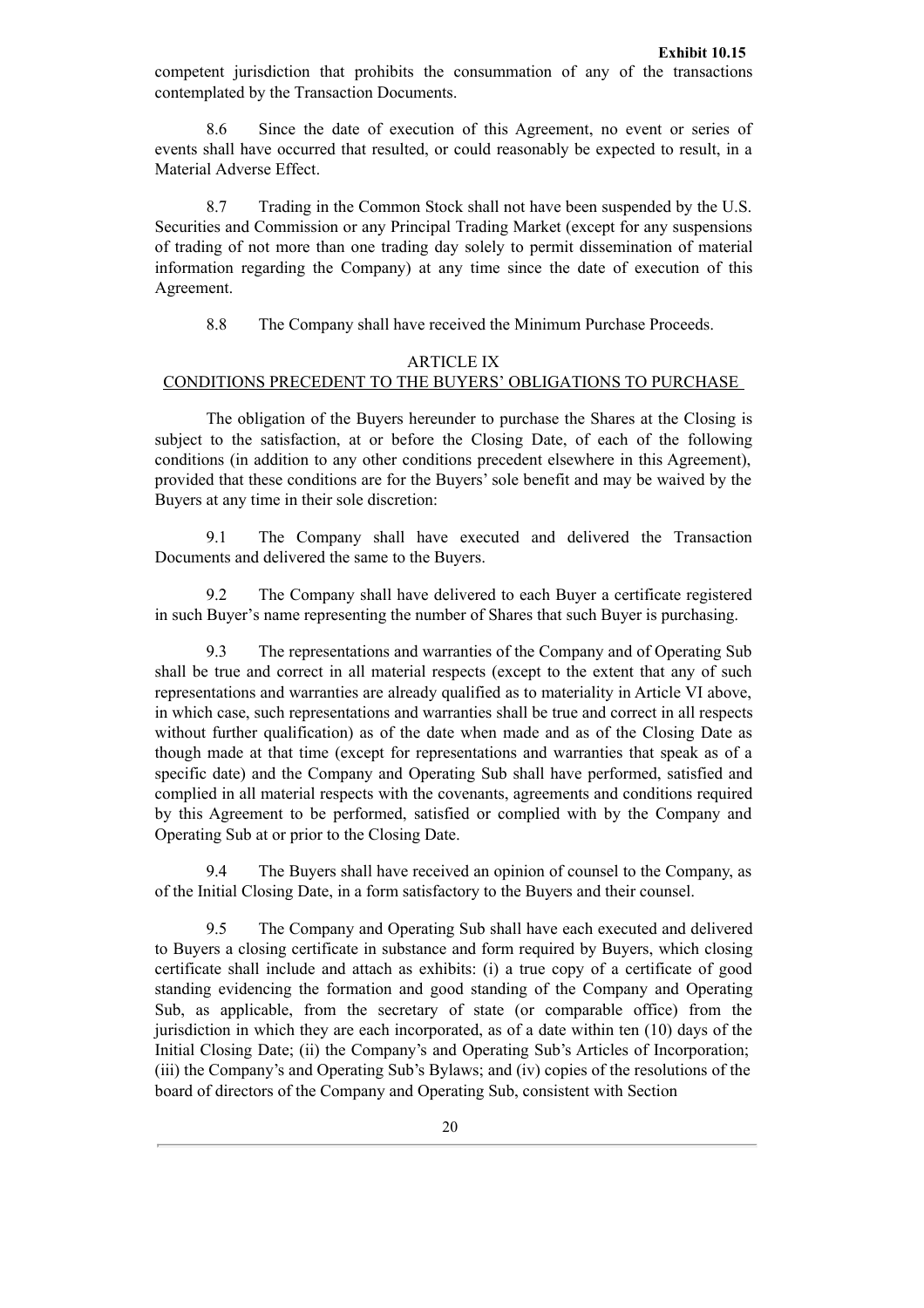competent jurisdiction that prohibits the consummation of any of the transactions contemplated by the Transaction Documents.

8.6 Since the date of execution of this Agreement, no event or series of events shall have occurred that resulted, or could reasonably be expected to result, in a Material Adverse Effect.

8.7 Trading in the Common Stock shall not have been suspended by the U.S. Securities and Commission or any Principal Trading Market (except for any suspensions of trading of not more than one trading day solely to permit dissemination of material information regarding the Company) at any time since the date of execution of this Agreement.

8.8 The Company shall have received the Minimum Purchase Proceeds.

## ARTICLE IX
## CONDITIONS PRECEDENT TO THE BUYERS' OBLIGATIONS TO PURCHASE

The obligation of the Buyers hereunder to purchase the Shares at the Closing is subject to the satisfaction, at or before the Closing Date, of each of the following conditions (in addition to any other conditions precedent elsewhere in this Agreement), provided that these conditions are for the Buyers' sole benefit and may be waived by the Buyers at any time in their sole discretion:

9.1 The Company shall have executed and delivered the Transaction Documents and delivered the same to the Buyers.

9.2 The Company shall have delivered to each Buyer a certificate registered in such Buyer's name representing the number of Shares that such Buyer is purchasing.

9.3 The representations and warranties of the Company and of Operating Sub shall be true and correct in all material respects (except to the extent that any of such representations and warranties are already qualified as to materiality in Article VI above, in which case, such representations and warranties shall be true and correct in all respects without further qualification) as of the date when made and as of the Closing Date as though made at that time (except for representations and warranties that speak as of a specific date) and the Company and Operating Sub shall have performed, satisfied and complied in all material respects with the covenants, agreements and conditions required by this Agreement to be performed, satisfied or complied with by the Company and Operating Sub at or prior to the Closing Date.

9.4 The Buyers shall have received an opinion of counsel to the Company, as of the Initial Closing Date, in a form satisfactory to the Buyers and their counsel.

9.5 The Company and Operating Sub shall have each executed and delivered to Buyers a closing certificate in substance and form required by Buyers, which closing certificate shall include and attach as exhibits: (i) a true copy of a certificate of good standing evidencing the formation and good standing of the Company and Operating Sub, as applicable, from the secretary of state (or comparable office) from the jurisdiction in which they are each incorporated, as of a date within ten (10) days of the Initial Closing Date; (ii) the Company's and Operating Sub's Articles of Incorporation; (iii) the Company's and Operating Sub's Bylaws; and (iv) copies of the resolutions of the board of directors of the Company and Operating Sub, consistent with Section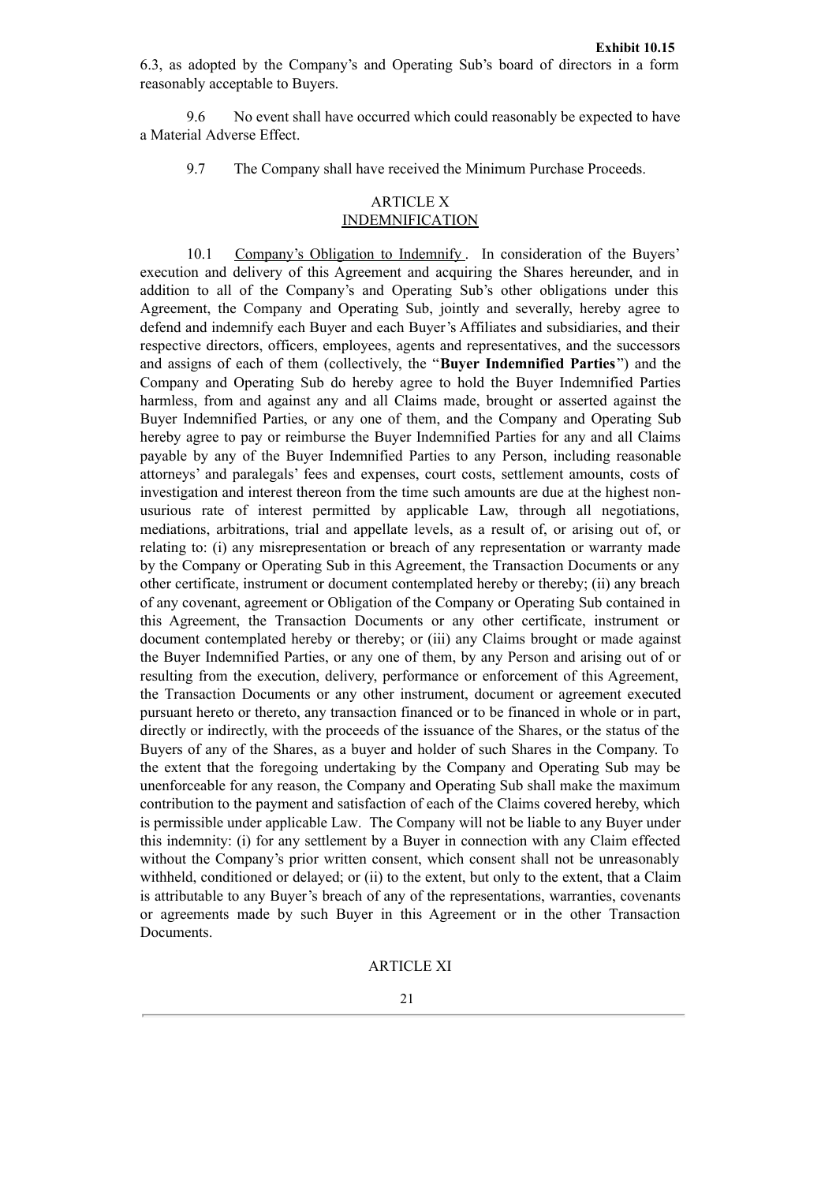6.3, as adopted by the Company's and Operating Sub's board of directors in a form reasonably acceptable to Buyers.

9.6 No event shall have occurred which could reasonably be expected to have a Material Adverse Effect.

9.7 The Company shall have received the Minimum Purchase Proceeds.

## ARTICLE X
## INDEMNIFICATION

10.1 Company's Obligation to Indemnify. In consideration of the Buyers' execution and delivery of this Agreement and acquiring the Shares hereunder, and in addition to all of the Company's and Operating Sub's other obligations under this Agreement, the Company and Operating Sub, jointly and severally, hereby agree to defend and indemnify each Buyer and each Buyer's Affiliates and subsidiaries, and their respective directors, officers, employees, agents and representatives, and the successors and assigns of each of them (collectively, the "**Buyer Indemnified Parties**") and the Company and Operating Sub do hereby agree to hold the Buyer Indemnified Parties harmless, from and against any and all Claims made, brought or asserted against the Buyer Indemnified Parties, or any one of them, and the Company and Operating Sub hereby agree to pay or reimburse the Buyer Indemnified Parties for any and all Claims payable by any of the Buyer Indemnified Parties to any Person, including reasonable attorneys' and paralegals' fees and expenses, court costs, settlement amounts, costs of investigation and interest thereon from the time such amounts are due at the highest non-usurious rate of interest permitted by applicable Law, through all negotiations, mediations, arbitrations, trial and appellate levels, as a result of, or arising out of, or relating to: (i) any misrepresentation or breach of any representation or warranty made by the Company or Operating Sub in this Agreement, the Transaction Documents or any other certificate, instrument or document contemplated hereby or thereby; (ii) any breach of any covenant, agreement or Obligation of the Company or Operating Sub contained in this Agreement, the Transaction Documents or any other certificate, instrument or document contemplated hereby or thereby; or (iii) any Claims brought or made against the Buyer Indemnified Parties, or any one of them, by any Person and arising out of or resulting from the execution, delivery, performance or enforcement of this Agreement, the Transaction Documents or any other instrument, document or agreement executed pursuant hereto or thereto, any transaction financed or to be financed in whole or in part, directly or indirectly, with the proceeds of the issuance of the Shares, or the status of the Buyers of any of the Shares, as a buyer and holder of such Shares in the Company. To the extent that the foregoing undertaking by the Company and Operating Sub may be unenforceable for any reason, the Company and Operating Sub shall make the maximum contribution to the payment and satisfaction of each of the Claims covered hereby, which is permissible under applicable Law. The Company will not be liable to any Buyer under this indemnity: (i) for any settlement by a Buyer in connection with any Claim effected without the Company's prior written consent, which consent shall not be unreasonably withheld, conditioned or delayed; or (ii) to the extent, but only to the extent, that a Claim is attributable to any Buyer's breach of any of the representations, warranties, covenants or agreements made by such Buyer in this Agreement or in the other Transaction Documents.

## ARTICLE XI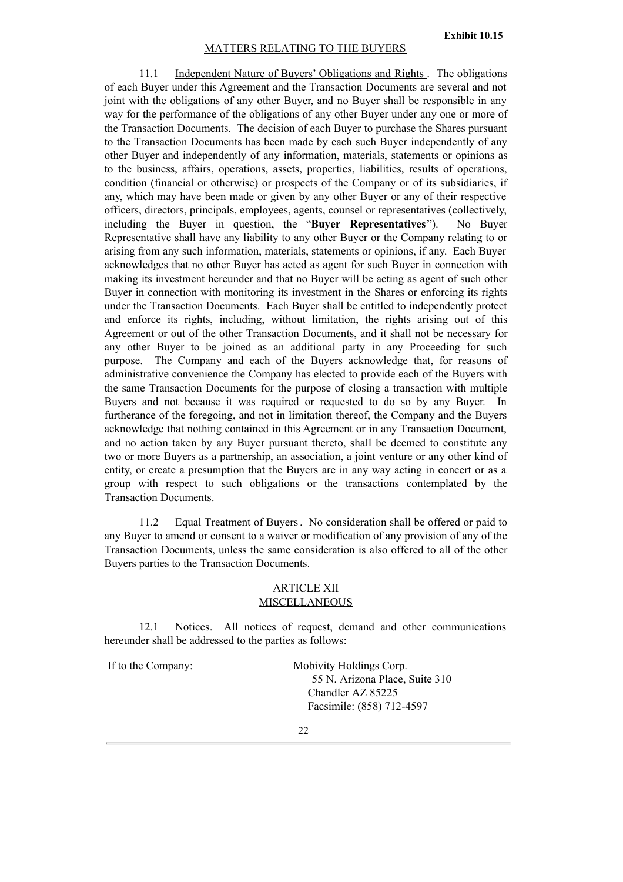MATTERS RELATING TO THE BUYERS

11.1 Independent Nature of Buyers' Obligations and Rights. The obligations of each Buyer under this Agreement and the Transaction Documents are several and not joint with the obligations of any other Buyer, and no Buyer shall be responsible in any way for the performance of the obligations of any other Buyer under any one or more of the Transaction Documents. The decision of each Buyer to purchase the Shares pursuant to the Transaction Documents has been made by each such Buyer independently of any other Buyer and independently of any information, materials, statements or opinions as to the business, affairs, operations, assets, properties, liabilities, results of operations, condition (financial or otherwise) or prospects of the Company or of its subsidiaries, if any, which may have been made or given by any other Buyer or any of their respective officers, directors, principals, employees, agents, counsel or representatives (collectively, including the Buyer in question, the "**Buyer Representatives**"). No Buyer Representative shall have any liability to any other Buyer or the Company relating to or arising from any such information, materials, statements or opinions, if any. Each Buyer acknowledges that no other Buyer has acted as agent for such Buyer in connection with making its investment hereunder and that no Buyer will be acting as agent of such other Buyer in connection with monitoring its investment in the Shares or enforcing its rights under the Transaction Documents. Each Buyer shall be entitled to independently protect and enforce its rights, including, without limitation, the rights arising out of this Agreement or out of the other Transaction Documents, and it shall not be necessary for any other Buyer to be joined as an additional party in any Proceeding for such purpose. The Company and each of the Buyers acknowledge that, for reasons of administrative convenience the Company has elected to provide each of the Buyers with the same Transaction Documents for the purpose of closing a transaction with multiple Buyers and not because it was required or requested to do so by any Buyer. In furtherance of the foregoing, and not in limitation thereof, the Company and the Buyers acknowledge that nothing contained in this Agreement or in any Transaction Document, and no action taken by any Buyer pursuant thereto, shall be deemed to constitute any two or more Buyers as a partnership, an association, a joint venture or any other kind of entity, or create a presumption that the Buyers are in any way acting in concert or as a group with respect to such obligations or the transactions contemplated by the Transaction Documents.

11.2 Equal Treatment of Buyers. No consideration shall be offered or paid to any Buyer to amend or consent to a waiver or modification of any provision of any of the Transaction Documents, unless the same consideration is also offered to all of the other Buyers parties to the Transaction Documents.

## ARTICLE XII
## MISCELLANEOUS

12.1 Notices. All notices of request, demand and other communications hereunder shall be addressed to the parties as follows:

If to the Company: Mobivity Holdings Corp.
55 N. Arizona Place, Suite 310
Chandler AZ 85225
Facsimile: (858) 712-4597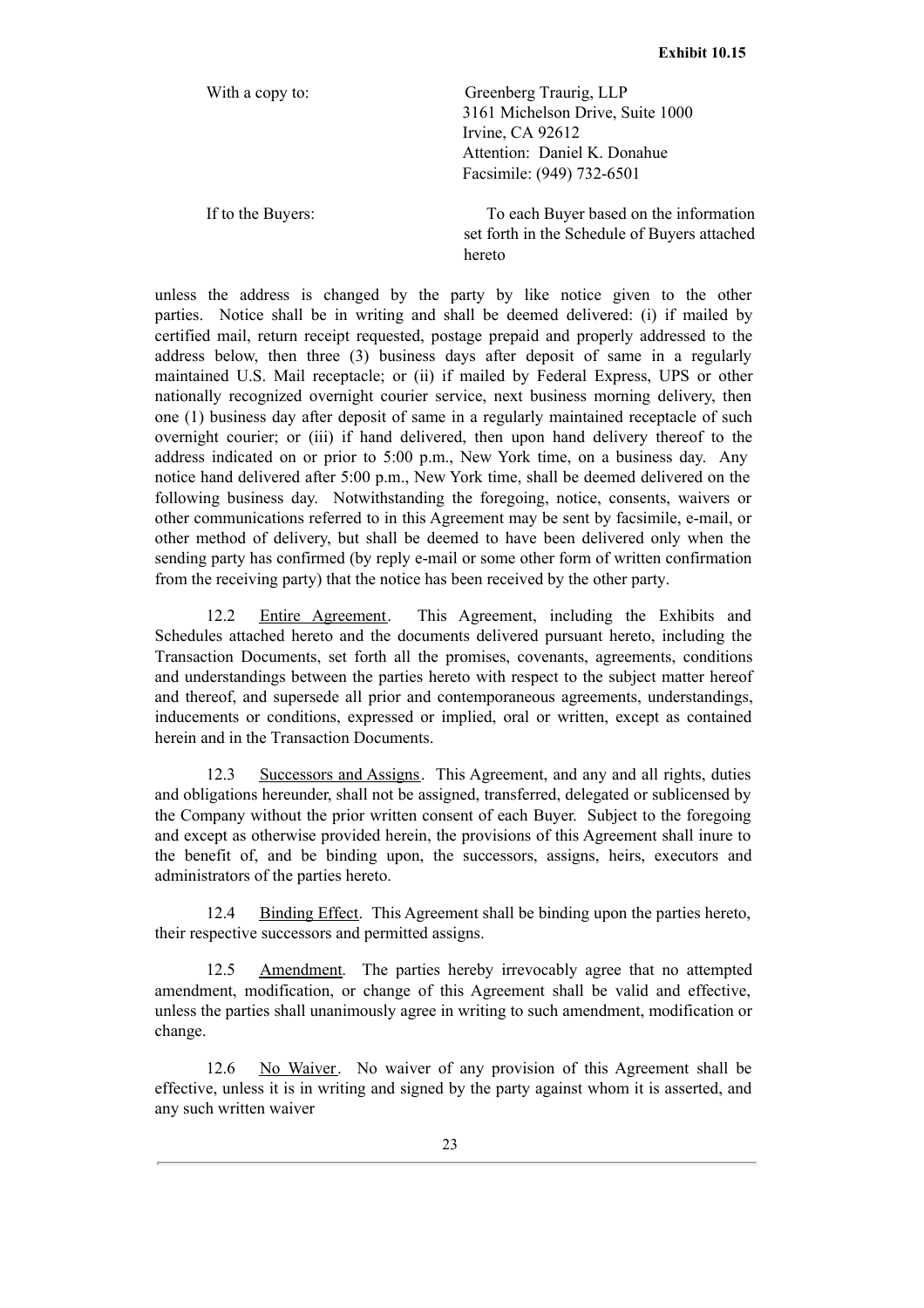**Exhibit 10.15**

| | |
|---|---|
| With a copy to: | Greenberg Traurig, LLP<br>3161 Michelson Drive, Suite 1000<br>Irvine, CA 92612<br>Attention: Daniel K. Donahue<br>Facsimile: (949) 732-6501 |
| If to the Buyers: | To each Buyer based on the information set forth in the Schedule of Buyers attached hereto |

unless the address is changed by the party by like notice given to the other parties. Notice shall be in writing and shall be deemed delivered: (i) if mailed by certified mail, return receipt requested, postage prepaid and properly addressed to the address below, then three (3) business days after deposit of same in a regularly maintained U.S. Mail receptacle; or (ii) if mailed by Federal Express, UPS or other nationally recognized overnight courier service, next business morning delivery, then one (1) business day after deposit of same in a regularly maintained receptacle of such overnight courier; or (iii) if hand delivered, then upon hand delivery thereof to the address indicated on or prior to 5:00 p.m., New York time, on a business day. Any notice hand delivered after 5:00 p.m., New York time, shall be deemed delivered on the following business day. Notwithstanding the foregoing, notice, consents, waivers or other communications referred to in this Agreement may be sent by facsimile, e-mail, or other method of delivery, but shall be deemed to have been delivered only when the sending party has confirmed (by reply e-mail or some other form of written confirmation from the receiving party) that the notice has been received by the other party.

12.2 Entire Agreement. This Agreement, including the Exhibits and Schedules attached hereto and the documents delivered pursuant hereto, including the Transaction Documents, set forth all the promises, covenants, agreements, conditions and understandings between the parties hereto with respect to the subject matter hereof and thereof, and supersede all prior and contemporaneous agreements, understandings, inducements or conditions, expressed or implied, oral or written, except as contained herein and in the Transaction Documents.

12.3 Successors and Assigns. This Agreement, and any and all rights, duties and obligations hereunder, shall not be assigned, transferred, delegated or sublicensed by the Company without the prior written consent of each Buyer. Subject to the foregoing and except as otherwise provided herein, the provisions of this Agreement shall inure to the benefit of, and be binding upon, the successors, assigns, heirs, executors and administrators of the parties hereto.

12.4 Binding Effect. This Agreement shall be binding upon the parties hereto, their respective successors and permitted assigns.

12.5 Amendment. The parties hereby irrevocably agree that no attempted amendment, modification, or change of this Agreement shall be valid and effective, unless the parties shall unanimously agree in writing to such amendment, modification or change.

12.6 No Waiver. No waiver of any provision of this Agreement shall be effective, unless it is in writing and signed by the party against whom it is asserted, and any such written waiver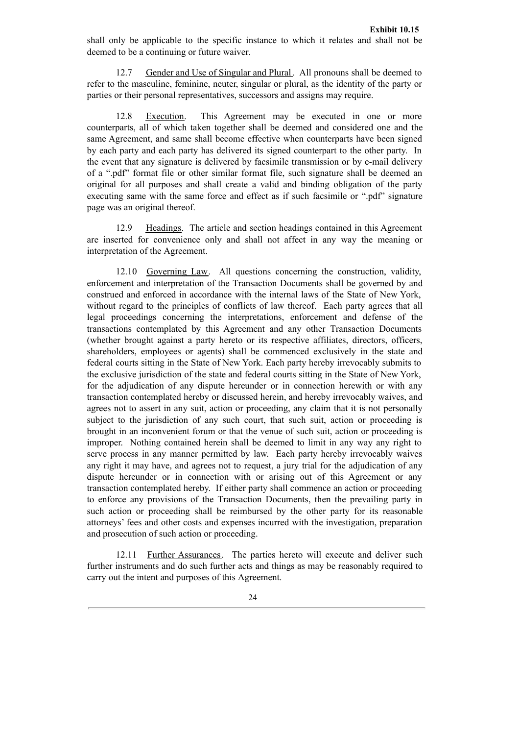shall only be applicable to the specific instance to which it relates and shall not be deemed to be a continuing or future waiver.

12.7 Gender and Use of Singular and Plural. All pronouns shall be deemed to refer to the masculine, feminine, neuter, singular or plural, as the identity of the party or parties or their personal representatives, successors and assigns may require.

12.8 Execution. This Agreement may be executed in one or more counterparts, all of which taken together shall be deemed and considered one and the same Agreement, and same shall become effective when counterparts have been signed by each party and each party has delivered its signed counterpart to the other party. In the event that any signature is delivered by facsimile transmission or by e-mail delivery of a ".pdf" format file or other similar format file, such signature shall be deemed an original for all purposes and shall create a valid and binding obligation of the party executing same with the same force and effect as if such facsimile or ".pdf" signature page was an original thereof.

12.9 Headings. The article and section headings contained in this Agreement are inserted for convenience only and shall not affect in any way the meaning or interpretation of the Agreement.

12.10 Governing Law. All questions concerning the construction, validity, enforcement and interpretation of the Transaction Documents shall be governed by and construed and enforced in accordance with the internal laws of the State of New York, without regard to the principles of conflicts of law thereof. Each party agrees that all legal proceedings concerning the interpretations, enforcement and defense of the transactions contemplated by this Agreement and any other Transaction Documents (whether brought against a party hereto or its respective affiliates, directors, officers, shareholders, employees or agents) shall be commenced exclusively in the state and federal courts sitting in the State of New York. Each party hereby irrevocably submits to the exclusive jurisdiction of the state and federal courts sitting in the State of New York, for the adjudication of any dispute hereunder or in connection herewith or with any transaction contemplated hereby or discussed herein, and hereby irrevocably waives, and agrees not to assert in any suit, action or proceeding, any claim that it is not personally subject to the jurisdiction of any such court, that such suit, action or proceeding is brought in an inconvenient forum or that the venue of such suit, action or proceeding is improper. Nothing contained herein shall be deemed to limit in any way any right to serve process in any manner permitted by law. Each party hereby irrevocably waives any right it may have, and agrees not to request, a jury trial for the adjudication of any dispute hereunder or in connection with or arising out of this Agreement or any transaction contemplated hereby. If either party shall commence an action or proceeding to enforce any provisions of the Transaction Documents, then the prevailing party in such action or proceeding shall be reimbursed by the other party for its reasonable attorneys' fees and other costs and expenses incurred with the investigation, preparation and prosecution of such action or proceeding.

12.11 Further Assurances. The parties hereto will execute and deliver such further instruments and do such further acts and things as may be reasonably required to carry out the intent and purposes of this Agreement.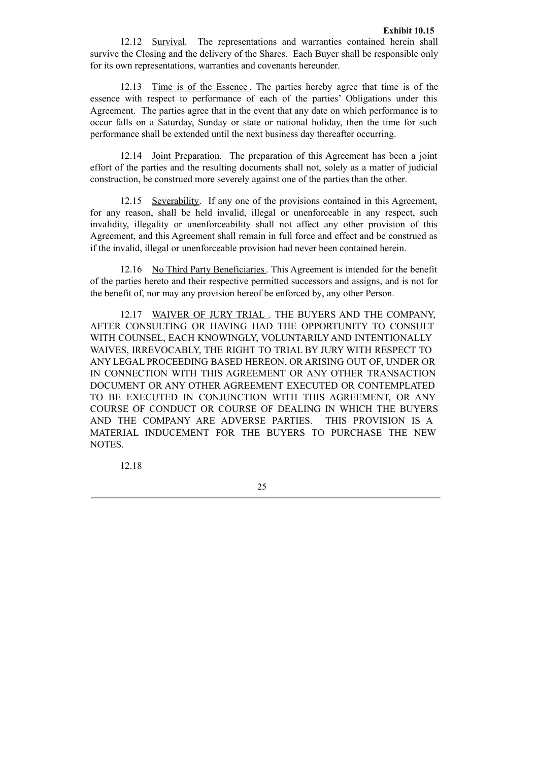12.12 Survival. The representations and warranties contained herein shall survive the Closing and the delivery of the Shares. Each Buyer shall be responsible only for its own representations, warranties and covenants hereunder.

12.13 Time is of the Essence. The parties hereby agree that time is of the essence with respect to performance of each of the parties' Obligations under this Agreement. The parties agree that in the event that any date on which performance is to occur falls on a Saturday, Sunday or state or national holiday, then the time for such performance shall be extended until the next business day thereafter occurring.

12.14 Joint Preparation. The preparation of this Agreement has been a joint effort of the parties and the resulting documents shall not, solely as a matter of judicial construction, be construed more severely against one of the parties than the other.

12.15 Severability. If any one of the provisions contained in this Agreement, for any reason, shall be held invalid, illegal or unenforceable in any respect, such invalidity, illegality or unenforceability shall not affect any other provision of this Agreement, and this Agreement shall remain in full force and effect and be construed as if the invalid, illegal or unenforceable provision had never been contained herein.

12.16 No Third Party Beneficiaries. This Agreement is intended for the benefit of the parties hereto and their respective permitted successors and assigns, and is not for the benefit of, nor may any provision hereof be enforced by, any other Person.

12.17 WAIVER OF JURY TRIAL. THE BUYERS AND THE COMPANY, AFTER CONSULTING OR HAVING HAD THE OPPORTUNITY TO CONSULT WITH COUNSEL, EACH KNOWINGLY, VOLUNTARILY AND INTENTIONALLY WAIVES, IRREVOCABLY, THE RIGHT TO TRIAL BY JURY WITH RESPECT TO ANY LEGAL PROCEEDING BASED HEREON, OR ARISING OUT OF, UNDER OR IN CONNECTION WITH THIS AGREEMENT OR ANY OTHER TRANSACTION DOCUMENT OR ANY OTHER AGREEMENT EXECUTED OR CONTEMPLATED TO BE EXECUTED IN CONJUNCTION WITH THIS AGREEMENT, OR ANY COURSE OF CONDUCT OR COURSE OF DEALING IN WHICH THE BUYERS AND THE COMPANY ARE ADVERSE PARTIES. THIS PROVISION IS A MATERIAL INDUCEMENT FOR THE BUYERS TO PURCHASE THE NEW NOTES.

12.18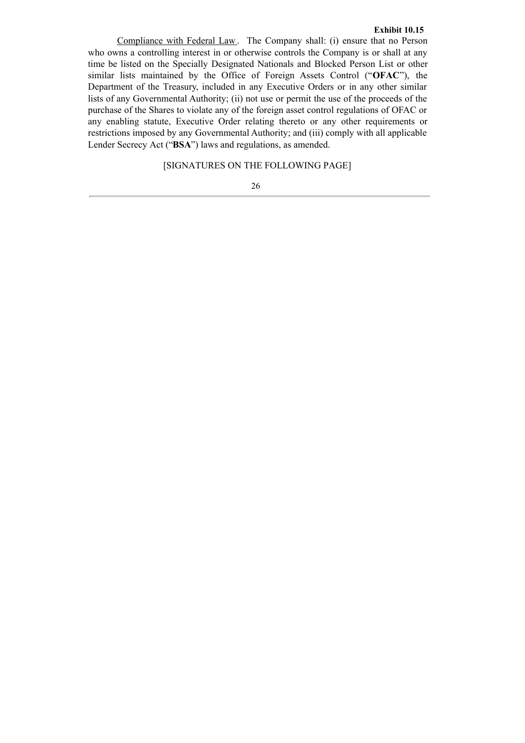Exhibit 10.15

Compliance with Federal Law. The Company shall: (i) ensure that no Person who owns a controlling interest in or otherwise controls the Company is or shall at any time be listed on the Specially Designated Nationals and Blocked Person List or other similar lists maintained by the Office of Foreign Assets Control ("**OFAC**"), the Department of the Treasury, included in any Executive Orders or in any other similar lists of any Governmental Authority; (ii) not use or permit the use of the proceeds of the purchase of the Shares to violate any of the foreign asset control regulations of OFAC or any enabling statute, Executive Order relating thereto or any other requirements or restrictions imposed by any Governmental Authority; and (iii) comply with all applicable Lender Secrecy Act ("**BSA**") laws and regulations, as amended.

[SIGNATURES ON THE FOLLOWING PAGE]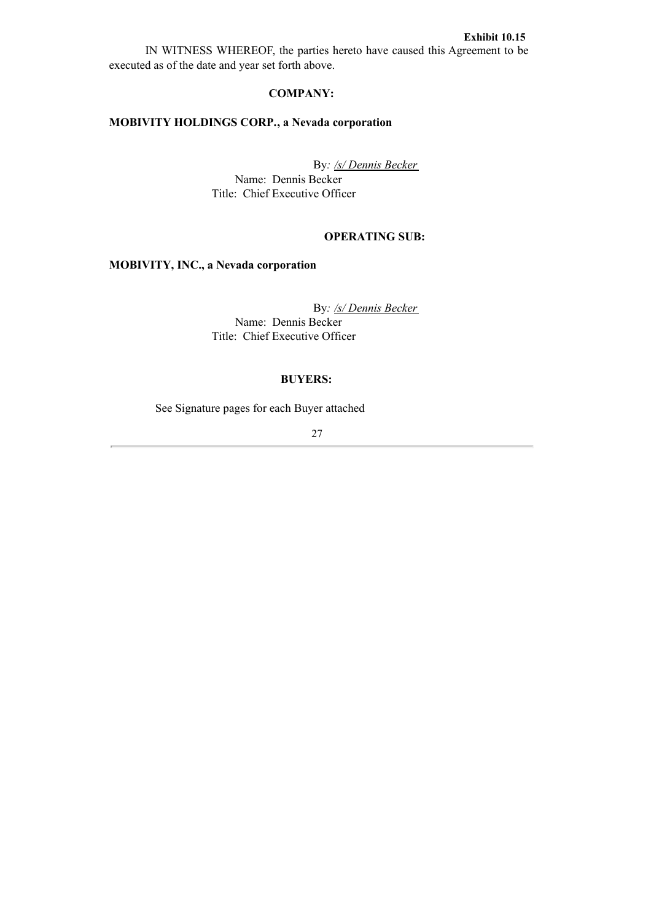**Exhibit 10.15**

IN WITNESS WHEREOF, the parties hereto have caused this Agreement to be executed as of the date and year set forth above.

**COMPANY:**

**MOBIVITY HOLDINGS CORP., a Nevada corporation**

By*: /s/ Dennis Becker*
Name: Dennis Becker
Title: Chief Executive Officer

**OPERATING SUB:**

**MOBIVITY, INC., a Nevada corporation**

By*: /s/ Dennis Becker*
Name: Dennis Becker
Title: Chief Executive Officer

**BUYERS:**

See Signature pages for each Buyer attached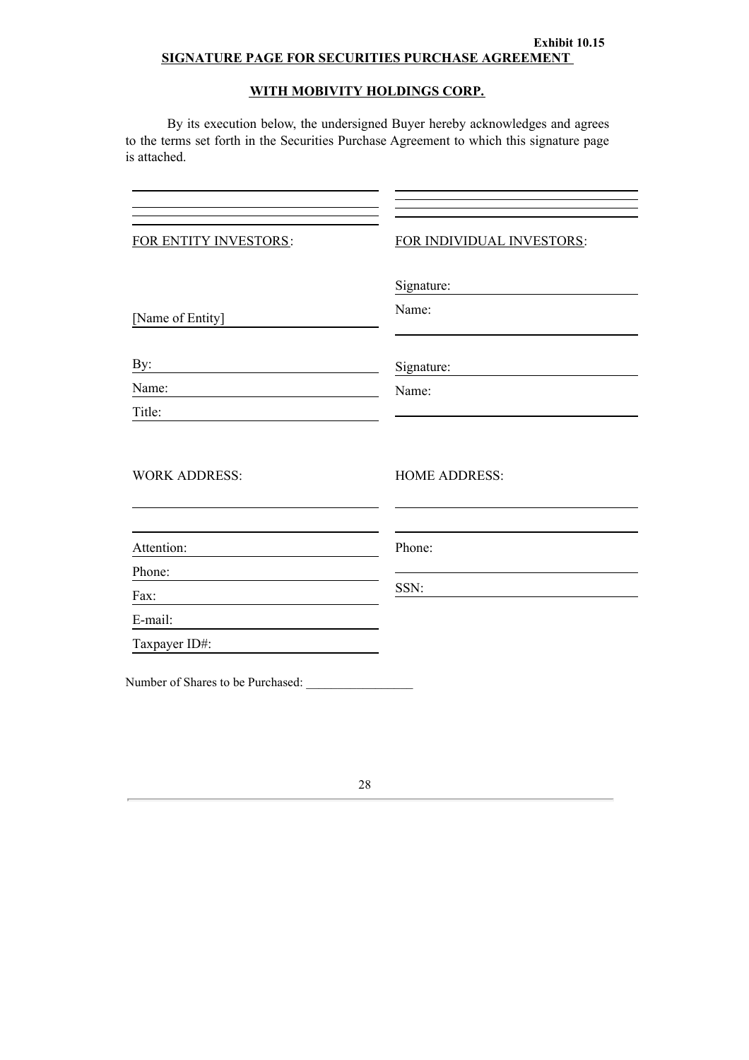**Exhibit 10.15**

**SIGNATURE PAGE FOR SECURITIES PURCHASE AGREEMENT**

**WITH MOBIVITY HOLDINGS CORP.**

By its execution below, the undersigned Buyer hereby acknowledges and agrees to the terms set forth in the Securities Purchase Agreement to which this signature page is attached.

| FOR ENTITY INVESTORS: | FOR INDIVIDUAL INVESTORS: |
|---|---|
| | Signature: |
| [Name of Entity] | Name: |
| By: | Signature: |
| Name: | Name: |
| Title: | |
| | |
| WORK ADDRESS: | HOME ADDRESS: |
| | |
| Attention: | Phone: |
| Phone: | |
| Fax: | SSN: |
| E-mail: | |
| Taxpayer ID#: | |

Number of Shares to be Purchased: _________________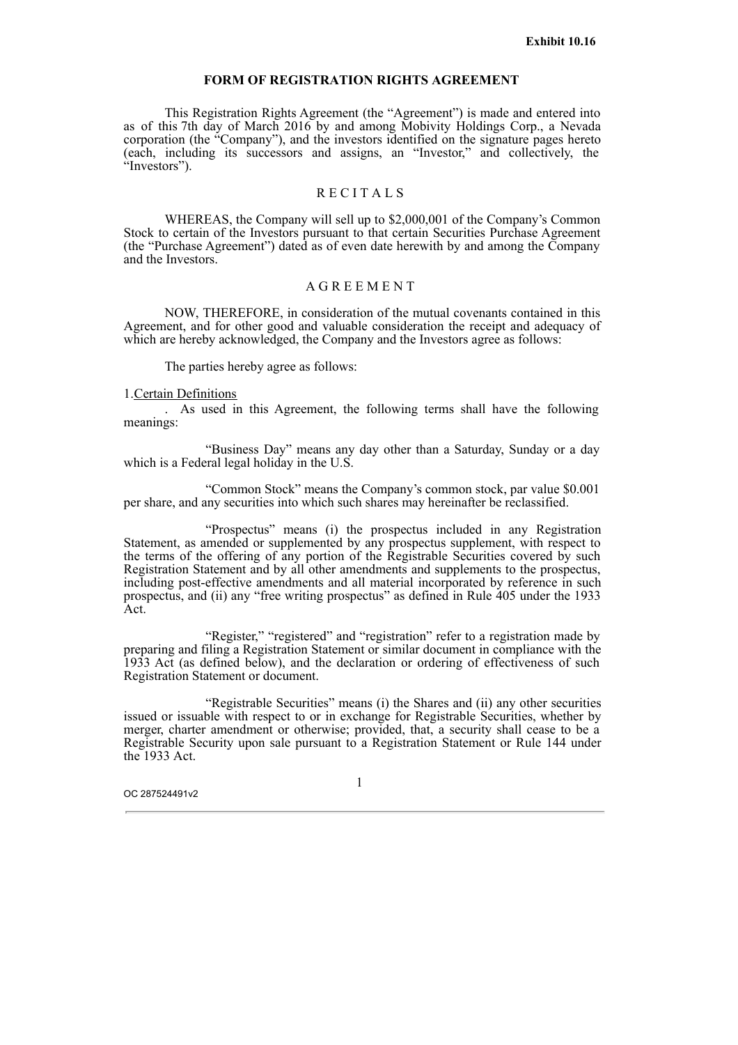Exhibit 10.16

**FORM OF REGISTRATION RIGHTS AGREEMENT**

This Registration Rights Agreement (the "Agreement") is made and entered into as of this 7th day of March 2016 by and among Mobivity Holdings Corp., a Nevada corporation (the "Company"), and the investors identified on the signature pages hereto (each, including its successors and assigns, an "Investor," and collectively, the "Investors").

R E C I T A L S

WHEREAS, the Company will sell up to $2,000,001 of the Company's Common Stock to certain of the Investors pursuant to that certain Securities Purchase Agreement (the "Purchase Agreement") dated as of even date herewith by and among the Company and the Investors.

A G R E E M E N T

NOW, THEREFORE, in consideration of the mutual covenants contained in this Agreement, and for other good and valuable consideration the receipt and adequacy of which are hereby acknowledged, the Company and the Investors agree as follows:

The parties hereby agree as follows:

1. Certain Definitions. As used in this Agreement, the following terms shall have the following meanings:

"Business Day" means any day other than a Saturday, Sunday or a day which is a Federal legal holiday in the U.S.

"Common Stock" means the Company's common stock, par value $0.001 per share, and any securities into which such shares may hereinafter be reclassified.

"Prospectus" means (i) the prospectus included in any Registration Statement, as amended or supplemented by any prospectus supplement, with respect to the terms of the offering of any portion of the Registrable Securities covered by such Registration Statement and by all other amendments and supplements to the prospectus, including post-effective amendments and all material incorporated by reference in such prospectus, and (ii) any "free writing prospectus" as defined in Rule 405 under the 1933 Act.

"Register," "registered" and "registration" refer to a registration made by preparing and filing a Registration Statement or similar document in compliance with the 1933 Act (as defined below), and the declaration or ordering of effectiveness of such Registration Statement or document.

"Registrable Securities" means (i) the Shares and (ii) any other securities issued or issuable with respect to or in exchange for Registrable Securities, whether by merger, charter amendment or otherwise; provided, that, a security shall cease to be a Registrable Security upon sale pursuant to a Registration Statement or Rule 144 under the 1933 Act.

OC 287524491v2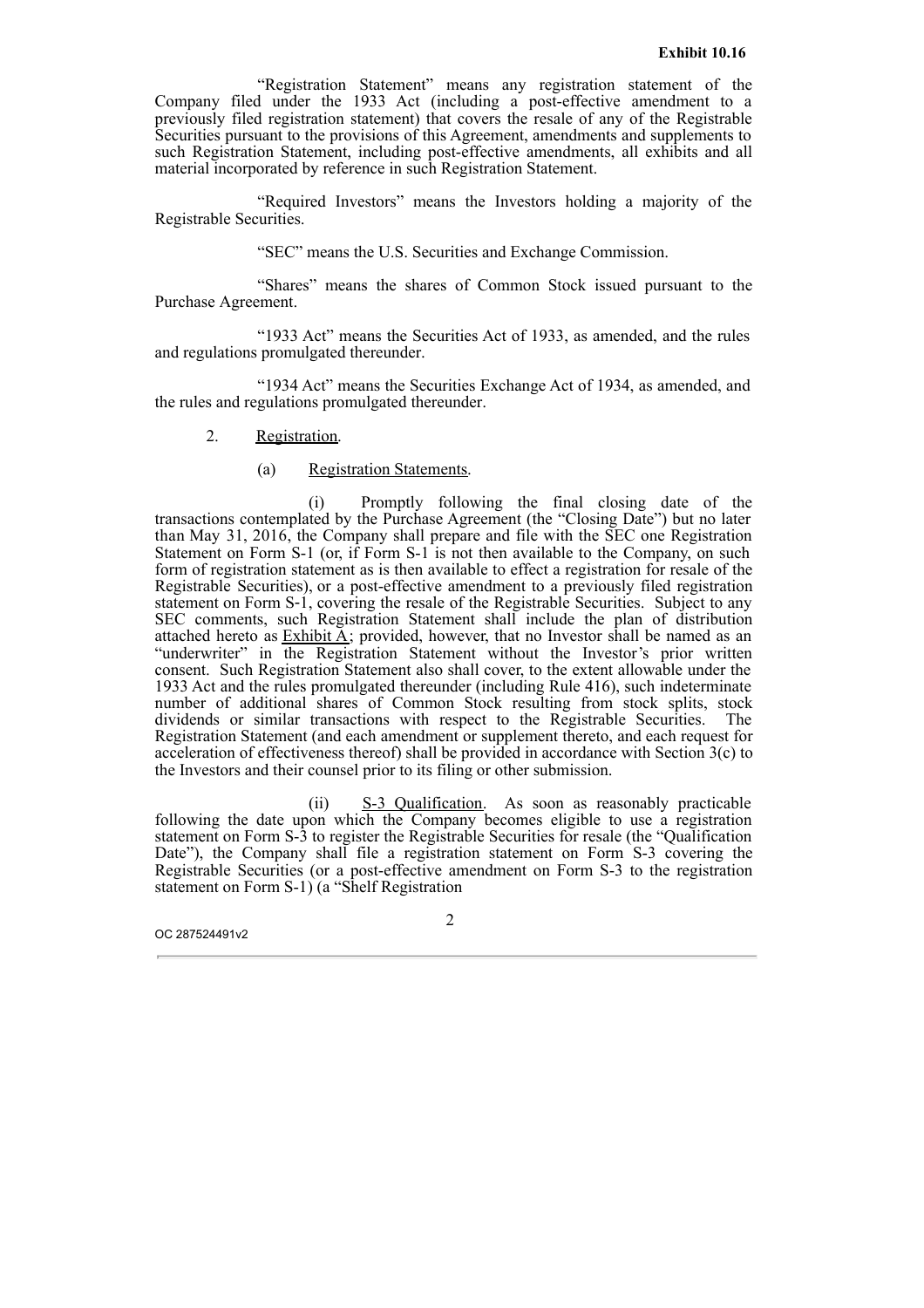"Registration Statement" means any registration statement of the Company filed under the 1933 Act (including a post-effective amendment to a previously filed registration statement) that covers the resale of any of the Registrable Securities pursuant to the provisions of this Agreement, amendments and supplements to such Registration Statement, including post-effective amendments, all exhibits and all material incorporated by reference in such Registration Statement.

"Required Investors" means the Investors holding a majority of the Registrable Securities.

"SEC" means the U.S. Securities and Exchange Commission.

"Shares" means the shares of Common Stock issued pursuant to the Purchase Agreement.

"1933 Act" means the Securities Act of 1933, as amended, and the rules and regulations promulgated thereunder.

"1934 Act" means the Securities Exchange Act of 1934, as amended, and the rules and regulations promulgated thereunder.

2. Registration.

(a) Registration Statements.

(i) Promptly following the final closing date of the transactions contemplated by the Purchase Agreement (the "Closing Date") but no later than May 31, 2016, the Company shall prepare and file with the SEC one Registration Statement on Form S-1 (or, if Form S-1 is not then available to the Company, on such form of registration statement as is then available to effect a registration for resale of the Registrable Securities), or a post-effective amendment to a previously filed registration statement on Form S-1, covering the resale of the Registrable Securities. Subject to any SEC comments, such Registration Statement shall include the plan of distribution attached hereto as Exhibit A; provided, however, that no Investor shall be named as an "underwriter" in the Registration Statement without the Investor's prior written consent. Such Registration Statement also shall cover, to the extent allowable under the 1933 Act and the rules promulgated thereunder (including Rule 416), such indeterminate number of additional shares of Common Stock resulting from stock splits, stock dividends or similar transactions with respect to the Registrable Securities. The Registration Statement (and each amendment or supplement thereto, and each request for acceleration of effectiveness thereof) shall be provided in accordance with Section 3(c) to the Investors and their counsel prior to its filing or other submission.

(ii) S-3 Qualification. As soon as reasonably practicable following the date upon which the Company becomes eligible to use a registration statement on Form S-3 to register the Registrable Securities for resale (the "Qualification Date"), the Company shall file a registration statement on Form S-3 covering the Registrable Securities (or a post-effective amendment on Form S-3 to the registration statement on Form S-1) (a "Shelf Registration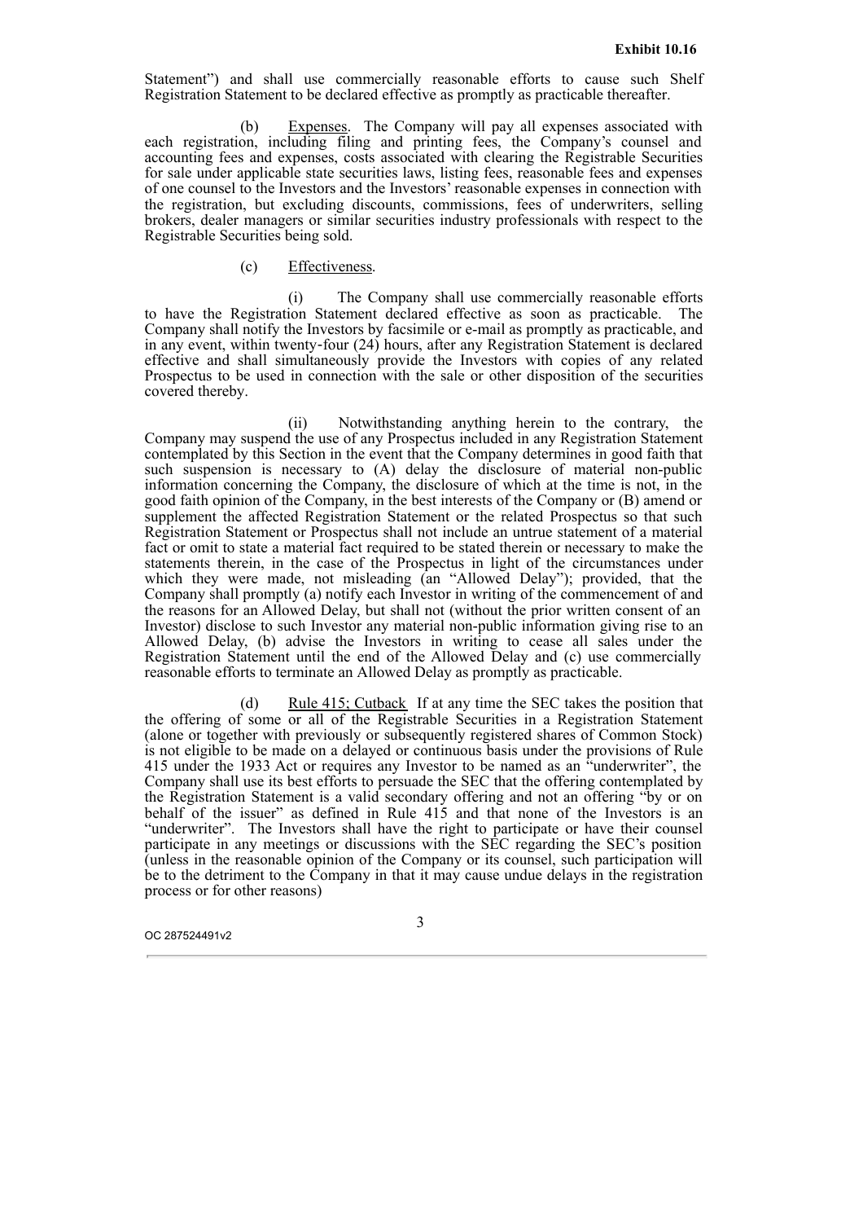Statement") and shall use commercially reasonable efforts to cause such Shelf Registration Statement to be declared effective as promptly as practicable thereafter.

(b) Expenses. The Company will pay all expenses associated with each registration, including filing and printing fees, the Company's counsel and accounting fees and expenses, costs associated with clearing the Registrable Securities for sale under applicable state securities laws, listing fees, reasonable fees and expenses of one counsel to the Investors and the Investors' reasonable expenses in connection with the registration, but excluding discounts, commissions, fees of underwriters, selling brokers, dealer managers or similar securities industry professionals with respect to the Registrable Securities being sold.

(c) Effectiveness.

(i) The Company shall use commercially reasonable efforts to have the Registration Statement declared effective as soon as practicable. The Company shall notify the Investors by facsimile or e-mail as promptly as practicable, and in any event, within twenty-four (24) hours, after any Registration Statement is declared effective and shall simultaneously provide the Investors with copies of any related Prospectus to be used in connection with the sale or other disposition of the securities covered thereby.

(ii) Notwithstanding anything herein to the contrary, the Company may suspend the use of any Prospectus included in any Registration Statement contemplated by this Section in the event that the Company determines in good faith that such suspension is necessary to (A) delay the disclosure of material non-public information concerning the Company, the disclosure of which at the time is not, in the good faith opinion of the Company, in the best interests of the Company or (B) amend or supplement the affected Registration Statement or the related Prospectus so that such Registration Statement or Prospectus shall not include an untrue statement of a material fact or omit to state a material fact required to be stated therein or necessary to make the statements therein, in the case of the Prospectus in light of the circumstances under which they were made, not misleading (an "Allowed Delay"); provided, that the Company shall promptly (a) notify each Investor in writing of the commencement of and the reasons for an Allowed Delay, but shall not (without the prior written consent of an Investor) disclose to such Investor any material non-public information giving rise to an Allowed Delay, (b) advise the Investors in writing to cease all sales under the Registration Statement until the end of the Allowed Delay and (c) use commercially reasonable efforts to terminate an Allowed Delay as promptly as practicable.

(d) Rule 415; Cutback If at any time the SEC takes the position that the offering of some or all of the Registrable Securities in a Registration Statement (alone or together with previously or subsequently registered shares of Common Stock) is not eligible to be made on a delayed or continuous basis under the provisions of Rule 415 under the 1933 Act or requires any Investor to be named as an "underwriter", the Company shall use its best efforts to persuade the SEC that the offering contemplated by the Registration Statement is a valid secondary offering and not an offering "by or on behalf of the issuer" as defined in Rule 415 and that none of the Investors is an "underwriter". The Investors shall have the right to participate or have their counsel participate in any meetings or discussions with the SEC regarding the SEC's position (unless in the reasonable opinion of the Company or its counsel, such participation will be to the detriment to the Company in that it may cause undue delays in the registration process or for other reasons)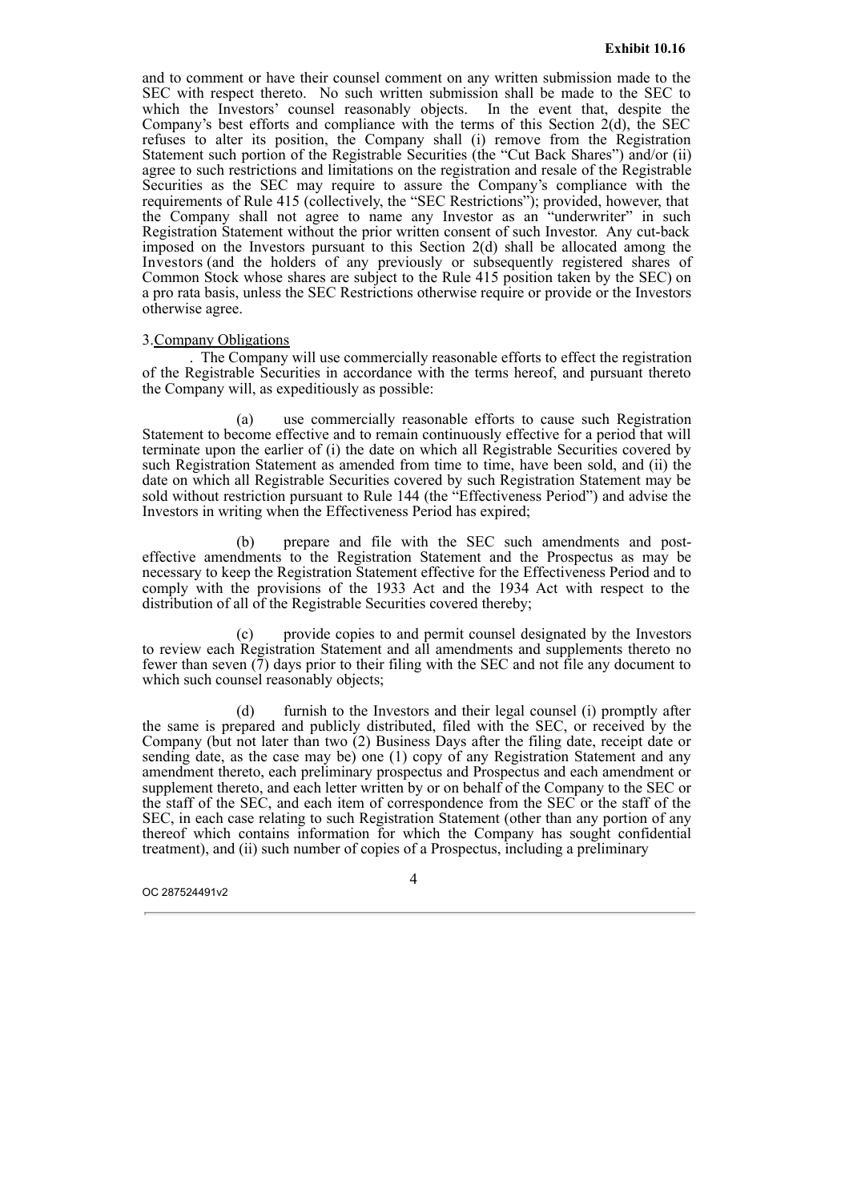and to comment or have their counsel comment on any written submission made to the SEC with respect thereto. No such written submission shall be made to the SEC to which the Investors' counsel reasonably objects. In the event that, despite the Company's best efforts and compliance with the terms of this Section 2(d), the SEC refuses to alter its position, the Company shall (i) remove from the Registration Statement such portion of the Registrable Securities (the "Cut Back Shares") and/or (ii) agree to such restrictions and limitations on the registration and resale of the Registrable Securities as the SEC may require to assure the Company's compliance with the requirements of Rule 415 (collectively, the "SEC Restrictions"); provided, however, that the Company shall not agree to name any Investor as an "underwriter" in such Registration Statement without the prior written consent of such Investor. Any cut-back imposed on the Investors pursuant to this Section 2(d) shall be allocated among the Investors (and the holders of any previously or subsequently registered shares of Common Stock whose shares are subject to the Rule 415 position taken by the SEC) on a pro rata basis, unless the SEC Restrictions otherwise require or provide or the Investors otherwise agree.

3. Company Obligations. The Company will use commercially reasonable efforts to effect the registration of the Registrable Securities in accordance with the terms hereof, and pursuant thereto the Company will, as expeditiously as possible:

(a) use commercially reasonable efforts to cause such Registration Statement to become effective and to remain continuously effective for a period that will terminate upon the earlier of (i) the date on which all Registrable Securities covered by such Registration Statement as amended from time to time, have been sold, and (ii) the date on which all Registrable Securities covered by such Registration Statement may be sold without restriction pursuant to Rule 144 (the "Effectiveness Period") and advise the Investors in writing when the Effectiveness Period has expired;

(b) prepare and file with the SEC such amendments and post-effective amendments to the Registration Statement and the Prospectus as may be necessary to keep the Registration Statement effective for the Effectiveness Period and to comply with the provisions of the 1933 Act and the 1934 Act with respect to the distribution of all of the Registrable Securities covered thereby;

(c) provide copies to and permit counsel designated by the Investors to review each Registration Statement and all amendments and supplements thereto no fewer than seven (7) days prior to their filing with the SEC and not file any document to which such counsel reasonably objects;

(d) furnish to the Investors and their legal counsel (i) promptly after the same is prepared and publicly distributed, filed with the SEC, or received by the Company (but not later than two (2) Business Days after the filing date, receipt date or sending date, as the case may be) one (1) copy of any Registration Statement and any amendment thereto, each preliminary prospectus and Prospectus and each amendment or supplement thereto, and each letter written by or on behalf of the Company to the SEC or the staff of the SEC, and each item of correspondence from the SEC or the staff of the SEC, in each case relating to such Registration Statement (other than any portion of any thereof which contains information for which the Company has sought confidential treatment), and (ii) such number of copies of a Prospectus, including a preliminary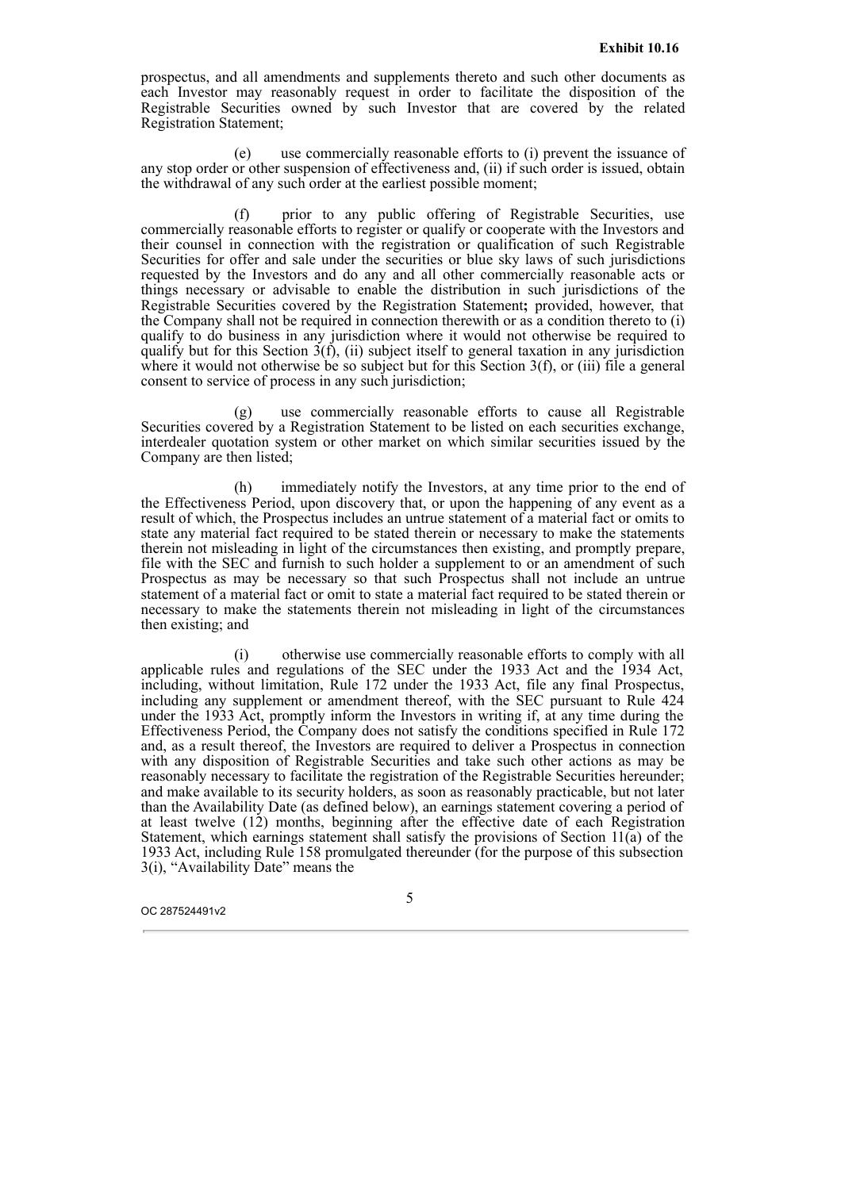prospectus, and all amendments and supplements thereto and such other documents as each Investor may reasonably request in order to facilitate the disposition of the Registrable Securities owned by such Investor that are covered by the related Registration Statement;

(e) use commercially reasonable efforts to (i) prevent the issuance of any stop order or other suspension of effectiveness and, (ii) if such order is issued, obtain the withdrawal of any such order at the earliest possible moment;

(f) prior to any public offering of Registrable Securities, use commercially reasonable efforts to register or qualify or cooperate with the Investors and their counsel in connection with the registration or qualification of such Registrable Securities for offer and sale under the securities or blue sky laws of such jurisdictions requested by the Investors and do any and all other commercially reasonable acts or things necessary or advisable to enable the distribution in such jurisdictions of the Registrable Securities covered by the Registration Statement**;** provided, however, that the Company shall not be required in connection therewith or as a condition thereto to (i) qualify to do business in any jurisdiction where it would not otherwise be required to qualify but for this Section 3(f), (ii) subject itself to general taxation in any jurisdiction where it would not otherwise be so subject but for this Section 3(f), or (iii) file a general consent to service of process in any such jurisdiction;

(g) use commercially reasonable efforts to cause all Registrable Securities covered by a Registration Statement to be listed on each securities exchange, interdealer quotation system or other market on which similar securities issued by the Company are then listed;

(h) immediately notify the Investors, at any time prior to the end of the Effectiveness Period, upon discovery that, or upon the happening of any event as a result of which, the Prospectus includes an untrue statement of a material fact or omits to state any material fact required to be stated therein or necessary to make the statements therein not misleading in light of the circumstances then existing, and promptly prepare, file with the SEC and furnish to such holder a supplement to or an amendment of such Prospectus as may be necessary so that such Prospectus shall not include an untrue statement of a material fact or omit to state a material fact required to be stated therein or necessary to make the statements therein not misleading in light of the circumstances then existing; and

(i) otherwise use commercially reasonable efforts to comply with all applicable rules and regulations of the SEC under the 1933 Act and the 1934 Act, including, without limitation, Rule 172 under the 1933 Act, file any final Prospectus, including any supplement or amendment thereof, with the SEC pursuant to Rule 424 under the 1933 Act, promptly inform the Investors in writing if, at any time during the Effectiveness Period, the Company does not satisfy the conditions specified in Rule 172 and, as a result thereof, the Investors are required to deliver a Prospectus in connection with any disposition of Registrable Securities and take such other actions as may be reasonably necessary to facilitate the registration of the Registrable Securities hereunder; and make available to its security holders, as soon as reasonably practicable, but not later than the Availability Date (as defined below), an earnings statement covering a period of at least twelve (12) months, beginning after the effective date of each Registration Statement, which earnings statement shall satisfy the provisions of Section 11(a) of the 1933 Act, including Rule 158 promulgated thereunder (for the purpose of this subsection 3(i), "Availability Date" means the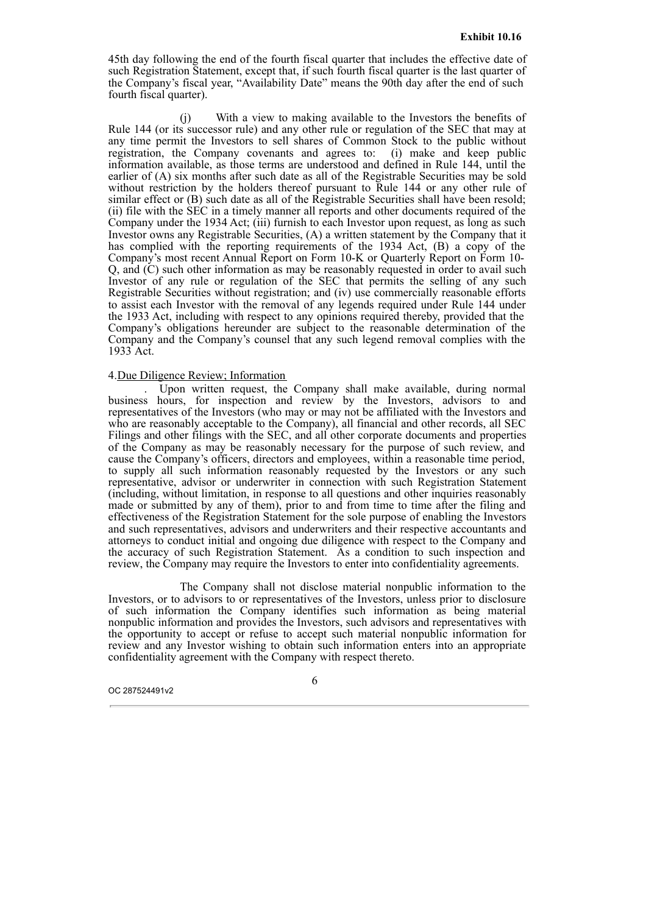45th day following the end of the fourth fiscal quarter that includes the effective date of such Registration Statement, except that, if such fourth fiscal quarter is the last quarter of the Company's fiscal year, "Availability Date" means the 90th day after the end of such fourth fiscal quarter).

(j) With a view to making available to the Investors the benefits of Rule 144 (or its successor rule) and any other rule or regulation of the SEC that may at any time permit the Investors to sell shares of Common Stock to the public without registration, the Company covenants and agrees to: (i) make and keep public information available, as those terms are understood and defined in Rule 144, until the earlier of (A) six months after such date as all of the Registrable Securities may be sold without restriction by the holders thereof pursuant to Rule 144 or any other rule of similar effect or (B) such date as all of the Registrable Securities shall have been resold; (ii) file with the SEC in a timely manner all reports and other documents required of the Company under the 1934 Act; (iii) furnish to each Investor upon request, as long as such Investor owns any Registrable Securities, (A) a written statement by the Company that it has complied with the reporting requirements of the 1934 Act, (B) a copy of the Company's most recent Annual Report on Form 10-K or Quarterly Report on Form 10-Q, and (C) such other information as may be reasonably requested in order to avail such Investor of any rule or regulation of the SEC that permits the selling of any such Registrable Securities without registration; and (iv) use commercially reasonable efforts to assist each Investor with the removal of any legends required under Rule 144 under the 1933 Act, including with respect to any opinions required thereby, provided that the Company's obligations hereunder are subject to the reasonable determination of the Company and the Company's counsel that any such legend removal complies with the 1933 Act.

4. Due Diligence Review; Information. Upon written request, the Company shall make available, during normal business hours, for inspection and review by the Investors, advisors to and representatives of the Investors (who may or may not be affiliated with the Investors and who are reasonably acceptable to the Company), all financial and other records, all SEC Filings and other filings with the SEC, and all other corporate documents and properties of the Company as may be reasonably necessary for the purpose of such review, and cause the Company's officers, directors and employees, within a reasonable time period, to supply all such information reasonably requested by the Investors or any such representative, advisor or underwriter in connection with such Registration Statement (including, without limitation, in response to all questions and other inquiries reasonably made or submitted by any of them), prior to and from time to time after the filing and effectiveness of the Registration Statement for the sole purpose of enabling the Investors and such representatives, advisors and underwriters and their respective accountants and attorneys to conduct initial and ongoing due diligence with respect to the Company and the accuracy of such Registration Statement. As a condition to such inspection and review, the Company may require the Investors to enter into confidentiality agreements.

The Company shall not disclose material nonpublic information to the Investors, or to advisors to or representatives of the Investors, unless prior to disclosure of such information the Company identifies such information as being material nonpublic information and provides the Investors, such advisors and representatives with the opportunity to accept or refuse to accept such material nonpublic information for review and any Investor wishing to obtain such information enters into an appropriate confidentiality agreement with the Company with respect thereto.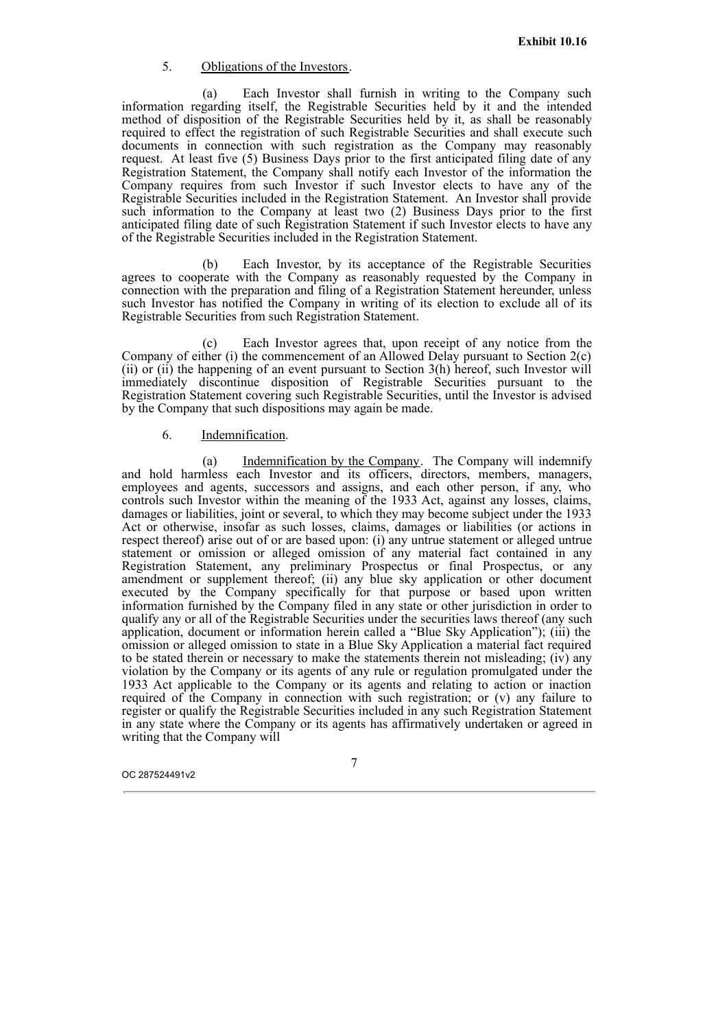**Exhibit 10.16**

5. <u>Obligations of the Investors</u>.

(a) Each Investor shall furnish in writing to the Company such information regarding itself, the Registrable Securities held by it and the intended method of disposition of the Registrable Securities held by it, as shall be reasonably required to effect the registration of such Registrable Securities and shall execute such documents in connection with such registration as the Company may reasonably request. At least five (5) Business Days prior to the first anticipated filing date of any Registration Statement, the Company shall notify each Investor of the information the Company requires from such Investor if such Investor elects to have any of the Registrable Securities included in the Registration Statement. An Investor shall provide such information to the Company at least two (2) Business Days prior to the first anticipated filing date of such Registration Statement if such Investor elects to have any of the Registrable Securities included in the Registration Statement.

(b) Each Investor, by its acceptance of the Registrable Securities agrees to cooperate with the Company as reasonably requested by the Company in connection with the preparation and filing of a Registration Statement hereunder, unless such Investor has notified the Company in writing of its election to exclude all of its Registrable Securities from such Registration Statement.

(c) Each Investor agrees that, upon receipt of any notice from the Company of either (i) the commencement of an Allowed Delay pursuant to Section 2(c)(ii) or (ii) the happening of an event pursuant to Section 3(h) hereof, such Investor will immediately discontinue disposition of Registrable Securities pursuant to the Registration Statement covering such Registrable Securities, until the Investor is advised by the Company that such dispositions may again be made.

6. <u>Indemnification</u>.

(a) <u>Indemnification by the Company</u>. The Company will indemnify and hold harmless each Investor and its officers, directors, members, managers, employees and agents, successors and assigns, and each other person, if any, who controls such Investor within the meaning of the 1933 Act, against any losses, claims, damages or liabilities, joint or several, to which they may become subject under the 1933 Act or otherwise, insofar as such losses, claims, damages or liabilities (or actions in respect thereof) arise out of or are based upon: (i) any untrue statement or alleged untrue statement or omission or alleged omission of any material fact contained in any Registration Statement, any preliminary Prospectus or final Prospectus, or any amendment or supplement thereof; (ii) any blue sky application or other document executed by the Company specifically for that purpose or based upon written information furnished by the Company filed in any state or other jurisdiction in order to qualify any or all of the Registrable Securities under the securities laws thereof (any such application, document or information herein called a "Blue Sky Application"); (iii) the omission or alleged omission to state in a Blue Sky Application a material fact required to be stated therein or necessary to make the statements therein not misleading; (iv) any violation by the Company or its agents of any rule or regulation promulgated under the 1933 Act applicable to the Company or its agents and relating to action or inaction required of the Company in connection with such registration; or (v) any failure to register or qualify the Registrable Securities included in any such Registration Statement in any state where the Company or its agents has affirmatively undertaken or agreed in writing that the Company will

OC 287524491v2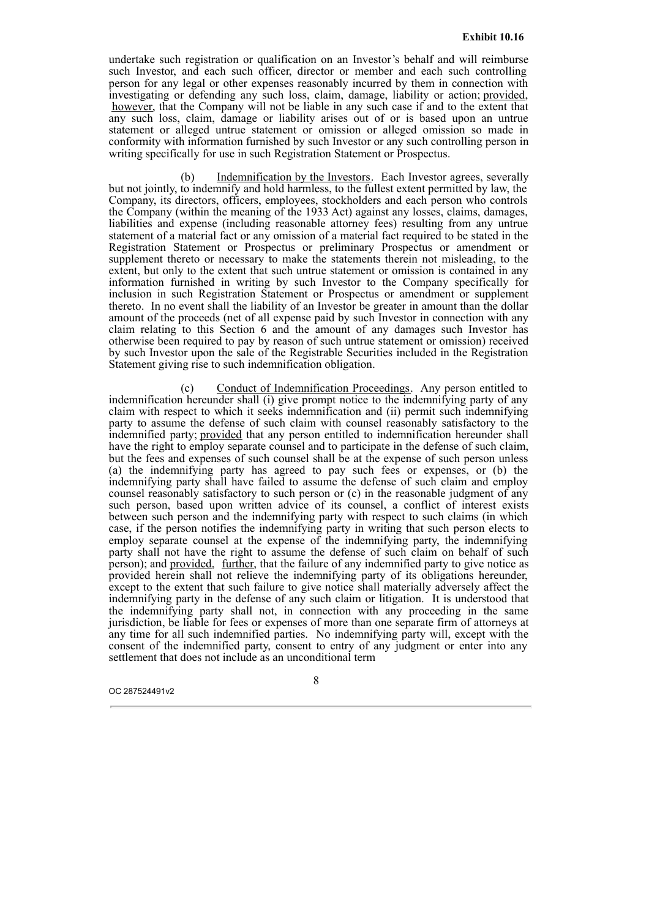undertake such registration or qualification on an Investor's behalf and will reimburse such Investor, and each such officer, director or member and each such controlling person for any legal or other expenses reasonably incurred by them in connection with investigating or defending any such loss, claim, damage, liability or action; provided, however, that the Company will not be liable in any such case if and to the extent that any such loss, claim, damage or liability arises out of or is based upon an untrue statement or alleged untrue statement or omission or alleged omission so made in conformity with information furnished by such Investor or any such controlling person in writing specifically for use in such Registration Statement or Prospectus.

(b) Indemnification by the Investors. Each Investor agrees, severally but not jointly, to indemnify and hold harmless, to the fullest extent permitted by law, the Company, its directors, officers, employees, stockholders and each person who controls the Company (within the meaning of the 1933 Act) against any losses, claims, damages, liabilities and expense (including reasonable attorney fees) resulting from any untrue statement of a material fact or any omission of a material fact required to be stated in the Registration Statement or Prospectus or preliminary Prospectus or amendment or supplement thereto or necessary to make the statements therein not misleading, to the extent, but only to the extent that such untrue statement or omission is contained in any information furnished in writing by such Investor to the Company specifically for inclusion in such Registration Statement or Prospectus or amendment or supplement thereto. In no event shall the liability of an Investor be greater in amount than the dollar amount of the proceeds (net of all expense paid by such Investor in connection with any claim relating to this Section 6 and the amount of any damages such Investor has otherwise been required to pay by reason of such untrue statement or omission) received by such Investor upon the sale of the Registrable Securities included in the Registration Statement giving rise to such indemnification obligation.

(c) Conduct of Indemnification Proceedings. Any person entitled to indemnification hereunder shall (i) give prompt notice to the indemnifying party of any claim with respect to which it seeks indemnification and (ii) permit such indemnifying party to assume the defense of such claim with counsel reasonably satisfactory to the indemnified party; provided that any person entitled to indemnification hereunder shall have the right to employ separate counsel and to participate in the defense of such claim, but the fees and expenses of such counsel shall be at the expense of such person unless (a) the indemnifying party has agreed to pay such fees or expenses, or (b) the indemnifying party shall have failed to assume the defense of such claim and employ counsel reasonably satisfactory to such person or (c) in the reasonable judgment of any such person, based upon written advice of its counsel, a conflict of interest exists between such person and the indemnifying party with respect to such claims (in which case, if the person notifies the indemnifying party in writing that such person elects to employ separate counsel at the expense of the indemnifying party, the indemnifying party shall not have the right to assume the defense of such claim on behalf of such person); and provided, further, that the failure of any indemnified party to give notice as provided herein shall not relieve the indemnifying party of its obligations hereunder, except to the extent that such failure to give notice shall materially adversely affect the indemnifying party in the defense of any such claim or litigation. It is understood that the indemnifying party shall not, in connection with any proceeding in the same jurisdiction, be liable for fees or expenses of more than one separate firm of attorneys at any time for all such indemnified parties. No indemnifying party will, except with the consent of the indemnified party, consent to entry of any judgment or enter into any settlement that does not include as an unconditional term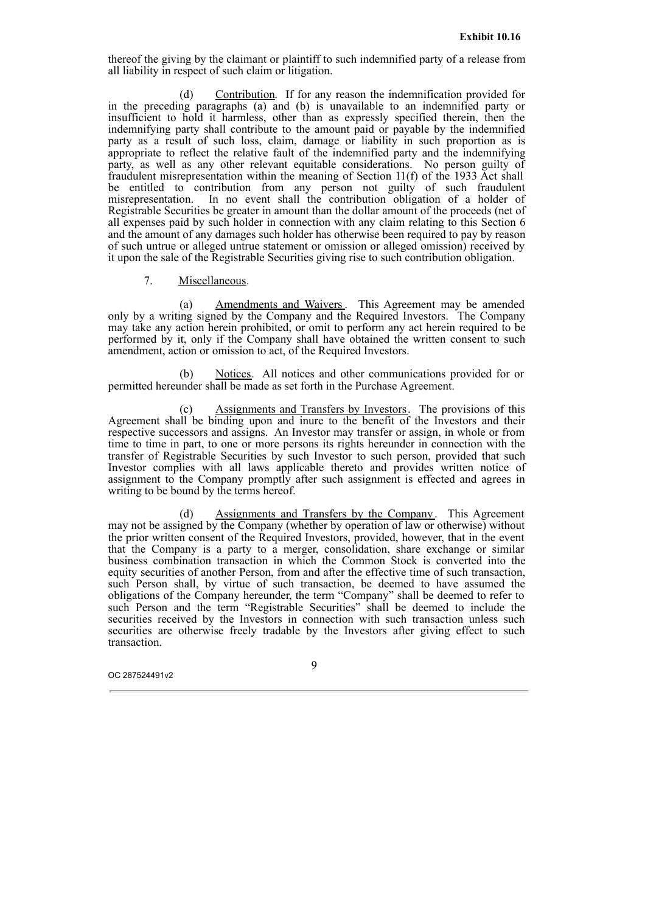thereof the giving by the claimant or plaintiff to such indemnified party of a release from all liability in respect of such claim or litigation.

(d) Contribution. If for any reason the indemnification provided for in the preceding paragraphs (a) and (b) is unavailable to an indemnified party or insufficient to hold it harmless, other than as expressly specified therein, then the indemnifying party shall contribute to the amount paid or payable by the indemnified party as a result of such loss, claim, damage or liability in such proportion as is appropriate to reflect the relative fault of the indemnified party and the indemnifying party, as well as any other relevant equitable considerations. No person guilty of fraudulent misrepresentation within the meaning of Section 11(f) of the 1933 Act shall be entitled to contribution from any person not guilty of such fraudulent misrepresentation. In no event shall the contribution obligation of a holder of Registrable Securities be greater in amount than the dollar amount of the proceeds (net of all expenses paid by such holder in connection with any claim relating to this Section 6 and the amount of any damages such holder has otherwise been required to pay by reason of such untrue or alleged untrue statement or omission or alleged omission) received by it upon the sale of the Registrable Securities giving rise to such contribution obligation.

7. Miscellaneous.

(a) Amendments and Waivers. This Agreement may be amended only by a writing signed by the Company and the Required Investors. The Company may take any action herein prohibited, or omit to perform any act herein required to be performed by it, only if the Company shall have obtained the written consent to such amendment, action or omission to act, of the Required Investors.

(b) Notices. All notices and other communications provided for or permitted hereunder shall be made as set forth in the Purchase Agreement.

(c) Assignments and Transfers by Investors. The provisions of this Agreement shall be binding upon and inure to the benefit of the Investors and their respective successors and assigns. An Investor may transfer or assign, in whole or from time to time in part, to one or more persons its rights hereunder in connection with the transfer of Registrable Securities by such Investor to such person, provided that such Investor complies with all laws applicable thereto and provides written notice of assignment to the Company promptly after such assignment is effected and agrees in writing to be bound by the terms hereof.

(d) Assignments and Transfers by the Company. This Agreement may not be assigned by the Company (whether by operation of law or otherwise) without the prior written consent of the Required Investors, provided, however, that in the event that the Company is a party to a merger, consolidation, share exchange or similar business combination transaction in which the Common Stock is converted into the equity securities of another Person, from and after the effective time of such transaction, such Person shall, by virtue of such transaction, be deemed to have assumed the obligations of the Company hereunder, the term "Company" shall be deemed to refer to such Person and the term "Registrable Securities" shall be deemed to include the securities received by the Investors in connection with such transaction unless such securities are otherwise freely tradable by the Investors after giving effect to such transaction.

OC 287524491v2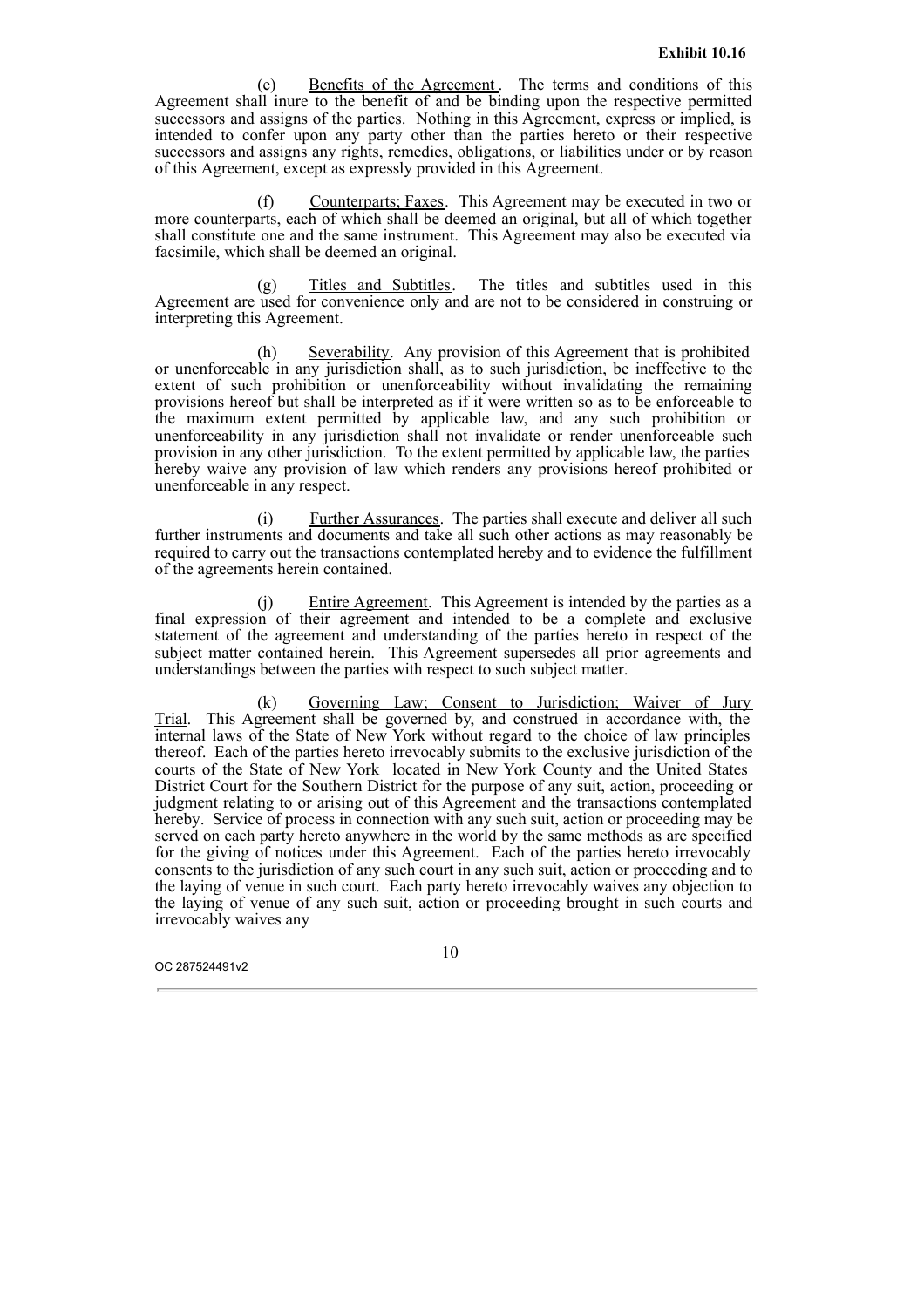**Exhibit 10.16**

(e) Benefits of the Agreement. The terms and conditions of this Agreement shall inure to the benefit of and be binding upon the respective permitted successors and assigns of the parties. Nothing in this Agreement, express or implied, is intended to confer upon any party other than the parties hereto or their respective successors and assigns any rights, remedies, obligations, or liabilities under or by reason of this Agreement, except as expressly provided in this Agreement.

(f) Counterparts; Faxes. This Agreement may be executed in two or more counterparts, each of which shall be deemed an original, but all of which together shall constitute one and the same instrument. This Agreement may also be executed via facsimile, which shall be deemed an original.

(g) Titles and Subtitles. The titles and subtitles used in this Agreement are used for convenience only and are not to be considered in construing or interpreting this Agreement.

(h) Severability. Any provision of this Agreement that is prohibited or unenforceable in any jurisdiction shall, as to such jurisdiction, be ineffective to the extent of such prohibition or unenforceability without invalidating the remaining provisions hereof but shall be interpreted as if it were written so as to be enforceable to the maximum extent permitted by applicable law, and any such prohibition or unenforceability in any jurisdiction shall not invalidate or render unenforceable such provision in any other jurisdiction. To the extent permitted by applicable law, the parties hereby waive any provision of law which renders any provisions hereof prohibited or unenforceable in any respect.

(i) Further Assurances. The parties shall execute and deliver all such further instruments and documents and take all such other actions as may reasonably be required to carry out the transactions contemplated hereby and to evidence the fulfillment of the agreements herein contained.

(j) Entire Agreement. This Agreement is intended by the parties as a final expression of their agreement and intended to be a complete and exclusive statement of the agreement and understanding of the parties hereto in respect of the subject matter contained herein. This Agreement supersedes all prior agreements and understandings between the parties with respect to such subject matter.

(k) Governing Law; Consent to Jurisdiction; Waiver of Jury Trial. This Agreement shall be governed by, and construed in accordance with, the internal laws of the State of New York without regard to the choice of law principles thereof. Each of the parties hereto irrevocably submits to the exclusive jurisdiction of the courts of the State of New York located in New York County and the United States District Court for the Southern District for the purpose of any suit, action, proceeding or judgment relating to or arising out of this Agreement and the transactions contemplated hereby. Service of process in connection with any such suit, action or proceeding may be served on each party hereto anywhere in the world by the same methods as are specified for the giving of notices under this Agreement. Each of the parties hereto irrevocably consents to the jurisdiction of any such court in any such suit, action or proceeding and to the laying of venue in such court. Each party hereto irrevocably waives any objection to the laying of venue of any such suit, action or proceeding brought in such courts and irrevocably waives any

OC 287524491v2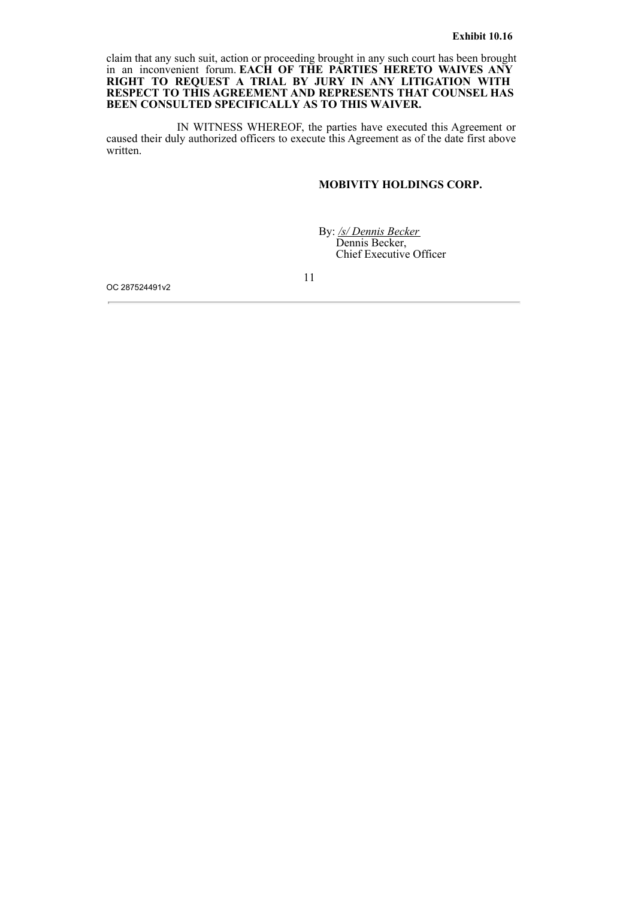claim that any such suit, action or proceeding brought in any such court has been brought in an inconvenient forum. **EACH OF THE PARTIES HERETO WAIVES ANY RIGHT TO REQUEST A TRIAL BY JURY IN ANY LITIGATION WITH RESPECT TO THIS AGREEMENT AND REPRESENTS THAT COUNSEL HAS BEEN CONSULTED SPECIFICALLY AS TO THIS WAIVER.**

IN WITNESS WHEREOF, the parties have executed this Agreement or caused their duly authorized officers to execute this Agreement as of the date first above written.

**MOBIVITY HOLDINGS CORP.**

By: /s/ Dennis Becker
Dennis Becker,
Chief Executive Officer

OC 287524491v2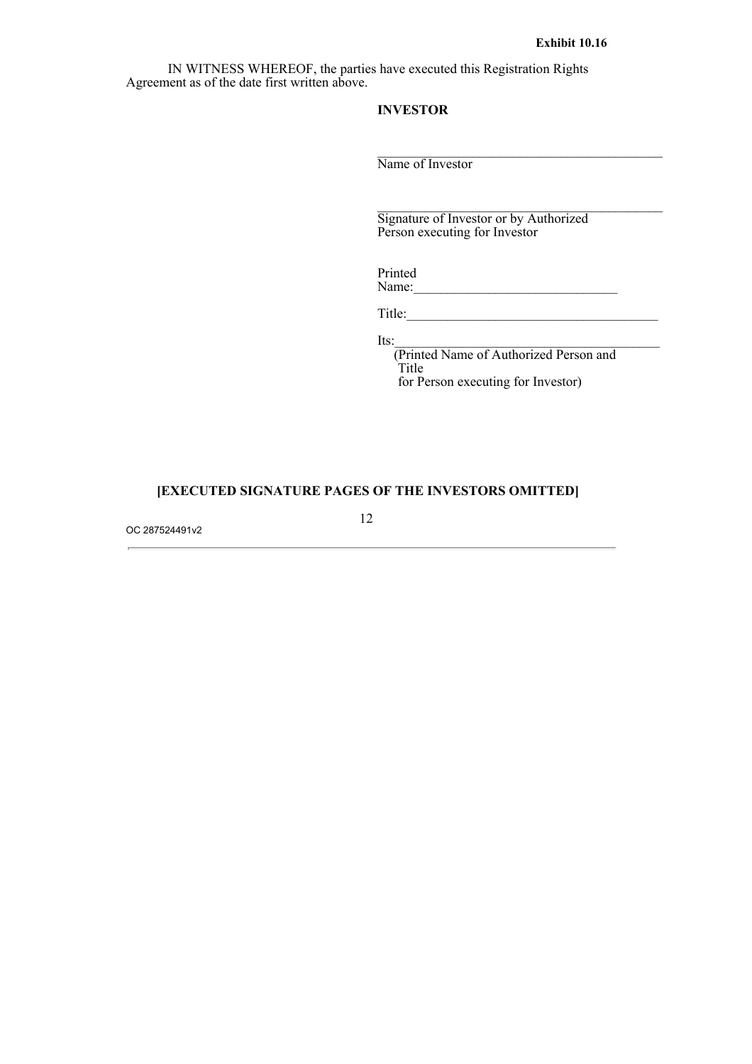Exhibit 10.16

IN WITNESS WHEREOF, the parties have executed this Registration Rights Agreement as of the date first written above.

**INVESTOR**

\_\_\_\_\_\_\_\_\_\_\_\_\_\_\_\_\_\_\_\_\_\_\_\_\_\_\_\_\_\_\_\_\_\_\_\_\_\_\_\_\_\_
Name of Investor

\_\_\_\_\_\_\_\_\_\_\_\_\_\_\_\_\_\_\_\_\_\_\_\_\_\_\_\_\_\_\_\_\_\_\_\_\_\_\_\_\_\_
Signature of Investor or by Authorized Person executing for Investor

Printed Name:\_\_\_\_\_\_\_\_\_\_\_\_\_\_\_\_\_\_\_\_\_\_\_\_\_\_\_\_\_\_

Title:\_\_\_\_\_\_\_\_\_\_\_\_\_\_\_\_\_\_\_\_\_\_\_\_\_\_\_\_\_\_\_\_\_\_\_\_\_\_

Its:\_\_\_\_\_\_\_\_\_\_\_\_\_\_\_\_\_\_\_\_\_\_\_\_\_\_\_\_\_\_\_\_\_\_\_\_\_\_\_\_
(Printed Name of Authorized Person and Title for Person executing for Investor)

**[EXECUTED SIGNATURE PAGES OF THE INVESTORS OMITTED]**

OC 287524491v2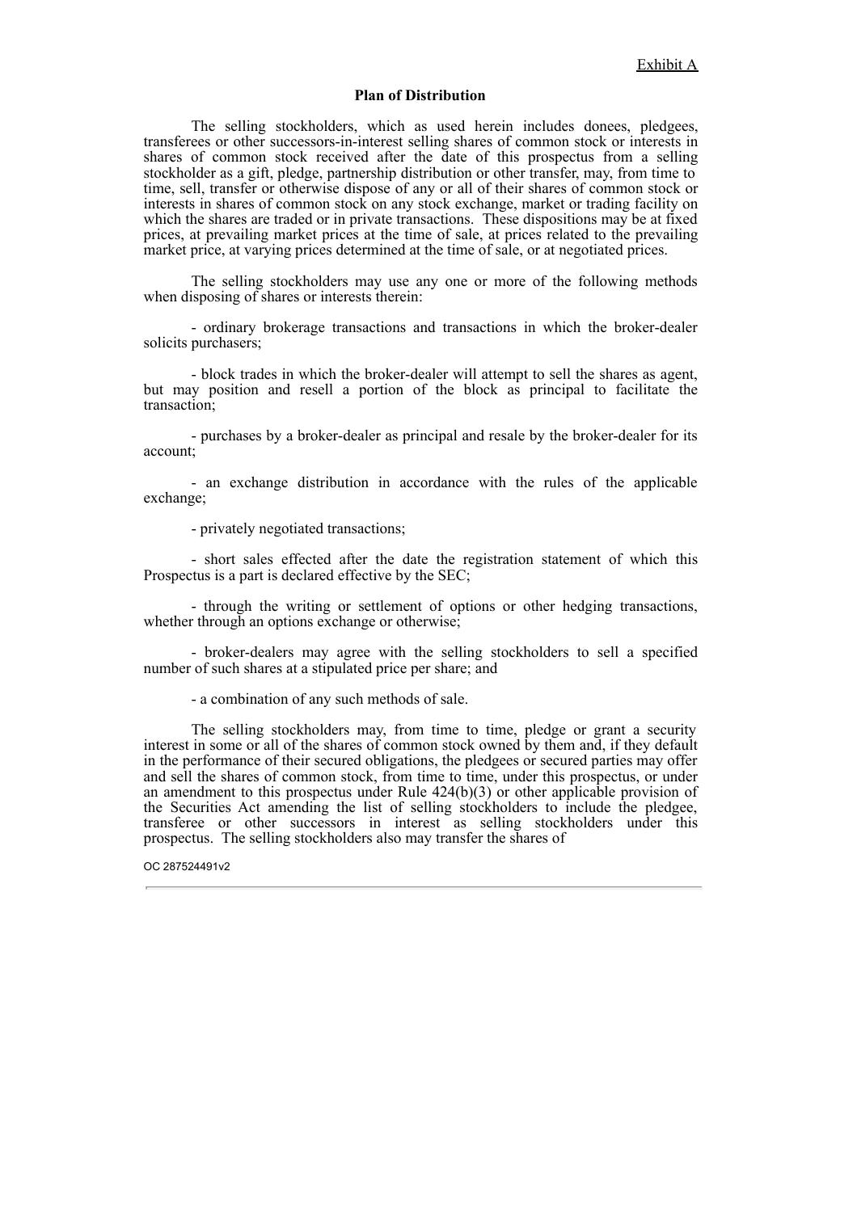Exhibit A

**Plan of Distribution**

The selling stockholders, which as used herein includes donees, pledgees, transferees or other successors-in-interest selling shares of common stock or interests in shares of common stock received after the date of this prospectus from a selling stockholder as a gift, pledge, partnership distribution or other transfer, may, from time to time, sell, transfer or otherwise dispose of any or all of their shares of common stock or interests in shares of common stock on any stock exchange, market or trading facility on which the shares are traded or in private transactions. These dispositions may be at fixed prices, at prevailing market prices at the time of sale, at prices related to the prevailing market price, at varying prices determined at the time of sale, or at negotiated prices.

The selling stockholders may use any one or more of the following methods when disposing of shares or interests therein:

- ordinary brokerage transactions and transactions in which the broker-dealer solicits purchasers;

- block trades in which the broker-dealer will attempt to sell the shares as agent, but may position and resell a portion of the block as principal to facilitate the transaction;

- purchases by a broker-dealer as principal and resale by the broker-dealer for its account;

- an exchange distribution in accordance with the rules of the applicable exchange;

- privately negotiated transactions;

- short sales effected after the date the registration statement of which this Prospectus is a part is declared effective by the SEC;

- through the writing or settlement of options or other hedging transactions, whether through an options exchange or otherwise;

- broker-dealers may agree with the selling stockholders to sell a specified number of such shares at a stipulated price per share; and

- a combination of any such methods of sale.

The selling stockholders may, from time to time, pledge or grant a security interest in some or all of the shares of common stock owned by them and, if they default in the performance of their secured obligations, the pledgees or secured parties may offer and sell the shares of common stock, from time to time, under this prospectus, or under an amendment to this prospectus under Rule 424(b)(3) or other applicable provision of the Securities Act amending the list of selling stockholders to include the pledgee, transferee or other successors in interest as selling stockholders under this prospectus. The selling stockholders also may transfer the shares of

OC 287524491v2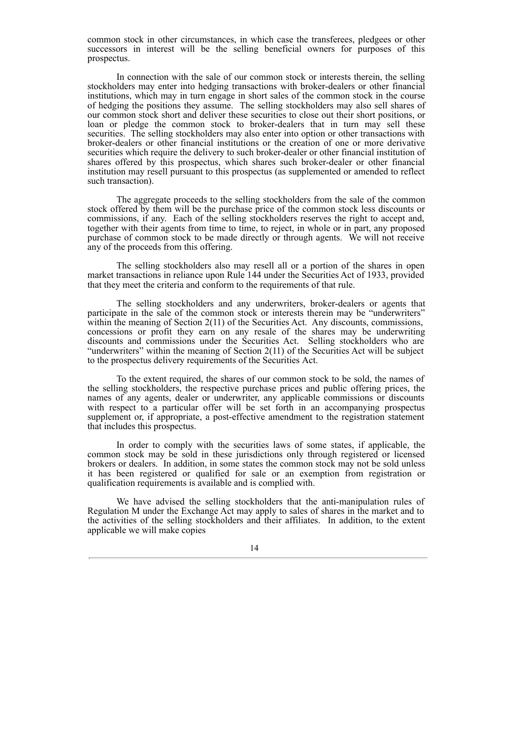common stock in other circumstances, in which case the transferees, pledgees or other successors in interest will be the selling beneficial owners for purposes of this prospectus.

In connection with the sale of our common stock or interests therein, the selling stockholders may enter into hedging transactions with broker-dealers or other financial institutions, which may in turn engage in short sales of the common stock in the course of hedging the positions they assume. The selling stockholders may also sell shares of our common stock short and deliver these securities to close out their short positions, or loan or pledge the common stock to broker-dealers that in turn may sell these securities. The selling stockholders may also enter into option or other transactions with broker-dealers or other financial institutions or the creation of one or more derivative securities which require the delivery to such broker-dealer or other financial institution of shares offered by this prospectus, which shares such broker-dealer or other financial institution may resell pursuant to this prospectus (as supplemented or amended to reflect such transaction).

The aggregate proceeds to the selling stockholders from the sale of the common stock offered by them will be the purchase price of the common stock less discounts or commissions, if any. Each of the selling stockholders reserves the right to accept and, together with their agents from time to time, to reject, in whole or in part, any proposed purchase of common stock to be made directly or through agents. We will not receive any of the proceeds from this offering.

The selling stockholders also may resell all or a portion of the shares in open market transactions in reliance upon Rule 144 under the Securities Act of 1933, provided that they meet the criteria and conform to the requirements of that rule.

The selling stockholders and any underwriters, broker-dealers or agents that participate in the sale of the common stock or interests therein may be "underwriters" within the meaning of Section 2(11) of the Securities Act. Any discounts, commissions, concessions or profit they earn on any resale of the shares may be underwriting discounts and commissions under the Securities Act. Selling stockholders who are "underwriters" within the meaning of Section 2(11) of the Securities Act will be subject to the prospectus delivery requirements of the Securities Act.

To the extent required, the shares of our common stock to be sold, the names of the selling stockholders, the respective purchase prices and public offering prices, the names of any agents, dealer or underwriter, any applicable commissions or discounts with respect to a particular offer will be set forth in an accompanying prospectus supplement or, if appropriate, a post-effective amendment to the registration statement that includes this prospectus.

In order to comply with the securities laws of some states, if applicable, the common stock may be sold in these jurisdictions only through registered or licensed brokers or dealers. In addition, in some states the common stock may not be sold unless it has been registered or qualified for sale or an exemption from registration or qualification requirements is available and is complied with.

We have advised the selling stockholders that the anti-manipulation rules of Regulation M under the Exchange Act may apply to sales of shares in the market and to the activities of the selling stockholders and their affiliates. In addition, to the extent applicable we will make copies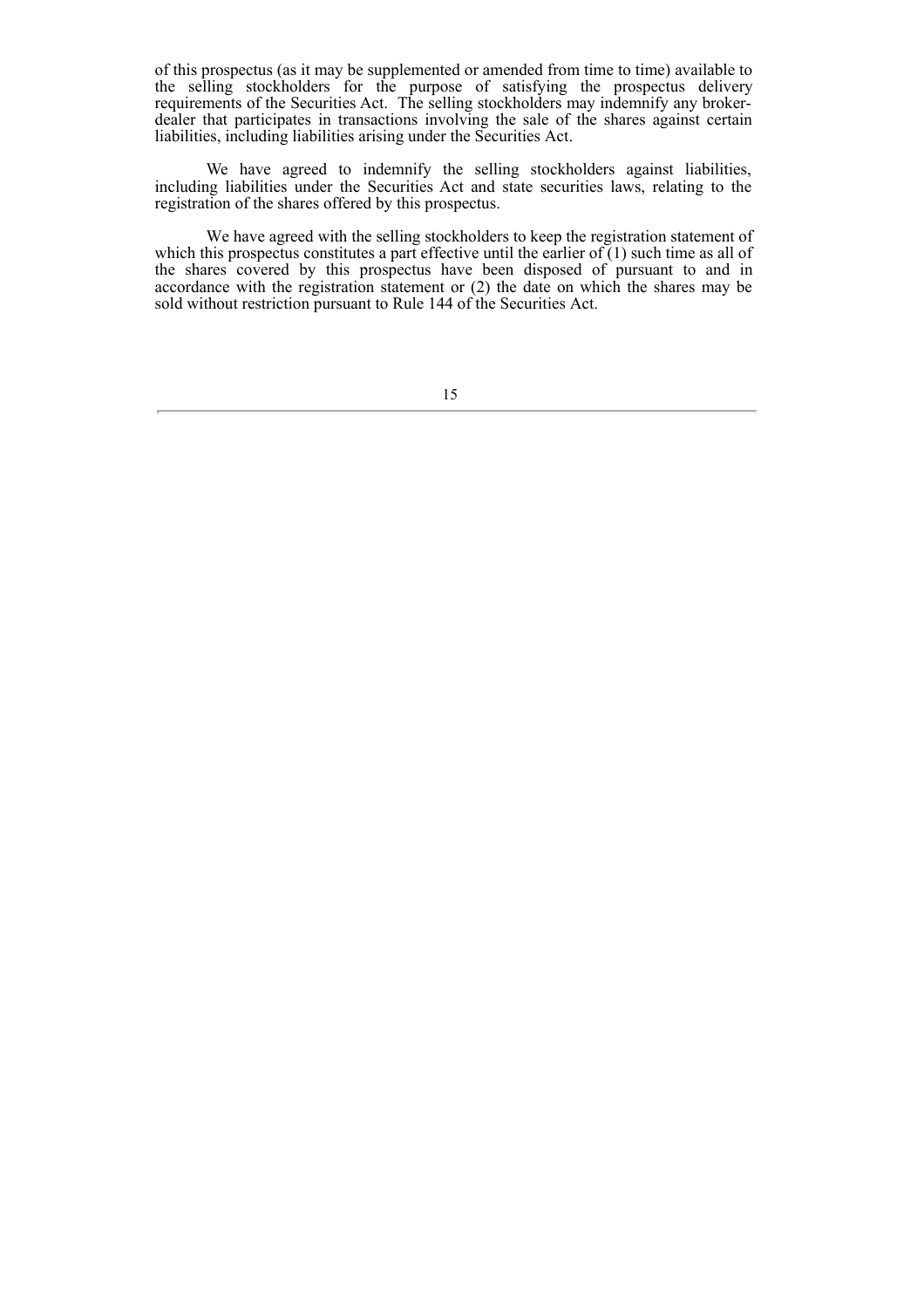of this prospectus (as it may be supplemented or amended from time to time) available to the selling stockholders for the purpose of satisfying the prospectus delivery requirements of the Securities Act. The selling stockholders may indemnify any broker-dealer that participates in transactions involving the sale of the shares against certain liabilities, including liabilities arising under the Securities Act.

We have agreed to indemnify the selling stockholders against liabilities, including liabilities under the Securities Act and state securities laws, relating to the registration of the shares offered by this prospectus.

We have agreed with the selling stockholders to keep the registration statement of which this prospectus constitutes a part effective until the earlier of (1) such time as all of the shares covered by this prospectus have been disposed of pursuant to and in accordance with the registration statement or (2) the date on which the shares may be sold without restriction pursuant to Rule 144 of the Securities Act.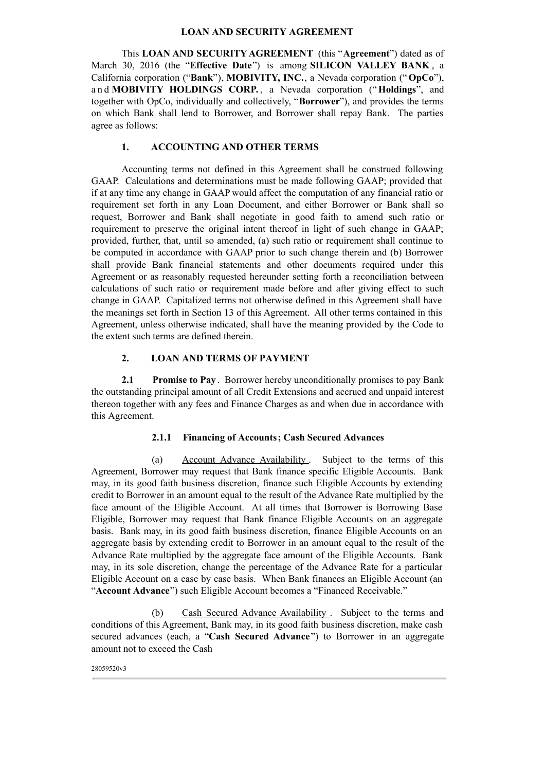# LOAN AND SECURITY AGREEMENT

This **LOAN AND SECURITY AGREEMENT** (this "**Agreement**") dated as of March 30, 2016 (the "**Effective Date**") is among **SILICON VALLEY BANK**, a California corporation ("**Bank**"), **MOBIVITY, INC.**, a Nevada corporation ("**OpCo**"), and **MOBIVITY HOLDINGS CORP.**, a Nevada corporation ("**Holdings**", and together with OpCo, individually and collectively, "**Borrower**"), and provides the terms on which Bank shall lend to Borrower, and Borrower shall repay Bank. The parties agree as follows:

## 1. ACCOUNTING AND OTHER TERMS

Accounting terms not defined in this Agreement shall be construed following GAAP. Calculations and determinations must be made following GAAP; provided that if at any time any change in GAAP would affect the computation of any financial ratio or requirement set forth in any Loan Document, and either Borrower or Bank shall so request, Borrower and Bank shall negotiate in good faith to amend such ratio or requirement to preserve the original intent thereof in light of such change in GAAP; provided, further, that, until so amended, (a) such ratio or requirement shall continue to be computed in accordance with GAAP prior to such change therein and (b) Borrower shall provide Bank financial statements and other documents required under this Agreement or as reasonably requested hereunder setting forth a reconciliation between calculations of such ratio or requirement made before and after giving effect to such change in GAAP. Capitalized terms not otherwise defined in this Agreement shall have the meanings set forth in Section 13 of this Agreement. All other terms contained in this Agreement, unless otherwise indicated, shall have the meaning provided by the Code to the extent such terms are defined therein.

## 2. LOAN AND TERMS OF PAYMENT

**2.1 Promise to Pay**. Borrower hereby unconditionally promises to pay Bank the outstanding principal amount of all Credit Extensions and accrued and unpaid interest thereon together with any fees and Finance Charges as and when due in accordance with this Agreement.

### 2.1.1 Financing of Accounts; Cash Secured Advances

(a) Account Advance Availability. Subject to the terms of this Agreement, Borrower may request that Bank finance specific Eligible Accounts. Bank may, in its good faith business discretion, finance such Eligible Accounts by extending credit to Borrower in an amount equal to the result of the Advance Rate multiplied by the face amount of the Eligible Account. At all times that Borrower is Borrowing Base Eligible, Borrower may request that Bank finance Eligible Accounts on an aggregate basis. Bank may, in its good faith business discretion, finance Eligible Accounts on an aggregate basis by extending credit to Borrower in an amount equal to the result of the Advance Rate multiplied by the aggregate face amount of the Eligible Accounts. Bank may, in its sole discretion, change the percentage of the Advance Rate for a particular Eligible Account on a case by case basis. When Bank finances an Eligible Account (an "**Account Advance**") such Eligible Account becomes a "Financed Receivable."

(b) Cash Secured Advance Availability. Subject to the terms and conditions of this Agreement, Bank may, in its good faith business discretion, make cash secured advances (each, a "**Cash Secured Advance**") to Borrower in an aggregate amount not to exceed the Cash

28059520v3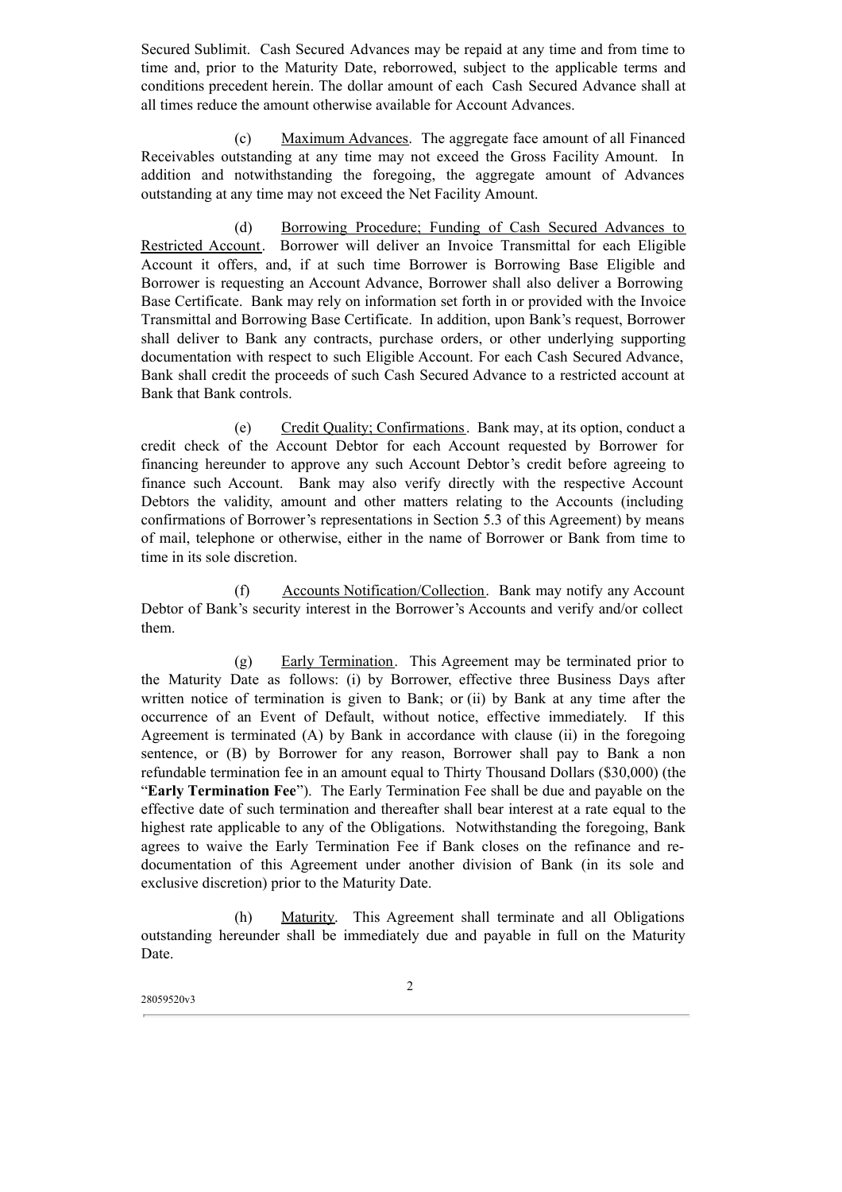Secured Sublimit. Cash Secured Advances may be repaid at any time and from time to time and, prior to the Maturity Date, reborrowed, subject to the applicable terms and conditions precedent herein. The dollar amount of each Cash Secured Advance shall at all times reduce the amount otherwise available for Account Advances.

(c) Maximum Advances. The aggregate face amount of all Financed Receivables outstanding at any time may not exceed the Gross Facility Amount. In addition and notwithstanding the foregoing, the aggregate amount of Advances outstanding at any time may not exceed the Net Facility Amount.

(d) Borrowing Procedure; Funding of Cash Secured Advances to Restricted Account. Borrower will deliver an Invoice Transmittal for each Eligible Account it offers, and, if at such time Borrower is Borrowing Base Eligible and Borrower is requesting an Account Advance, Borrower shall also deliver a Borrowing Base Certificate. Bank may rely on information set forth in or provided with the Invoice Transmittal and Borrowing Base Certificate. In addition, upon Bank's request, Borrower shall deliver to Bank any contracts, purchase orders, or other underlying supporting documentation with respect to such Eligible Account. For each Cash Secured Advance, Bank shall credit the proceeds of such Cash Secured Advance to a restricted account at Bank that Bank controls.

(e) Credit Quality; Confirmations. Bank may, at its option, conduct a credit check of the Account Debtor for each Account requested by Borrower for financing hereunder to approve any such Account Debtor's credit before agreeing to finance such Account. Bank may also verify directly with the respective Account Debtors the validity, amount and other matters relating to the Accounts (including confirmations of Borrower's representations in Section 5.3 of this Agreement) by means of mail, telephone or otherwise, either in the name of Borrower or Bank from time to time in its sole discretion.

(f) Accounts Notification/Collection. Bank may notify any Account Debtor of Bank's security interest in the Borrower's Accounts and verify and/or collect them.

(g) Early Termination. This Agreement may be terminated prior to the Maturity Date as follows: (i) by Borrower, effective three Business Days after written notice of termination is given to Bank; or (ii) by Bank at any time after the occurrence of an Event of Default, without notice, effective immediately. If this Agreement is terminated (A) by Bank in accordance with clause (ii) in the foregoing sentence, or (B) by Borrower for any reason, Borrower shall pay to Bank a non refundable termination fee in an amount equal to Thirty Thousand Dollars ($30,000) (the "**Early Termination Fee**"). The Early Termination Fee shall be due and payable on the effective date of such termination and thereafter shall bear interest at a rate equal to the highest rate applicable to any of the Obligations. Notwithstanding the foregoing, Bank agrees to waive the Early Termination Fee if Bank closes on the refinance and re-documentation of this Agreement under another division of Bank (in its sole and exclusive discretion) prior to the Maturity Date.

(h) Maturity. This Agreement shall terminate and all Obligations outstanding hereunder shall be immediately due and payable in full on the Maturity Date.

28059520v3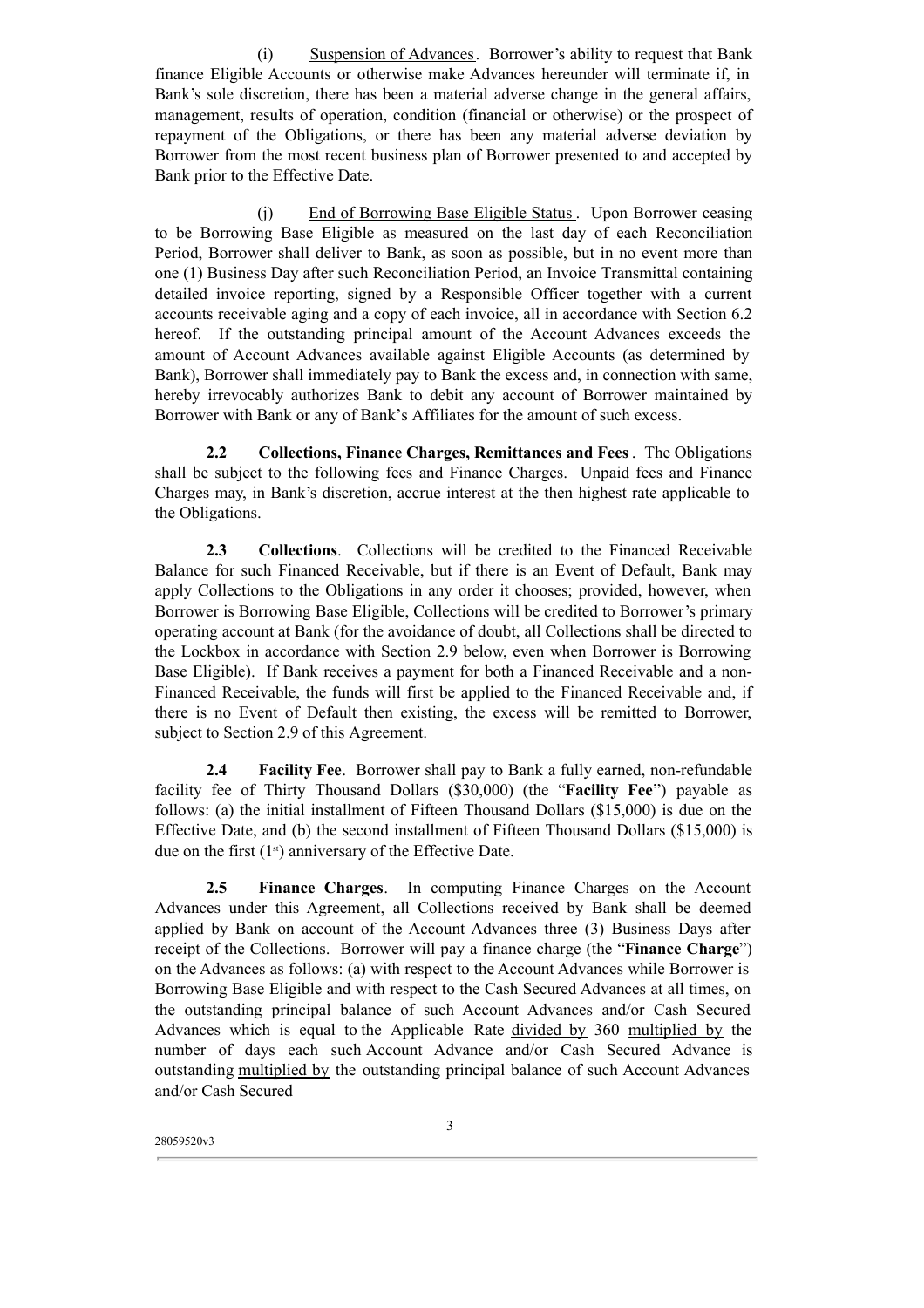(i) Suspension of Advances. Borrower's ability to request that Bank finance Eligible Accounts or otherwise make Advances hereunder will terminate if, in Bank's sole discretion, there has been a material adverse change in the general affairs, management, results of operation, condition (financial or otherwise) or the prospect of repayment of the Obligations, or there has been any material adverse deviation by Borrower from the most recent business plan of Borrower presented to and accepted by Bank prior to the Effective Date.

(j) End of Borrowing Base Eligible Status. Upon Borrower ceasing to be Borrowing Base Eligible as measured on the last day of each Reconciliation Period, Borrower shall deliver to Bank, as soon as possible, but in no event more than one (1) Business Day after such Reconciliation Period, an Invoice Transmittal containing detailed invoice reporting, signed by a Responsible Officer together with a current accounts receivable aging and a copy of each invoice, all in accordance with Section 6.2 hereof. If the outstanding principal amount of the Account Advances exceeds the amount of Account Advances available against Eligible Accounts (as determined by Bank), Borrower shall immediately pay to Bank the excess and, in connection with same, hereby irrevocably authorizes Bank to debit any account of Borrower maintained by Borrower with Bank or any of Bank's Affiliates for the amount of such excess.

**2.2 Collections, Finance Charges, Remittances and Fees**. The Obligations shall be subject to the following fees and Finance Charges. Unpaid fees and Finance Charges may, in Bank's discretion, accrue interest at the then highest rate applicable to the Obligations.

**2.3 Collections**. Collections will be credited to the Financed Receivable Balance for such Financed Receivable, but if there is an Event of Default, Bank may apply Collections to the Obligations in any order it chooses; provided, however, when Borrower is Borrowing Base Eligible, Collections will be credited to Borrower's primary operating account at Bank (for the avoidance of doubt, all Collections shall be directed to the Lockbox in accordance with Section 2.9 below, even when Borrower is Borrowing Base Eligible). If Bank receives a payment for both a Financed Receivable and a non-Financed Receivable, the funds will first be applied to the Financed Receivable and, if there is no Event of Default then existing, the excess will be remitted to Borrower, subject to Section 2.9 of this Agreement.

**2.4 Facility Fee**. Borrower shall pay to Bank a fully earned, non-refundable facility fee of Thirty Thousand Dollars ($30,000) (the "**Facility Fee**") payable as follows: (a) the initial installment of Fifteen Thousand Dollars ($15,000) is due on the Effective Date, and (b) the second installment of Fifteen Thousand Dollars ($15,000) is due on the first (1st) anniversary of the Effective Date.

**2.5 Finance Charges**. In computing Finance Charges on the Account Advances under this Agreement, all Collections received by Bank shall be deemed applied by Bank on account of the Account Advances three (3) Business Days after receipt of the Collections. Borrower will pay a finance charge (the "**Finance Charge**") on the Advances as follows: (a) with respect to the Account Advances while Borrower is Borrowing Base Eligible and with respect to the Cash Secured Advances at all times, on the outstanding principal balance of such Account Advances and/or Cash Secured Advances which is equal to the Applicable Rate divided by 360 multiplied by the number of days each such Account Advance and/or Cash Secured Advance is outstanding multiplied by the outstanding principal balance of such Account Advances and/or Cash Secured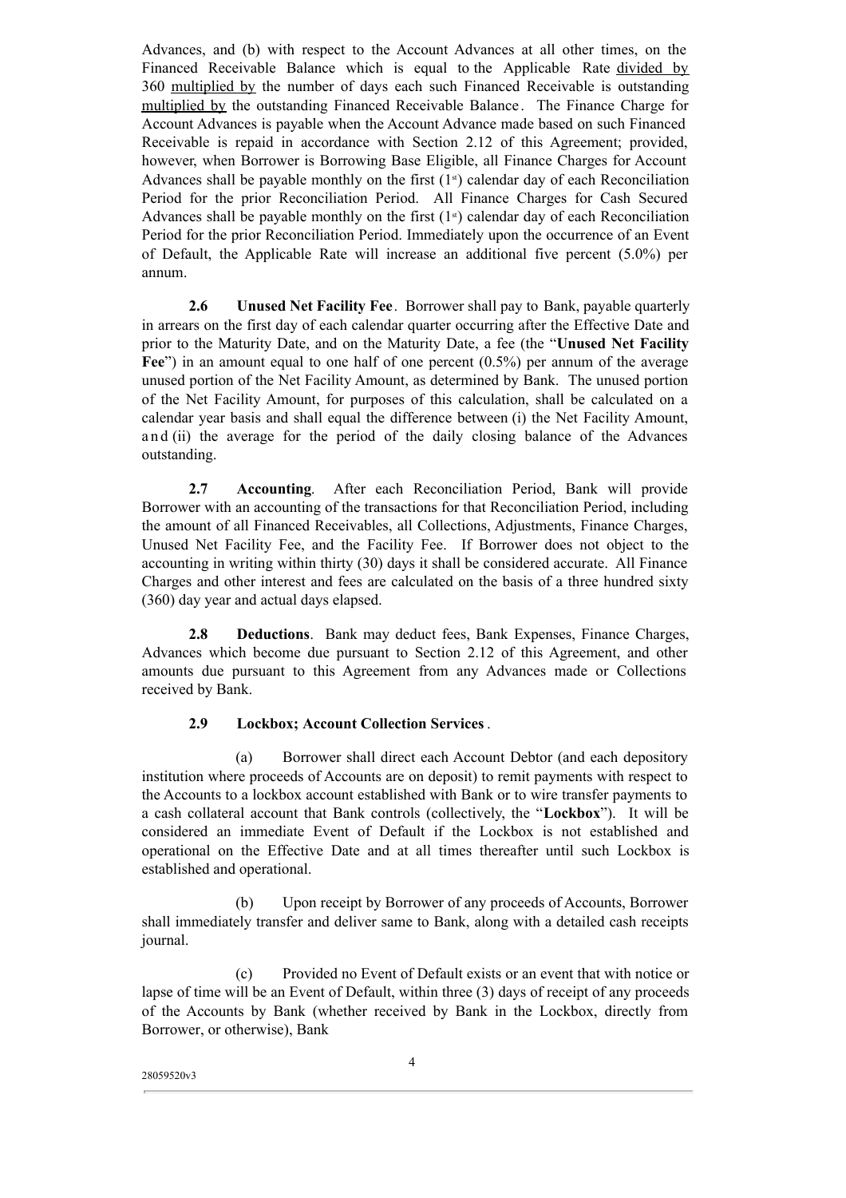Advances, and (b) with respect to the Account Advances at all other times, on the Financed Receivable Balance which is equal to the Applicable Rate divided by 360 multiplied by the number of days each such Financed Receivable is outstanding multiplied by the outstanding Financed Receivable Balance. The Finance Charge for Account Advances is payable when the Account Advance made based on such Financed Receivable is repaid in accordance with Section 2.12 of this Agreement; provided, however, when Borrower is Borrowing Base Eligible, all Finance Charges for Account Advances shall be payable monthly on the first (1st) calendar day of each Reconciliation Period for the prior Reconciliation Period. All Finance Charges for Cash Secured Advances shall be payable monthly on the first (1st) calendar day of each Reconciliation Period for the prior Reconciliation Period. Immediately upon the occurrence of an Event of Default, the Applicable Rate will increase an additional five percent (5.0%) per annum.

**2.6 Unused Net Facility Fee**. Borrower shall pay to Bank, payable quarterly in arrears on the first day of each calendar quarter occurring after the Effective Date and prior to the Maturity Date, and on the Maturity Date, a fee (the "**Unused Net Facility Fee**") in an amount equal to one half of one percent (0.5%) per annum of the average unused portion of the Net Facility Amount, as determined by Bank. The unused portion of the Net Facility Amount, for purposes of this calculation, shall be calculated on a calendar year basis and shall equal the difference between (i) the Net Facility Amount, and (ii) the average for the period of the daily closing balance of the Advances outstanding.

**2.7 Accounting**. After each Reconciliation Period, Bank will provide Borrower with an accounting of the transactions for that Reconciliation Period, including the amount of all Financed Receivables, all Collections, Adjustments, Finance Charges, Unused Net Facility Fee, and the Facility Fee. If Borrower does not object to the accounting in writing within thirty (30) days it shall be considered accurate. All Finance Charges and other interest and fees are calculated on the basis of a three hundred sixty (360) day year and actual days elapsed.

**2.8 Deductions**. Bank may deduct fees, Bank Expenses, Finance Charges, Advances which become due pursuant to Section 2.12 of this Agreement, and other amounts due pursuant to this Agreement from any Advances made or Collections received by Bank.

**2.9 Lockbox; Account Collection Services**.

(a) Borrower shall direct each Account Debtor (and each depository institution where proceeds of Accounts are on deposit) to remit payments with respect to the Accounts to a lockbox account established with Bank or to wire transfer payments to a cash collateral account that Bank controls (collectively, the "**Lockbox**"). It will be considered an immediate Event of Default if the Lockbox is not established and operational on the Effective Date and at all times thereafter until such Lockbox is established and operational.

(b) Upon receipt by Borrower of any proceeds of Accounts, Borrower shall immediately transfer and deliver same to Bank, along with a detailed cash receipts journal.

(c) Provided no Event of Default exists or an event that with notice or lapse of time will be an Event of Default, within three (3) days of receipt of any proceeds of the Accounts by Bank (whether received by Bank in the Lockbox, directly from Borrower, or otherwise), Bank

28059520v3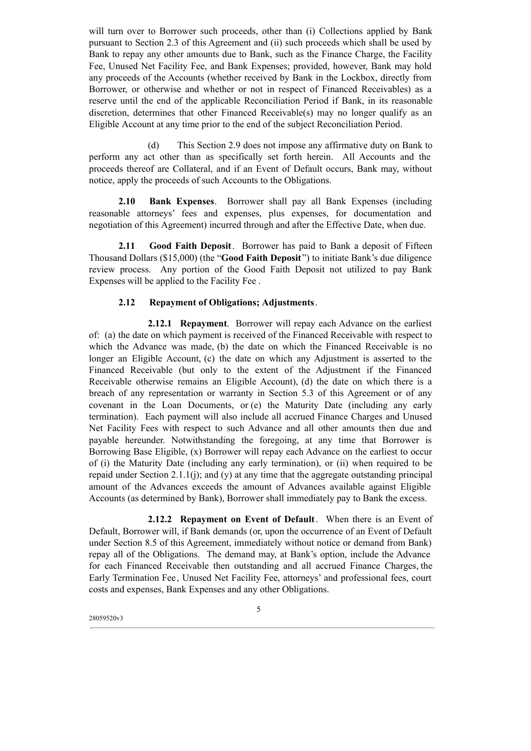will turn over to Borrower such proceeds, other than (i) Collections applied by Bank pursuant to Section 2.3 of this Agreement and (ii) such proceeds which shall be used by Bank to repay any other amounts due to Bank, such as the Finance Charge, the Facility Fee, Unused Net Facility Fee, and Bank Expenses; provided, however, Bank may hold any proceeds of the Accounts (whether received by Bank in the Lockbox, directly from Borrower, or otherwise and whether or not in respect of Financed Receivables) as a reserve until the end of the applicable Reconciliation Period if Bank, in its reasonable discretion, determines that other Financed Receivable(s) may no longer qualify as an Eligible Account at any time prior to the end of the subject Reconciliation Period.

(d) This Section 2.9 does not impose any affirmative duty on Bank to perform any act other than as specifically set forth herein. All Accounts and the proceeds thereof are Collateral, and if an Event of Default occurs, Bank may, without notice, apply the proceeds of such Accounts to the Obligations.

**2.10 Bank Expenses**. Borrower shall pay all Bank Expenses (including reasonable attorneys' fees and expenses, plus expenses, for documentation and negotiation of this Agreement) incurred through and after the Effective Date, when due.

**2.11 Good Faith Deposit**. Borrower has paid to Bank a deposit of Fifteen Thousand Dollars ($15,000) (the "**Good Faith Deposit**") to initiate Bank's due diligence review process. Any portion of the Good Faith Deposit not utilized to pay Bank Expenses will be applied to the Facility Fee .

**2.12 Repayment of Obligations; Adjustments**.

**2.12.1 Repayment**. Borrower will repay each Advance on the earliest of: (a) the date on which payment is received of the Financed Receivable with respect to which the Advance was made, (b) the date on which the Financed Receivable is no longer an Eligible Account, (c) the date on which any Adjustment is asserted to the Financed Receivable (but only to the extent of the Adjustment if the Financed Receivable otherwise remains an Eligible Account), (d) the date on which there is a breach of any representation or warranty in Section 5.3 of this Agreement or of any covenant in the Loan Documents, or (e) the Maturity Date (including any early termination). Each payment will also include all accrued Finance Charges and Unused Net Facility Fees with respect to such Advance and all other amounts then due and payable hereunder. Notwithstanding the foregoing, at any time that Borrower is Borrowing Base Eligible, (x) Borrower will repay each Advance on the earliest to occur of (i) the Maturity Date (including any early termination), or (ii) when required to be repaid under Section 2.1.1(j); and (y) at any time that the aggregate outstanding principal amount of the Advances exceeds the amount of Advances available against Eligible Accounts (as determined by Bank), Borrower shall immediately pay to Bank the excess.

**2.12.2 Repayment on Event of Default**. When there is an Event of Default, Borrower will, if Bank demands (or, upon the occurrence of an Event of Default under Section 8.5 of this Agreement, immediately without notice or demand from Bank) repay all of the Obligations. The demand may, at Bank's option, include the Advance for each Financed Receivable then outstanding and all accrued Finance Charges, the Early Termination Fee, Unused Net Facility Fee, attorneys' and professional fees, court costs and expenses, Bank Expenses and any other Obligations.

28059520v3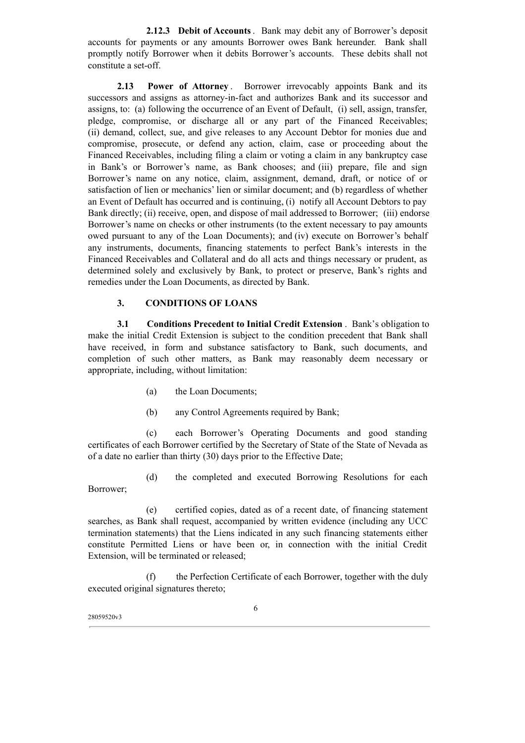**2.12.3 Debit of Accounts**. Bank may debit any of Borrower's deposit accounts for payments or any amounts Borrower owes Bank hereunder. Bank shall promptly notify Borrower when it debits Borrower's accounts. These debits shall not constitute a set-off.

**2.13 Power of Attorney**. Borrower irrevocably appoints Bank and its successors and assigns as attorney-in-fact and authorizes Bank and its successor and assigns, to: (a) following the occurrence of an Event of Default, (i) sell, assign, transfer, pledge, compromise, or discharge all or any part of the Financed Receivables; (ii) demand, collect, sue, and give releases to any Account Debtor for monies due and compromise, prosecute, or defend any action, claim, case or proceeding about the Financed Receivables, including filing a claim or voting a claim in any bankruptcy case in Bank's or Borrower's name, as Bank chooses; and (iii) prepare, file and sign Borrower's name on any notice, claim, assignment, demand, draft, or notice of or satisfaction of lien or mechanics' lien or similar document; and (b) regardless of whether an Event of Default has occurred and is continuing, (i) notify all Account Debtors to pay Bank directly; (ii) receive, open, and dispose of mail addressed to Borrower; (iii) endorse Borrower's name on checks or other instruments (to the extent necessary to pay amounts owed pursuant to any of the Loan Documents); and (iv) execute on Borrower's behalf any instruments, documents, financing statements to perfect Bank's interests in the Financed Receivables and Collateral and do all acts and things necessary or prudent, as determined solely and exclusively by Bank, to protect or preserve, Bank's rights and remedies under the Loan Documents, as directed by Bank.

## 3. CONDITIONS OF LOANS

**3.1 Conditions Precedent to Initial Credit Extension**. Bank's obligation to make the initial Credit Extension is subject to the condition precedent that Bank shall have received, in form and substance satisfactory to Bank, such documents, and completion of such other matters, as Bank may reasonably deem necessary or appropriate, including, without limitation:

(a) the Loan Documents;

(b) any Control Agreements required by Bank;

(c) each Borrower's Operating Documents and good standing certificates of each Borrower certified by the Secretary of State of the State of Nevada as of a date no earlier than thirty (30) days prior to the Effective Date;

(d) the completed and executed Borrowing Resolutions for each Borrower;

(e) certified copies, dated as of a recent date, of financing statement searches, as Bank shall request, accompanied by written evidence (including any UCC termination statements) that the Liens indicated in any such financing statements either constitute Permitted Liens or have been or, in connection with the initial Credit Extension, will be terminated or released;

(f) the Perfection Certificate of each Borrower, together with the duly executed original signatures thereto;

28059520v3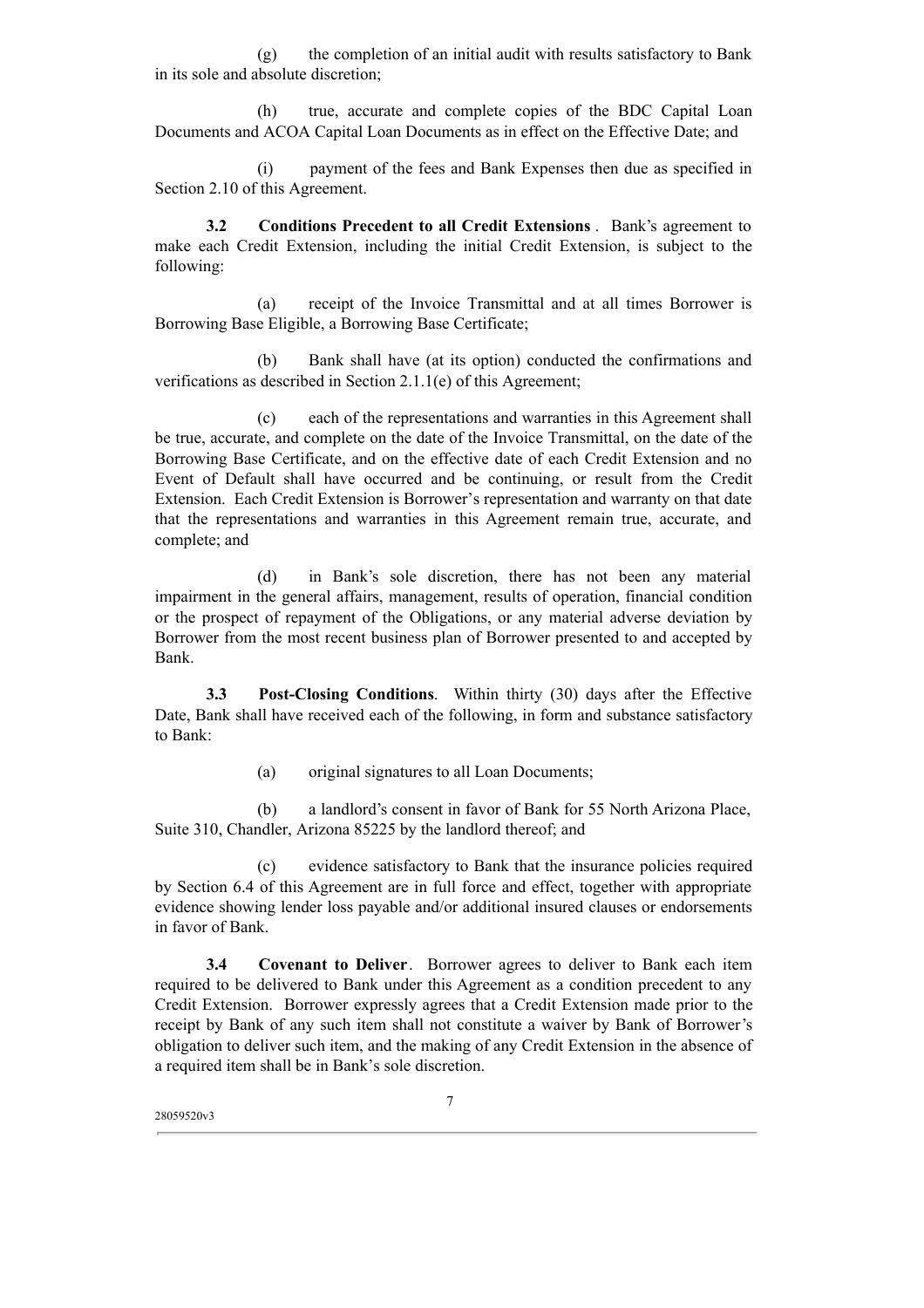(g) the completion of an initial audit with results satisfactory to Bank in its sole and absolute discretion;

(h) true, accurate and complete copies of the BDC Capital Loan Documents and ACOA Capital Loan Documents as in effect on the Effective Date; and

(i) payment of the fees and Bank Expenses then due as specified in Section 2.10 of this Agreement.

**3.2 Conditions Precedent to all Credit Extensions**. Bank's agreement to make each Credit Extension, including the initial Credit Extension, is subject to the following:

(a) receipt of the Invoice Transmittal and at all times Borrower is Borrowing Base Eligible, a Borrowing Base Certificate;

(b) Bank shall have (at its option) conducted the confirmations and verifications as described in Section 2.1.1(e) of this Agreement;

(c) each of the representations and warranties in this Agreement shall be true, accurate, and complete on the date of the Invoice Transmittal, on the date of the Borrowing Base Certificate, and on the effective date of each Credit Extension and no Event of Default shall have occurred and be continuing, or result from the Credit Extension. Each Credit Extension is Borrower's representation and warranty on that date that the representations and warranties in this Agreement remain true, accurate, and complete; and

(d) in Bank's sole discretion, there has not been any material impairment in the general affairs, management, results of operation, financial condition or the prospect of repayment of the Obligations, or any material adverse deviation by Borrower from the most recent business plan of Borrower presented to and accepted by Bank.

**3.3 Post-Closing Conditions**. Within thirty (30) days after the Effective Date, Bank shall have received each of the following, in form and substance satisfactory to Bank:

(a) original signatures to all Loan Documents;

(b) a landlord's consent in favor of Bank for 55 North Arizona Place, Suite 310, Chandler, Arizona 85225 by the landlord thereof; and

(c) evidence satisfactory to Bank that the insurance policies required by Section 6.4 of this Agreement are in full force and effect, together with appropriate evidence showing lender loss payable and/or additional insured clauses or endorsements in favor of Bank.

**3.4 Covenant to Deliver**. Borrower agrees to deliver to Bank each item required to be delivered to Bank under this Agreement as a condition precedent to any Credit Extension. Borrower expressly agrees that a Credit Extension made prior to the receipt by Bank of any such item shall not constitute a waiver by Bank of Borrower's obligation to deliver such item, and the making of any Credit Extension in the absence of a required item shall be in Bank's sole discretion.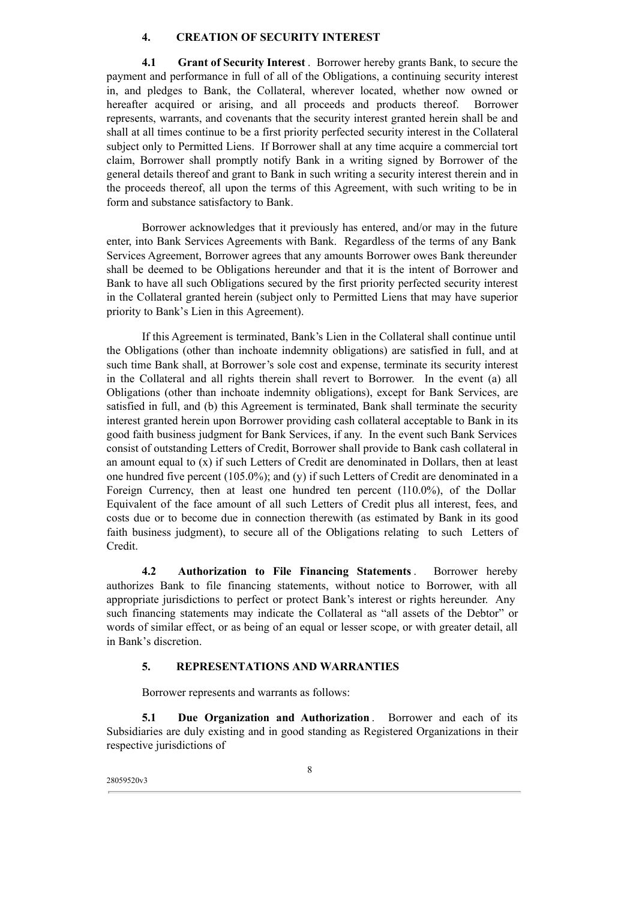## 4. CREATION OF SECURITY INTEREST

**4.1 Grant of Security Interest**. Borrower hereby grants Bank, to secure the payment and performance in full of all of the Obligations, a continuing security interest in, and pledges to Bank, the Collateral, wherever located, whether now owned or hereafter acquired or arising, and all proceeds and products thereof. Borrower represents, warrants, and covenants that the security interest granted herein shall be and shall at all times continue to be a first priority perfected security interest in the Collateral subject only to Permitted Liens. If Borrower shall at any time acquire a commercial tort claim, Borrower shall promptly notify Bank in a writing signed by Borrower of the general details thereof and grant to Bank in such writing a security interest therein and in the proceeds thereof, all upon the terms of this Agreement, with such writing to be in form and substance satisfactory to Bank.

Borrower acknowledges that it previously has entered, and/or may in the future enter, into Bank Services Agreements with Bank. Regardless of the terms of any Bank Services Agreement, Borrower agrees that any amounts Borrower owes Bank thereunder shall be deemed to be Obligations hereunder and that it is the intent of Borrower and Bank to have all such Obligations secured by the first priority perfected security interest in the Collateral granted herein (subject only to Permitted Liens that may have superior priority to Bank's Lien in this Agreement).

If this Agreement is terminated, Bank's Lien in the Collateral shall continue until the Obligations (other than inchoate indemnity obligations) are satisfied in full, and at such time Bank shall, at Borrower's sole cost and expense, terminate its security interest in the Collateral and all rights therein shall revert to Borrower. In the event (a) all Obligations (other than inchoate indemnity obligations), except for Bank Services, are satisfied in full, and (b) this Agreement is terminated, Bank shall terminate the security interest granted herein upon Borrower providing cash collateral acceptable to Bank in its good faith business judgment for Bank Services, if any. In the event such Bank Services consist of outstanding Letters of Credit, Borrower shall provide to Bank cash collateral in an amount equal to (x) if such Letters of Credit are denominated in Dollars, then at least one hundred five percent (105.0%); and (y) if such Letters of Credit are denominated in a Foreign Currency, then at least one hundred ten percent (110.0%), of the Dollar Equivalent of the face amount of all such Letters of Credit plus all interest, fees, and costs due or to become due in connection therewith (as estimated by Bank in its good faith business judgment), to secure all of the Obligations relating to such Letters of Credit.

**4.2 Authorization to File Financing Statements**. Borrower hereby authorizes Bank to file financing statements, without notice to Borrower, with all appropriate jurisdictions to perfect or protect Bank's interest or rights hereunder. Any such financing statements may indicate the Collateral as "all assets of the Debtor" or words of similar effect, or as being of an equal or lesser scope, or with greater detail, all in Bank's discretion.

## 5. REPRESENTATIONS AND WARRANTIES

Borrower represents and warrants as follows:

**5.1 Due Organization and Authorization**. Borrower and each of its Subsidiaries are duly existing and in good standing as Registered Organizations in their respective jurisdictions of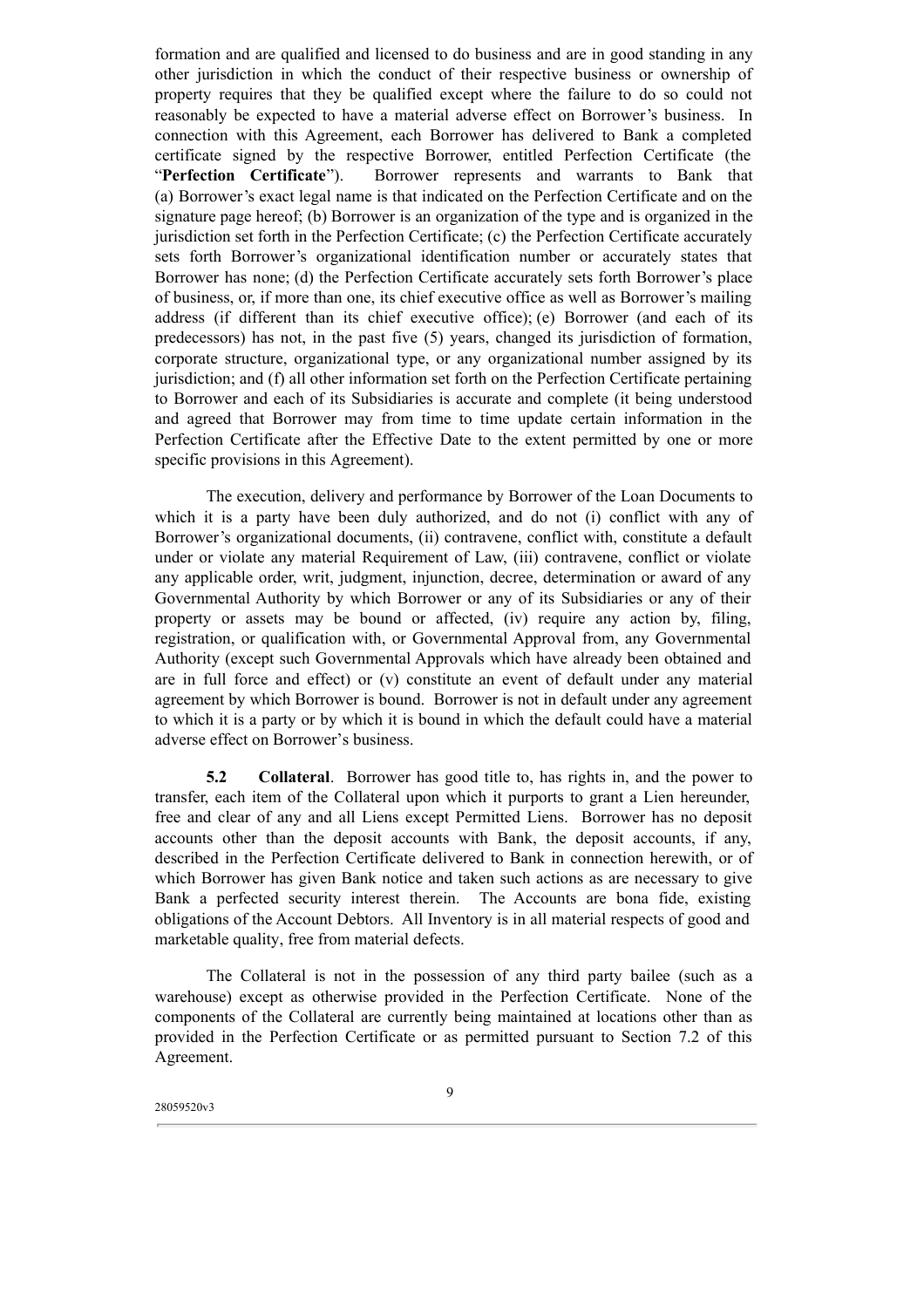formation and are qualified and licensed to do business and are in good standing in any other jurisdiction in which the conduct of their respective business or ownership of property requires that they be qualified except where the failure to do so could not reasonably be expected to have a material adverse effect on Borrower's business. In connection with this Agreement, each Borrower has delivered to Bank a completed certificate signed by the respective Borrower, entitled Perfection Certificate (the "**Perfection Certificate**"). Borrower represents and warrants to Bank that (a) Borrower's exact legal name is that indicated on the Perfection Certificate and on the signature page hereof; (b) Borrower is an organization of the type and is organized in the jurisdiction set forth in the Perfection Certificate; (c) the Perfection Certificate accurately sets forth Borrower's organizational identification number or accurately states that Borrower has none; (d) the Perfection Certificate accurately sets forth Borrower's place of business, or, if more than one, its chief executive office as well as Borrower's mailing address (if different than its chief executive office); (e) Borrower (and each of its predecessors) has not, in the past five (5) years, changed its jurisdiction of formation, corporate structure, organizational type, or any organizational number assigned by its jurisdiction; and (f) all other information set forth on the Perfection Certificate pertaining to Borrower and each of its Subsidiaries is accurate and complete (it being understood and agreed that Borrower may from time to time update certain information in the Perfection Certificate after the Effective Date to the extent permitted by one or more specific provisions in this Agreement).

The execution, delivery and performance by Borrower of the Loan Documents to which it is a party have been duly authorized, and do not (i) conflict with any of Borrower's organizational documents, (ii) contravene, conflict with, constitute a default under or violate any material Requirement of Law, (iii) contravene, conflict or violate any applicable order, writ, judgment, injunction, decree, determination or award of any Governmental Authority by which Borrower or any of its Subsidiaries or any of their property or assets may be bound or affected, (iv) require any action by, filing, registration, or qualification with, or Governmental Approval from, any Governmental Authority (except such Governmental Approvals which have already been obtained and are in full force and effect) or (v) constitute an event of default under any material agreement by which Borrower is bound. Borrower is not in default under any agreement to which it is a party or by which it is bound in which the default could have a material adverse effect on Borrower's business.

**5.2 Collateral**. Borrower has good title to, has rights in, and the power to transfer, each item of the Collateral upon which it purports to grant a Lien hereunder, free and clear of any and all Liens except Permitted Liens. Borrower has no deposit accounts other than the deposit accounts with Bank, the deposit accounts, if any, described in the Perfection Certificate delivered to Bank in connection herewith, or of which Borrower has given Bank notice and taken such actions as are necessary to give Bank a perfected security interest therein. The Accounts are bona fide, existing obligations of the Account Debtors. All Inventory is in all material respects of good and marketable quality, free from material defects.

The Collateral is not in the possession of any third party bailee (such as a warehouse) except as otherwise provided in the Perfection Certificate. None of the components of the Collateral are currently being maintained at locations other than as provided in the Perfection Certificate or as permitted pursuant to Section 7.2 of this Agreement.

28059520v3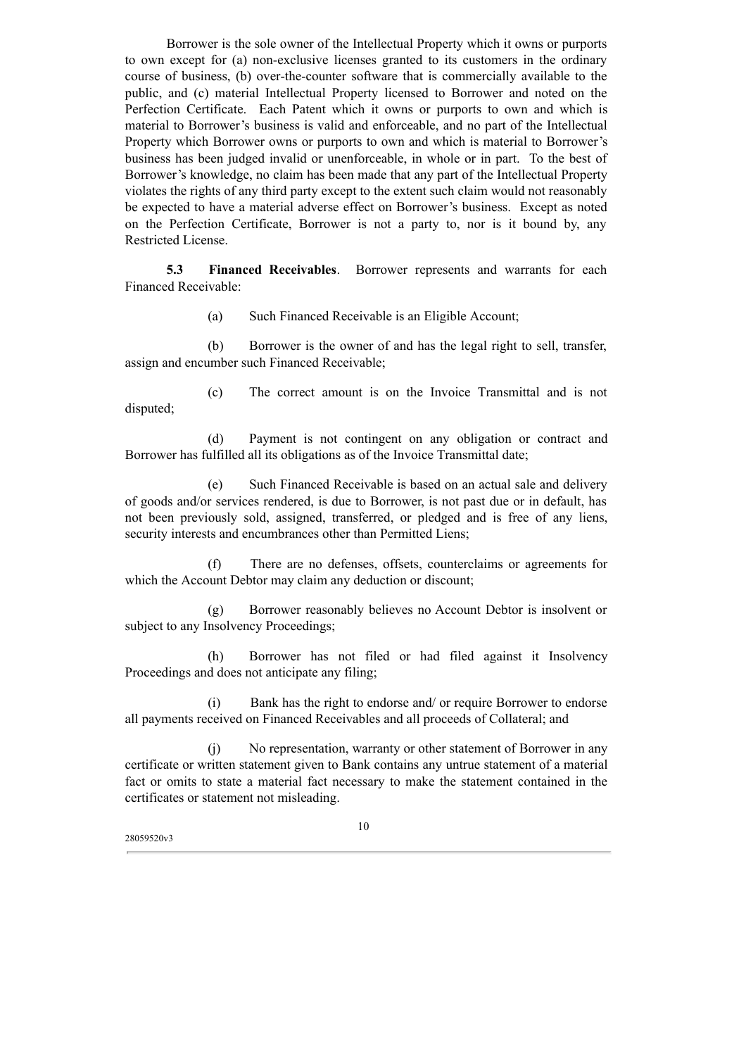Borrower is the sole owner of the Intellectual Property which it owns or purports to own except for (a) non-exclusive licenses granted to its customers in the ordinary course of business, (b) over-the-counter software that is commercially available to the public, and (c) material Intellectual Property licensed to Borrower and noted on the Perfection Certificate. Each Patent which it owns or purports to own and which is material to Borrower's business is valid and enforceable, and no part of the Intellectual Property which Borrower owns or purports to own and which is material to Borrower's business has been judged invalid or unenforceable, in whole or in part. To the best of Borrower's knowledge, no claim has been made that any part of the Intellectual Property violates the rights of any third party except to the extent such claim would not reasonably be expected to have a material adverse effect on Borrower's business. Except as noted on the Perfection Certificate, Borrower is not a party to, nor is it bound by, any Restricted License.

**5.3 Financed Receivables**. Borrower represents and warrants for each Financed Receivable:

(a) Such Financed Receivable is an Eligible Account;

(b) Borrower is the owner of and has the legal right to sell, transfer, assign and encumber such Financed Receivable;

(c) The correct amount is on the Invoice Transmittal and is not disputed;

(d) Payment is not contingent on any obligation or contract and Borrower has fulfilled all its obligations as of the Invoice Transmittal date;

(e) Such Financed Receivable is based on an actual sale and delivery of goods and/or services rendered, is due to Borrower, is not past due or in default, has not been previously sold, assigned, transferred, or pledged and is free of any liens, security interests and encumbrances other than Permitted Liens;

(f) There are no defenses, offsets, counterclaims or agreements for which the Account Debtor may claim any deduction or discount;

(g) Borrower reasonably believes no Account Debtor is insolvent or subject to any Insolvency Proceedings;

(h) Borrower has not filed or had filed against it Insolvency Proceedings and does not anticipate any filing;

(i) Bank has the right to endorse and/ or require Borrower to endorse all payments received on Financed Receivables and all proceeds of Collateral; and

(j) No representation, warranty or other statement of Borrower in any certificate or written statement given to Bank contains any untrue statement of a material fact or omits to state a material fact necessary to make the statement contained in the certificates or statement not misleading.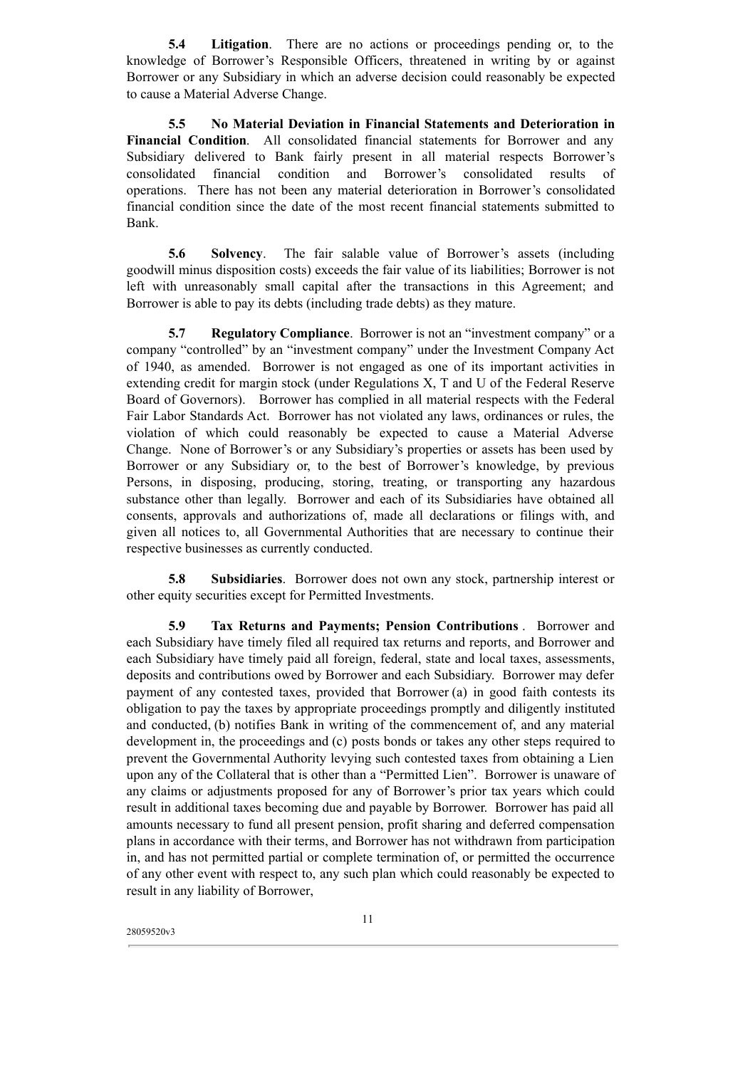**5.4 Litigation**. There are no actions or proceedings pending or, to the knowledge of Borrower's Responsible Officers, threatened in writing by or against Borrower or any Subsidiary in which an adverse decision could reasonably be expected to cause a Material Adverse Change.

**5.5 No Material Deviation in Financial Statements and Deterioration in Financial Condition**. All consolidated financial statements for Borrower and any Subsidiary delivered to Bank fairly present in all material respects Borrower's consolidated financial condition and Borrower's consolidated results of operations. There has not been any material deterioration in Borrower's consolidated financial condition since the date of the most recent financial statements submitted to Bank.

**5.6 Solvency**. The fair salable value of Borrower's assets (including goodwill minus disposition costs) exceeds the fair value of its liabilities; Borrower is not left with unreasonably small capital after the transactions in this Agreement; and Borrower is able to pay its debts (including trade debts) as they mature.

**5.7 Regulatory Compliance**. Borrower is not an "investment company" or a company "controlled" by an "investment company" under the Investment Company Act of 1940, as amended. Borrower is not engaged as one of its important activities in extending credit for margin stock (under Regulations X, T and U of the Federal Reserve Board of Governors). Borrower has complied in all material respects with the Federal Fair Labor Standards Act. Borrower has not violated any laws, ordinances or rules, the violation of which could reasonably be expected to cause a Material Adverse Change. None of Borrower's or any Subsidiary's properties or assets has been used by Borrower or any Subsidiary or, to the best of Borrower's knowledge, by previous Persons, in disposing, producing, storing, treating, or transporting any hazardous substance other than legally. Borrower and each of its Subsidiaries have obtained all consents, approvals and authorizations of, made all declarations or filings with, and given all notices to, all Governmental Authorities that are necessary to continue their respective businesses as currently conducted.

**5.8 Subsidiaries**. Borrower does not own any stock, partnership interest or other equity securities except for Permitted Investments.

**5.9 Tax Returns and Payments; Pension Contributions**. Borrower and each Subsidiary have timely filed all required tax returns and reports, and Borrower and each Subsidiary have timely paid all foreign, federal, state and local taxes, assessments, deposits and contributions owed by Borrower and each Subsidiary. Borrower may defer payment of any contested taxes, provided that Borrower (a) in good faith contests its obligation to pay the taxes by appropriate proceedings promptly and diligently instituted and conducted, (b) notifies Bank in writing of the commencement of, and any material development in, the proceedings and (c) posts bonds or takes any other steps required to prevent the Governmental Authority levying such contested taxes from obtaining a Lien upon any of the Collateral that is other than a "Permitted Lien". Borrower is unaware of any claims or adjustments proposed for any of Borrower's prior tax years which could result in additional taxes becoming due and payable by Borrower. Borrower has paid all amounts necessary to fund all present pension, profit sharing and deferred compensation plans in accordance with their terms, and Borrower has not withdrawn from participation in, and has not permitted partial or complete termination of, or permitted the occurrence of any other event with respect to, any such plan which could reasonably be expected to result in any liability of Borrower,

28059520v3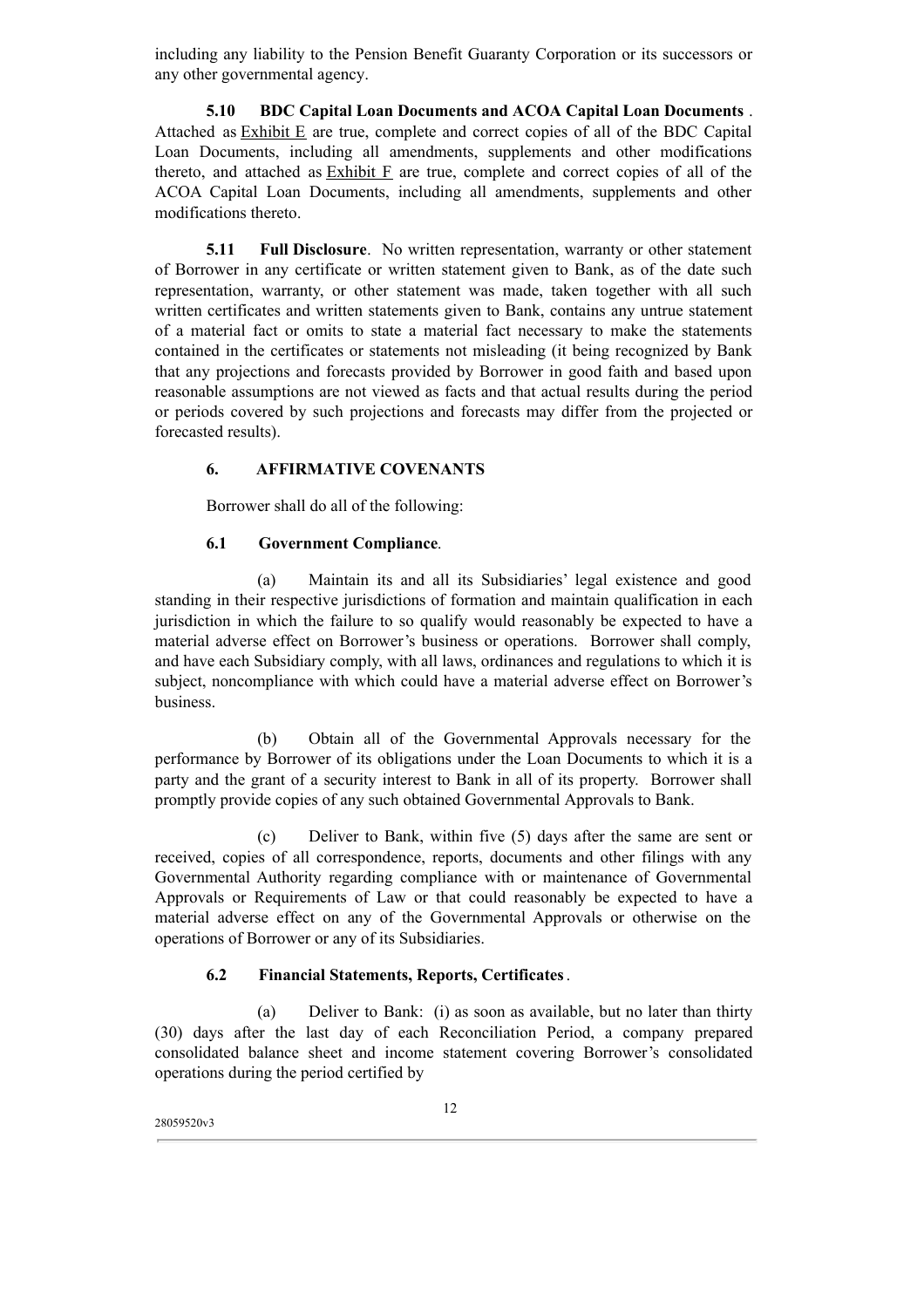including any liability to the Pension Benefit Guaranty Corporation or its successors or any other governmental agency.

**5.10 BDC Capital Loan Documents and ACOA Capital Loan Documents**. Attached as Exhibit E are true, complete and correct copies of all of the BDC Capital Loan Documents, including all amendments, supplements and other modifications thereto, and attached as Exhibit F are true, complete and correct copies of all of the ACOA Capital Loan Documents, including all amendments, supplements and other modifications thereto.

**5.11 Full Disclosure**. No written representation, warranty or other statement of Borrower in any certificate or written statement given to Bank, as of the date such representation, warranty, or other statement was made, taken together with all such written certificates and written statements given to Bank, contains any untrue statement of a material fact or omits to state a material fact necessary to make the statements contained in the certificates or statements not misleading (it being recognized by Bank that any projections and forecasts provided by Borrower in good faith and based upon reasonable assumptions are not viewed as facts and that actual results during the period or periods covered by such projections and forecasts may differ from the projected or forecasted results).

## 6. AFFIRMATIVE COVENANTS

Borrower shall do all of the following:

### 6.1 Government Compliance.

(a) Maintain its and all its Subsidiaries' legal existence and good standing in their respective jurisdictions of formation and maintain qualification in each jurisdiction in which the failure to so qualify would reasonably be expected to have a material adverse effect on Borrower's business or operations. Borrower shall comply, and have each Subsidiary comply, with all laws, ordinances and regulations to which it is subject, noncompliance with which could have a material adverse effect on Borrower's business.

(b) Obtain all of the Governmental Approvals necessary for the performance by Borrower of its obligations under the Loan Documents to which it is a party and the grant of a security interest to Bank in all of its property. Borrower shall promptly provide copies of any such obtained Governmental Approvals to Bank.

(c) Deliver to Bank, within five (5) days after the same are sent or received, copies of all correspondence, reports, documents and other filings with any Governmental Authority regarding compliance with or maintenance of Governmental Approvals or Requirements of Law or that could reasonably be expected to have a material adverse effect on any of the Governmental Approvals or otherwise on the operations of Borrower or any of its Subsidiaries.

### 6.2 Financial Statements, Reports, Certificates.

(a) Deliver to Bank: (i) as soon as available, but no later than thirty (30) days after the last day of each Reconciliation Period, a company prepared consolidated balance sheet and income statement covering Borrower's consolidated operations during the period certified by

28059520v3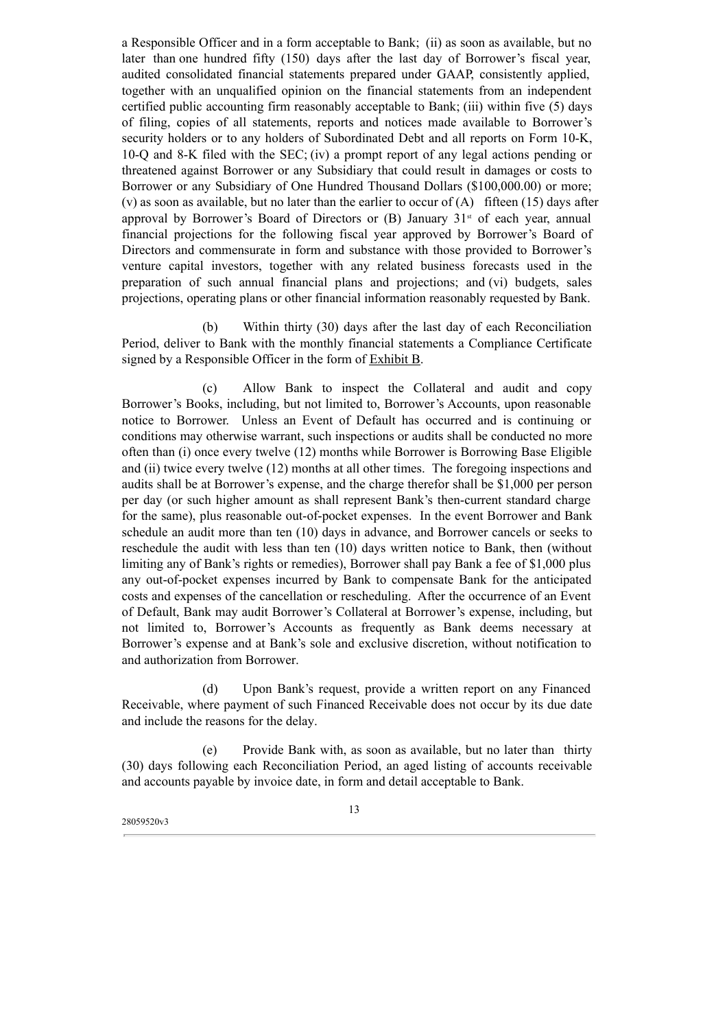a Responsible Officer and in a form acceptable to Bank; (ii) as soon as available, but no later than one hundred fifty (150) days after the last day of Borrower's fiscal year, audited consolidated financial statements prepared under GAAP, consistently applied, together with an unqualified opinion on the financial statements from an independent certified public accounting firm reasonably acceptable to Bank; (iii) within five (5) days of filing, copies of all statements, reports and notices made available to Borrower's security holders or to any holders of Subordinated Debt and all reports on Form 10-K, 10-Q and 8-K filed with the SEC; (iv) a prompt report of any legal actions pending or threatened against Borrower or any Subsidiary that could result in damages or costs to Borrower or any Subsidiary of One Hundred Thousand Dollars ($100,000.00) or more; (v) as soon as available, but no later than the earlier to occur of (A) fifteen (15) days after approval by Borrower's Board of Directors or (B) January 31st of each year, annual financial projections for the following fiscal year approved by Borrower's Board of Directors and commensurate in form and substance with those provided to Borrower's venture capital investors, together with any related business forecasts used in the preparation of such annual financial plans and projections; and (vi) budgets, sales projections, operating plans or other financial information reasonably requested by Bank.

(b) Within thirty (30) days after the last day of each Reconciliation Period, deliver to Bank with the monthly financial statements a Compliance Certificate signed by a Responsible Officer in the form of Exhibit B.

(c) Allow Bank to inspect the Collateral and audit and copy Borrower's Books, including, but not limited to, Borrower's Accounts, upon reasonable notice to Borrower. Unless an Event of Default has occurred and is continuing or conditions may otherwise warrant, such inspections or audits shall be conducted no more often than (i) once every twelve (12) months while Borrower is Borrowing Base Eligible and (ii) twice every twelve (12) months at all other times. The foregoing inspections and audits shall be at Borrower's expense, and the charge therefor shall be $1,000 per person per day (or such higher amount as shall represent Bank's then-current standard charge for the same), plus reasonable out-of-pocket expenses. In the event Borrower and Bank schedule an audit more than ten (10) days in advance, and Borrower cancels or seeks to reschedule the audit with less than ten (10) days written notice to Bank, then (without limiting any of Bank's rights or remedies), Borrower shall pay Bank a fee of $1,000 plus any out-of-pocket expenses incurred by Bank to compensate Bank for the anticipated costs and expenses of the cancellation or rescheduling. After the occurrence of an Event of Default, Bank may audit Borrower's Collateral at Borrower's expense, including, but not limited to, Borrower's Accounts as frequently as Bank deems necessary at Borrower's expense and at Bank's sole and exclusive discretion, without notification to and authorization from Borrower.

(d) Upon Bank's request, provide a written report on any Financed Receivable, where payment of such Financed Receivable does not occur by its due date and include the reasons for the delay.

(e) Provide Bank with, as soon as available, but no later than thirty (30) days following each Reconciliation Period, an aged listing of accounts receivable and accounts payable by invoice date, in form and detail acceptable to Bank.

28059520v3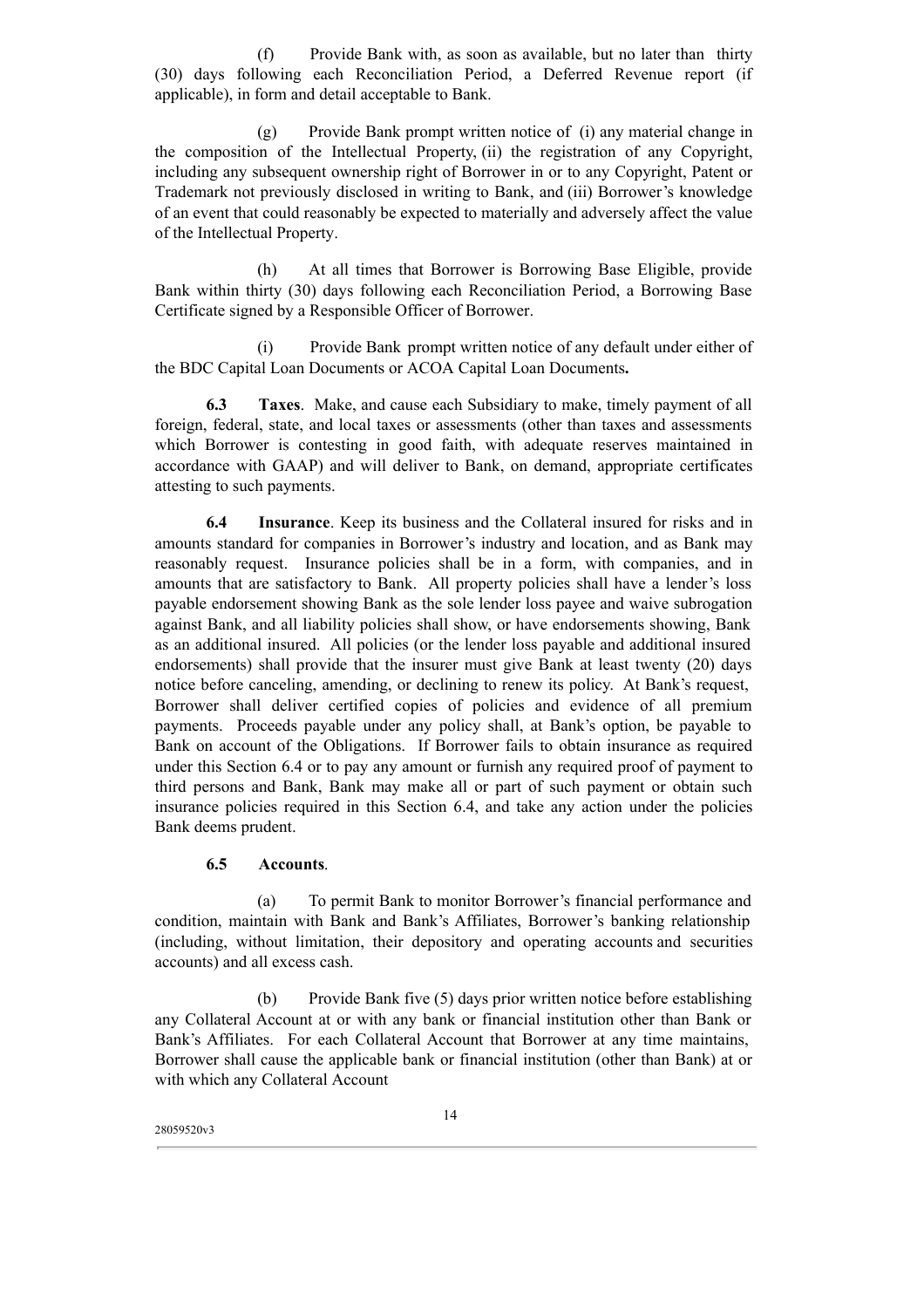(f) Provide Bank with, as soon as available, but no later than thirty (30) days following each Reconciliation Period, a Deferred Revenue report (if applicable), in form and detail acceptable to Bank.

(g) Provide Bank prompt written notice of (i) any material change in the composition of the Intellectual Property, (ii) the registration of any Copyright, including any subsequent ownership right of Borrower in or to any Copyright, Patent or Trademark not previously disclosed in writing to Bank, and (iii) Borrower's knowledge of an event that could reasonably be expected to materially and adversely affect the value of the Intellectual Property.

(h) At all times that Borrower is Borrowing Base Eligible, provide Bank within thirty (30) days following each Reconciliation Period, a Borrowing Base Certificate signed by a Responsible Officer of Borrower.

(i) Provide Bank prompt written notice of any default under either of the BDC Capital Loan Documents or ACOA Capital Loan Documents**.**

**6.3 Taxes**. Make, and cause each Subsidiary to make, timely payment of all foreign, federal, state, and local taxes or assessments (other than taxes and assessments which Borrower is contesting in good faith, with adequate reserves maintained in accordance with GAAP) and will deliver to Bank, on demand, appropriate certificates attesting to such payments.

**6.4 Insurance**. Keep its business and the Collateral insured for risks and in amounts standard for companies in Borrower's industry and location, and as Bank may reasonably request. Insurance policies shall be in a form, with companies, and in amounts that are satisfactory to Bank. All property policies shall have a lender's loss payable endorsement showing Bank as the sole lender loss payee and waive subrogation against Bank, and all liability policies shall show, or have endorsements showing, Bank as an additional insured. All policies (or the lender loss payable and additional insured endorsements) shall provide that the insurer must give Bank at least twenty (20) days notice before canceling, amending, or declining to renew its policy. At Bank's request, Borrower shall deliver certified copies of policies and evidence of all premium payments. Proceeds payable under any policy shall, at Bank's option, be payable to Bank on account of the Obligations. If Borrower fails to obtain insurance as required under this Section 6.4 or to pay any amount or furnish any required proof of payment to third persons and Bank, Bank may make all or part of such payment or obtain such insurance policies required in this Section 6.4, and take any action under the policies Bank deems prudent.

**6.5 Accounts**.

(a) To permit Bank to monitor Borrower's financial performance and condition, maintain with Bank and Bank's Affiliates, Borrower's banking relationship (including, without limitation, their depository and operating accounts and securities accounts) and all excess cash.

(b) Provide Bank five (5) days prior written notice before establishing any Collateral Account at or with any bank or financial institution other than Bank or Bank's Affiliates. For each Collateral Account that Borrower at any time maintains, Borrower shall cause the applicable bank or financial institution (other than Bank) at or with which any Collateral Account

28059520v3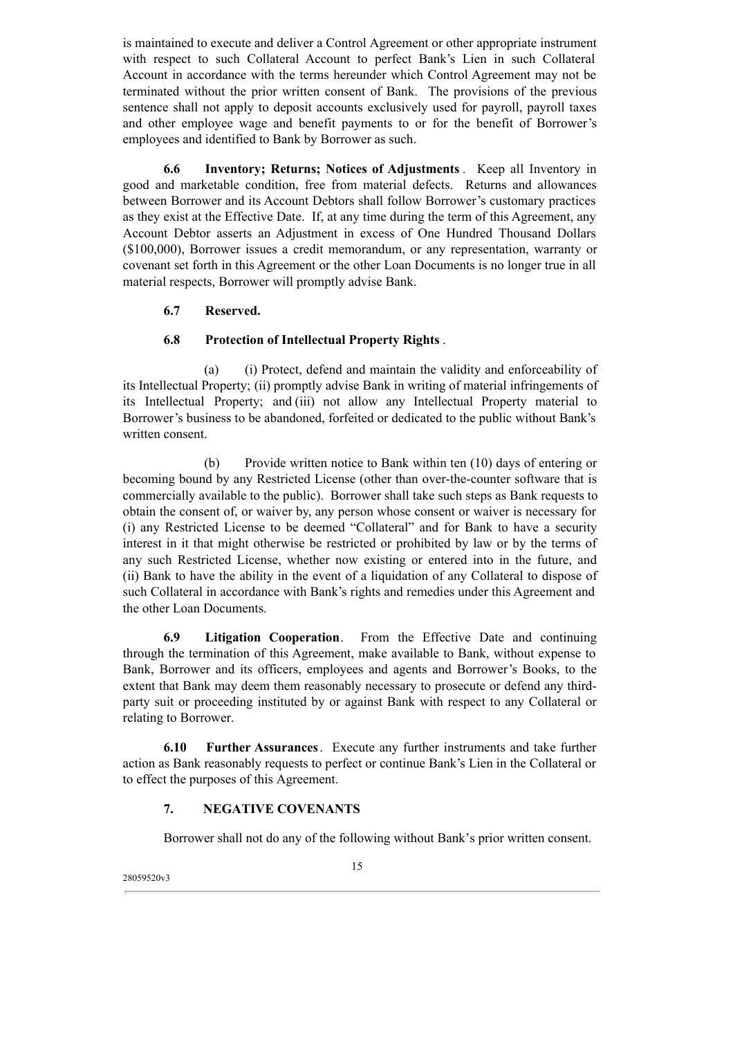is maintained to execute and deliver a Control Agreement or other appropriate instrument with respect to such Collateral Account to perfect Bank's Lien in such Collateral Account in accordance with the terms hereunder which Control Agreement may not be terminated without the prior written consent of Bank. The provisions of the previous sentence shall not apply to deposit accounts exclusively used for payroll, payroll taxes and other employee wage and benefit payments to or for the benefit of Borrower's employees and identified to Bank by Borrower as such.

**6.6 Inventory; Returns; Notices of Adjustments**. Keep all Inventory in good and marketable condition, free from material defects. Returns and allowances between Borrower and its Account Debtors shall follow Borrower's customary practices as they exist at the Effective Date. If, at any time during the term of this Agreement, any Account Debtor asserts an Adjustment in excess of One Hundred Thousand Dollars ($100,000), Borrower issues a credit memorandum, or any representation, warranty or covenant set forth in this Agreement or the other Loan Documents is no longer true in all material respects, Borrower will promptly advise Bank.

**6.7 Reserved.**

**6.8 Protection of Intellectual Property Rights**.

(a) (i) Protect, defend and maintain the validity and enforceability of its Intellectual Property; (ii) promptly advise Bank in writing of material infringements of its Intellectual Property; and (iii) not allow any Intellectual Property material to Borrower's business to be abandoned, forfeited or dedicated to the public without Bank's written consent.

(b) Provide written notice to Bank within ten (10) days of entering or becoming bound by any Restricted License (other than over-the-counter software that is commercially available to the public). Borrower shall take such steps as Bank requests to obtain the consent of, or waiver by, any person whose consent or waiver is necessary for (i) any Restricted License to be deemed "Collateral" and for Bank to have a security interest in it that might otherwise be restricted or prohibited by law or by the terms of any such Restricted License, whether now existing or entered into in the future, and (ii) Bank to have the ability in the event of a liquidation of any Collateral to dispose of such Collateral in accordance with Bank's rights and remedies under this Agreement and the other Loan Documents.

**6.9 Litigation Cooperation**. From the Effective Date and continuing through the termination of this Agreement, make available to Bank, without expense to Bank, Borrower and its officers, employees and agents and Borrower's Books, to the extent that Bank may deem them reasonably necessary to prosecute or defend any third-party suit or proceeding instituted by or against Bank with respect to any Collateral or relating to Borrower.

**6.10 Further Assurances**. Execute any further instruments and take further action as Bank reasonably requests to perfect or continue Bank's Lien in the Collateral or to effect the purposes of this Agreement.

## 7. NEGATIVE COVENANTS

Borrower shall not do any of the following without Bank's prior written consent.

28059520v3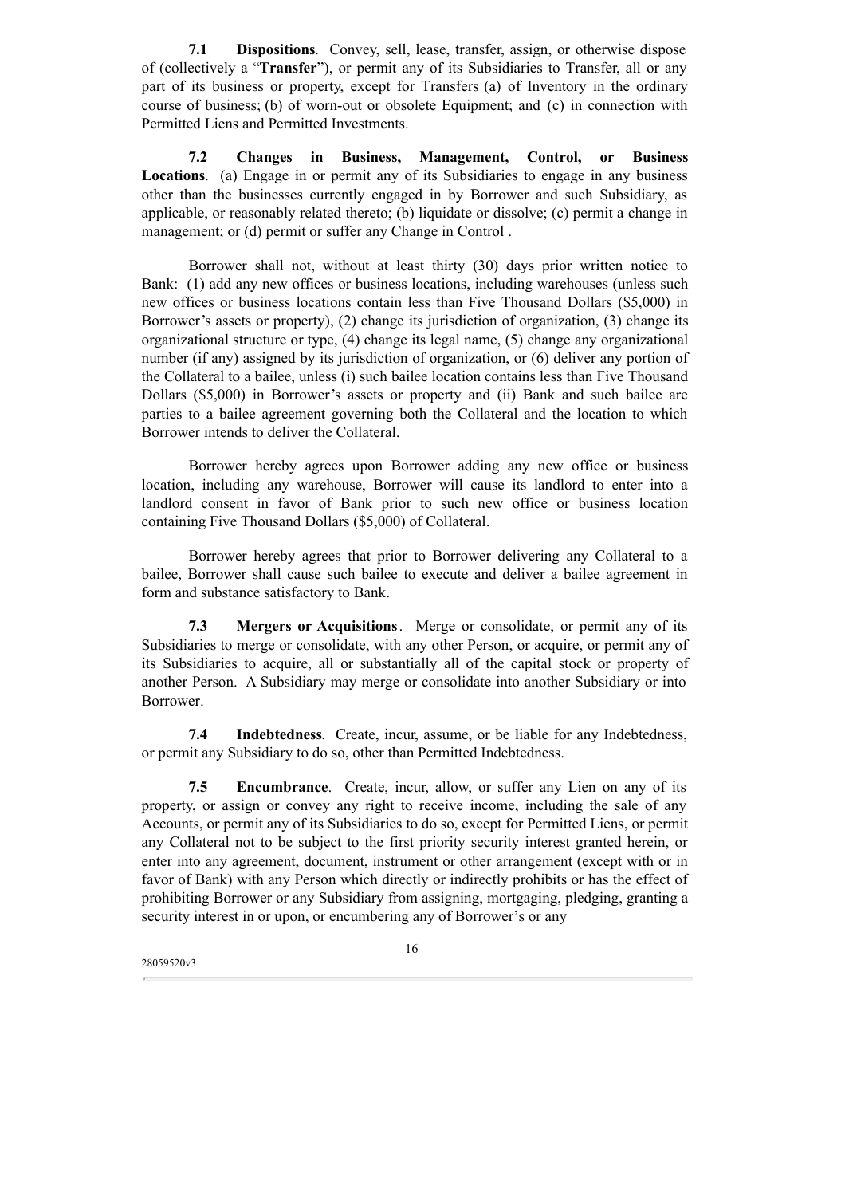**7.1 Dispositions**. Convey, sell, lease, transfer, assign, or otherwise dispose of (collectively a "**Transfer**"), or permit any of its Subsidiaries to Transfer, all or any part of its business or property, except for Transfers (a) of Inventory in the ordinary course of business; (b) of worn-out or obsolete Equipment; and (c) in connection with Permitted Liens and Permitted Investments.

**7.2 Changes in Business, Management, Control, or Business Locations**. (a) Engage in or permit any of its Subsidiaries to engage in any business other than the businesses currently engaged in by Borrower and such Subsidiary, as applicable, or reasonably related thereto; (b) liquidate or dissolve; (c) permit a change in management; or (d) permit or suffer any Change in Control .

Borrower shall not, without at least thirty (30) days prior written notice to Bank: (1) add any new offices or business locations, including warehouses (unless such new offices or business locations contain less than Five Thousand Dollars ($5,000) in Borrower's assets or property), (2) change its jurisdiction of organization, (3) change its organizational structure or type, (4) change its legal name, (5) change any organizational number (if any) assigned by its jurisdiction of organization, or (6) deliver any portion of the Collateral to a bailee, unless (i) such bailee location contains less than Five Thousand Dollars ($5,000) in Borrower's assets or property and (ii) Bank and such bailee are parties to a bailee agreement governing both the Collateral and the location to which Borrower intends to deliver the Collateral.

Borrower hereby agrees upon Borrower adding any new office or business location, including any warehouse, Borrower will cause its landlord to enter into a landlord consent in favor of Bank prior to such new office or business location containing Five Thousand Dollars ($5,000) of Collateral.

Borrower hereby agrees that prior to Borrower delivering any Collateral to a bailee, Borrower shall cause such bailee to execute and deliver a bailee agreement in form and substance satisfactory to Bank.

**7.3 Mergers or Acquisitions**. Merge or consolidate, or permit any of its Subsidiaries to merge or consolidate, with any other Person, or acquire, or permit any of its Subsidiaries to acquire, all or substantially all of the capital stock or property of another Person. A Subsidiary may merge or consolidate into another Subsidiary or into Borrower.

**7.4 Indebtedness**. Create, incur, assume, or be liable for any Indebtedness, or permit any Subsidiary to do so, other than Permitted Indebtedness.

**7.5 Encumbrance**. Create, incur, allow, or suffer any Lien on any of its property, or assign or convey any right to receive income, including the sale of any Accounts, or permit any of its Subsidiaries to do so, except for Permitted Liens, or permit any Collateral not to be subject to the first priority security interest granted herein, or enter into any agreement, document, instrument or other arrangement (except with or in favor of Bank) with any Person which directly or indirectly prohibits or has the effect of prohibiting Borrower or any Subsidiary from assigning, mortgaging, pledging, granting a security interest in or upon, or encumbering any of Borrower's or any

28059520v3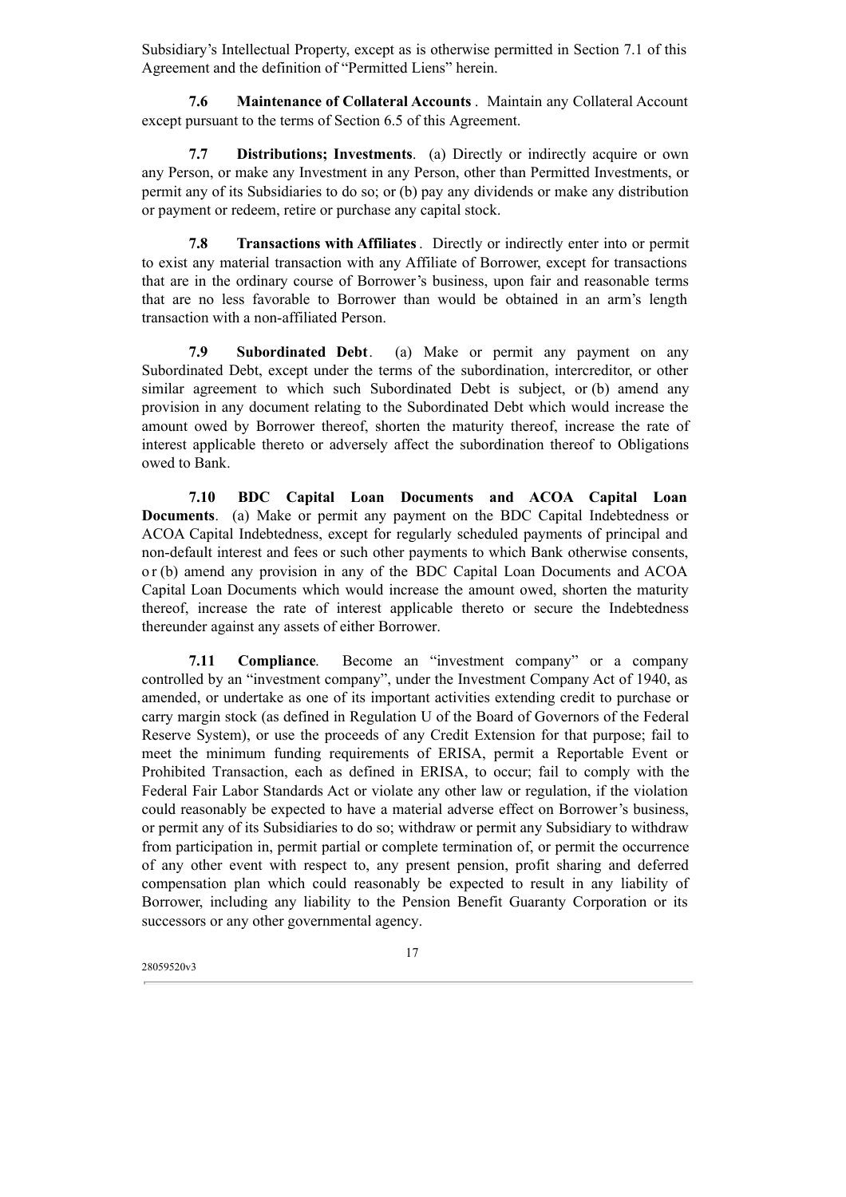Subsidiary's Intellectual Property, except as is otherwise permitted in Section 7.1 of this Agreement and the definition of "Permitted Liens" herein.

**7.6 Maintenance of Collateral Accounts**. Maintain any Collateral Account except pursuant to the terms of Section 6.5 of this Agreement.

**7.7 Distributions; Investments**. (a) Directly or indirectly acquire or own any Person, or make any Investment in any Person, other than Permitted Investments, or permit any of its Subsidiaries to do so; or (b) pay any dividends or make any distribution or payment or redeem, retire or purchase any capital stock.

**7.8 Transactions with Affiliates**. Directly or indirectly enter into or permit to exist any material transaction with any Affiliate of Borrower, except for transactions that are in the ordinary course of Borrower's business, upon fair and reasonable terms that are no less favorable to Borrower than would be obtained in an arm's length transaction with a non-affiliated Person.

**7.9 Subordinated Debt**. (a) Make or permit any payment on any Subordinated Debt, except under the terms of the subordination, intercreditor, or other similar agreement to which such Subordinated Debt is subject, or (b) amend any provision in any document relating to the Subordinated Debt which would increase the amount owed by Borrower thereof, shorten the maturity thereof, increase the rate of interest applicable thereto or adversely affect the subordination thereof to Obligations owed to Bank.

**7.10 BDC Capital Loan Documents and ACOA Capital Loan Documents**. (a) Make or permit any payment on the BDC Capital Indebtedness or ACOA Capital Indebtedness, except for regularly scheduled payments of principal and non-default interest and fees or such other payments to which Bank otherwise consents, or (b) amend any provision in any of the BDC Capital Loan Documents and ACOA Capital Loan Documents which would increase the amount owed, shorten the maturity thereof, increase the rate of interest applicable thereto or secure the Indebtedness thereunder against any assets of either Borrower.

**7.11 Compliance**. Become an "investment company" or a company controlled by an "investment company", under the Investment Company Act of 1940, as amended, or undertake as one of its important activities extending credit to purchase or carry margin stock (as defined in Regulation U of the Board of Governors of the Federal Reserve System), or use the proceeds of any Credit Extension for that purpose; fail to meet the minimum funding requirements of ERISA, permit a Reportable Event or Prohibited Transaction, each as defined in ERISA, to occur; fail to comply with the Federal Fair Labor Standards Act or violate any other law or regulation, if the violation could reasonably be expected to have a material adverse effect on Borrower's business, or permit any of its Subsidiaries to do so; withdraw or permit any Subsidiary to withdraw from participation in, permit partial or complete termination of, or permit the occurrence of any other event with respect to, any present pension, profit sharing and deferred compensation plan which could reasonably be expected to result in any liability of Borrower, including any liability to the Pension Benefit Guaranty Corporation or its successors or any other governmental agency.

28059520v3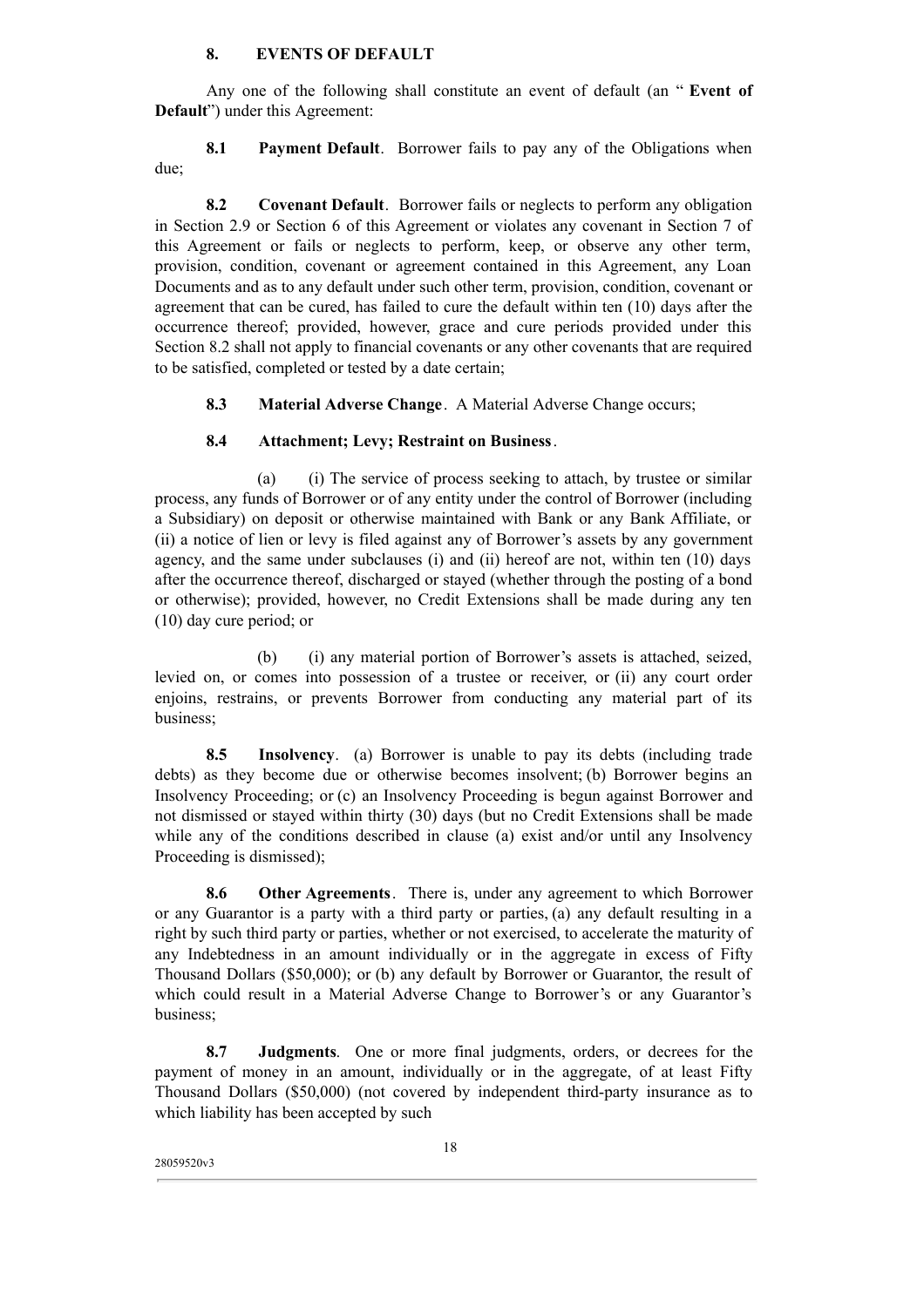## 8. EVENTS OF DEFAULT

Any one of the following shall constitute an event of default (an " **Event of Default**") under this Agreement:

**8.1 Payment Default**. Borrower fails to pay any of the Obligations when due;

**8.2 Covenant Default**. Borrower fails or neglects to perform any obligation in Section 2.9 or Section 6 of this Agreement or violates any covenant in Section 7 of this Agreement or fails or neglects to perform, keep, or observe any other term, provision, condition, covenant or agreement contained in this Agreement, any Loan Documents and as to any default under such other term, provision, condition, covenant or agreement that can be cured, has failed to cure the default within ten (10) days after the occurrence thereof; provided, however, grace and cure periods provided under this Section 8.2 shall not apply to financial covenants or any other covenants that are required to be satisfied, completed or tested by a date certain;

**8.3 Material Adverse Change**. A Material Adverse Change occurs;

**8.4 Attachment; Levy; Restraint on Business**.

(a) (i) The service of process seeking to attach, by trustee or similar process, any funds of Borrower or of any entity under the control of Borrower (including a Subsidiary) on deposit or otherwise maintained with Bank or any Bank Affiliate, or (ii) a notice of lien or levy is filed against any of Borrower's assets by any government agency, and the same under subclauses (i) and (ii) hereof are not, within ten (10) days after the occurrence thereof, discharged or stayed (whether through the posting of a bond or otherwise); provided, however, no Credit Extensions shall be made during any ten (10) day cure period; or

(b) (i) any material portion of Borrower's assets is attached, seized, levied on, or comes into possession of a trustee or receiver, or (ii) any court order enjoins, restrains, or prevents Borrower from conducting any material part of its business;

**8.5 Insolvency**. (a) Borrower is unable to pay its debts (including trade debts) as they become due or otherwise becomes insolvent; (b) Borrower begins an Insolvency Proceeding; or (c) an Insolvency Proceeding is begun against Borrower and not dismissed or stayed within thirty (30) days (but no Credit Extensions shall be made while any of the conditions described in clause (a) exist and/or until any Insolvency Proceeding is dismissed);

**8.6 Other Agreements**. There is, under any agreement to which Borrower or any Guarantor is a party with a third party or parties, (a) any default resulting in a right by such third party or parties, whether or not exercised, to accelerate the maturity of any Indebtedness in an amount individually or in the aggregate in excess of Fifty Thousand Dollars ($50,000); or (b) any default by Borrower or Guarantor, the result of which could result in a Material Adverse Change to Borrower's or any Guarantor's business;

**8.7 Judgments**. One or more final judgments, orders, or decrees for the payment of money in an amount, individually or in the aggregate, of at least Fifty Thousand Dollars ($50,000) (not covered by independent third-party insurance as to which liability has been accepted by such

28059520v3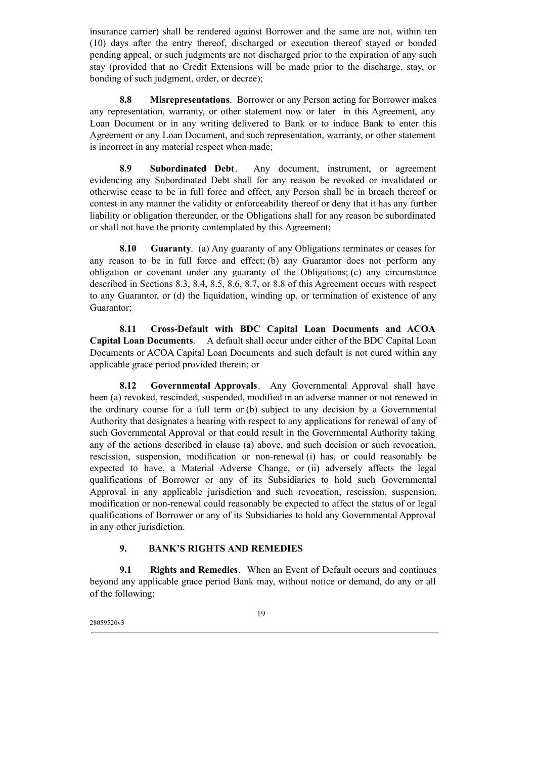insurance carrier) shall be rendered against Borrower and the same are not, within ten (10) days after the entry thereof, discharged or execution thereof stayed or bonded pending appeal, or such judgments are not discharged prior to the expiration of any such stay (provided that no Credit Extensions will be made prior to the discharge, stay, or bonding of such judgment, order, or decree);

**8.8 Misrepresentations**. Borrower or any Person acting for Borrower makes any representation, warranty, or other statement now or later in this Agreement, any Loan Document or in any writing delivered to Bank or to induce Bank to enter this Agreement or any Loan Document, and such representation, warranty, or other statement is incorrect in any material respect when made;

**8.9 Subordinated Debt**. Any document, instrument, or agreement evidencing any Subordinated Debt shall for any reason be revoked or invalidated or otherwise cease to be in full force and effect, any Person shall be in breach thereof or contest in any manner the validity or enforceability thereof or deny that it has any further liability or obligation thereunder, or the Obligations shall for any reason be subordinated or shall not have the priority contemplated by this Agreement;

**8.10 Guaranty**. (a) Any guaranty of any Obligations terminates or ceases for any reason to be in full force and effect; (b) any Guarantor does not perform any obligation or covenant under any guaranty of the Obligations; (c) any circumstance described in Sections 8.3, 8.4, 8.5, 8.6, 8.7, or 8.8 of this Agreement occurs with respect to any Guarantor, or (d) the liquidation, winding up, or termination of existence of any Guarantor;

**8.11 Cross-Default with BDC Capital Loan Documents and ACOA Capital Loan Documents**. A default shall occur under either of the BDC Capital Loan Documents or ACOA Capital Loan Documents and such default is not cured within any applicable grace period provided therein; or

**8.12 Governmental Approvals**. Any Governmental Approval shall have been (a) revoked, rescinded, suspended, modified in an adverse manner or not renewed in the ordinary course for a full term or (b) subject to any decision by a Governmental Authority that designates a hearing with respect to any applications for renewal of any of such Governmental Approval or that could result in the Governmental Authority taking any of the actions described in clause (a) above, and such decision or such revocation, rescission, suspension, modification or non-renewal (i) has, or could reasonably be expected to have, a Material Adverse Change, or (ii) adversely affects the legal qualifications of Borrower or any of its Subsidiaries to hold such Governmental Approval in any applicable jurisdiction and such revocation, rescission, suspension, modification or non-renewal could reasonably be expected to affect the status of or legal qualifications of Borrower or any of its Subsidiaries to hold any Governmental Approval in any other jurisdiction.

## 9. BANK'S RIGHTS AND REMEDIES

**9.1 Rights and Remedies**. When an Event of Default occurs and continues beyond any applicable grace period Bank may, without notice or demand, do any or all of the following:

28059520v3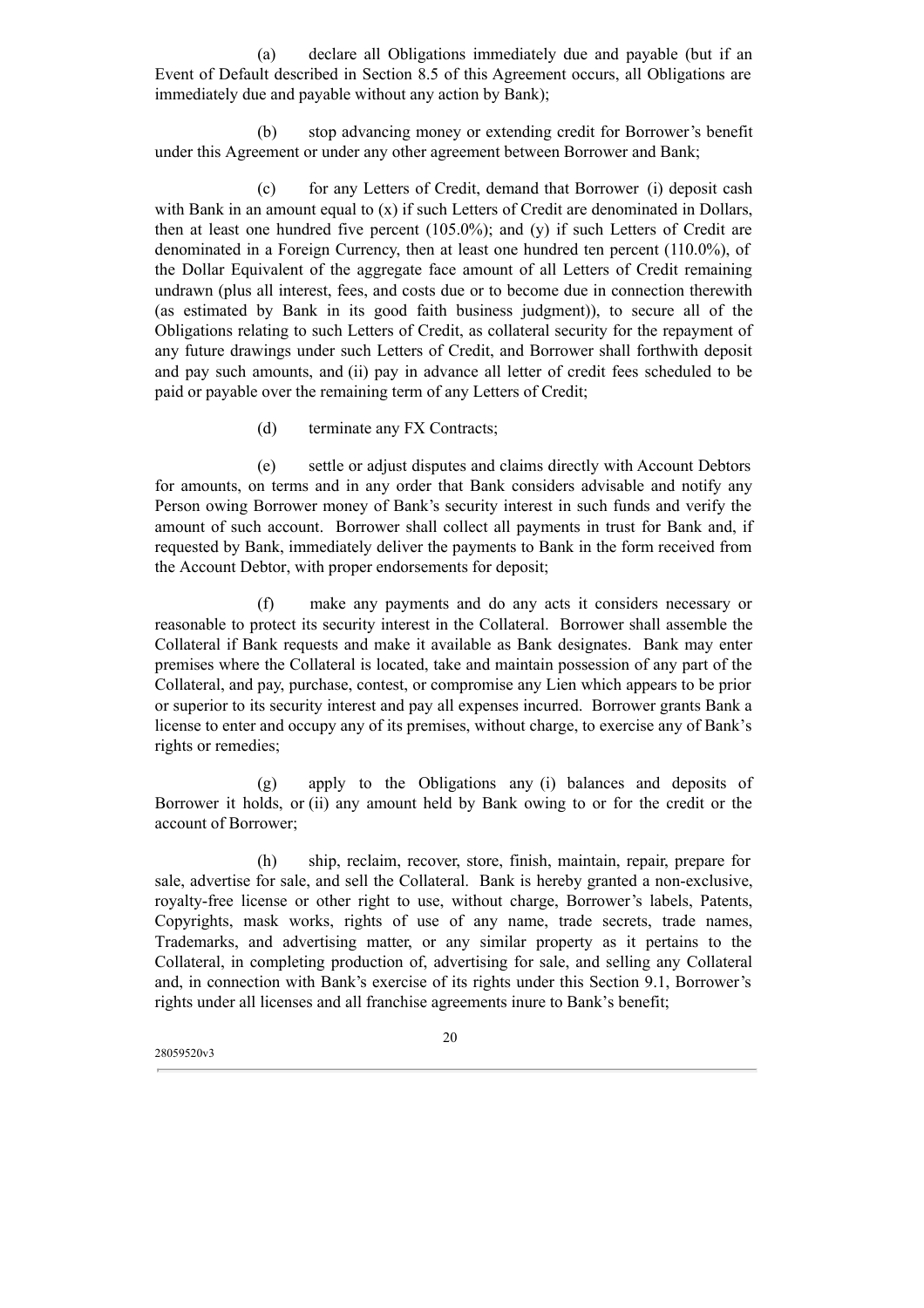(a) declare all Obligations immediately due and payable (but if an Event of Default described in Section 8.5 of this Agreement occurs, all Obligations are immediately due and payable without any action by Bank);

(b) stop advancing money or extending credit for Borrower's benefit under this Agreement or under any other agreement between Borrower and Bank;

(c) for any Letters of Credit, demand that Borrower (i) deposit cash with Bank in an amount equal to (x) if such Letters of Credit are denominated in Dollars, then at least one hundred five percent (105.0%); and (y) if such Letters of Credit are denominated in a Foreign Currency, then at least one hundred ten percent (110.0%), of the Dollar Equivalent of the aggregate face amount of all Letters of Credit remaining undrawn (plus all interest, fees, and costs due or to become due in connection therewith (as estimated by Bank in its good faith business judgment)), to secure all of the Obligations relating to such Letters of Credit, as collateral security for the repayment of any future drawings under such Letters of Credit, and Borrower shall forthwith deposit and pay such amounts, and (ii) pay in advance all letter of credit fees scheduled to be paid or payable over the remaining term of any Letters of Credit;

(d) terminate any FX Contracts;

(e) settle or adjust disputes and claims directly with Account Debtors for amounts, on terms and in any order that Bank considers advisable and notify any Person owing Borrower money of Bank's security interest in such funds and verify the amount of such account. Borrower shall collect all payments in trust for Bank and, if requested by Bank, immediately deliver the payments to Bank in the form received from the Account Debtor, with proper endorsements for deposit;

(f) make any payments and do any acts it considers necessary or reasonable to protect its security interest in the Collateral. Borrower shall assemble the Collateral if Bank requests and make it available as Bank designates. Bank may enter premises where the Collateral is located, take and maintain possession of any part of the Collateral, and pay, purchase, contest, or compromise any Lien which appears to be prior or superior to its security interest and pay all expenses incurred. Borrower grants Bank a license to enter and occupy any of its premises, without charge, to exercise any of Bank's rights or remedies;

(g) apply to the Obligations any (i) balances and deposits of Borrower it holds, or (ii) any amount held by Bank owing to or for the credit or the account of Borrower;

(h) ship, reclaim, recover, store, finish, maintain, repair, prepare for sale, advertise for sale, and sell the Collateral. Bank is hereby granted a non-exclusive, royalty-free license or other right to use, without charge, Borrower's labels, Patents, Copyrights, mask works, rights of use of any name, trade secrets, trade names, Trademarks, and advertising matter, or any similar property as it pertains to the Collateral, in completing production of, advertising for sale, and selling any Collateral and, in connection with Bank's exercise of its rights under this Section 9.1, Borrower's rights under all licenses and all franchise agreements inure to Bank's benefit;

28059520v3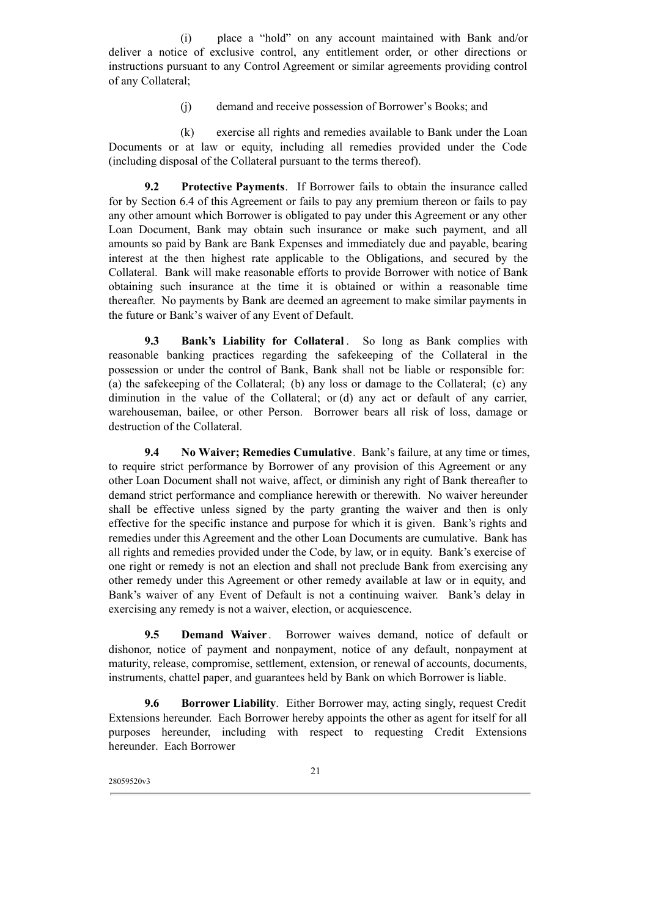(i) place a "hold" on any account maintained with Bank and/or deliver a notice of exclusive control, any entitlement order, or other directions or instructions pursuant to any Control Agreement or similar agreements providing control of any Collateral;

(j) demand and receive possession of Borrower's Books; and

(k) exercise all rights and remedies available to Bank under the Loan Documents or at law or equity, including all remedies provided under the Code (including disposal of the Collateral pursuant to the terms thereof).

**9.2 Protective Payments**. If Borrower fails to obtain the insurance called for by Section 6.4 of this Agreement or fails to pay any premium thereon or fails to pay any other amount which Borrower is obligated to pay under this Agreement or any other Loan Document, Bank may obtain such insurance or make such payment, and all amounts so paid by Bank are Bank Expenses and immediately due and payable, bearing interest at the then highest rate applicable to the Obligations, and secured by the Collateral. Bank will make reasonable efforts to provide Borrower with notice of Bank obtaining such insurance at the time it is obtained or within a reasonable time thereafter. No payments by Bank are deemed an agreement to make similar payments in the future or Bank's waiver of any Event of Default.

**9.3 Bank's Liability for Collateral**. So long as Bank complies with reasonable banking practices regarding the safekeeping of the Collateral in the possession or under the control of Bank, Bank shall not be liable or responsible for: (a) the safekeeping of the Collateral; (b) any loss or damage to the Collateral; (c) any diminution in the value of the Collateral; or (d) any act or default of any carrier, warehouseman, bailee, or other Person. Borrower bears all risk of loss, damage or destruction of the Collateral.

**9.4 No Waiver; Remedies Cumulative**. Bank's failure, at any time or times, to require strict performance by Borrower of any provision of this Agreement or any other Loan Document shall not waive, affect, or diminish any right of Bank thereafter to demand strict performance and compliance herewith or therewith. No waiver hereunder shall be effective unless signed by the party granting the waiver and then is only effective for the specific instance and purpose for which it is given. Bank's rights and remedies under this Agreement and the other Loan Documents are cumulative. Bank has all rights and remedies provided under the Code, by law, or in equity. Bank's exercise of one right or remedy is not an election and shall not preclude Bank from exercising any other remedy under this Agreement or other remedy available at law or in equity, and Bank's waiver of any Event of Default is not a continuing waiver. Bank's delay in exercising any remedy is not a waiver, election, or acquiescence.

**9.5 Demand Waiver**. Borrower waives demand, notice of default or dishonor, notice of payment and nonpayment, notice of any default, nonpayment at maturity, release, compromise, settlement, extension, or renewal of accounts, documents, instruments, chattel paper, and guarantees held by Bank on which Borrower is liable.

**9.6 Borrower Liability**. Either Borrower may, acting singly, request Credit Extensions hereunder. Each Borrower hereby appoints the other as agent for itself for all purposes hereunder, including with respect to requesting Credit Extensions hereunder. Each Borrower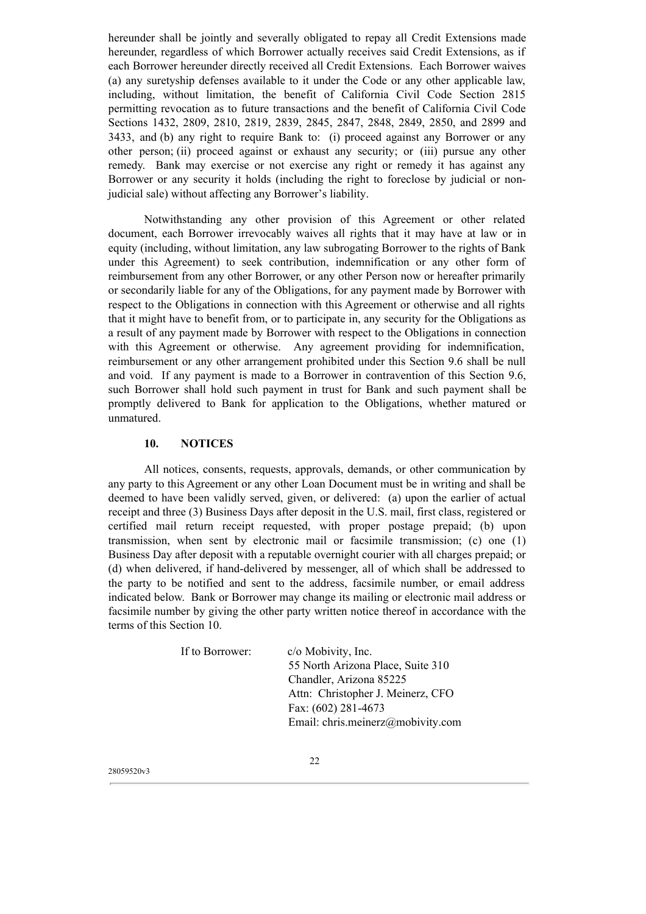hereunder shall be jointly and severally obligated to repay all Credit Extensions made hereunder, regardless of which Borrower actually receives said Credit Extensions, as if each Borrower hereunder directly received all Credit Extensions. Each Borrower waives (a) any suretyship defenses available to it under the Code or any other applicable law, including, without limitation, the benefit of California Civil Code Section 2815 permitting revocation as to future transactions and the benefit of California Civil Code Sections 1432, 2809, 2810, 2819, 2839, 2845, 2847, 2848, 2849, 2850, and 2899 and 3433, and (b) any right to require Bank to: (i) proceed against any Borrower or any other person; (ii) proceed against or exhaust any security; or (iii) pursue any other remedy. Bank may exercise or not exercise any right or remedy it has against any Borrower or any security it holds (including the right to foreclose by judicial or non-judicial sale) without affecting any Borrower's liability.

Notwithstanding any other provision of this Agreement or other related document, each Borrower irrevocably waives all rights that it may have at law or in equity (including, without limitation, any law subrogating Borrower to the rights of Bank under this Agreement) to seek contribution, indemnification or any other form of reimbursement from any other Borrower, or any other Person now or hereafter primarily or secondarily liable for any of the Obligations, for any payment made by Borrower with respect to the Obligations in connection with this Agreement or otherwise and all rights that it might have to benefit from, or to participate in, any security for the Obligations as a result of any payment made by Borrower with respect to the Obligations in connection with this Agreement or otherwise. Any agreement providing for indemnification, reimbursement or any other arrangement prohibited under this Section 9.6 shall be null and void. If any payment is made to a Borrower in contravention of this Section 9.6, such Borrower shall hold such payment in trust for Bank and such payment shall be promptly delivered to Bank for application to the Obligations, whether matured or unmatured.

## 10. NOTICES

All notices, consents, requests, approvals, demands, or other communication by any party to this Agreement or any other Loan Document must be in writing and shall be deemed to have been validly served, given, or delivered: (a) upon the earlier of actual receipt and three (3) Business Days after deposit in the U.S. mail, first class, registered or certified mail return receipt requested, with proper postage prepaid; (b) upon transmission, when sent by electronic mail or facsimile transmission; (c) one (1) Business Day after deposit with a reputable overnight courier with all charges prepaid; or (d) when delivered, if hand-delivered by messenger, all of which shall be addressed to the party to be notified and sent to the address, facsimile number, or email address indicated below. Bank or Borrower may change its mailing or electronic mail address or facsimile number by giving the other party written notice thereof in accordance with the terms of this Section 10.

If to Borrower: c/o Mobivity, Inc.
55 North Arizona Place, Suite 310
Chandler, Arizona 85225
Attn: Christopher J. Meinerz, CFO
Fax: (602) 281-4673
Email: chris.meinerz@mobivity.com

28059520v3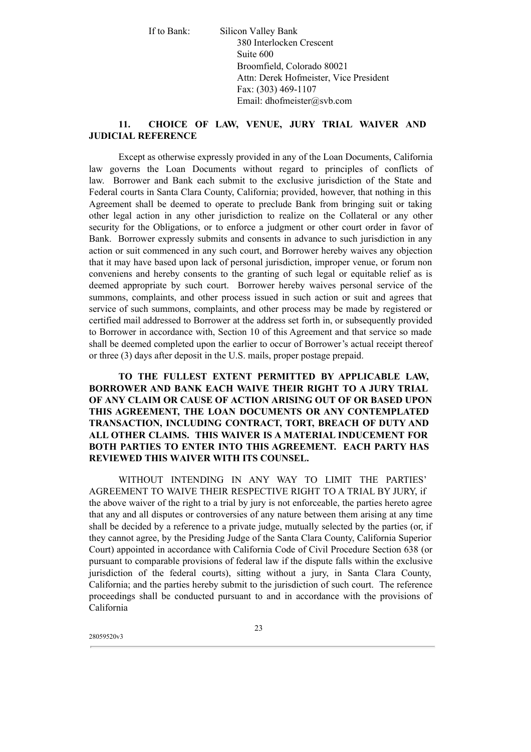If to Bank: Silicon Valley Bank
380 Interlocken Crescent
Suite 600
Broomfield, Colorado 80021
Attn: Derek Hofmeister, Vice President
Fax: (303) 469-1107
Email: dhofmeister@svb.com

## 11. CHOICE OF LAW, VENUE, JURY TRIAL WAIVER AND JUDICIAL REFERENCE

Except as otherwise expressly provided in any of the Loan Documents, California law governs the Loan Documents without regard to principles of conflicts of law. Borrower and Bank each submit to the exclusive jurisdiction of the State and Federal courts in Santa Clara County, California; provided, however, that nothing in this Agreement shall be deemed to operate to preclude Bank from bringing suit or taking other legal action in any other jurisdiction to realize on the Collateral or any other security for the Obligations, or to enforce a judgment or other court order in favor of Bank. Borrower expressly submits and consents in advance to such jurisdiction in any action or suit commenced in any such court, and Borrower hereby waives any objection that it may have based upon lack of personal jurisdiction, improper venue, or forum non conveniens and hereby consents to the granting of such legal or equitable relief as is deemed appropriate by such court. Borrower hereby waives personal service of the summons, complaints, and other process issued in such action or suit and agrees that service of such summons, complaints, and other process may be made by registered or certified mail addressed to Borrower at the address set forth in, or subsequently provided to Borrower in accordance with, Section 10 of this Agreement and that service so made shall be deemed completed upon the earlier to occur of Borrower's actual receipt thereof or three (3) days after deposit in the U.S. mails, proper postage prepaid.

**TO THE FULLEST EXTENT PERMITTED BY APPLICABLE LAW, BORROWER AND BANK EACH WAIVE THEIR RIGHT TO A JURY TRIAL OF ANY CLAIM OR CAUSE OF ACTION ARISING OUT OF OR BASED UPON THIS AGREEMENT, THE LOAN DOCUMENTS OR ANY CONTEMPLATED TRANSACTION, INCLUDING CONTRACT, TORT, BREACH OF DUTY AND ALL OTHER CLAIMS. THIS WAIVER IS A MATERIAL INDUCEMENT FOR BOTH PARTIES TO ENTER INTO THIS AGREEMENT. EACH PARTY HAS REVIEWED THIS WAIVER WITH ITS COUNSEL.**

WITHOUT INTENDING IN ANY WAY TO LIMIT THE PARTIES' AGREEMENT TO WAIVE THEIR RESPECTIVE RIGHT TO A TRIAL BY JURY, if the above waiver of the right to a trial by jury is not enforceable, the parties hereto agree that any and all disputes or controversies of any nature between them arising at any time shall be decided by a reference to a private judge, mutually selected by the parties (or, if they cannot agree, by the Presiding Judge of the Santa Clara County, California Superior Court) appointed in accordance with California Code of Civil Procedure Section 638 (or pursuant to comparable provisions of federal law if the dispute falls within the exclusive jurisdiction of the federal courts), sitting without a jury, in Santa Clara County, California; and the parties hereby submit to the jurisdiction of such court. The reference proceedings shall be conducted pursuant to and in accordance with the provisions of California

28059520v3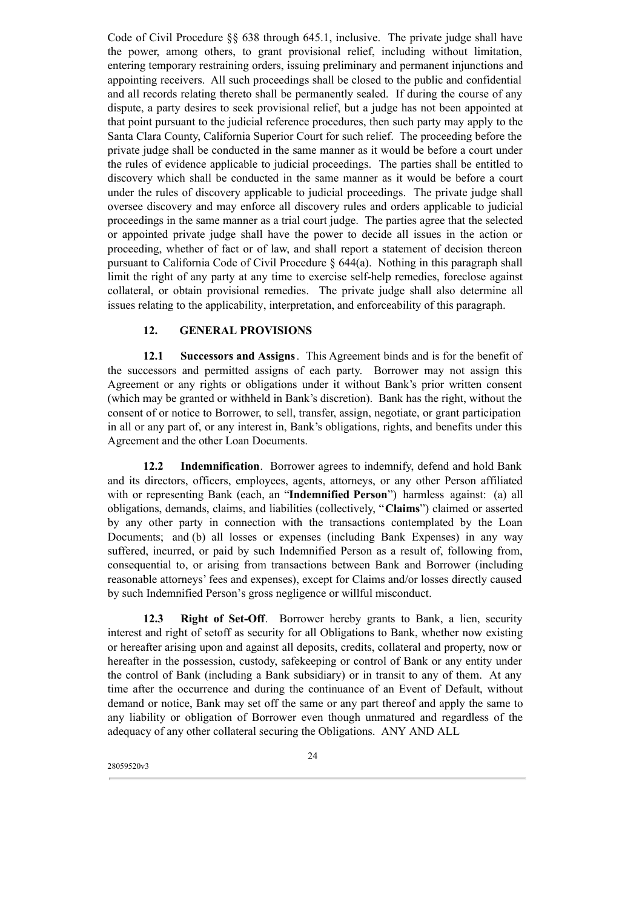Code of Civil Procedure §§ 638 through 645.1, inclusive. The private judge shall have the power, among others, to grant provisional relief, including without limitation, entering temporary restraining orders, issuing preliminary and permanent injunctions and appointing receivers. All such proceedings shall be closed to the public and confidential and all records relating thereto shall be permanently sealed. If during the course of any dispute, a party desires to seek provisional relief, but a judge has not been appointed at that point pursuant to the judicial reference procedures, then such party may apply to the Santa Clara County, California Superior Court for such relief. The proceeding before the private judge shall be conducted in the same manner as it would be before a court under the rules of evidence applicable to judicial proceedings. The parties shall be entitled to discovery which shall be conducted in the same manner as it would be before a court under the rules of discovery applicable to judicial proceedings. The private judge shall oversee discovery and may enforce all discovery rules and orders applicable to judicial proceedings in the same manner as a trial court judge. The parties agree that the selected or appointed private judge shall have the power to decide all issues in the action or proceeding, whether of fact or of law, and shall report a statement of decision thereon pursuant to California Code of Civil Procedure § 644(a). Nothing in this paragraph shall limit the right of any party at any time to exercise self-help remedies, foreclose against collateral, or obtain provisional remedies. The private judge shall also determine all issues relating to the applicability, interpretation, and enforceability of this paragraph.

## 12. GENERAL PROVISIONS

**12.1 Successors and Assigns**. This Agreement binds and is for the benefit of the successors and permitted assigns of each party. Borrower may not assign this Agreement or any rights or obligations under it without Bank's prior written consent (which may be granted or withheld in Bank's discretion). Bank has the right, without the consent of or notice to Borrower, to sell, transfer, assign, negotiate, or grant participation in all or any part of, or any interest in, Bank's obligations, rights, and benefits under this Agreement and the other Loan Documents.

**12.2 Indemnification**. Borrower agrees to indemnify, defend and hold Bank and its directors, officers, employees, agents, attorneys, or any other Person affiliated with or representing Bank (each, an "**Indemnified Person**") harmless against: (a) all obligations, demands, claims, and liabilities (collectively, "**Claims**") claimed or asserted by any other party in connection with the transactions contemplated by the Loan Documents; and (b) all losses or expenses (including Bank Expenses) in any way suffered, incurred, or paid by such Indemnified Person as a result of, following from, consequential to, or arising from transactions between Bank and Borrower (including reasonable attorneys' fees and expenses), except for Claims and/or losses directly caused by such Indemnified Person's gross negligence or willful misconduct.

**12.3 Right of Set-Off**. Borrower hereby grants to Bank, a lien, security interest and right of setoff as security for all Obligations to Bank, whether now existing or hereafter arising upon and against all deposits, credits, collateral and property, now or hereafter in the possession, custody, safekeeping or control of Bank or any entity under the control of Bank (including a Bank subsidiary) or in transit to any of them. At any time after the occurrence and during the continuance of an Event of Default, without demand or notice, Bank may set off the same or any part thereof and apply the same to any liability or obligation of Borrower even though unmatured and regardless of the adequacy of any other collateral securing the Obligations. ANY AND ALL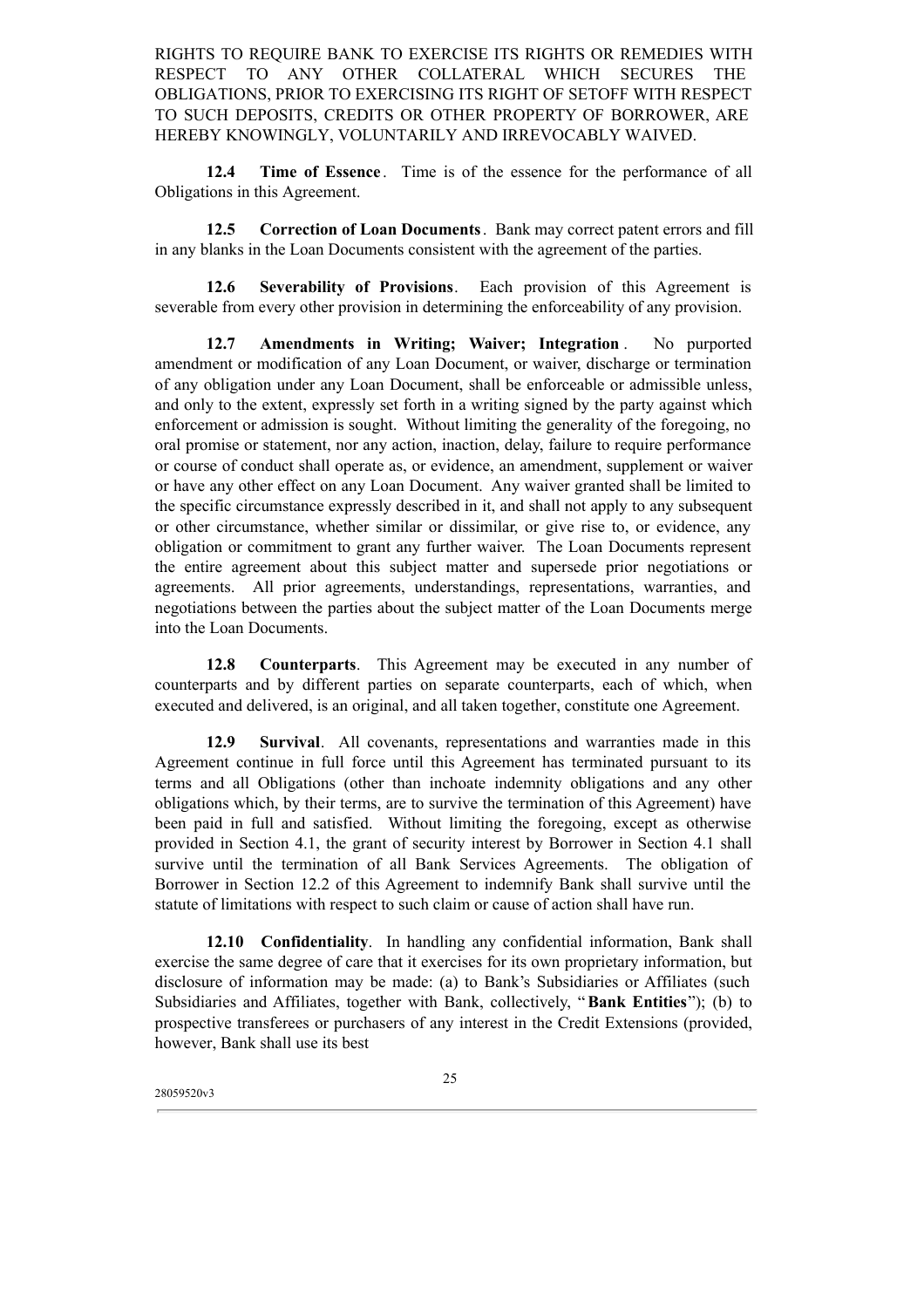RIGHTS TO REQUIRE BANK TO EXERCISE ITS RIGHTS OR REMEDIES WITH RESPECT TO ANY OTHER COLLATERAL WHICH SECURES THE OBLIGATIONS, PRIOR TO EXERCISING ITS RIGHT OF SETOFF WITH RESPECT TO SUCH DEPOSITS, CREDITS OR OTHER PROPERTY OF BORROWER, ARE HEREBY KNOWINGLY, VOLUNTARILY AND IRREVOCABLY WAIVED.

**12.4 Time of Essence**. Time is of the essence for the performance of all Obligations in this Agreement.

**12.5 Correction of Loan Documents**. Bank may correct patent errors and fill in any blanks in the Loan Documents consistent with the agreement of the parties.

**12.6 Severability of Provisions**. Each provision of this Agreement is severable from every other provision in determining the enforceability of any provision.

**12.7 Amendments in Writing; Waiver; Integration**. No purported amendment or modification of any Loan Document, or waiver, discharge or termination of any obligation under any Loan Document, shall be enforceable or admissible unless, and only to the extent, expressly set forth in a writing signed by the party against which enforcement or admission is sought. Without limiting the generality of the foregoing, no oral promise or statement, nor any action, inaction, delay, failure to require performance or course of conduct shall operate as, or evidence, an amendment, supplement or waiver or have any other effect on any Loan Document. Any waiver granted shall be limited to the specific circumstance expressly described in it, and shall not apply to any subsequent or other circumstance, whether similar or dissimilar, or give rise to, or evidence, any obligation or commitment to grant any further waiver. The Loan Documents represent the entire agreement about this subject matter and supersede prior negotiations or agreements. All prior agreements, understandings, representations, warranties, and negotiations between the parties about the subject matter of the Loan Documents merge into the Loan Documents.

**12.8 Counterparts**. This Agreement may be executed in any number of counterparts and by different parties on separate counterparts, each of which, when executed and delivered, is an original, and all taken together, constitute one Agreement.

**12.9 Survival**. All covenants, representations and warranties made in this Agreement continue in full force until this Agreement has terminated pursuant to its terms and all Obligations (other than inchoate indemnity obligations and any other obligations which, by their terms, are to survive the termination of this Agreement) have been paid in full and satisfied. Without limiting the foregoing, except as otherwise provided in Section 4.1, the grant of security interest by Borrower in Section 4.1 shall survive until the termination of all Bank Services Agreements. The obligation of Borrower in Section 12.2 of this Agreement to indemnify Bank shall survive until the statute of limitations with respect to such claim or cause of action shall have run.

**12.10 Confidentiality**. In handling any confidential information, Bank shall exercise the same degree of care that it exercises for its own proprietary information, but disclosure of information may be made: (a) to Bank's Subsidiaries or Affiliates (such Subsidiaries and Affiliates, together with Bank, collectively, "**Bank Entities**"); (b) to prospective transferees or purchasers of any interest in the Credit Extensions (provided, however, Bank shall use its best

28059520v3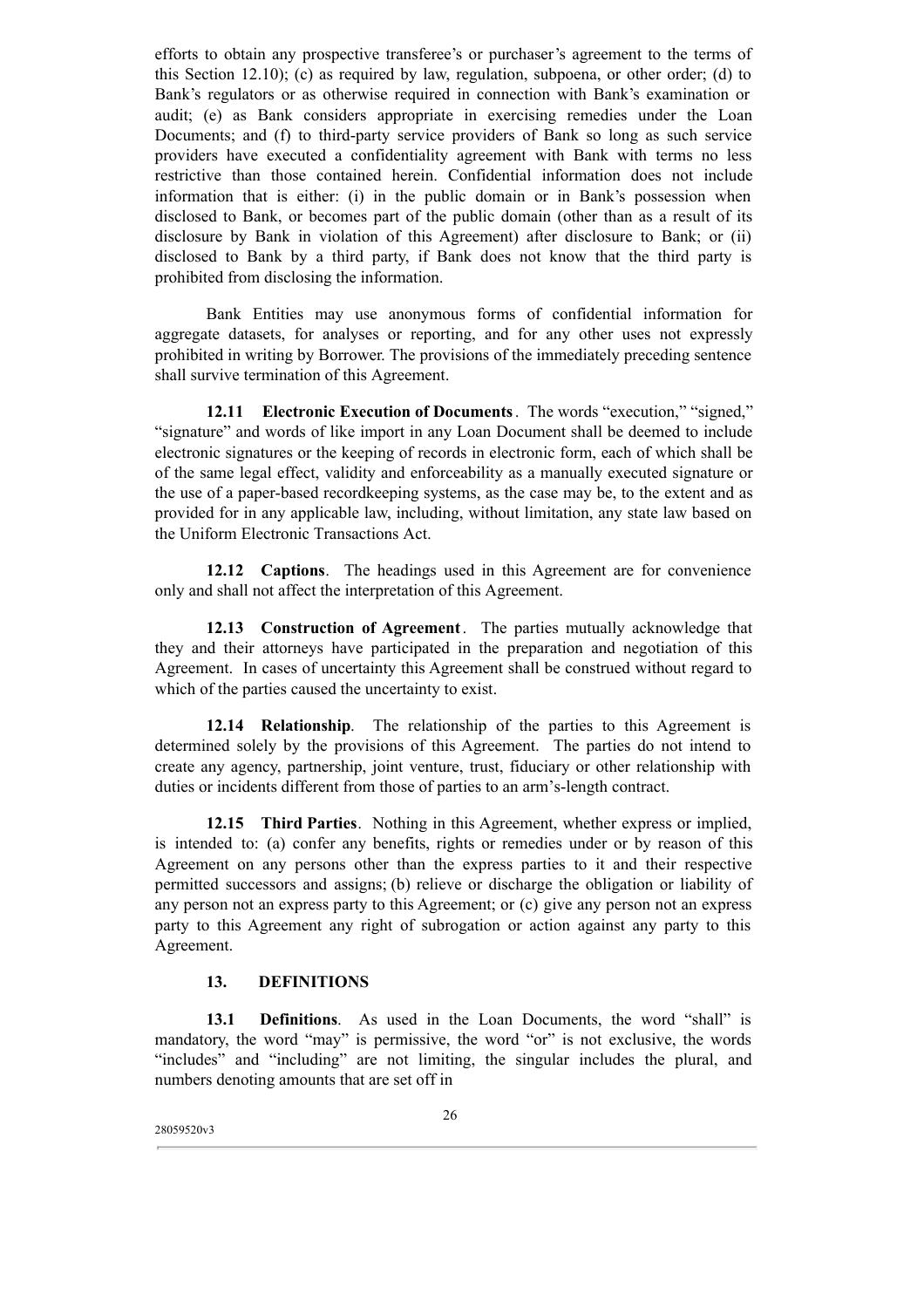efforts to obtain any prospective transferee's or purchaser's agreement to the terms of this Section 12.10); (c) as required by law, regulation, subpoena, or other order; (d) to Bank's regulators or as otherwise required in connection with Bank's examination or audit; (e) as Bank considers appropriate in exercising remedies under the Loan Documents; and (f) to third-party service providers of Bank so long as such service providers have executed a confidentiality agreement with Bank with terms no less restrictive than those contained herein. Confidential information does not include information that is either: (i) in the public domain or in Bank's possession when disclosed to Bank, or becomes part of the public domain (other than as a result of its disclosure by Bank in violation of this Agreement) after disclosure to Bank; or (ii) disclosed to Bank by a third party, if Bank does not know that the third party is prohibited from disclosing the information.

Bank Entities may use anonymous forms of confidential information for aggregate datasets, for analyses or reporting, and for any other uses not expressly prohibited in writing by Borrower. The provisions of the immediately preceding sentence shall survive termination of this Agreement.

**12.11 Electronic Execution of Documents**. The words "execution," "signed," "signature" and words of like import in any Loan Document shall be deemed to include electronic signatures or the keeping of records in electronic form, each of which shall be of the same legal effect, validity and enforceability as a manually executed signature or the use of a paper-based recordkeeping systems, as the case may be, to the extent and as provided for in any applicable law, including, without limitation, any state law based on the Uniform Electronic Transactions Act.

**12.12 Captions**. The headings used in this Agreement are for convenience only and shall not affect the interpretation of this Agreement.

**12.13 Construction of Agreement**. The parties mutually acknowledge that they and their attorneys have participated in the preparation and negotiation of this Agreement. In cases of uncertainty this Agreement shall be construed without regard to which of the parties caused the uncertainty to exist.

**12.14 Relationship**. The relationship of the parties to this Agreement is determined solely by the provisions of this Agreement. The parties do not intend to create any agency, partnership, joint venture, trust, fiduciary or other relationship with duties or incidents different from those of parties to an arm's-length contract.

**12.15 Third Parties**. Nothing in this Agreement, whether express or implied, is intended to: (a) confer any benefits, rights or remedies under or by reason of this Agreement on any persons other than the express parties to it and their respective permitted successors and assigns; (b) relieve or discharge the obligation or liability of any person not an express party to this Agreement; or (c) give any person not an express party to this Agreement any right of subrogation or action against any party to this Agreement.

## 13. DEFINITIONS

**13.1 Definitions**. As used in the Loan Documents, the word "shall" is mandatory, the word "may" is permissive, the word "or" is not exclusive, the words "includes" and "including" are not limiting, the singular includes the plural, and numbers denoting amounts that are set off in

28059520v3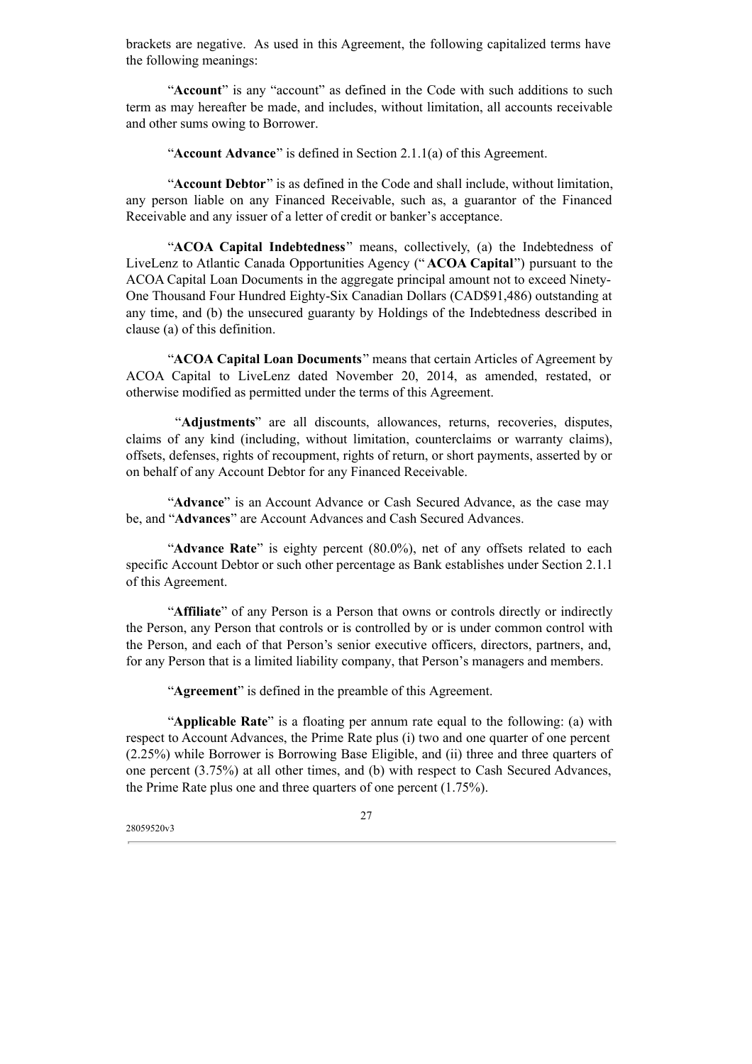brackets are negative. As used in this Agreement, the following capitalized terms have the following meanings:

"**Account**" is any "account" as defined in the Code with such additions to such term as may hereafter be made, and includes, without limitation, all accounts receivable and other sums owing to Borrower.

"**Account Advance**" is defined in Section 2.1.1(a) of this Agreement.

"**Account Debtor**" is as defined in the Code and shall include, without limitation, any person liable on any Financed Receivable, such as, a guarantor of the Financed Receivable and any issuer of a letter of credit or banker's acceptance.

"**ACOA Capital Indebtedness**" means, collectively, (a) the Indebtedness of LiveLenz to Atlantic Canada Opportunities Agency ("**ACOA Capital**") pursuant to the ACOA Capital Loan Documents in the aggregate principal amount not to exceed Ninety-One Thousand Four Hundred Eighty-Six Canadian Dollars (CAD$91,486) outstanding at any time, and (b) the unsecured guaranty by Holdings of the Indebtedness described in clause (a) of this definition.

"**ACOA Capital Loan Documents**" means that certain Articles of Agreement by ACOA Capital to LiveLenz dated November 20, 2014, as amended, restated, or otherwise modified as permitted under the terms of this Agreement.

"**Adjustments**" are all discounts, allowances, returns, recoveries, disputes, claims of any kind (including, without limitation, counterclaims or warranty claims), offsets, defenses, rights of recoupment, rights of return, or short payments, asserted by or on behalf of any Account Debtor for any Financed Receivable.

"**Advance**" is an Account Advance or Cash Secured Advance, as the case may be, and "**Advances**" are Account Advances and Cash Secured Advances.

"**Advance Rate**" is eighty percent (80.0%), net of any offsets related to each specific Account Debtor or such other percentage as Bank establishes under Section 2.1.1 of this Agreement.

"**Affiliate**" of any Person is a Person that owns or controls directly or indirectly the Person, any Person that controls or is controlled by or is under common control with the Person, and each of that Person's senior executive officers, directors, partners, and, for any Person that is a limited liability company, that Person's managers and members.

"**Agreement**" is defined in the preamble of this Agreement.

"**Applicable Rate**" is a floating per annum rate equal to the following: (a) with respect to Account Advances, the Prime Rate plus (i) two and one quarter of one percent (2.25%) while Borrower is Borrowing Base Eligible, and (ii) three and three quarters of one percent (3.75%) at all other times, and (b) with respect to Cash Secured Advances, the Prime Rate plus one and three quarters of one percent (1.75%).

28059520v3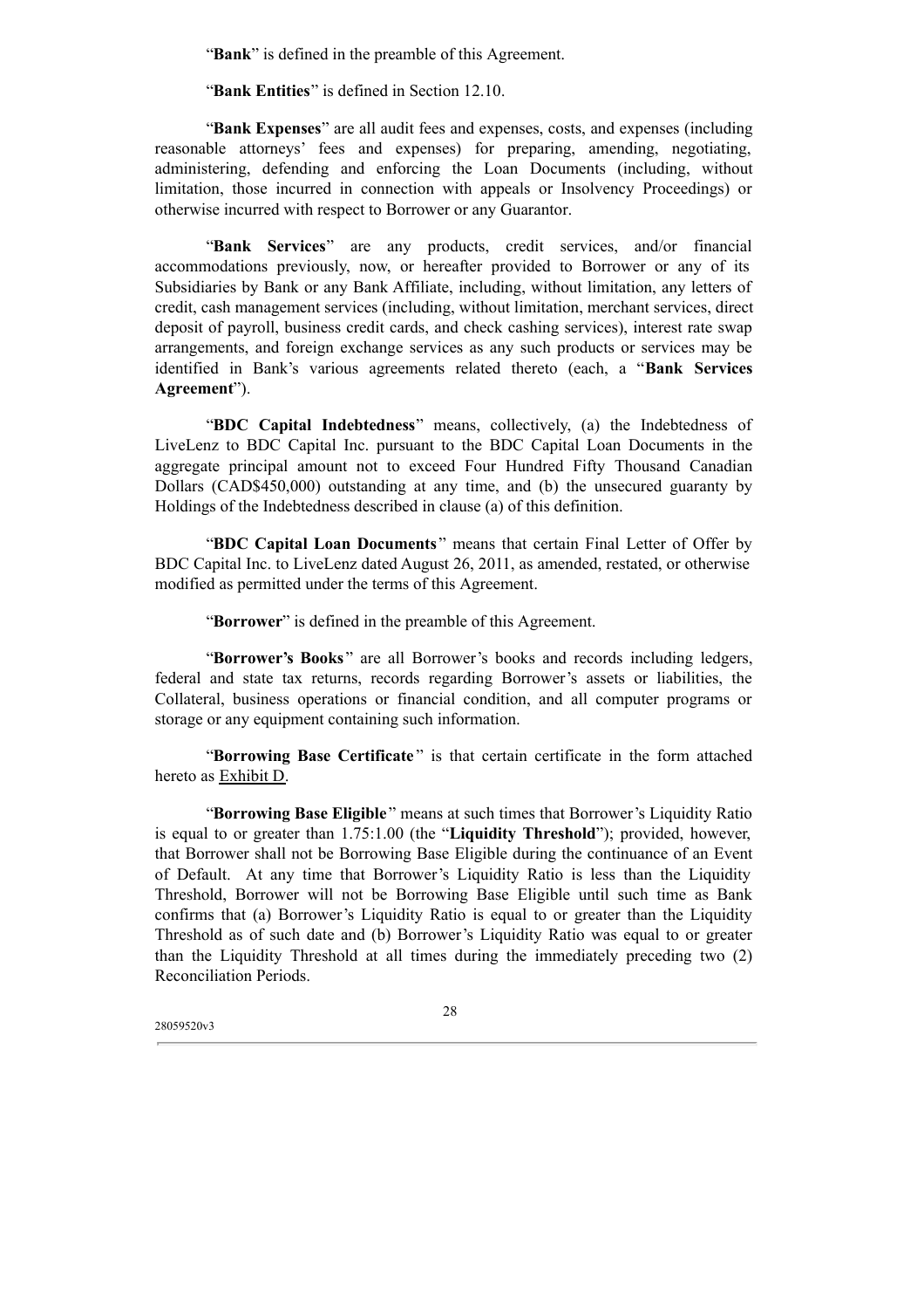"**Bank**" is defined in the preamble of this Agreement.

"**Bank Entities**" is defined in Section 12.10.

"**Bank Expenses**" are all audit fees and expenses, costs, and expenses (including reasonable attorneys' fees and expenses) for preparing, amending, negotiating, administering, defending and enforcing the Loan Documents (including, without limitation, those incurred in connection with appeals or Insolvency Proceedings) or otherwise incurred with respect to Borrower or any Guarantor.

"**Bank Services**" are any products, credit services, and/or financial accommodations previously, now, or hereafter provided to Borrower or any of its Subsidiaries by Bank or any Bank Affiliate, including, without limitation, any letters of credit, cash management services (including, without limitation, merchant services, direct deposit of payroll, business credit cards, and check cashing services), interest rate swap arrangements, and foreign exchange services as any such products or services may be identified in Bank's various agreements related thereto (each, a "**Bank Services Agreement**").

"**BDC Capital Indebtedness**" means, collectively, (a) the Indebtedness of LiveLenz to BDC Capital Inc. pursuant to the BDC Capital Loan Documents in the aggregate principal amount not to exceed Four Hundred Fifty Thousand Canadian Dollars (CAD$450,000) outstanding at any time, and (b) the unsecured guaranty by Holdings of the Indebtedness described in clause (a) of this definition.

"**BDC Capital Loan Documents**" means that certain Final Letter of Offer by BDC Capital Inc. to LiveLenz dated August 26, 2011, as amended, restated, or otherwise modified as permitted under the terms of this Agreement.

"**Borrower**" is defined in the preamble of this Agreement.

"**Borrower's Books**" are all Borrower's books and records including ledgers, federal and state tax returns, records regarding Borrower's assets or liabilities, the Collateral, business operations or financial condition, and all computer programs or storage or any equipment containing such information.

"**Borrowing Base Certificate**" is that certain certificate in the form attached hereto as Exhibit D.

"**Borrowing Base Eligible**" means at such times that Borrower's Liquidity Ratio is equal to or greater than 1.75:1.00 (the "**Liquidity Threshold**"); provided, however, that Borrower shall not be Borrowing Base Eligible during the continuance of an Event of Default. At any time that Borrower's Liquidity Ratio is less than the Liquidity Threshold, Borrower will not be Borrowing Base Eligible until such time as Bank confirms that (a) Borrower's Liquidity Ratio is equal to or greater than the Liquidity Threshold as of such date and (b) Borrower's Liquidity Ratio was equal to or greater than the Liquidity Threshold at all times during the immediately preceding two (2) Reconciliation Periods.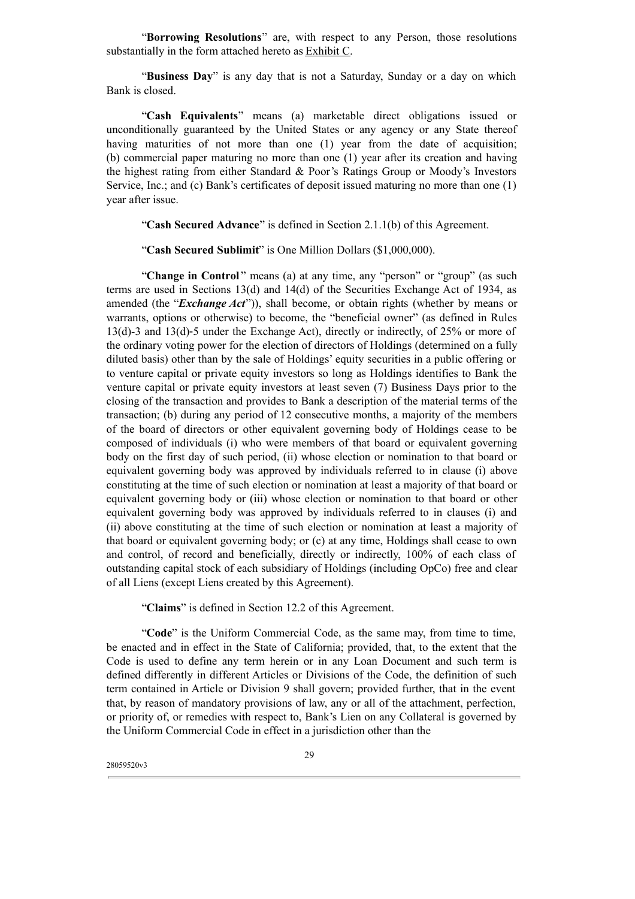"**Borrowing Resolutions**" are, with respect to any Person, those resolutions substantially in the form attached hereto as Exhibit C.

"**Business Day**" is any day that is not a Saturday, Sunday or a day on which Bank is closed.

"**Cash Equivalents**" means (a) marketable direct obligations issued or unconditionally guaranteed by the United States or any agency or any State thereof having maturities of not more than one (1) year from the date of acquisition; (b) commercial paper maturing no more than one (1) year after its creation and having the highest rating from either Standard & Poor's Ratings Group or Moody's Investors Service, Inc.; and (c) Bank's certificates of deposit issued maturing no more than one (1) year after issue.

"**Cash Secured Advance**" is defined in Section 2.1.1(b) of this Agreement.

"**Cash Secured Sublimit**" is One Million Dollars ($1,000,000).

"**Change in Control**" means (a) at any time, any "person" or "group" (as such terms are used in Sections 13(d) and 14(d) of the Securities Exchange Act of 1934, as amended (the "***Exchange Act***")), shall become, or obtain rights (whether by means or warrants, options or otherwise) to become, the "beneficial owner" (as defined in Rules 13(d)-3 and 13(d)-5 under the Exchange Act), directly or indirectly, of 25% or more of the ordinary voting power for the election of directors of Holdings (determined on a fully diluted basis) other than by the sale of Holdings' equity securities in a public offering or to venture capital or private equity investors so long as Holdings identifies to Bank the venture capital or private equity investors at least seven (7) Business Days prior to the closing of the transaction and provides to Bank a description of the material terms of the transaction; (b) during any period of 12 consecutive months, a majority of the members of the board of directors or other equivalent governing body of Holdings cease to be composed of individuals (i) who were members of that board or equivalent governing body on the first day of such period, (ii) whose election or nomination to that board or equivalent governing body was approved by individuals referred to in clause (i) above constituting at the time of such election or nomination at least a majority of that board or equivalent governing body or (iii) whose election or nomination to that board or other equivalent governing body was approved by individuals referred to in clauses (i) and (ii) above constituting at the time of such election or nomination at least a majority of that board or equivalent governing body; or (c) at any time, Holdings shall cease to own and control, of record and beneficially, directly or indirectly, 100% of each class of outstanding capital stock of each subsidiary of Holdings (including OpCo) free and clear of all Liens (except Liens created by this Agreement).

"**Claims**" is defined in Section 12.2 of this Agreement.

"**Code**" is the Uniform Commercial Code, as the same may, from time to time, be enacted and in effect in the State of California; provided, that, to the extent that the Code is used to define any term herein or in any Loan Document and such term is defined differently in different Articles or Divisions of the Code, the definition of such term contained in Article or Division 9 shall govern; provided further, that in the event that, by reason of mandatory provisions of law, any or all of the attachment, perfection, or priority of, or remedies with respect to, Bank's Lien on any Collateral is governed by the Uniform Commercial Code in effect in a jurisdiction other than the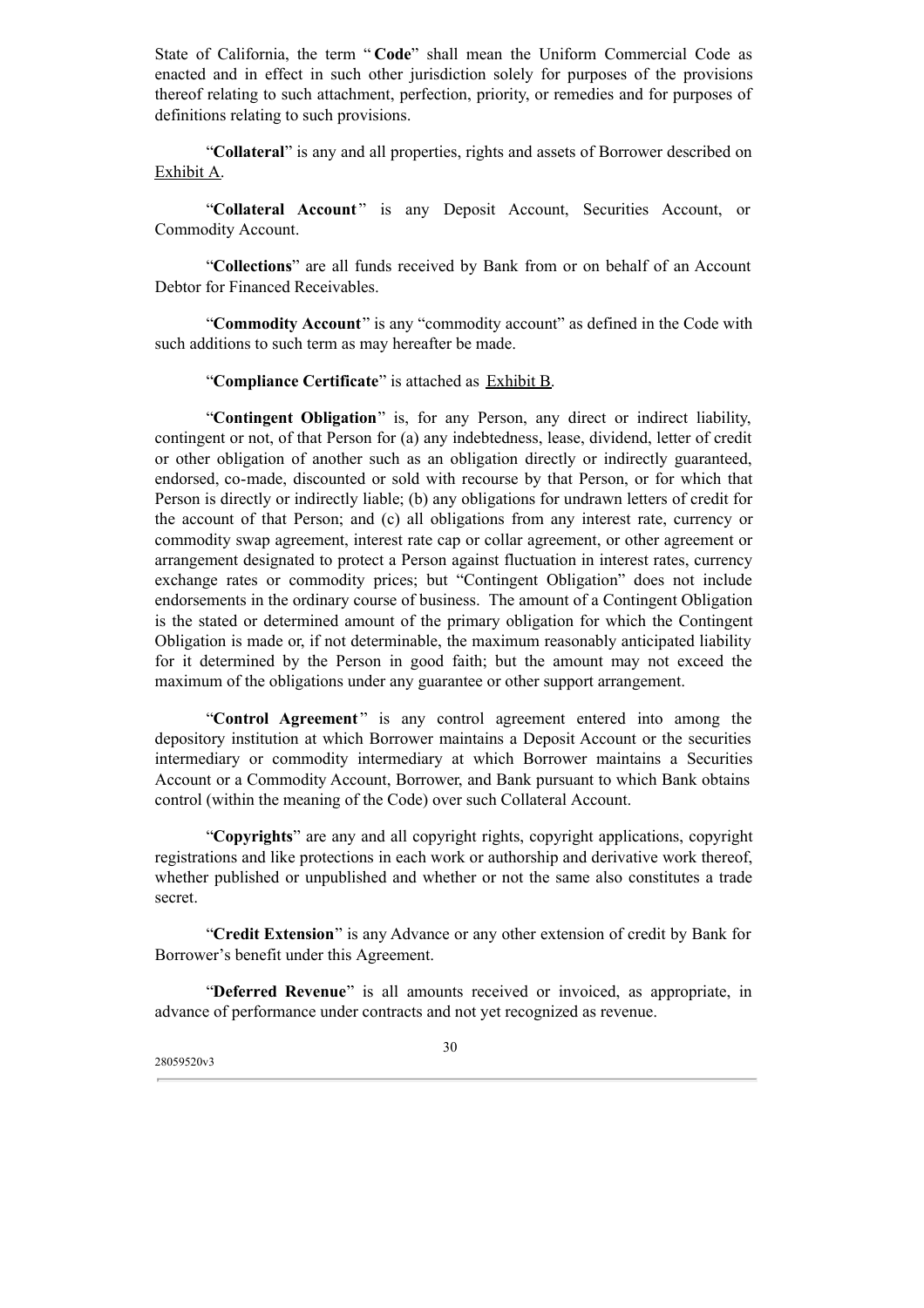State of California, the term "**Code**" shall mean the Uniform Commercial Code as enacted and in effect in such other jurisdiction solely for purposes of the provisions thereof relating to such attachment, perfection, priority, or remedies and for purposes of definitions relating to such provisions.

"**Collateral**" is any and all properties, rights and assets of Borrower described on Exhibit A.

"**Collateral Account**" is any Deposit Account, Securities Account, or Commodity Account.

"**Collections**" are all funds received by Bank from or on behalf of an Account Debtor for Financed Receivables.

"**Commodity Account**" is any "commodity account" as defined in the Code with such additions to such term as may hereafter be made.

"**Compliance Certificate**" is attached as Exhibit B.

"**Contingent Obligation**" is, for any Person, any direct or indirect liability, contingent or not, of that Person for (a) any indebtedness, lease, dividend, letter of credit or other obligation of another such as an obligation directly or indirectly guaranteed, endorsed, co-made, discounted or sold with recourse by that Person, or for which that Person is directly or indirectly liable; (b) any obligations for undrawn letters of credit for the account of that Person; and (c) all obligations from any interest rate, currency or commodity swap agreement, interest rate cap or collar agreement, or other agreement or arrangement designated to protect a Person against fluctuation in interest rates, currency exchange rates or commodity prices; but "Contingent Obligation" does not include endorsements in the ordinary course of business. The amount of a Contingent Obligation is the stated or determined amount of the primary obligation for which the Contingent Obligation is made or, if not determinable, the maximum reasonably anticipated liability for it determined by the Person in good faith; but the amount may not exceed the maximum of the obligations under any guarantee or other support arrangement.

"**Control Agreement**" is any control agreement entered into among the depository institution at which Borrower maintains a Deposit Account or the securities intermediary or commodity intermediary at which Borrower maintains a Securities Account or a Commodity Account, Borrower, and Bank pursuant to which Bank obtains control (within the meaning of the Code) over such Collateral Account.

"**Copyrights**" are any and all copyright rights, copyright applications, copyright registrations and like protections in each work or authorship and derivative work thereof, whether published or unpublished and whether or not the same also constitutes a trade secret.

"**Credit Extension**" is any Advance or any other extension of credit by Bank for Borrower's benefit under this Agreement.

"**Deferred Revenue**" is all amounts received or invoiced, as appropriate, in advance of performance under contracts and not yet recognized as revenue.

28059520v3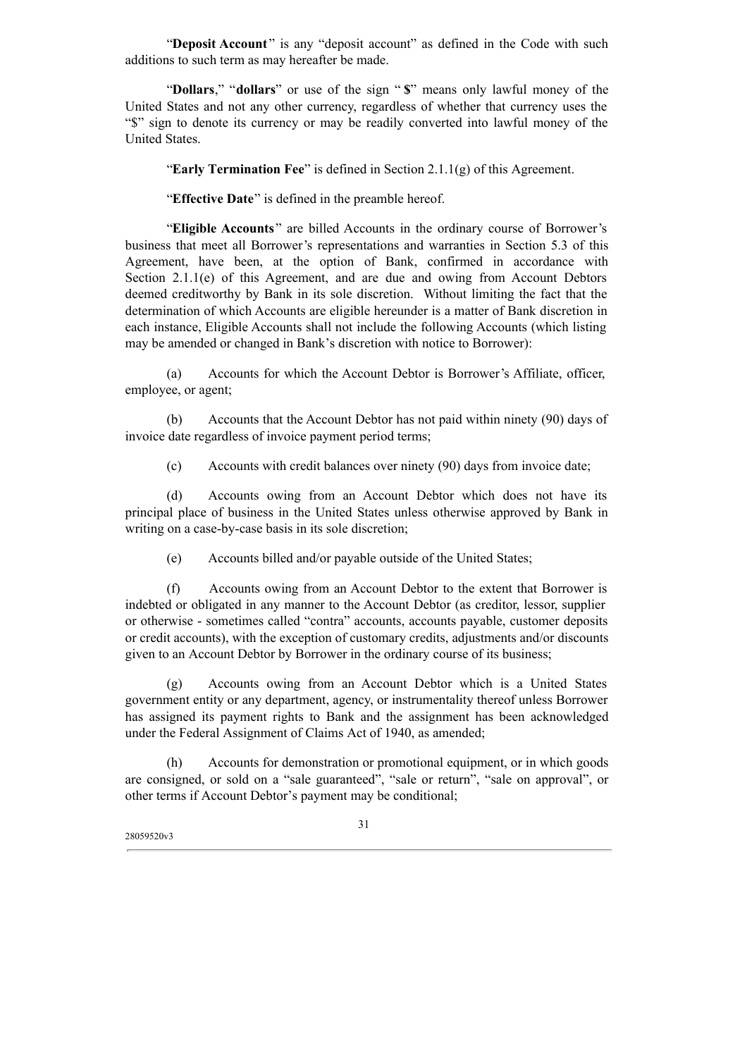"**Deposit Account**" is any "deposit account" as defined in the Code with such additions to such term as may hereafter be made.

"**Dollars**," "**dollars**" or use of the sign "**$**" means only lawful money of the United States and not any other currency, regardless of whether that currency uses the "$" sign to denote its currency or may be readily converted into lawful money of the United States.

"**Early Termination Fee**" is defined in Section 2.1.1(g) of this Agreement.

"**Effective Date**" is defined in the preamble hereof.

"**Eligible Accounts**" are billed Accounts in the ordinary course of Borrower's business that meet all Borrower's representations and warranties in Section 5.3 of this Agreement, have been, at the option of Bank, confirmed in accordance with Section 2.1.1(e) of this Agreement, and are due and owing from Account Debtors deemed creditworthy by Bank in its sole discretion. Without limiting the fact that the determination of which Accounts are eligible hereunder is a matter of Bank discretion in each instance, Eligible Accounts shall not include the following Accounts (which listing may be amended or changed in Bank's discretion with notice to Borrower):

(a) Accounts for which the Account Debtor is Borrower's Affiliate, officer, employee, or agent;

(b) Accounts that the Account Debtor has not paid within ninety (90) days of invoice date regardless of invoice payment period terms;

(c) Accounts with credit balances over ninety (90) days from invoice date;

(d) Accounts owing from an Account Debtor which does not have its principal place of business in the United States unless otherwise approved by Bank in writing on a case-by-case basis in its sole discretion;

(e) Accounts billed and/or payable outside of the United States;

(f) Accounts owing from an Account Debtor to the extent that Borrower is indebted or obligated in any manner to the Account Debtor (as creditor, lessor, supplier or otherwise - sometimes called "contra" accounts, accounts payable, customer deposits or credit accounts), with the exception of customary credits, adjustments and/or discounts given to an Account Debtor by Borrower in the ordinary course of its business;

(g) Accounts owing from an Account Debtor which is a United States government entity or any department, agency, or instrumentality thereof unless Borrower has assigned its payment rights to Bank and the assignment has been acknowledged under the Federal Assignment of Claims Act of 1940, as amended;

(h) Accounts for demonstration or promotional equipment, or in which goods are consigned, or sold on a "sale guaranteed", "sale or return", "sale on approval", or other terms if Account Debtor's payment may be conditional;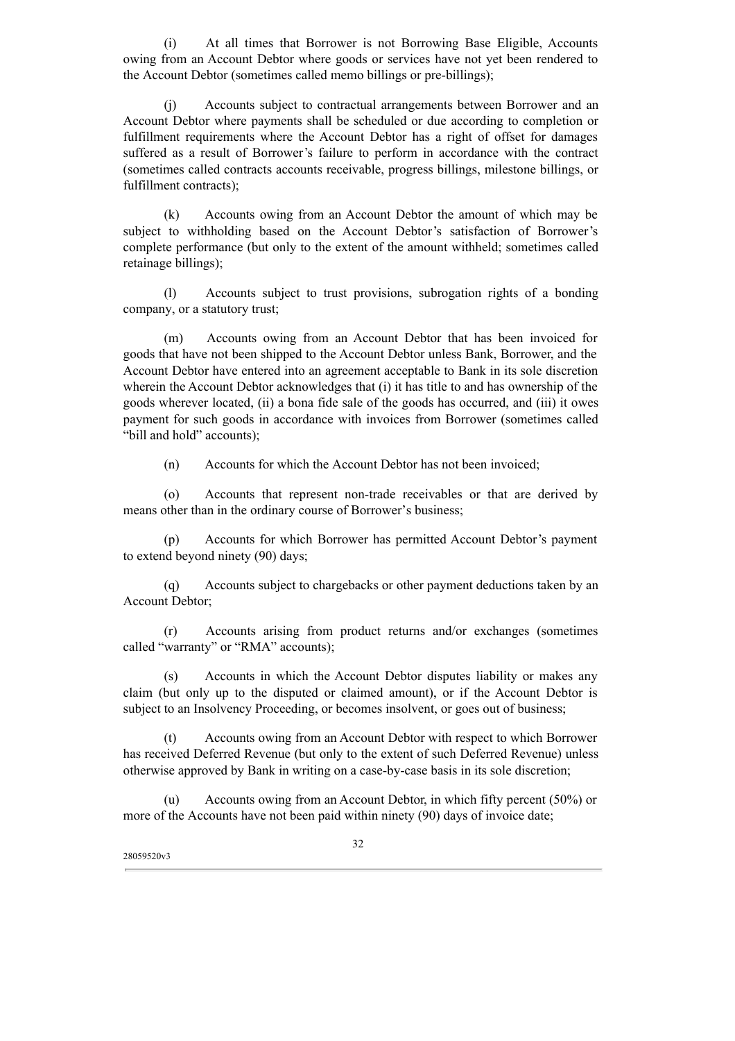(i) At all times that Borrower is not Borrowing Base Eligible, Accounts owing from an Account Debtor where goods or services have not yet been rendered to the Account Debtor (sometimes called memo billings or pre-billings);

(j) Accounts subject to contractual arrangements between Borrower and an Account Debtor where payments shall be scheduled or due according to completion or fulfillment requirements where the Account Debtor has a right of offset for damages suffered as a result of Borrower's failure to perform in accordance with the contract (sometimes called contracts accounts receivable, progress billings, milestone billings, or fulfillment contracts);

(k) Accounts owing from an Account Debtor the amount of which may be subject to withholding based on the Account Debtor's satisfaction of Borrower's complete performance (but only to the extent of the amount withheld; sometimes called retainage billings);

(l) Accounts subject to trust provisions, subrogation rights of a bonding company, or a statutory trust;

(m) Accounts owing from an Account Debtor that has been invoiced for goods that have not been shipped to the Account Debtor unless Bank, Borrower, and the Account Debtor have entered into an agreement acceptable to Bank in its sole discretion wherein the Account Debtor acknowledges that (i) it has title to and has ownership of the goods wherever located, (ii) a bona fide sale of the goods has occurred, and (iii) it owes payment for such goods in accordance with invoices from Borrower (sometimes called "bill and hold" accounts);

(n) Accounts for which the Account Debtor has not been invoiced;

(o) Accounts that represent non-trade receivables or that are derived by means other than in the ordinary course of Borrower's business;

(p) Accounts for which Borrower has permitted Account Debtor's payment to extend beyond ninety (90) days;

(q) Accounts subject to chargebacks or other payment deductions taken by an Account Debtor;

(r) Accounts arising from product returns and/or exchanges (sometimes called "warranty" or "RMA" accounts);

(s) Accounts in which the Account Debtor disputes liability or makes any claim (but only up to the disputed or claimed amount), or if the Account Debtor is subject to an Insolvency Proceeding, or becomes insolvent, or goes out of business;

(t) Accounts owing from an Account Debtor with respect to which Borrower has received Deferred Revenue (but only to the extent of such Deferred Revenue) unless otherwise approved by Bank in writing on a case-by-case basis in its sole discretion;

(u) Accounts owing from an Account Debtor, in which fifty percent (50%) or more of the Accounts have not been paid within ninety (90) days of invoice date;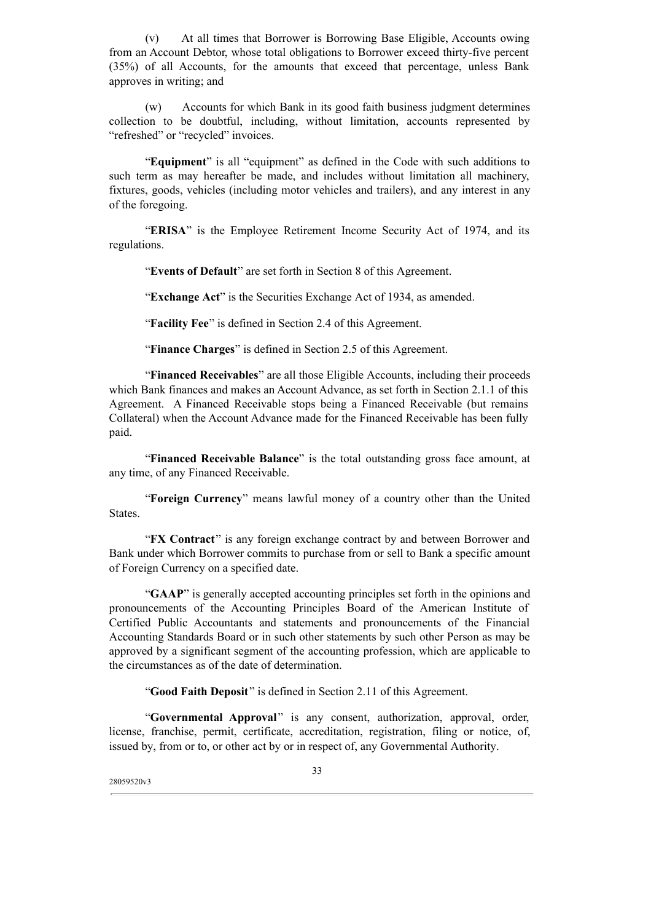(v) At all times that Borrower is Borrowing Base Eligible, Accounts owing from an Account Debtor, whose total obligations to Borrower exceed thirty-five percent (35%) of all Accounts, for the amounts that exceed that percentage, unless Bank approves in writing; and

(w) Accounts for which Bank in its good faith business judgment determines collection to be doubtful, including, without limitation, accounts represented by "refreshed" or "recycled" invoices.

"**Equipment**" is all "equipment" as defined in the Code with such additions to such term as may hereafter be made, and includes without limitation all machinery, fixtures, goods, vehicles (including motor vehicles and trailers), and any interest in any of the foregoing.

"**ERISA**" is the Employee Retirement Income Security Act of 1974, and its regulations.

"**Events of Default**" are set forth in Section 8 of this Agreement.

"**Exchange Act**" is the Securities Exchange Act of 1934, as amended.

"**Facility Fee**" is defined in Section 2.4 of this Agreement.

"**Finance Charges**" is defined in Section 2.5 of this Agreement.

"**Financed Receivables**" are all those Eligible Accounts, including their proceeds which Bank finances and makes an Account Advance, as set forth in Section 2.1.1 of this Agreement. A Financed Receivable stops being a Financed Receivable (but remains Collateral) when the Account Advance made for the Financed Receivable has been fully paid.

"**Financed Receivable Balance**" is the total outstanding gross face amount, at any time, of any Financed Receivable.

"**Foreign Currency**" means lawful money of a country other than the United States.

"**FX Contract**" is any foreign exchange contract by and between Borrower and Bank under which Borrower commits to purchase from or sell to Bank a specific amount of Foreign Currency on a specified date.

"**GAAP**" is generally accepted accounting principles set forth in the opinions and pronouncements of the Accounting Principles Board of the American Institute of Certified Public Accountants and statements and pronouncements of the Financial Accounting Standards Board or in such other statements by such other Person as may be approved by a significant segment of the accounting profession, which are applicable to the circumstances as of the date of determination.

"**Good Faith Deposit**" is defined in Section 2.11 of this Agreement.

"**Governmental Approval**" is any consent, authorization, approval, order, license, franchise, permit, certificate, accreditation, registration, filing or notice, of, issued by, from or to, or other act by or in respect of, any Governmental Authority.

28059520v3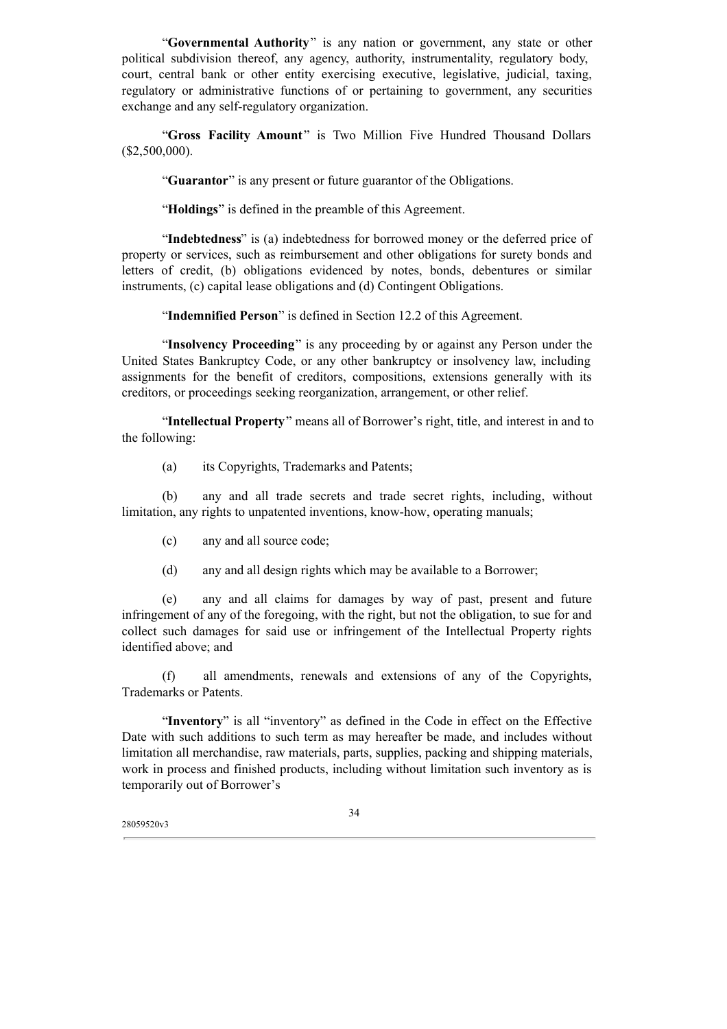"**Governmental Authority**" is any nation or government, any state or other political subdivision thereof, any agency, authority, instrumentality, regulatory body, court, central bank or other entity exercising executive, legislative, judicial, taxing, regulatory or administrative functions of or pertaining to government, any securities exchange and any self-regulatory organization.

"**Gross Facility Amount**" is Two Million Five Hundred Thousand Dollars ($2,500,000).

"**Guarantor**" is any present or future guarantor of the Obligations.

"**Holdings**" is defined in the preamble of this Agreement.

"**Indebtedness**" is (a) indebtedness for borrowed money or the deferred price of property or services, such as reimbursement and other obligations for surety bonds and letters of credit, (b) obligations evidenced by notes, bonds, debentures or similar instruments, (c) capital lease obligations and (d) Contingent Obligations.

"**Indemnified Person**" is defined in Section 12.2 of this Agreement.

"**Insolvency Proceeding**" is any proceeding by or against any Person under the United States Bankruptcy Code, or any other bankruptcy or insolvency law, including assignments for the benefit of creditors, compositions, extensions generally with its creditors, or proceedings seeking reorganization, arrangement, or other relief.

"**Intellectual Property**" means all of Borrower's right, title, and interest in and to the following:

(a) its Copyrights, Trademarks and Patents;

(b) any and all trade secrets and trade secret rights, including, without limitation, any rights to unpatented inventions, know-how, operating manuals;

(c) any and all source code;

(d) any and all design rights which may be available to a Borrower;

(e) any and all claims for damages by way of past, present and future infringement of any of the foregoing, with the right, but not the obligation, to sue for and collect such damages for said use or infringement of the Intellectual Property rights identified above; and

(f) all amendments, renewals and extensions of any of the Copyrights, Trademarks or Patents.

"**Inventory**" is all "inventory" as defined in the Code in effect on the Effective Date with such additions to such term as may hereafter be made, and includes without limitation all merchandise, raw materials, parts, supplies, packing and shipping materials, work in process and finished products, including without limitation such inventory as is temporarily out of Borrower's

28059520v3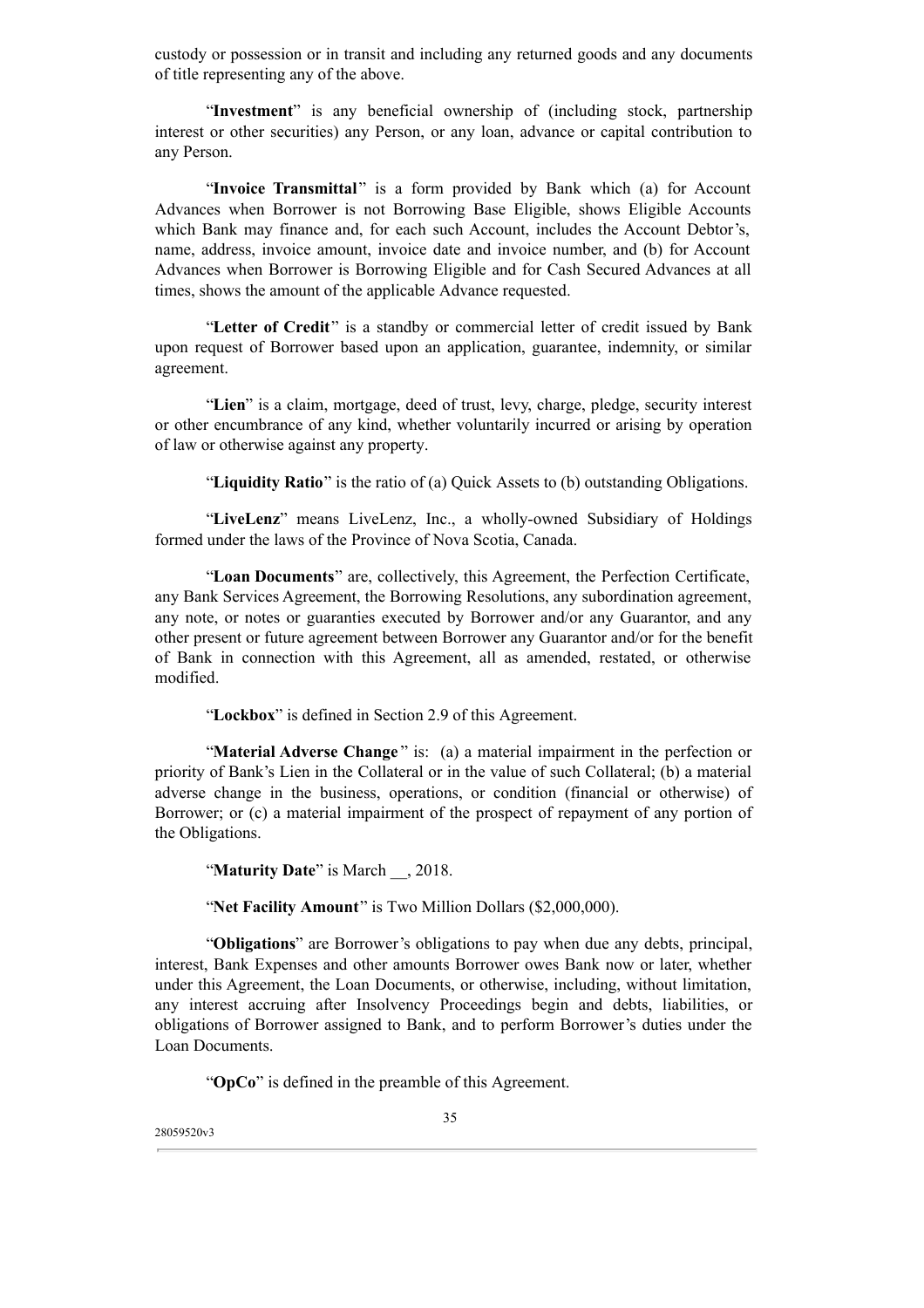custody or possession or in transit and including any returned goods and any documents of title representing any of the above.

"**Investment**" is any beneficial ownership of (including stock, partnership interest or other securities) any Person, or any loan, advance or capital contribution to any Person.

"**Invoice Transmittal**" is a form provided by Bank which (a) for Account Advances when Borrower is not Borrowing Base Eligible, shows Eligible Accounts which Bank may finance and, for each such Account, includes the Account Debtor's, name, address, invoice amount, invoice date and invoice number, and (b) for Account Advances when Borrower is Borrowing Eligible and for Cash Secured Advances at all times, shows the amount of the applicable Advance requested.

"**Letter of Credit**" is a standby or commercial letter of credit issued by Bank upon request of Borrower based upon an application, guarantee, indemnity, or similar agreement.

"**Lien**" is a claim, mortgage, deed of trust, levy, charge, pledge, security interest or other encumbrance of any kind, whether voluntarily incurred or arising by operation of law or otherwise against any property.

"**Liquidity Ratio**" is the ratio of (a) Quick Assets to (b) outstanding Obligations.

"**LiveLenz**" means LiveLenz, Inc., a wholly-owned Subsidiary of Holdings formed under the laws of the Province of Nova Scotia, Canada.

"**Loan Documents**" are, collectively, this Agreement, the Perfection Certificate, any Bank Services Agreement, the Borrowing Resolutions, any subordination agreement, any note, or notes or guaranties executed by Borrower and/or any Guarantor, and any other present or future agreement between Borrower any Guarantor and/or for the benefit of Bank in connection with this Agreement, all as amended, restated, or otherwise modified.

"**Lockbox**" is defined in Section 2.9 of this Agreement.

"**Material Adverse Change**" is: (a) a material impairment in the perfection or priority of Bank's Lien in the Collateral or in the value of such Collateral; (b) a material adverse change in the business, operations, or condition (financial or otherwise) of Borrower; or (c) a material impairment of the prospect of repayment of any portion of the Obligations.

"**Maturity Date**" is March \_\_, 2018.

"**Net Facility Amount**" is Two Million Dollars ($2,000,000).

"**Obligations**" are Borrower's obligations to pay when due any debts, principal, interest, Bank Expenses and other amounts Borrower owes Bank now or later, whether under this Agreement, the Loan Documents, or otherwise, including, without limitation, any interest accruing after Insolvency Proceedings begin and debts, liabilities, or obligations of Borrower assigned to Bank, and to perform Borrower's duties under the Loan Documents.

"**OpCo**" is defined in the preamble of this Agreement.

28059520v3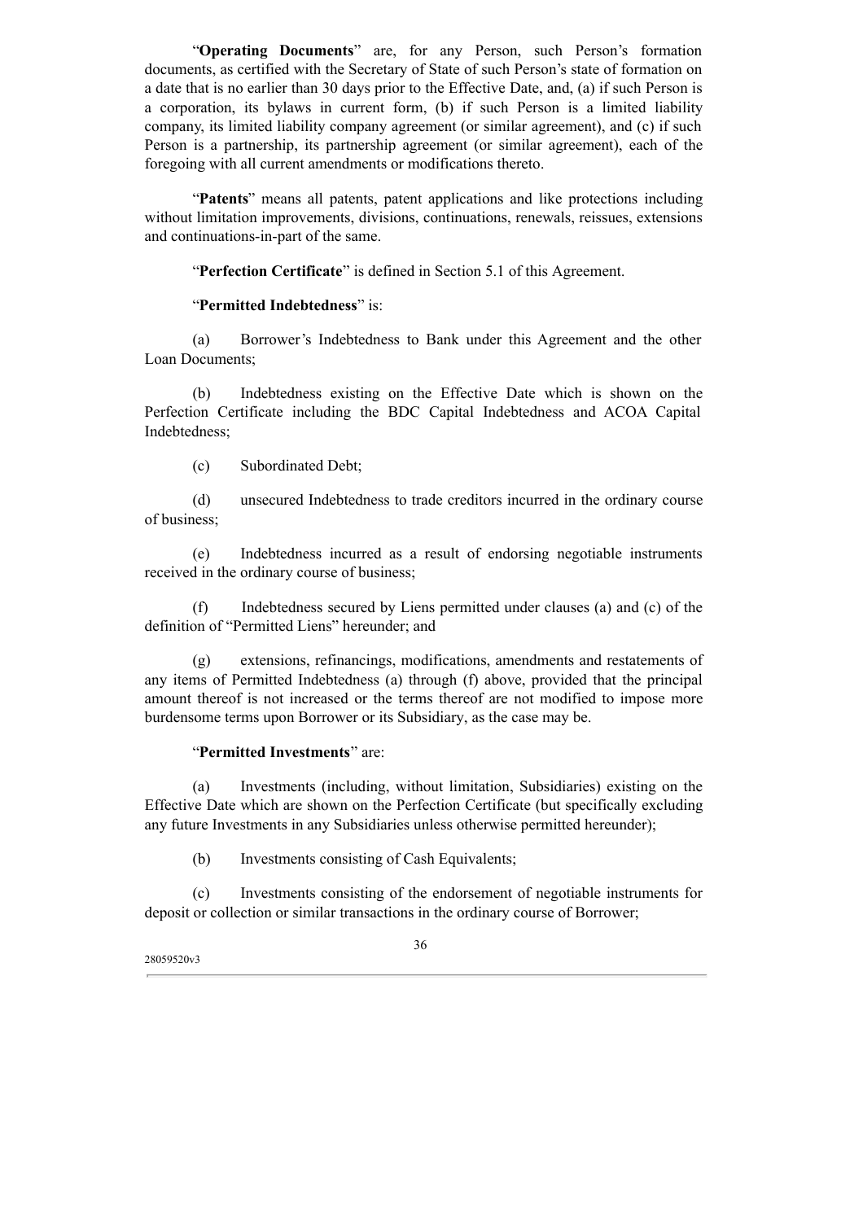"**Operating Documents**" are, for any Person, such Person's formation documents, as certified with the Secretary of State of such Person's state of formation on a date that is no earlier than 30 days prior to the Effective Date, and, (a) if such Person is a corporation, its bylaws in current form, (b) if such Person is a limited liability company, its limited liability company agreement (or similar agreement), and (c) if such Person is a partnership, its partnership agreement (or similar agreement), each of the foregoing with all current amendments or modifications thereto.

"**Patents**" means all patents, patent applications and like protections including without limitation improvements, divisions, continuations, renewals, reissues, extensions and continuations-in-part of the same.

"**Perfection Certificate**" is defined in Section 5.1 of this Agreement.

"**Permitted Indebtedness**" is:

(a) Borrower's Indebtedness to Bank under this Agreement and the other Loan Documents;

(b) Indebtedness existing on the Effective Date which is shown on the Perfection Certificate including the BDC Capital Indebtedness and ACOA Capital Indebtedness;

(c) Subordinated Debt;

(d) unsecured Indebtedness to trade creditors incurred in the ordinary course of business;

(e) Indebtedness incurred as a result of endorsing negotiable instruments received in the ordinary course of business;

(f) Indebtedness secured by Liens permitted under clauses (a) and (c) of the definition of "Permitted Liens" hereunder; and

(g) extensions, refinancings, modifications, amendments and restatements of any items of Permitted Indebtedness (a) through (f) above, provided that the principal amount thereof is not increased or the terms thereof are not modified to impose more burdensome terms upon Borrower or its Subsidiary, as the case may be.

"**Permitted Investments**" are:

(a) Investments (including, without limitation, Subsidiaries) existing on the Effective Date which are shown on the Perfection Certificate (but specifically excluding any future Investments in any Subsidiaries unless otherwise permitted hereunder);

(b) Investments consisting of Cash Equivalents;

(c) Investments consisting of the endorsement of negotiable instruments for deposit or collection or similar transactions in the ordinary course of Borrower;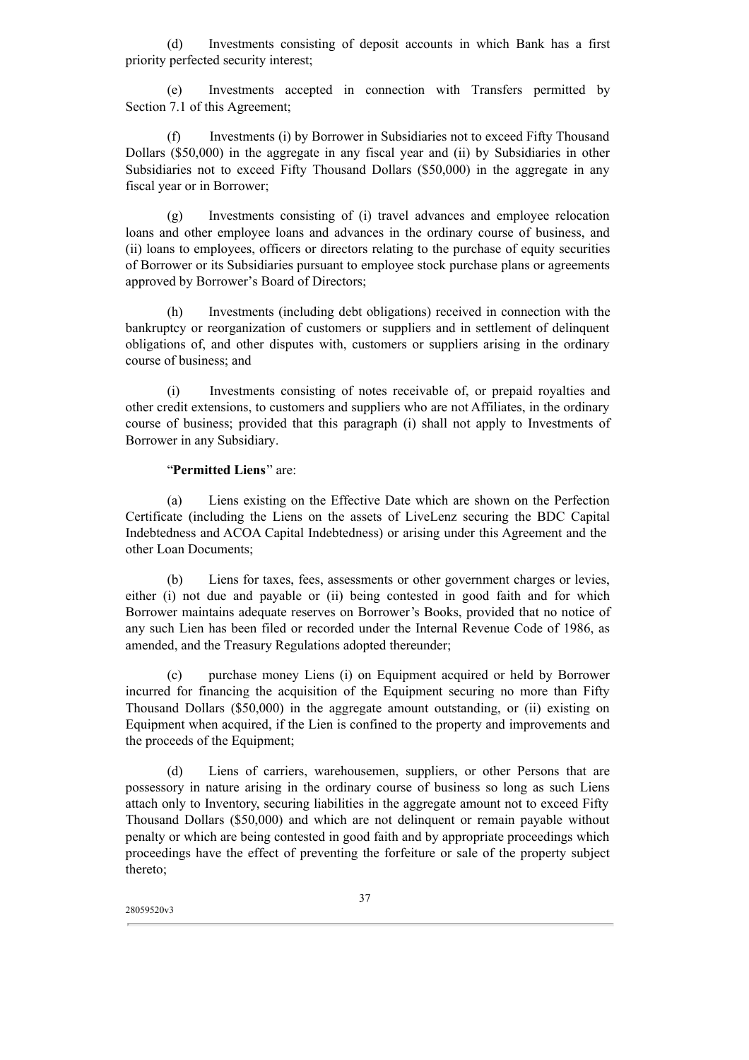(d) Investments consisting of deposit accounts in which Bank has a first priority perfected security interest;

(e) Investments accepted in connection with Transfers permitted by Section 7.1 of this Agreement;

(f) Investments (i) by Borrower in Subsidiaries not to exceed Fifty Thousand Dollars ($50,000) in the aggregate in any fiscal year and (ii) by Subsidiaries in other Subsidiaries not to exceed Fifty Thousand Dollars ($50,000) in the aggregate in any fiscal year or in Borrower;

(g) Investments consisting of (i) travel advances and employee relocation loans and other employee loans and advances in the ordinary course of business, and (ii) loans to employees, officers or directors relating to the purchase of equity securities of Borrower or its Subsidiaries pursuant to employee stock purchase plans or agreements approved by Borrower's Board of Directors;

(h) Investments (including debt obligations) received in connection with the bankruptcy or reorganization of customers or suppliers and in settlement of delinquent obligations of, and other disputes with, customers or suppliers arising in the ordinary course of business; and

(i) Investments consisting of notes receivable of, or prepaid royalties and other credit extensions, to customers and suppliers who are not Affiliates, in the ordinary course of business; provided that this paragraph (i) shall not apply to Investments of Borrower in any Subsidiary.

"**Permitted Liens**" are:

(a) Liens existing on the Effective Date which are shown on the Perfection Certificate (including the Liens on the assets of LiveLenz securing the BDC Capital Indebtedness and ACOA Capital Indebtedness) or arising under this Agreement and the other Loan Documents;

(b) Liens for taxes, fees, assessments or other government charges or levies, either (i) not due and payable or (ii) being contested in good faith and for which Borrower maintains adequate reserves on Borrower's Books, provided that no notice of any such Lien has been filed or recorded under the Internal Revenue Code of 1986, as amended, and the Treasury Regulations adopted thereunder;

(c) purchase money Liens (i) on Equipment acquired or held by Borrower incurred for financing the acquisition of the Equipment securing no more than Fifty Thousand Dollars ($50,000) in the aggregate amount outstanding, or (ii) existing on Equipment when acquired, if the Lien is confined to the property and improvements and the proceeds of the Equipment;

(d) Liens of carriers, warehousemen, suppliers, or other Persons that are possessory in nature arising in the ordinary course of business so long as such Liens attach only to Inventory, securing liabilities in the aggregate amount not to exceed Fifty Thousand Dollars ($50,000) and which are not delinquent or remain payable without penalty or which are being contested in good faith and by appropriate proceedings which proceedings have the effect of preventing the forfeiture or sale of the property subject thereto;

28059520v3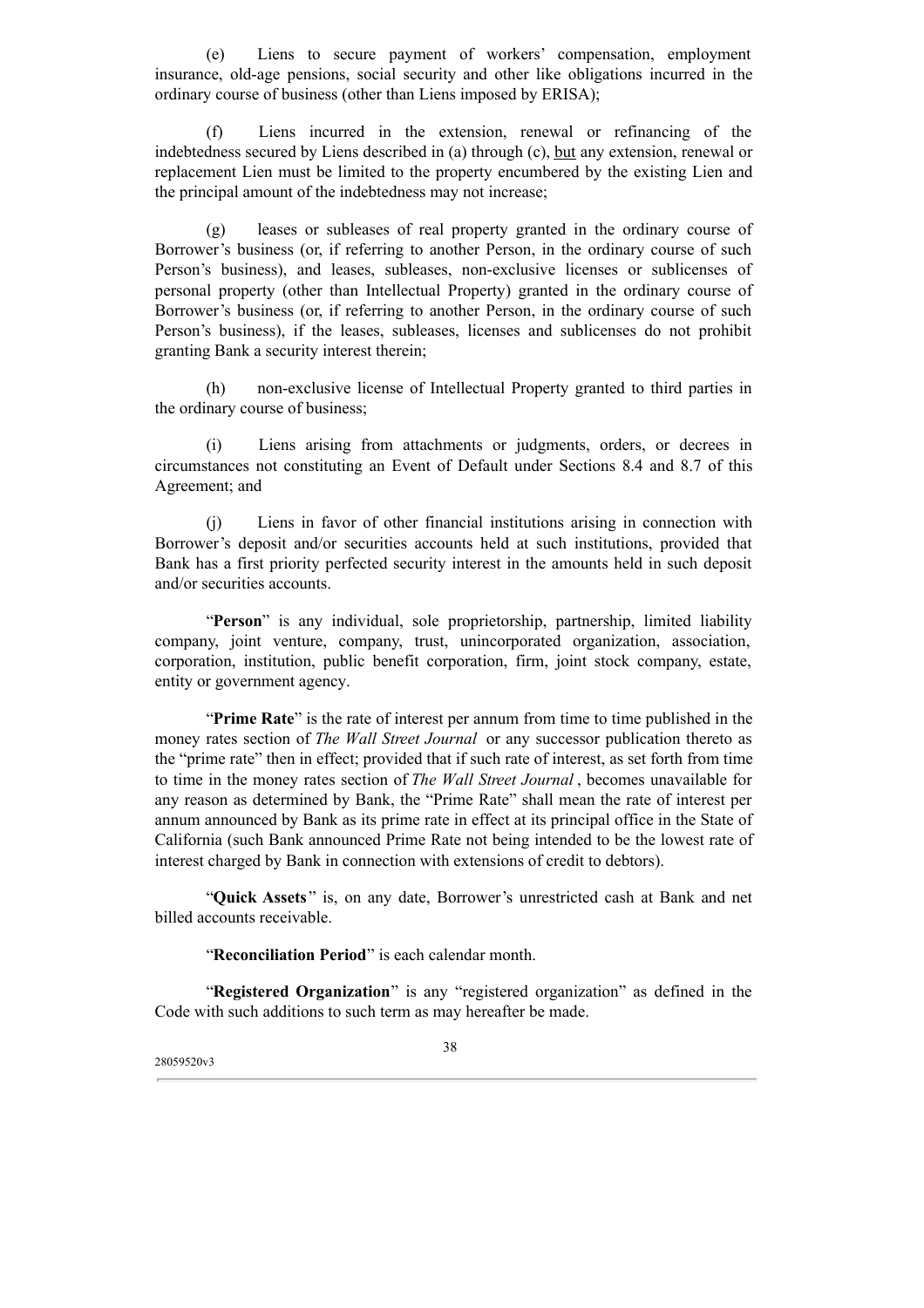(e) Liens to secure payment of workers' compensation, employment insurance, old-age pensions, social security and other like obligations incurred in the ordinary course of business (other than Liens imposed by ERISA);

(f) Liens incurred in the extension, renewal or refinancing of the indebtedness secured by Liens described in (a) through (c), but any extension, renewal or replacement Lien must be limited to the property encumbered by the existing Lien and the principal amount of the indebtedness may not increase;

(g) leases or subleases of real property granted in the ordinary course of Borrower's business (or, if referring to another Person, in the ordinary course of such Person's business), and leases, subleases, non-exclusive licenses or sublicenses of personal property (other than Intellectual Property) granted in the ordinary course of Borrower's business (or, if referring to another Person, in the ordinary course of such Person's business), if the leases, subleases, licenses and sublicenses do not prohibit granting Bank a security interest therein;

(h) non-exclusive license of Intellectual Property granted to third parties in the ordinary course of business;

(i) Liens arising from attachments or judgments, orders, or decrees in circumstances not constituting an Event of Default under Sections 8.4 and 8.7 of this Agreement; and

(j) Liens in favor of other financial institutions arising in connection with Borrower's deposit and/or securities accounts held at such institutions, provided that Bank has a first priority perfected security interest in the amounts held in such deposit and/or securities accounts.

"**Person**" is any individual, sole proprietorship, partnership, limited liability company, joint venture, company, trust, unincorporated organization, association, corporation, institution, public benefit corporation, firm, joint stock company, estate, entity or government agency.

"**Prime Rate**" is the rate of interest per annum from time to time published in the money rates section of *The Wall Street Journal* or any successor publication thereto as the "prime rate" then in effect; provided that if such rate of interest, as set forth from time to time in the money rates section of *The Wall Street Journal*, becomes unavailable for any reason as determined by Bank, the "Prime Rate" shall mean the rate of interest per annum announced by Bank as its prime rate in effect at its principal office in the State of California (such Bank announced Prime Rate not being intended to be the lowest rate of interest charged by Bank in connection with extensions of credit to debtors).

"**Quick Assets**" is, on any date, Borrower's unrestricted cash at Bank and net billed accounts receivable.

"**Reconciliation Period**" is each calendar month.

"**Registered Organization**" is any "registered organization" as defined in the Code with such additions to such term as may hereafter be made.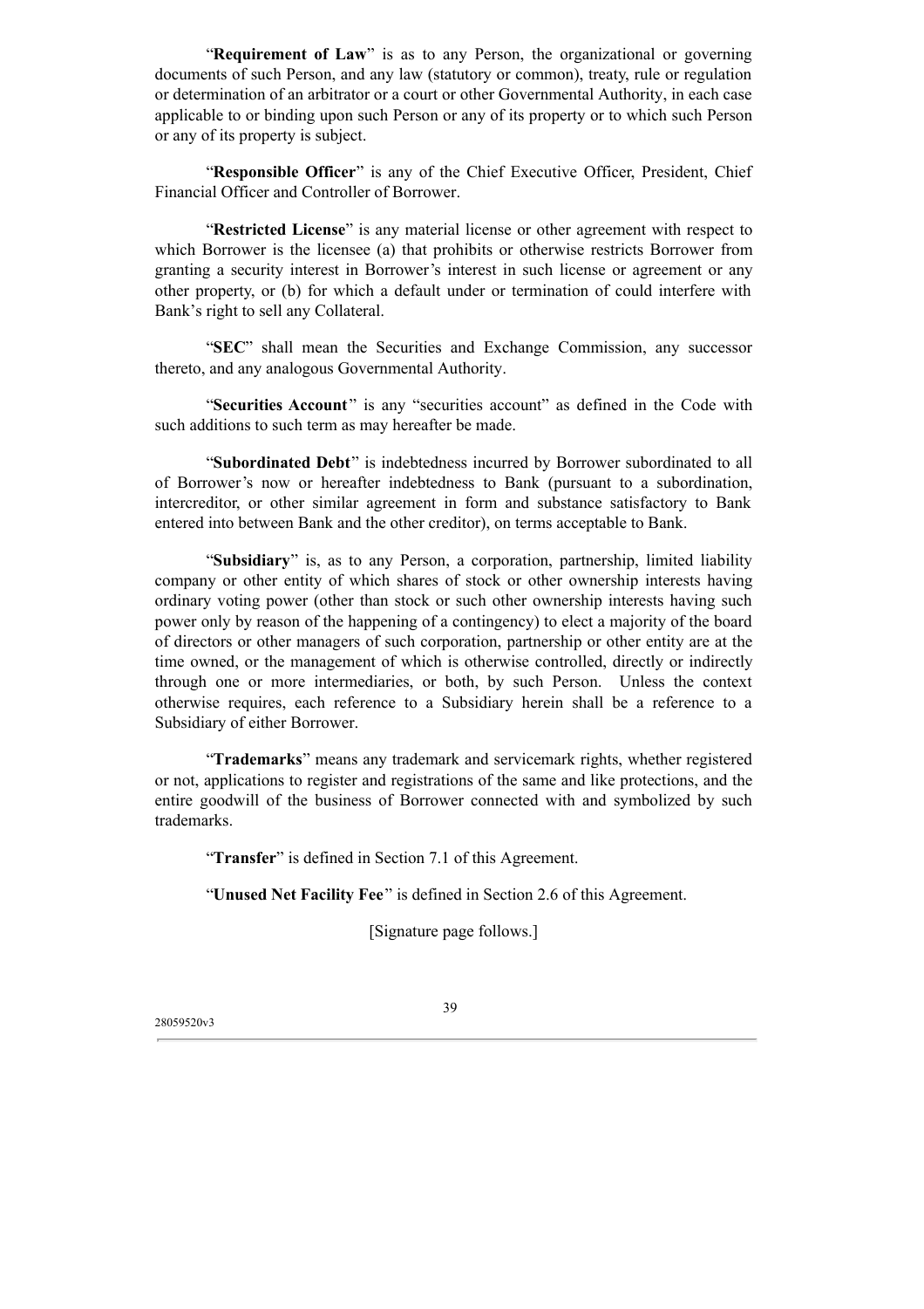"**Requirement of Law**" is as to any Person, the organizational or governing documents of such Person, and any law (statutory or common), treaty, rule or regulation or determination of an arbitrator or a court or other Governmental Authority, in each case applicable to or binding upon such Person or any of its property or to which such Person or any of its property is subject.

"**Responsible Officer**" is any of the Chief Executive Officer, President, Chief Financial Officer and Controller of Borrower.

"**Restricted License**" is any material license or other agreement with respect to which Borrower is the licensee (a) that prohibits or otherwise restricts Borrower from granting a security interest in Borrower's interest in such license or agreement or any other property, or (b) for which a default under or termination of could interfere with Bank's right to sell any Collateral.

"**SEC**" shall mean the Securities and Exchange Commission, any successor thereto, and any analogous Governmental Authority.

"**Securities Account**" is any "securities account" as defined in the Code with such additions to such term as may hereafter be made.

"**Subordinated Debt**" is indebtedness incurred by Borrower subordinated to all of Borrower's now or hereafter indebtedness to Bank (pursuant to a subordination, intercreditor, or other similar agreement in form and substance satisfactory to Bank entered into between Bank and the other creditor), on terms acceptable to Bank.

"**Subsidiary**" is, as to any Person, a corporation, partnership, limited liability company or other entity of which shares of stock or other ownership interests having ordinary voting power (other than stock or such other ownership interests having such power only by reason of the happening of a contingency) to elect a majority of the board of directors or other managers of such corporation, partnership or other entity are at the time owned, or the management of which is otherwise controlled, directly or indirectly through one or more intermediaries, or both, by such Person. Unless the context otherwise requires, each reference to a Subsidiary herein shall be a reference to a Subsidiary of either Borrower.

"**Trademarks**" means any trademark and servicemark rights, whether registered or not, applications to register and registrations of the same and like protections, and the entire goodwill of the business of Borrower connected with and symbolized by such trademarks.

"**Transfer**" is defined in Section 7.1 of this Agreement.

"**Unused Net Facility Fee**" is defined in Section 2.6 of this Agreement.

[Signature page follows.]

28059520v3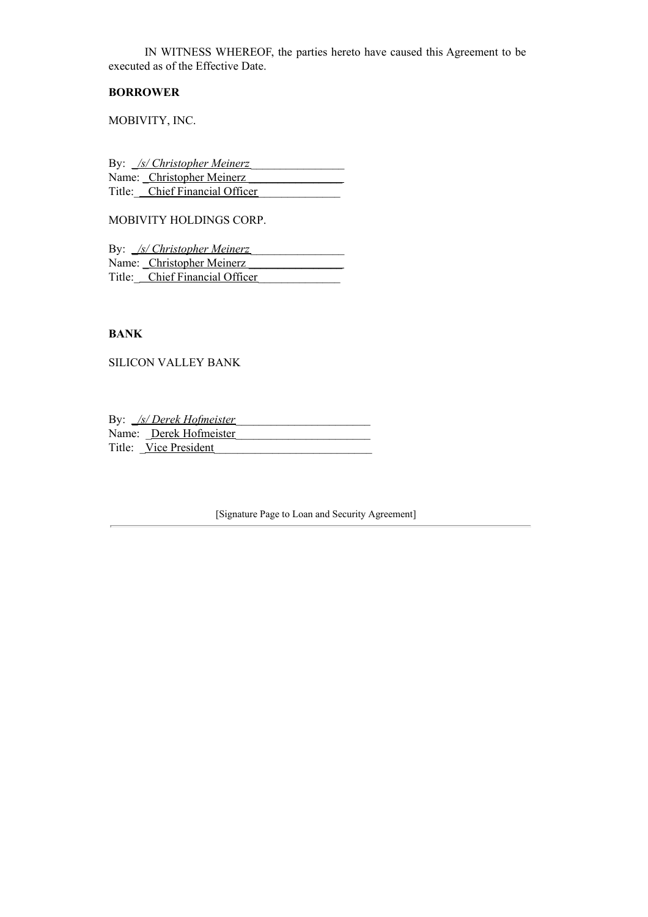IN WITNESS WHEREOF, the parties hereto have caused this Agreement to be executed as of the Effective Date.

**BORROWER**

MOBIVITY, INC.

By: _/s/ Christopher Meinerz_______________
Name: _Christopher Meinerz _______________
Title: __Chief Financial Officer_____________

MOBIVITY HOLDINGS CORP.

By: _/s/ Christopher Meinerz_______________
Name: _Christopher Meinerz _______________
Title: __Chief Financial Officer_____________

**BANK**

SILICON VALLEY BANK

By: _/s/ Derek Hofmeister______________________
Name: _Derek Hofmeister______________________
Title: _Vice President__________________________

[Signature Page to Loan and Security Agreement]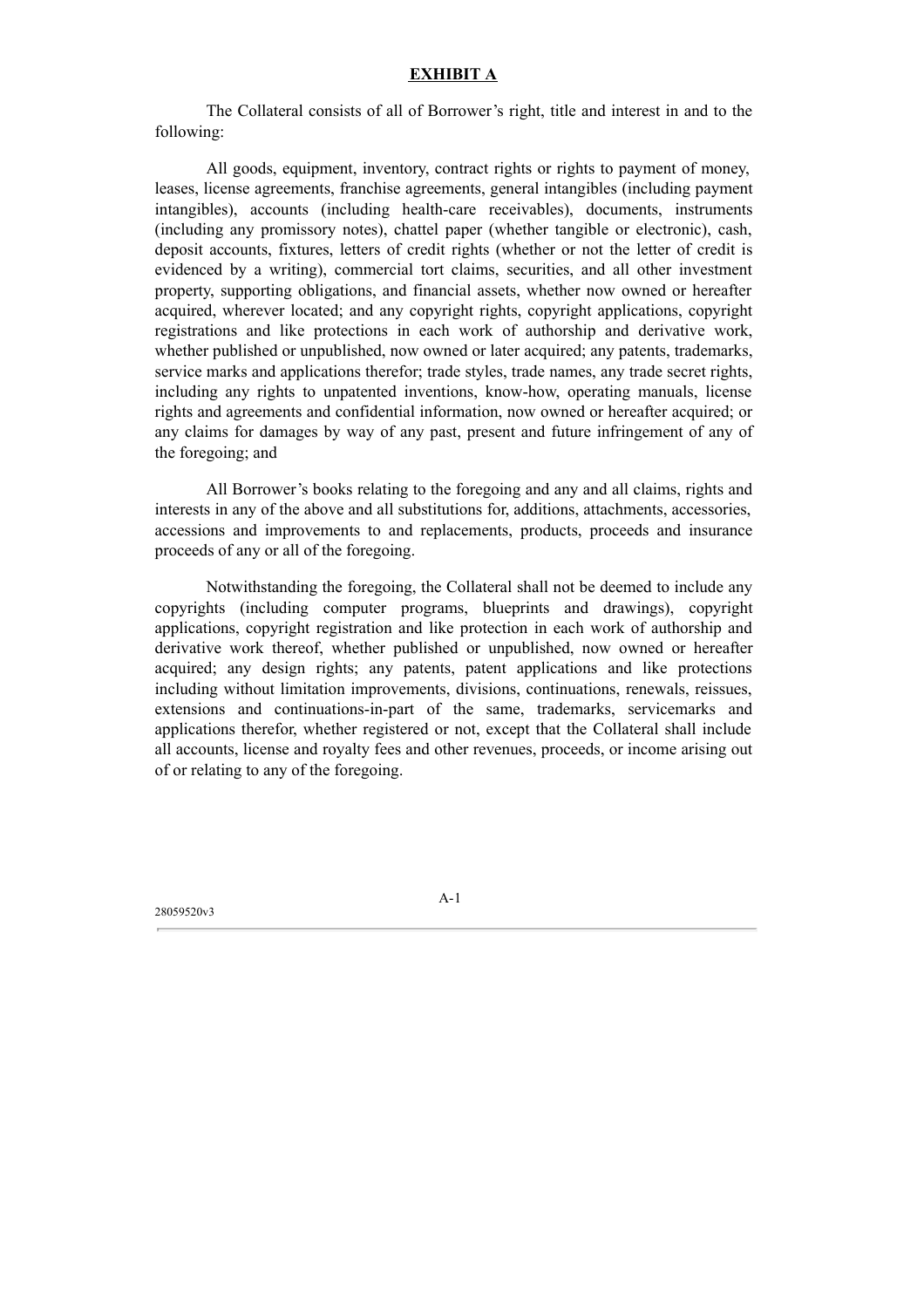# **EXHIBIT A**

The Collateral consists of all of Borrower's right, title and interest in and to the following:

All goods, equipment, inventory, contract rights or rights to payment of money, leases, license agreements, franchise agreements, general intangibles (including payment intangibles), accounts (including health-care receivables), documents, instruments (including any promissory notes), chattel paper (whether tangible or electronic), cash, deposit accounts, fixtures, letters of credit rights (whether or not the letter of credit is evidenced by a writing), commercial tort claims, securities, and all other investment property, supporting obligations, and financial assets, whether now owned or hereafter acquired, wherever located; and any copyright rights, copyright applications, copyright registrations and like protections in each work of authorship and derivative work, whether published or unpublished, now owned or later acquired; any patents, trademarks, service marks and applications therefor; trade styles, trade names, any trade secret rights, including any rights to unpatented inventions, know-how, operating manuals, license rights and agreements and confidential information, now owned or hereafter acquired; or any claims for damages by way of any past, present and future infringement of any of the foregoing; and

All Borrower's books relating to the foregoing and any and all claims, rights and interests in any of the above and all substitutions for, additions, attachments, accessories, accessions and improvements to and replacements, products, proceeds and insurance proceeds of any or all of the foregoing.

Notwithstanding the foregoing, the Collateral shall not be deemed to include any copyrights (including computer programs, blueprints and drawings), copyright applications, copyright registration and like protection in each work of authorship and derivative work thereof, whether published or unpublished, now owned or hereafter acquired; any design rights; any patents, patent applications and like protections including without limitation improvements, divisions, continuations, renewals, reissues, extensions and continuations-in-part of the same, trademarks, servicemarks and applications therefor, whether registered or not, except that the Collateral shall include all accounts, license and royalty fees and other revenues, proceeds, or income arising out of or relating to any of the foregoing.

28059520v3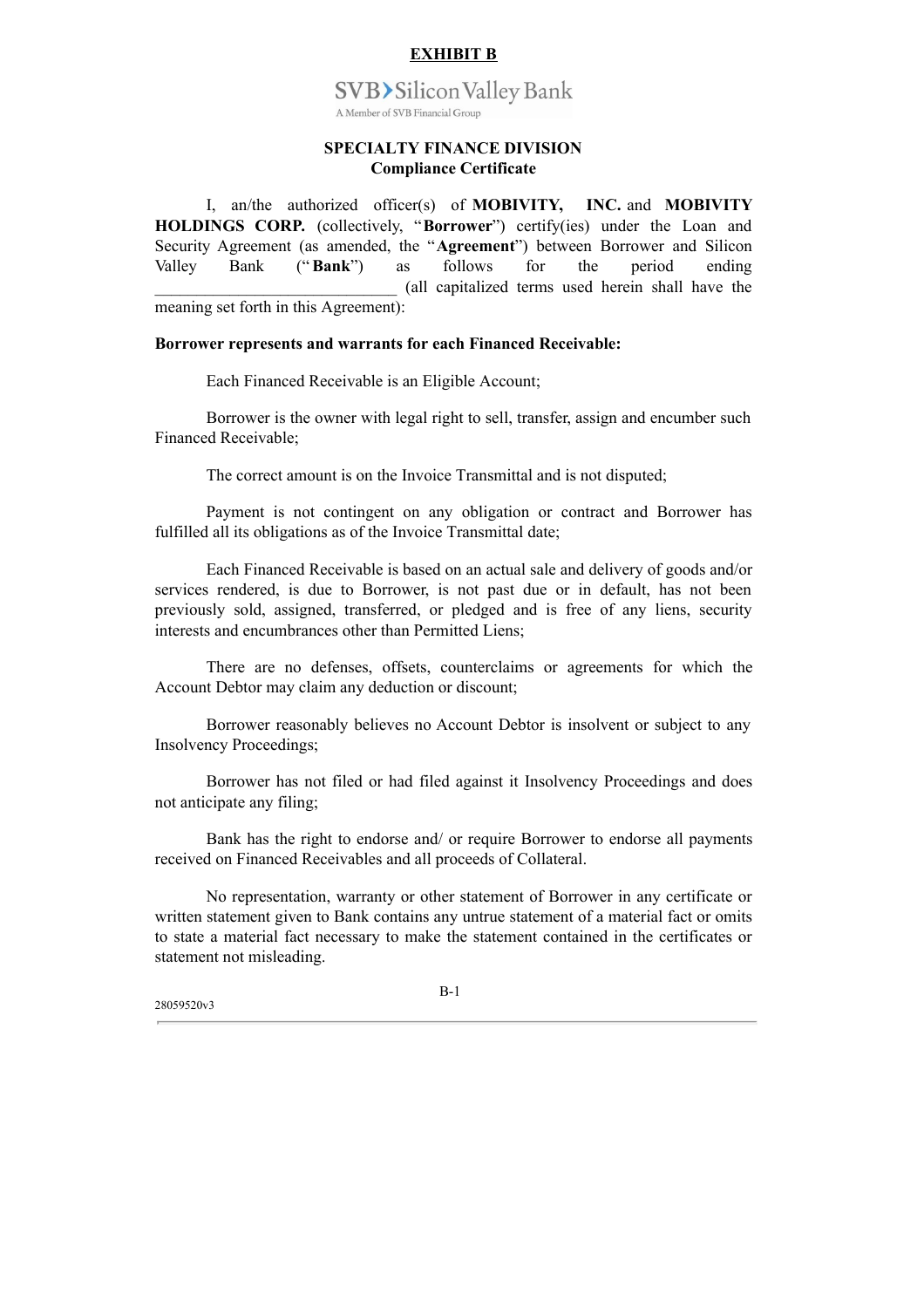**EXHIBIT B**

SVB Silicon Valley Bank

A Member of SVB Financial Group

**SPECIALTY FINANCE DIVISION**
**Compliance Certificate**

I, an/the authorized officer(s) of **MOBIVITY, INC.** and **MOBIVITY HOLDINGS CORP.** (collectively, "**Borrower**") certify(ies) under the Loan and Security Agreement (as amended, the "**Agreement**") between Borrower and Silicon Valley Bank ("**Bank**") as follows for the period ending ______________________________ (all capitalized terms used herein shall have the meaning set forth in this Agreement):

**Borrower represents and warrants for each Financed Receivable:**

Each Financed Receivable is an Eligible Account;

Borrower is the owner with legal right to sell, transfer, assign and encumber such Financed Receivable;

The correct amount is on the Invoice Transmittal and is not disputed;

Payment is not contingent on any obligation or contract and Borrower has fulfilled all its obligations as of the Invoice Transmittal date;

Each Financed Receivable is based on an actual sale and delivery of goods and/or services rendered, is due to Borrower, is not past due or in default, has not been previously sold, assigned, transferred, or pledged and is free of any liens, security interests and encumbrances other than Permitted Liens;

There are no defenses, offsets, counterclaims or agreements for which the Account Debtor may claim any deduction or discount;

Borrower reasonably believes no Account Debtor is insolvent or subject to any Insolvency Proceedings;

Borrower has not filed or had filed against it Insolvency Proceedings and does not anticipate any filing;

Bank has the right to endorse and/ or require Borrower to endorse all payments received on Financed Receivables and all proceeds of Collateral.

No representation, warranty or other statement of Borrower in any certificate or written statement given to Bank contains any untrue statement of a material fact or omits to state a material fact necessary to make the statement contained in the certificates or statement not misleading.

28059520v3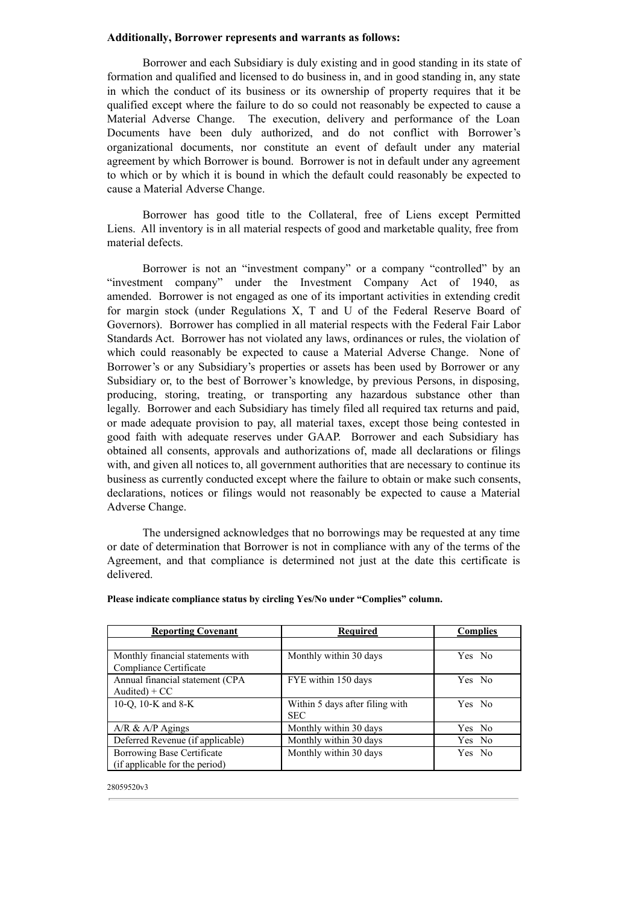**Additionally, Borrower represents and warrants as follows:**

Borrower and each Subsidiary is duly existing and in good standing in its state of formation and qualified and licensed to do business in, and in good standing in, any state in which the conduct of its business or its ownership of property requires that it be qualified except where the failure to do so could not reasonably be expected to cause a Material Adverse Change. The execution, delivery and performance of the Loan Documents have been duly authorized, and do not conflict with Borrower's organizational documents, nor constitute an event of default under any material agreement by which Borrower is bound. Borrower is not in default under any agreement to which or by which it is bound in which the default could reasonably be expected to cause a Material Adverse Change.

Borrower has good title to the Collateral, free of Liens except Permitted Liens. All inventory is in all material respects of good and marketable quality, free from material defects.

Borrower is not an "investment company" or a company "controlled" by an "investment company" under the Investment Company Act of 1940, as amended. Borrower is not engaged as one of its important activities in extending credit for margin stock (under Regulations X, T and U of the Federal Reserve Board of Governors). Borrower has complied in all material respects with the Federal Fair Labor Standards Act. Borrower has not violated any laws, ordinances or rules, the violation of which could reasonably be expected to cause a Material Adverse Change. None of Borrower's or any Subsidiary's properties or assets has been used by Borrower or any Subsidiary or, to the best of Borrower's knowledge, by previous Persons, in disposing, producing, storing, treating, or transporting any hazardous substance other than legally. Borrower and each Subsidiary has timely filed all required tax returns and paid, or made adequate provision to pay, all material taxes, except those being contested in good faith with adequate reserves under GAAP. Borrower and each Subsidiary has obtained all consents, approvals and authorizations of, made all declarations or filings with, and given all notices to, all government authorities that are necessary to continue its business as currently conducted except where the failure to obtain or make such consents, declarations, notices or filings would not reasonably be expected to cause a Material Adverse Change.

The undersigned acknowledges that no borrowings may be requested at any time or date of determination that Borrower is not in compliance with any of the terms of the Agreement, and that compliance is determined not just at the date this certificate is delivered.

**Please indicate compliance status by circling Yes/No under "Complies" column.**

| Reporting Covenant | Required | Complies |
|---|---|---|
| | | |
| Monthly financial statements with Compliance Certificate | Monthly within 30 days | Yes No |
| Annual financial statement (CPA Audited) + CC | FYE within 150 days | Yes No |
| 10-Q, 10-K and 8-K | Within 5 days after filing with SEC | Yes No |
| A/R & A/P Agings | Monthly within 30 days | Yes No |
| Deferred Revenue (if applicable) | Monthly within 30 days | Yes No |
| Borrowing Base Certificate (if applicable for the period) | Monthly within 30 days | Yes No |

28059520v3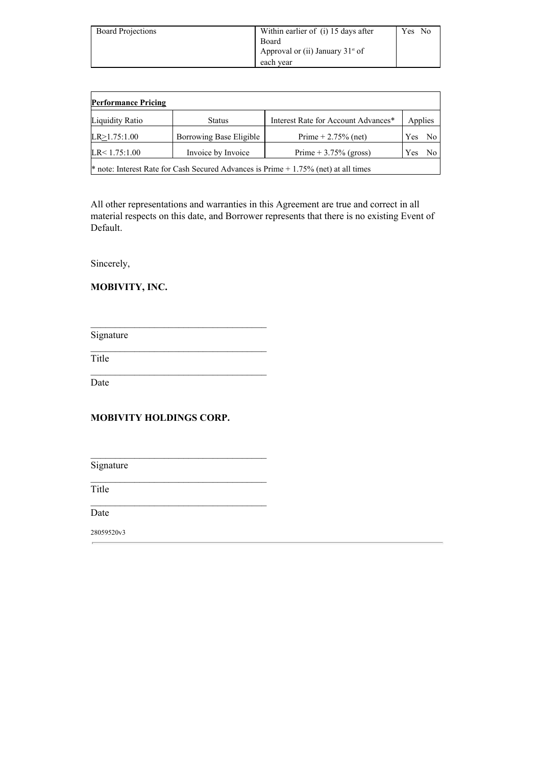| Board Projections | Within earlier of (i) 15 days after Board Approval or (ii) January 31st of each year | Yes No |
|---|---|---|

| **Performance Pricing** | | | |
|---|---|---|---|
| Liquidity Ratio | Status | Interest Rate for Account Advances* | Applies |
| LR≥1.75:1.00 | Borrowing Base Eligible | Prime + 2.75% (net) | Yes No |
| LR< 1.75:1.00 | Invoice by Invoice | Prime + 3.75% (gross) | Yes No |
| * note: Interest Rate for Cash Secured Advances is Prime + 1.75% (net) at all times | | | |

All other representations and warranties in this Agreement are true and correct in all material respects on this date, and Borrower represents that there is no existing Event of Default.

Sincerely,

**MOBIVITY, INC.**

\_\_\_\_\_\_\_\_\_\_\_\_\_\_\_\_\_\_\_\_\_\_\_\_\_\_\_\_\_\_\_\_\_\_\_\_

Signature

\_\_\_\_\_\_\_\_\_\_\_\_\_\_\_\_\_\_\_\_\_\_\_\_\_\_\_\_\_\_\_\_\_\_\_\_

Title

\_\_\_\_\_\_\_\_\_\_\_\_\_\_\_\_\_\_\_\_\_\_\_\_\_\_\_\_\_\_\_\_\_\_\_\_

Date

**MOBIVITY HOLDINGS CORP.**

\_\_\_\_\_\_\_\_\_\_\_\_\_\_\_\_\_\_\_\_\_\_\_\_\_\_\_\_\_\_\_\_\_\_\_\_

Signature

\_\_\_\_\_\_\_\_\_\_\_\_\_\_\_\_\_\_\_\_\_\_\_\_\_\_\_\_\_\_\_\_\_\_\_\_

Title

\_\_\_\_\_\_\_\_\_\_\_\_\_\_\_\_\_\_\_\_\_\_\_\_\_\_\_\_\_\_\_\_\_\_\_\_

Date

28059520v3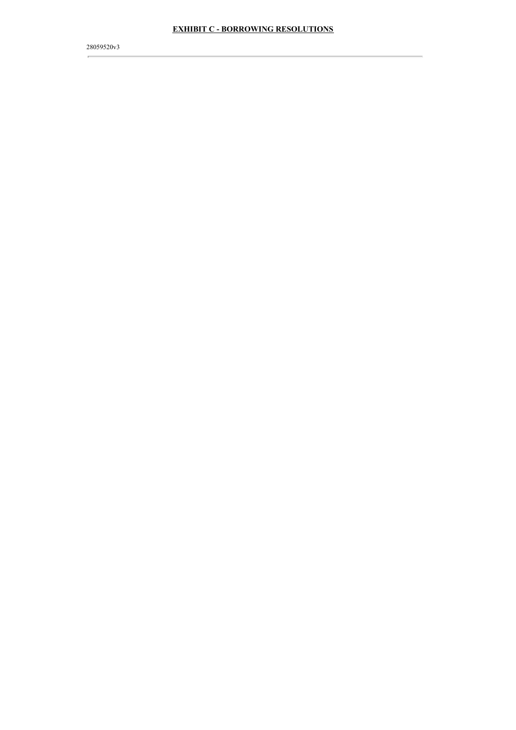**EXHIBIT C - BORROWING RESOLUTIONS**

28059520v3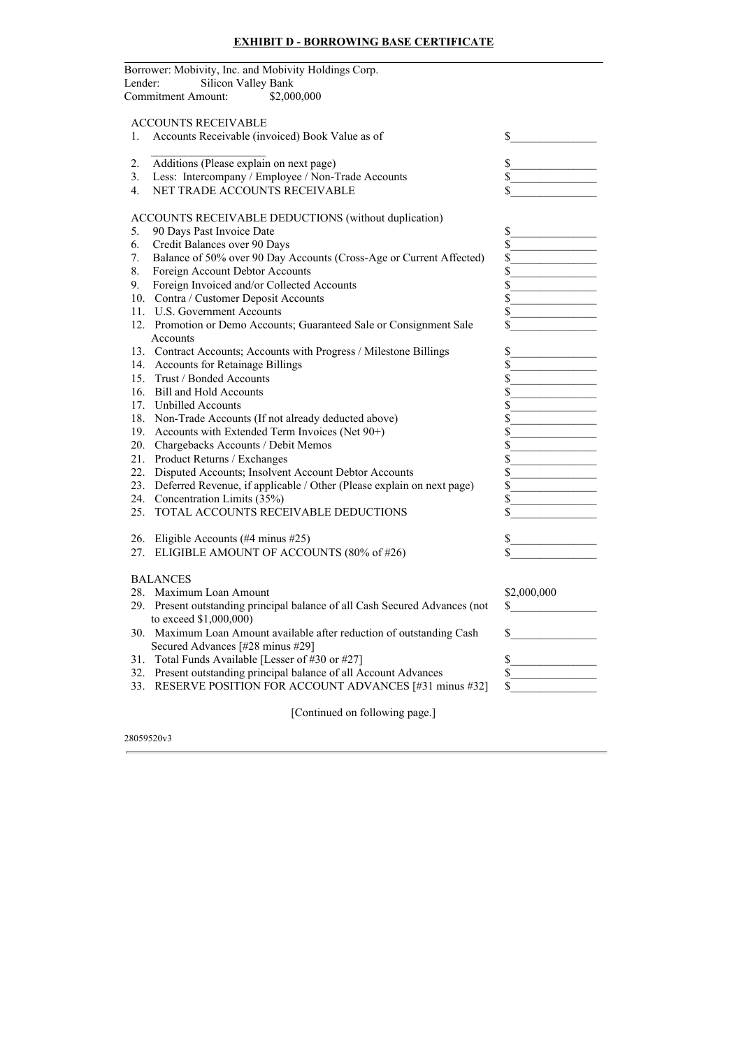# EXHIBIT D - BORROWING BASE CERTIFICATE

Borrower: Mobivity, Inc. and Mobivity Holdings Corp.
Lender: Silicon Valley Bank
Commitment Amount: $2,000,000

| | |
|---|---|
| **ACCOUNTS RECEIVABLE** | |
| 1. Accounts Receivable (invoiced) Book Value as of ____________________ | $______________ |
| 2. Additions (Please explain on next page) | $______________ |
| 3. Less: Intercompany / Employee / Non-Trade Accounts | $______________ |
| 4. NET TRADE ACCOUNTS RECEIVABLE | $______________ |
| **ACCOUNTS RECEIVABLE DEDUCTIONS** (without duplication) | |
| 5. 90 Days Past Invoice Date | $______________ |
| 6. Credit Balances over 90 Days | $______________ |
| 7. Balance of 50% over 90 Day Accounts (Cross-Age or Current Affected) | $______________ |
| 8. Foreign Account Debtor Accounts | $______________ |
| 9. Foreign Invoiced and/or Collected Accounts | $______________ |
| 10. Contra / Customer Deposit Accounts | $______________ |
| 11. U.S. Government Accounts | $______________ |
| 12. Promotion or Demo Accounts; Guaranteed Sale or Consignment Sale Accounts | $______________ |
| 13. Contract Accounts; Accounts with Progress / Milestone Billings | $______________ |
| 14. Accounts for Retainage Billings | $______________ |
| 15. Trust / Bonded Accounts | $______________ |
| 16. Bill and Hold Accounts | $______________ |
| 17. Unbilled Accounts | $______________ |
| 18. Non-Trade Accounts (If not already deducted above) | $______________ |
| 19. Accounts with Extended Term Invoices (Net 90+) | $______________ |
| 20. Chargebacks Accounts / Debit Memos | $______________ |
| 21. Product Returns / Exchanges | $______________ |
| 22. Disputed Accounts; Insolvent Account Debtor Accounts | $______________ |
| 23. Deferred Revenue, if applicable / Other (Please explain on next page) | $______________ |
| 24. Concentration Limits (35%) | $______________ |
| 25. TOTAL ACCOUNTS RECEIVABLE DEDUCTIONS | $______________ |
| 26. Eligible Accounts (#4 minus #25) | $______________ |
| 27. ELIGIBLE AMOUNT OF ACCOUNTS (80% of #26) | $______________ |
| **BALANCES** | |
| 28. Maximum Loan Amount | $2,000,000 |
| 29. Present outstanding principal balance of all Cash Secured Advances (not to exceed $1,000,000) | $______________ |
| 30. Maximum Loan Amount available after reduction of outstanding Cash Secured Advances [#28 minus #29] | $______________ |
| 31. Total Funds Available [Lesser of #30 or #27] | $______________ |
| 32. Present outstanding principal balance of all Account Advances | $______________ |
| 33. RESERVE POSITION FOR ACCOUNT ADVANCES [#31 minus #32] | $______________ |

[Continued on following page.]

28059520v3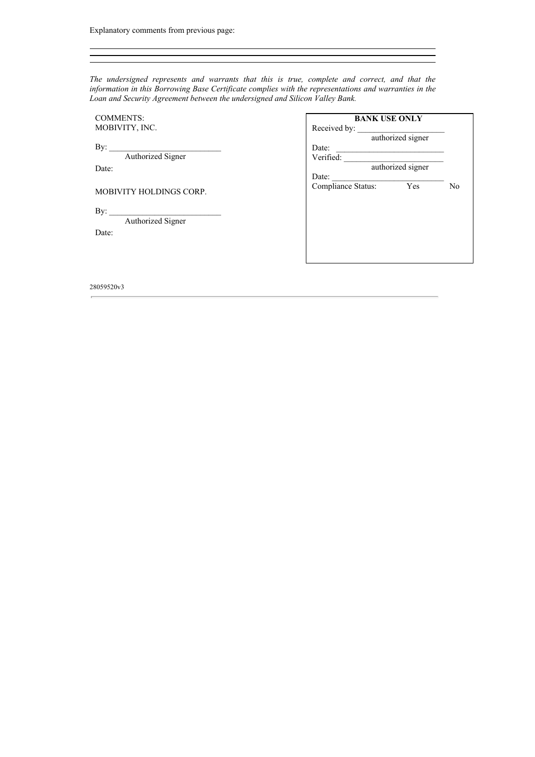Explanatory comments from previous page:

\_\_\_\_\_\_\_\_\_\_\_\_\_\_\_\_\_\_\_\_\_\_\_\_\_\_\_\_\_\_\_\_\_\_\_\_\_\_\_\_\_\_\_\_\_\_\_\_\_\_\_\_\_\_\_\_\_\_\_\_\_\_\_\_\_\_\_\_\_\_\_\_

\_\_\_\_\_\_\_\_\_\_\_\_\_\_\_\_\_\_\_\_\_\_\_\_\_\_\_\_\_\_\_\_\_\_\_\_\_\_\_\_\_\_\_\_\_\_\_\_\_\_\_\_\_\_\_\_\_\_\_\_\_\_\_\_\_\_\_\_\_\_\_\_

\_\_\_\_\_\_\_\_\_\_\_\_\_\_\_\_\_\_\_\_\_\_\_\_\_\_\_\_\_\_\_\_\_\_\_\_\_\_\_\_\_\_\_\_\_\_\_\_\_\_\_\_\_\_\_\_\_\_\_\_\_\_\_\_\_\_\_\_\_\_\_\_

*The undersigned represents and warrants that this is true, complete and correct, and that the information in this Borrowing Base Certificate complies with the representations and warranties in the Loan and Security Agreement between the undersigned and Silicon Valley Bank.*

COMMENTS:
MOBIVITY, INC.

By: \_\_\_\_\_\_\_\_\_\_\_\_\_\_\_\_\_\_\_\_\_\_\_\_\_\_\_
Authorized Signer

Date:

MOBIVITY HOLDINGS CORP.

By: \_\_\_\_\_\_\_\_\_\_\_\_\_\_\_\_\_\_\_\_\_\_\_\_\_\_\_
Authorized Signer

Date:

| **BANK USE ONLY** |
| --- |
| Received by: \_\_\_\_\_\_\_\_\_\_\_\_\_\_\_\_\_\_\_\_\_ authorized signer |
| Date: \_\_\_\_\_\_\_\_\_\_\_\_\_\_\_\_\_\_\_\_\_\_\_\_\_\_ |
| Verified: \_\_\_\_\_\_\_\_\_\_\_\_\_\_\_\_\_\_\_\_\_\_\_\_ authorized signer |
| Date: \_\_\_\_\_\_\_\_\_\_\_\_\_\_\_\_\_\_\_\_\_\_\_\_\_\_\_\_ |
| Compliance Status: Yes No |

28059520v3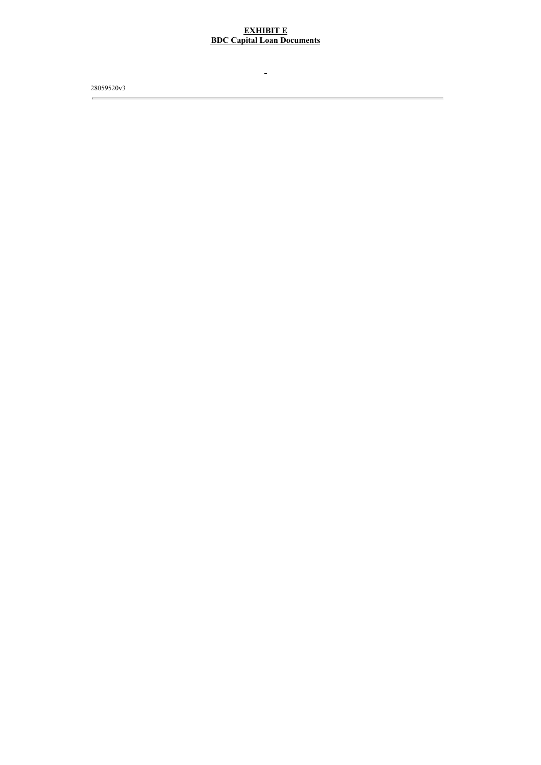**EXHIBIT E**
**BDC Capital Loan Documents**

28059520v3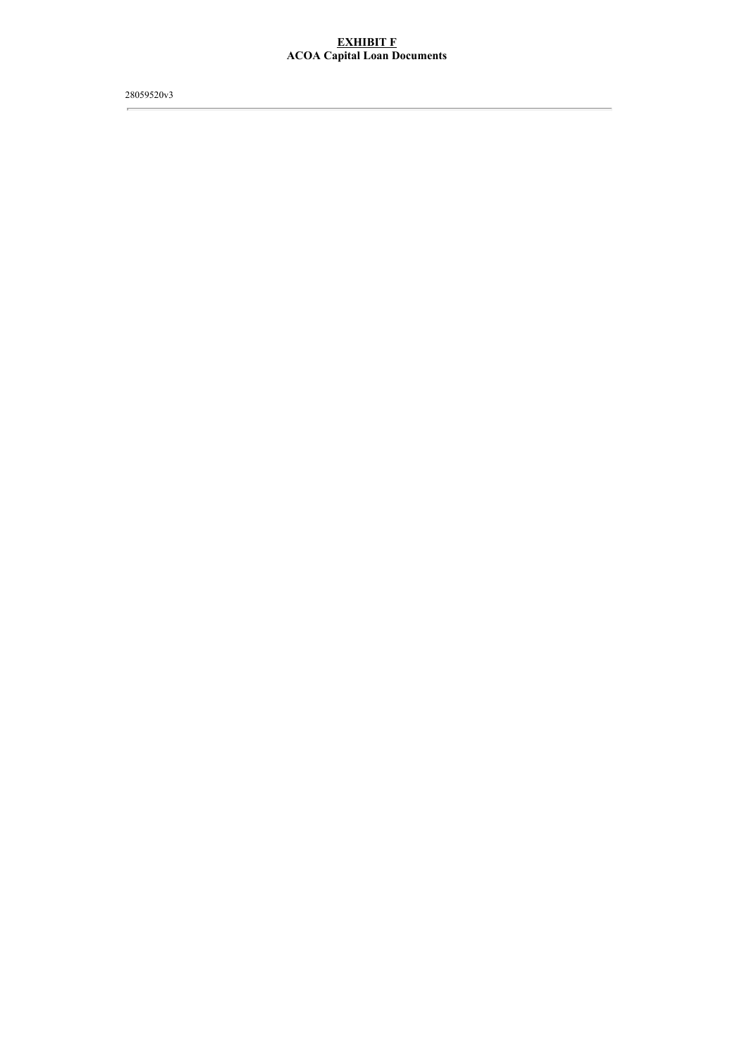**EXHIBIT F**
**ACOA Capital Loan Documents**

28059520v3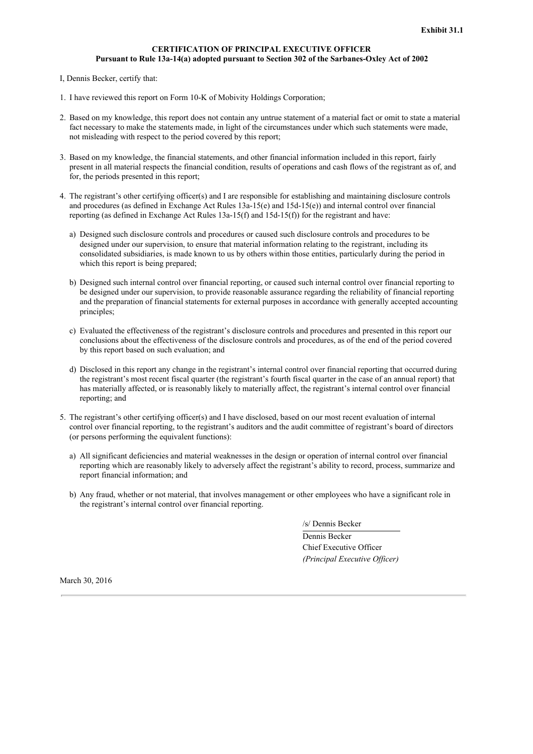**Exhibit 31.1**

**CERTIFICATION OF PRINCIPAL EXECUTIVE OFFICER**
**Pursuant to Rule 13a-14(a) adopted pursuant to Section 302 of the Sarbanes-Oxley Act of 2002**

I, Dennis Becker, certify that:

1. I have reviewed this report on Form 10-K of Mobivity Holdings Corporation;

2. Based on my knowledge, this report does not contain any untrue statement of a material fact or omit to state a material fact necessary to make the statements made, in light of the circumstances under which such statements were made, not misleading with respect to the period covered by this report;

3. Based on my knowledge, the financial statements, and other financial information included in this report, fairly present in all material respects the financial condition, results of operations and cash flows of the registrant as of, and for, the periods presented in this report;

4. The registrant's other certifying officer(s) and I are responsible for establishing and maintaining disclosure controls and procedures (as defined in Exchange Act Rules 13a-15(e) and 15d-15(e)) and internal control over financial reporting (as defined in Exchange Act Rules 13a-15(f) and 15d-15(f)) for the registrant and have:

   a) Designed such disclosure controls and procedures or caused such disclosure controls and procedures to be designed under our supervision, to ensure that material information relating to the registrant, including its consolidated subsidiaries, is made known to us by others within those entities, particularly during the period in which this report is being prepared;

   b) Designed such internal control over financial reporting, or caused such internal control over financial reporting to be designed under our supervision, to provide reasonable assurance regarding the reliability of financial reporting and the preparation of financial statements for external purposes in accordance with generally accepted accounting principles;

   c) Evaluated the effectiveness of the registrant's disclosure controls and procedures and presented in this report our conclusions about the effectiveness of the disclosure controls and procedures, as of the end of the period covered by this report based on such evaluation; and

   d) Disclosed in this report any change in the registrant's internal control over financial reporting that occurred during the registrant's most recent fiscal quarter (the registrant's fourth fiscal quarter in the case of an annual report) that has materially affected, or is reasonably likely to materially affect, the registrant's internal control over financial reporting; and

5. The registrant's other certifying officer(s) and I have disclosed, based on our most recent evaluation of internal control over financial reporting, to the registrant's auditors and the audit committee of registrant's board of directors (or persons performing the equivalent functions):

   a) All significant deficiencies and material weaknesses in the design or operation of internal control over financial reporting which are reasonably likely to adversely affect the registrant's ability to record, process, summarize and report financial information; and

   b) Any fraud, whether or not material, that involves management or other employees who have a significant role in the registrant's internal control over financial reporting.

/s/ Dennis Becker

Dennis Becker
Chief Executive Officer
*(Principal Executive Officer)*

March 30, 2016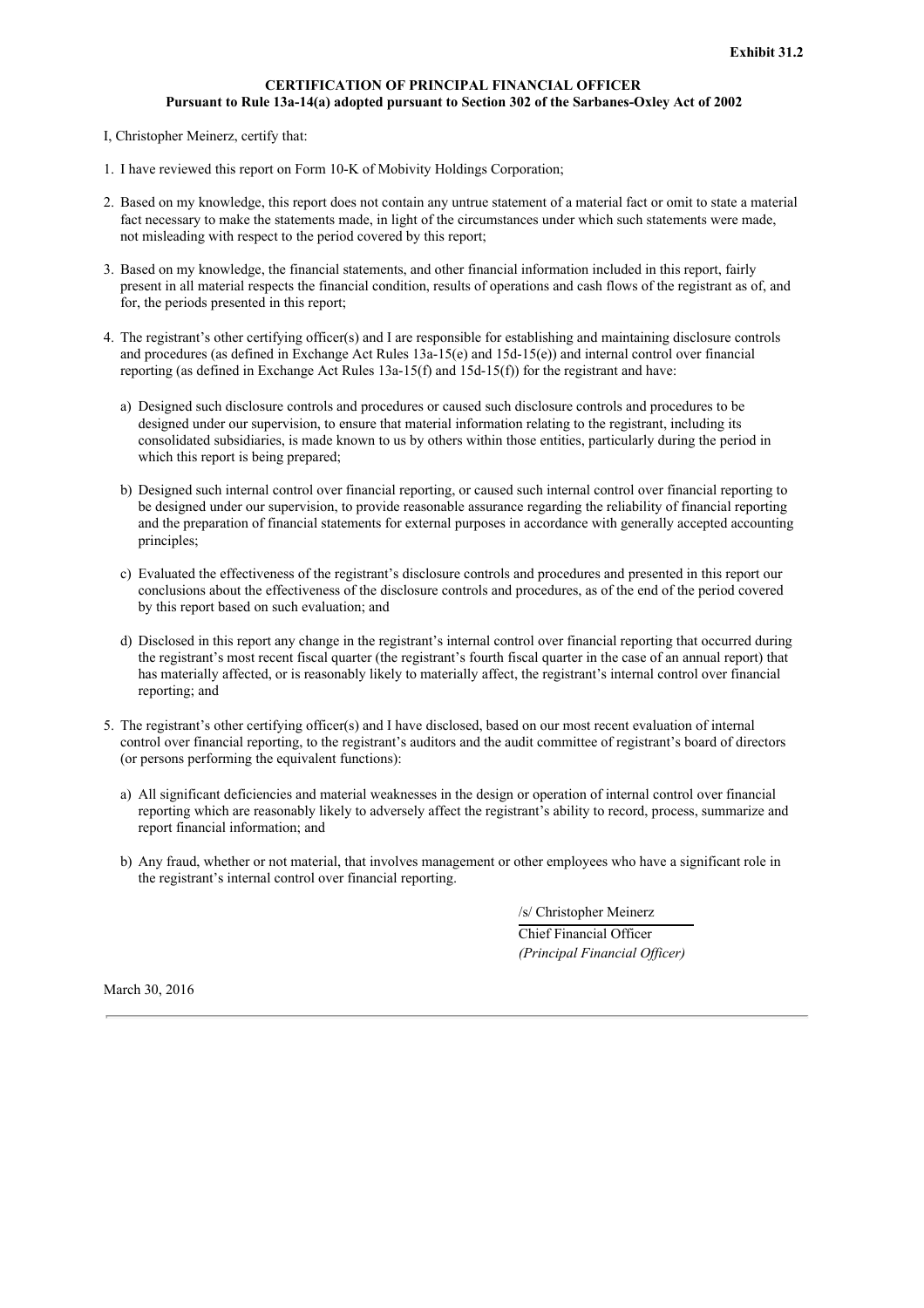**Exhibit 31.2**

**CERTIFICATION OF PRINCIPAL FINANCIAL OFFICER**
**Pursuant to Rule 13a-14(a) adopted pursuant to Section 302 of the Sarbanes-Oxley Act of 2002**

I, Christopher Meinerz, certify that:

1. I have reviewed this report on Form 10-K of Mobivity Holdings Corporation;

2. Based on my knowledge, this report does not contain any untrue statement of a material fact or omit to state a material fact necessary to make the statements made, in light of the circumstances under which such statements were made, not misleading with respect to the period covered by this report;

3. Based on my knowledge, the financial statements, and other financial information included in this report, fairly present in all material respects the financial condition, results of operations and cash flows of the registrant as of, and for, the periods presented in this report;

4. The registrant's other certifying officer(s) and I are responsible for establishing and maintaining disclosure controls and procedures (as defined in Exchange Act Rules 13a-15(e) and 15d-15(e)) and internal control over financial reporting (as defined in Exchange Act Rules 13a-15(f) and 15d-15(f)) for the registrant and have:

   a) Designed such disclosure controls and procedures or caused such disclosure controls and procedures to be designed under our supervision, to ensure that material information relating to the registrant, including its consolidated subsidiaries, is made known to us by others within those entities, particularly during the period in which this report is being prepared;

   b) Designed such internal control over financial reporting, or caused such internal control over financial reporting to be designed under our supervision, to provide reasonable assurance regarding the reliability of financial reporting and the preparation of financial statements for external purposes in accordance with generally accepted accounting principles;

   c) Evaluated the effectiveness of the registrant's disclosure controls and procedures and presented in this report our conclusions about the effectiveness of the disclosure controls and procedures, as of the end of the period covered by this report based on such evaluation; and

   d) Disclosed in this report any change in the registrant's internal control over financial reporting that occurred during the registrant's most recent fiscal quarter (the registrant's fourth fiscal quarter in the case of an annual report) that has materially affected, or is reasonably likely to materially affect, the registrant's internal control over financial reporting; and

5. The registrant's other certifying officer(s) and I have disclosed, based on our most recent evaluation of internal control over financial reporting, to the registrant's auditors and the audit committee of registrant's board of directors (or persons performing the equivalent functions):

   a) All significant deficiencies and material weaknesses in the design or operation of internal control over financial reporting which are reasonably likely to adversely affect the registrant's ability to record, process, summarize and report financial information; and

   b) Any fraud, whether or not material, that involves management or other employees who have a significant role in the registrant's internal control over financial reporting.

/s/ Christopher Meinerz

Chief Financial Officer
*(Principal Financial Officer)*

March 30, 2016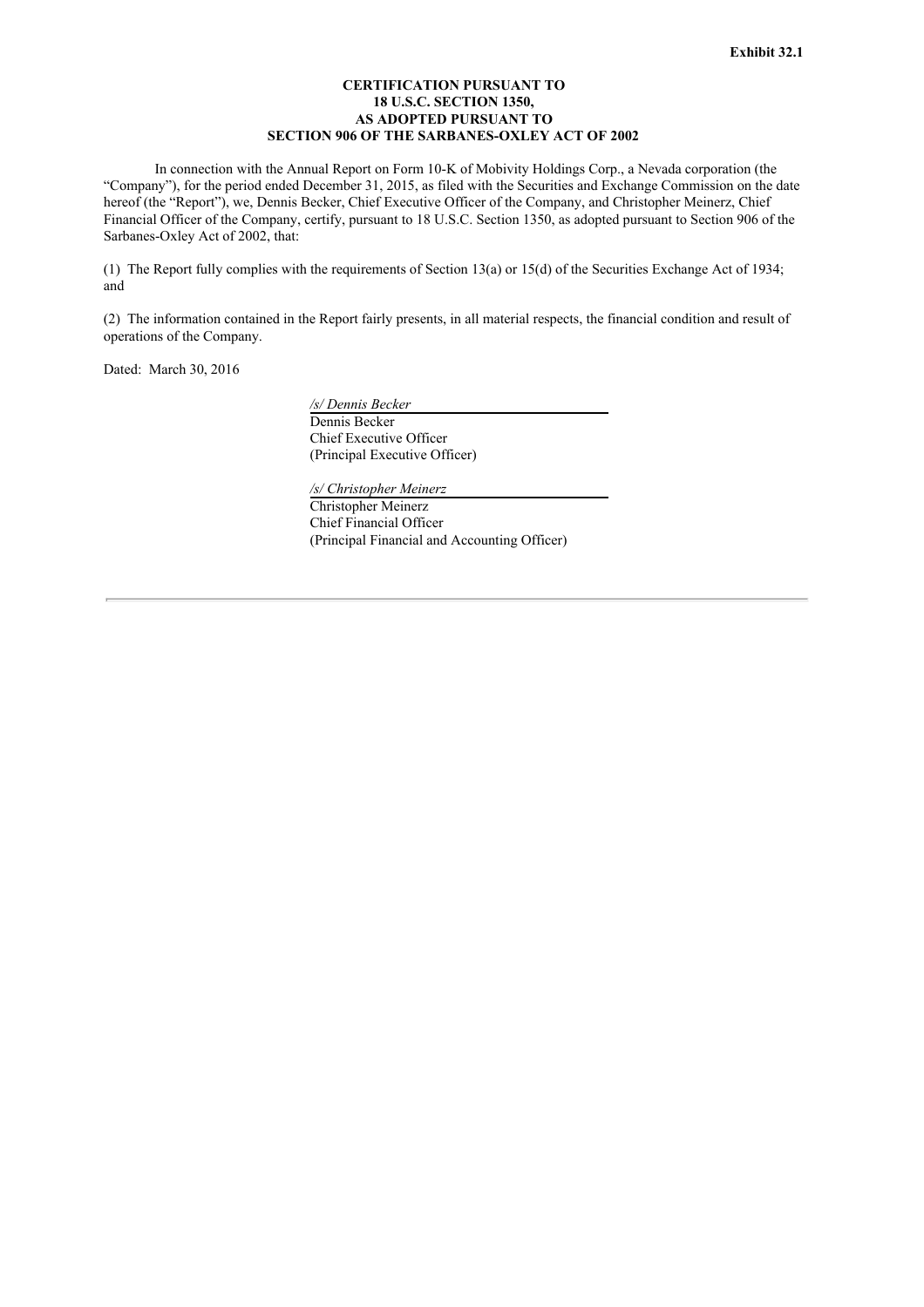**Exhibit 32.1**

**CERTIFICATION PURSUANT TO
18 U.S.C. SECTION 1350,
AS ADOPTED PURSUANT TO
SECTION 906 OF THE SARBANES-OXLEY ACT OF 2002**

In connection with the Annual Report on Form 10-K of Mobivity Holdings Corp., a Nevada corporation (the "Company"), for the period ended December 31, 2015, as filed with the Securities and Exchange Commission on the date hereof (the "Report"), we, Dennis Becker, Chief Executive Officer of the Company, and Christopher Meinerz, Chief Financial Officer of the Company, certify, pursuant to 18 U.S.C. Section 1350, as adopted pursuant to Section 906 of the Sarbanes-Oxley Act of 2002, that:

(1) The Report fully complies with the requirements of Section 13(a) or 15(d) of the Securities Exchange Act of 1934; and

(2) The information contained in the Report fairly presents, in all material respects, the financial condition and result of operations of the Company.

Dated: March 30, 2016

*/s/ Dennis Becker*
Dennis Becker
Chief Executive Officer
(Principal Executive Officer)

*/s/ Christopher Meinerz*
Christopher Meinerz
Chief Financial Officer
(Principal Financial and Accounting Officer)